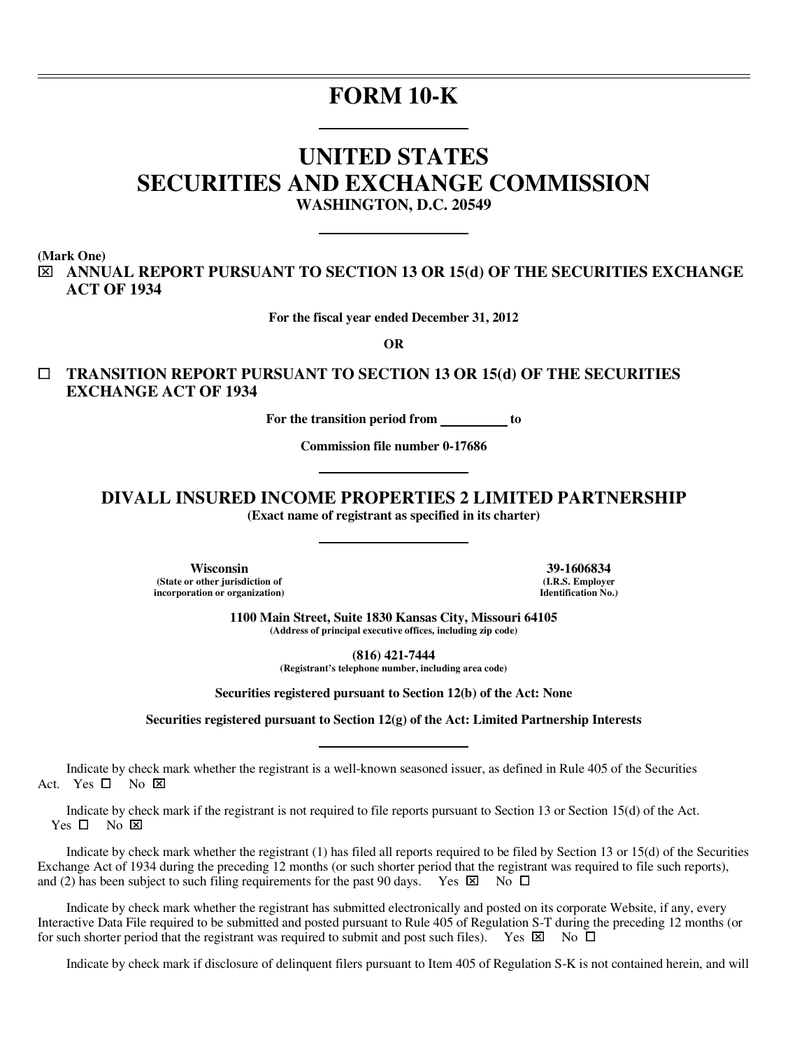# FORM 10-K

# UNITED STATES SECURITIES AND EXCHANGE COMMISSION

**WASHINGTON, D.C. 20549**

**(Mark One)**

☒ **ANNUAL REPORT PURSUANT TO SECTION 13 OR 15(d) OF THE SECURITIES EXCHANGE ACT OF 1934**

**For the fiscal year ended December 31, 2012**

**OR**

☐ **TRANSITION REPORT PURSUANT TO SECTION 13 OR 15(d) OF THE SECURITIES EXCHANGE ACT OF 1934**

**For the transition period from \_\_\_\_\_\_\_\_\_\_ to**

**Commission file number 0-17686**

## DIVALL INSURED INCOME PROPERTIES 2 LIMITED PARTNERSHIP

**(Exact name of registrant as specified in its charter)**

| | |
|---|---|
| **Wisconsin** | **39-1606834** |
| **(State or other jurisdiction of incorporation or organization)** | **(I.R.S. Employer Identification No.)** |

**1100 Main Street, Suite 1830 Kansas City, Missouri 64105**
**(Address of principal executive offices, including zip code)**

**(816) 421-7444**
**(Registrant's telephone number, including area code)**

**Securities registered pursuant to Section 12(b) of the Act: None**

**Securities registered pursuant to Section 12(g) of the Act: Limited Partnership Interests**

Indicate by check mark whether the registrant is a well-known seasoned issuer, as defined in Rule 405 of the Securities Act. Yes ☐ No ☒

Indicate by check mark if the registrant is not required to file reports pursuant to Section 13 or Section 15(d) of the Act. Yes ☐ No ☒

Indicate by check mark whether the registrant (1) has filed all reports required to be filed by Section 13 or 15(d) of the Securities Exchange Act of 1934 during the preceding 12 months (or such shorter period that the registrant was required to file such reports), and (2) has been subject to such filing requirements for the past 90 days. Yes ☒ No ☐

Indicate by check mark whether the registrant has submitted electronically and posted on its corporate Website, if any, every Interactive Data File required to be submitted and posted pursuant to Rule 405 of Regulation S-T during the preceding 12 months (or for such shorter period that the registrant was required to submit and post such files). Yes ☒ No ☐

Indicate by check mark if disclosure of delinquent filers pursuant to Item 405 of Regulation S-K is not contained herein, and will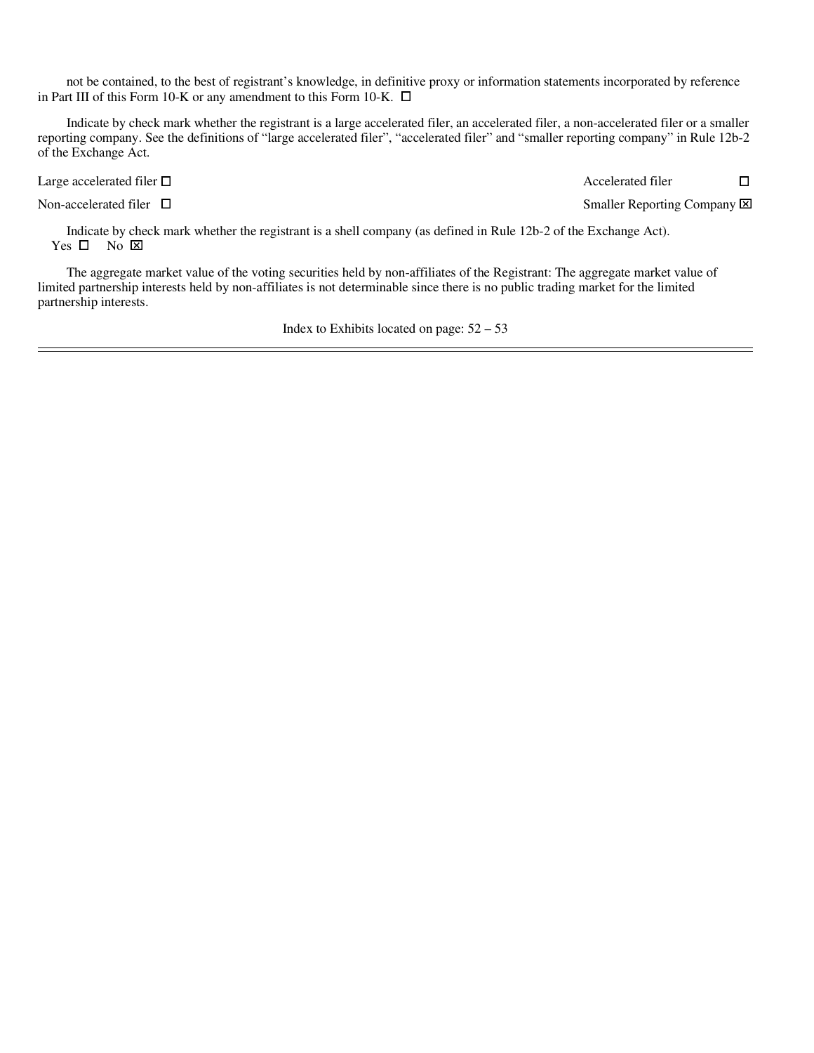not be contained, to the best of registrant's knowledge, in definitive proxy or information statements incorporated by reference in Part III of this Form 10-K or any amendment to this Form 10-K. ☐

Indicate by check mark whether the registrant is a large accelerated filer, an accelerated filer, a non-accelerated filer or a smaller reporting company. See the definitions of "large accelerated filer", "accelerated filer" and "smaller reporting company" in Rule 12b-2 of the Exchange Act.

| | |
|---|---|
| Large accelerated filer ☐ | Accelerated filer ☐ |
| Non-accelerated filer ☐ | Smaller Reporting Company ☒ |

Indicate by check mark whether the registrant is a shell company (as defined in Rule 12b-2 of the Exchange Act).
Yes ☐ No ☒

The aggregate market value of the voting securities held by non-affiliates of the Registrant: The aggregate market value of limited partnership interests held by non-affiliates is not determinable since there is no public trading market for the limited partnership interests.

Index to Exhibits located on page: 52 – 53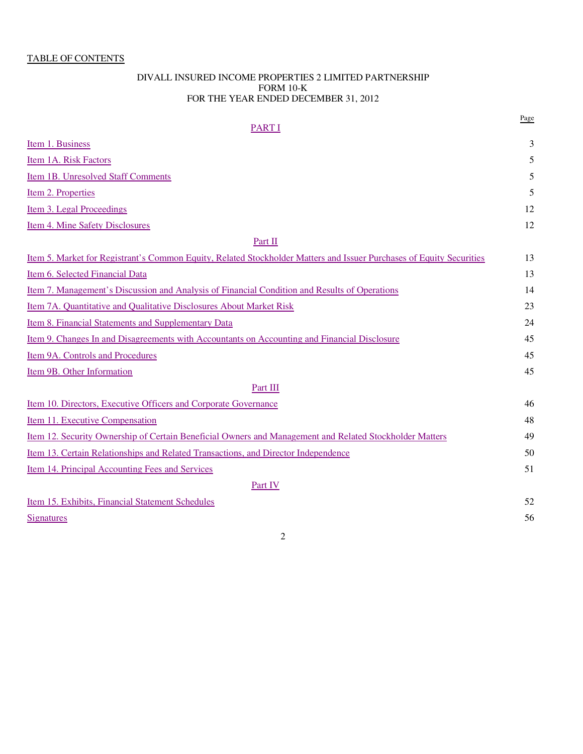TABLE OF CONTENTS

DIVALL INSURED INCOME PROPERTIES 2 LIMITED PARTNERSHIP
FORM 10-K
FOR THE YEAR ENDED DECEMBER 31, 2012

| | Page |
|---|---|
| **PART I** | |
| Item 1. Business | 3 |
| Item 1A. Risk Factors | 5 |
| Item 1B. Unresolved Staff Comments | 5 |
| Item 2. Properties | 5 |
| Item 3. Legal Proceedings | 12 |
| Item 4. Mine Safety Disclosures | 12 |
| **Part II** | |
| Item 5. Market for Registrant's Common Equity, Related Stockholder Matters and Issuer Purchases of Equity Securities | 13 |
| Item 6. Selected Financial Data | 13 |
| Item 7. Management's Discussion and Analysis of Financial Condition and Results of Operations | 14 |
| Item 7A. Quantitative and Qualitative Disclosures About Market Risk | 23 |
| Item 8. Financial Statements and Supplementary Data | 24 |
| Item 9. Changes In and Disagreements with Accountants on Accounting and Financial Disclosure | 45 |
| Item 9A. Controls and Procedures | 45 |
| Item 9B. Other Information | 45 |
| **Part III** | |
| Item 10. Directors, Executive Officers and Corporate Governance | 46 |
| Item 11. Executive Compensation | 48 |
| Item 12. Security Ownership of Certain Beneficial Owners and Management and Related Stockholder Matters | 49 |
| Item 13. Certain Relationships and Related Transactions, and Director Independence | 50 |
| Item 14. Principal Accounting Fees and Services | 51 |
| **Part IV** | |
| Item 15. Exhibits, Financial Statement Schedules | 52 |
| Signatures | 56 |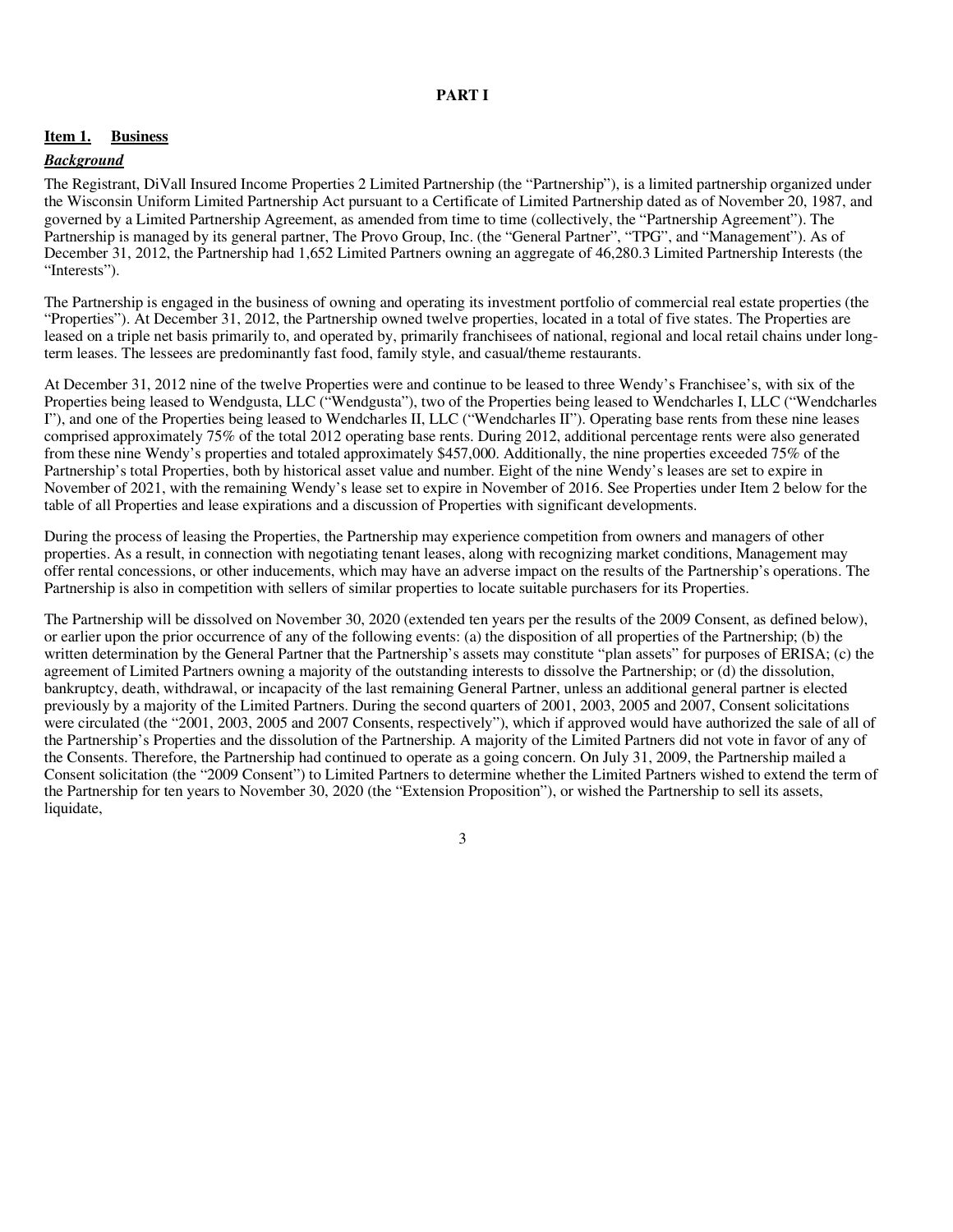# PART I

## Item 1. Business

### *Background*

The Registrant, DiVall Insured Income Properties 2 Limited Partnership (the "Partnership"), is a limited partnership organized under the Wisconsin Uniform Limited Partnership Act pursuant to a Certificate of Limited Partnership dated as of November 20, 1987, and governed by a Limited Partnership Agreement, as amended from time to time (collectively, the "Partnership Agreement"). The Partnership is managed by its general partner, The Provo Group, Inc. (the "General Partner", "TPG", and "Management"). As of December 31, 2012, the Partnership had 1,652 Limited Partners owning an aggregate of 46,280.3 Limited Partnership Interests (the "Interests").

The Partnership is engaged in the business of owning and operating its investment portfolio of commercial real estate properties (the "Properties"). At December 31, 2012, the Partnership owned twelve properties, located in a total of five states. The Properties are leased on a triple net basis primarily to, and operated by, primarily franchisees of national, regional and local retail chains under long-term leases. The lessees are predominantly fast food, family style, and casual/theme restaurants.

At December 31, 2012 nine of the twelve Properties were and continue to be leased to three Wendy's Franchisee's, with six of the Properties being leased to Wendgusta, LLC ("Wendgusta"), two of the Properties being leased to Wendcharles I, LLC ("Wendcharles I"), and one of the Properties being leased to Wendcharles II, LLC ("Wendcharles II"). Operating base rents from these nine leases comprised approximately 75% of the total 2012 operating base rents. During 2012, additional percentage rents were also generated from these nine Wendy's properties and totaled approximately $457,000. Additionally, the nine properties exceeded 75% of the Partnership's total Properties, both by historical asset value and number. Eight of the nine Wendy's leases are set to expire in November of 2021, with the remaining Wendy's lease set to expire in November of 2016. See Properties under Item 2 below for the table of all Properties and lease expirations and a discussion of Properties with significant developments.

During the process of leasing the Properties, the Partnership may experience competition from owners and managers of other properties. As a result, in connection with negotiating tenant leases, along with recognizing market conditions, Management may offer rental concessions, or other inducements, which may have an adverse impact on the results of the Partnership's operations. The Partnership is also in competition with sellers of similar properties to locate suitable purchasers for its Properties.

The Partnership will be dissolved on November 30, 2020 (extended ten years per the results of the 2009 Consent, as defined below), or earlier upon the prior occurrence of any of the following events: (a) the disposition of all properties of the Partnership; (b) the written determination by the General Partner that the Partnership's assets may constitute "plan assets" for purposes of ERISA; (c) the agreement of Limited Partners owning a majority of the outstanding interests to dissolve the Partnership; or (d) the dissolution, bankruptcy, death, withdrawal, or incapacity of the last remaining General Partner, unless an additional general partner is elected previously by a majority of the Limited Partners. During the second quarters of 2001, 2003, 2005 and 2007, Consent solicitations were circulated (the "2001, 2003, 2005 and 2007 Consents, respectively"), which if approved would have authorized the sale of all of the Partnership's Properties and the dissolution of the Partnership. A majority of the Limited Partners did not vote in favor of any of the Consents. Therefore, the Partnership had continued to operate as a going concern. On July 31, 2009, the Partnership mailed a Consent solicitation (the "2009 Consent") to Limited Partners to determine whether the Limited Partners wished to extend the term of the Partnership for ten years to November 30, 2020 (the "Extension Proposition"), or wished the Partnership to sell its assets, liquidate,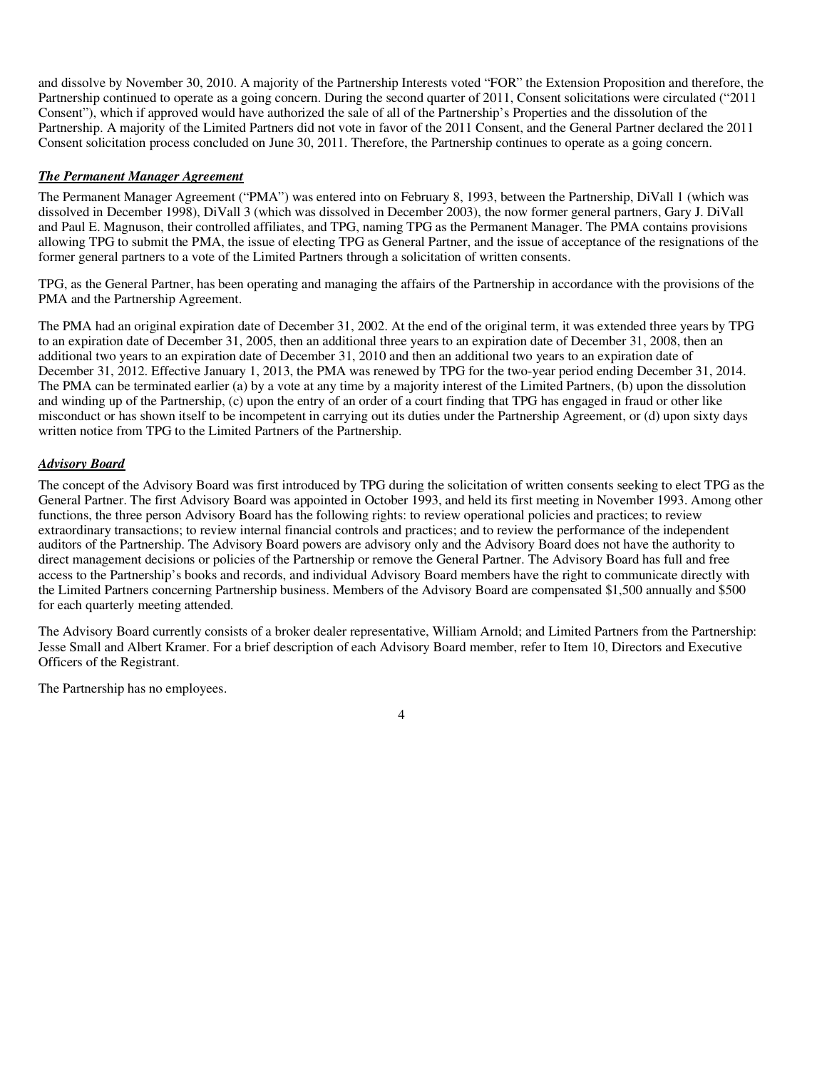and dissolve by November 30, 2010. A majority of the Partnership Interests voted “FOR” the Extension Proposition and therefore, the Partnership continued to operate as a going concern. During the second quarter of 2011, Consent solicitations were circulated (“2011 Consent”), which if approved would have authorized the sale of all of the Partnership’s Properties and the dissolution of the Partnership. A majority of the Limited Partners did not vote in favor of the 2011 Consent, and the General Partner declared the 2011 Consent solicitation process concluded on June 30, 2011. Therefore, the Partnership continues to operate as a going concern.

***The Permanent Manager Agreement***

The Permanent Manager Agreement (“PMA”) was entered into on February 8, 1993, between the Partnership, DiVall 1 (which was dissolved in December 1998), DiVall 3 (which was dissolved in December 2003), the now former general partners, Gary J. DiVall and Paul E. Magnuson, their controlled affiliates, and TPG, naming TPG as the Permanent Manager. The PMA contains provisions allowing TPG to submit the PMA, the issue of electing TPG as General Partner, and the issue of acceptance of the resignations of the former general partners to a vote of the Limited Partners through a solicitation of written consents.

TPG, as the General Partner, has been operating and managing the affairs of the Partnership in accordance with the provisions of the PMA and the Partnership Agreement.

The PMA had an original expiration date of December 31, 2002. At the end of the original term, it was extended three years by TPG to an expiration date of December 31, 2005, then an additional three years to an expiration date of December 31, 2008, then an additional two years to an expiration date of December 31, 2010 and then an additional two years to an expiration date of December 31, 2012. Effective January 1, 2013, the PMA was renewed by TPG for the two-year period ending December 31, 2014. The PMA can be terminated earlier (a) by a vote at any time by a majority interest of the Limited Partners, (b) upon the dissolution and winding up of the Partnership, (c) upon the entry of an order of a court finding that TPG has engaged in fraud or other like misconduct or has shown itself to be incompetent in carrying out its duties under the Partnership Agreement, or (d) upon sixty days written notice from TPG to the Limited Partners of the Partnership.

***Advisory Board***

The concept of the Advisory Board was first introduced by TPG during the solicitation of written consents seeking to elect TPG as the General Partner. The first Advisory Board was appointed in October 1993, and held its first meeting in November 1993. Among other functions, the three person Advisory Board has the following rights: to review operational policies and practices; to review extraordinary transactions; to review internal financial controls and practices; and to review the performance of the independent auditors of the Partnership. The Advisory Board powers are advisory only and the Advisory Board does not have the authority to direct management decisions or policies of the Partnership or remove the General Partner. The Advisory Board has full and free access to the Partnership’s books and records, and individual Advisory Board members have the right to communicate directly with the Limited Partners concerning Partnership business. Members of the Advisory Board are compensated $1,500 annually and $500 for each quarterly meeting attended.

The Advisory Board currently consists of a broker dealer representative, William Arnold; and Limited Partners from the Partnership: Jesse Small and Albert Kramer. For a brief description of each Advisory Board member, refer to Item 10, Directors and Executive Officers of the Registrant.

The Partnership has no employees.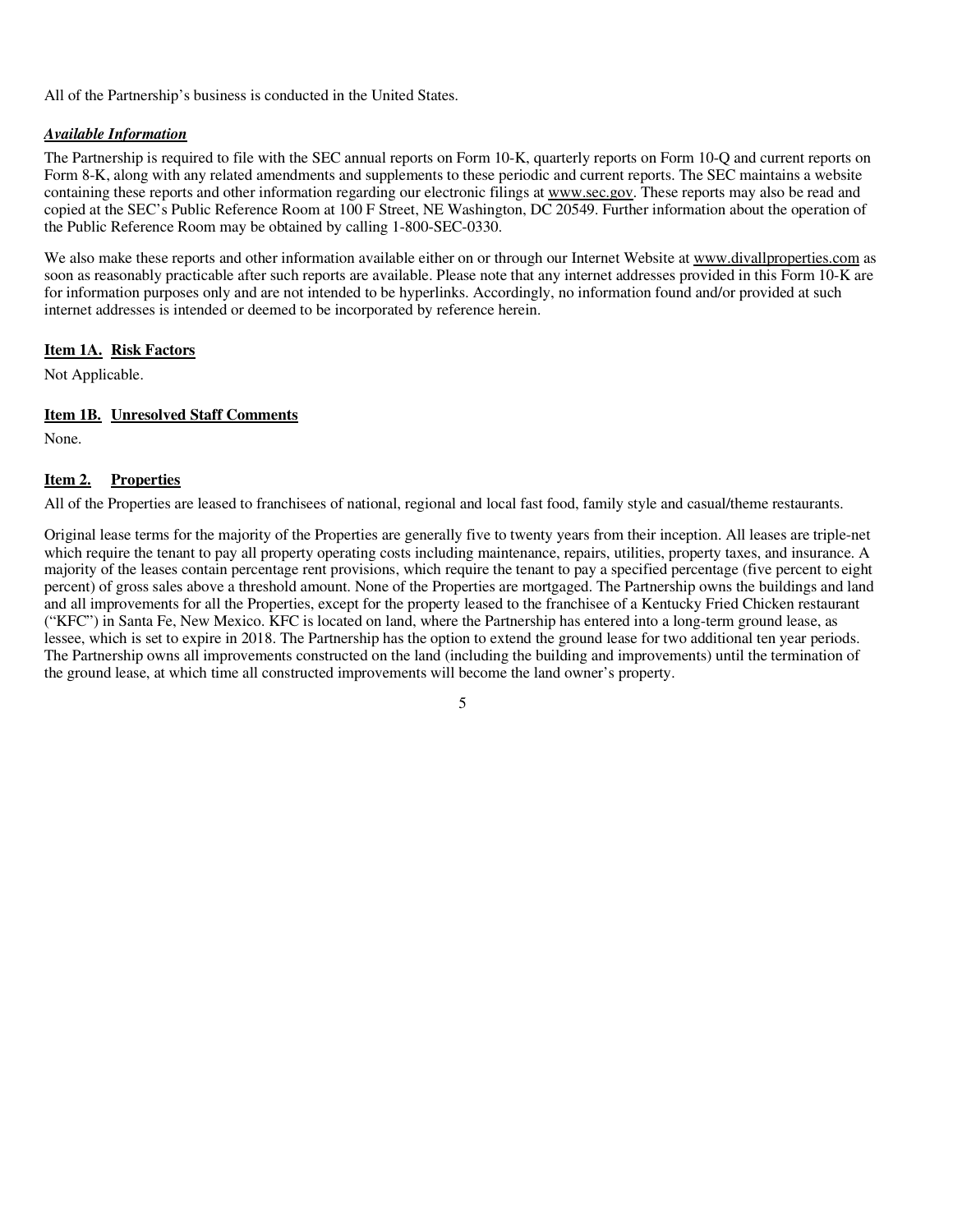All of the Partnership's business is conducted in the United States.

***Available Information***

The Partnership is required to file with the SEC annual reports on Form 10-K, quarterly reports on Form 10-Q and current reports on Form 8-K, along with any related amendments and supplements to these periodic and current reports. The SEC maintains a website containing these reports and other information regarding our electronic filings at www.sec.gov. These reports may also be read and copied at the SEC's Public Reference Room at 100 F Street, NE Washington, DC 20549. Further information about the operation of the Public Reference Room may be obtained by calling 1-800-SEC-0330.

We also make these reports and other information available either on or through our Internet Website at www.divallproperties.com as soon as reasonably practicable after such reports are available. Please note that any internet addresses provided in this Form 10-K are for information purposes only and are not intended to be hyperlinks. Accordingly, no information found and/or provided at such internet addresses is intended or deemed to be incorporated by reference herein.

## Item 1A. Risk Factors

Not Applicable.

## Item 1B. Unresolved Staff Comments

None.

## Item 2. Properties

All of the Properties are leased to franchisees of national, regional and local fast food, family style and casual/theme restaurants.

Original lease terms for the majority of the Properties are generally five to twenty years from their inception. All leases are triple-net which require the tenant to pay all property operating costs including maintenance, repairs, utilities, property taxes, and insurance. A majority of the leases contain percentage rent provisions, which require the tenant to pay a specified percentage (five percent to eight percent) of gross sales above a threshold amount. None of the Properties are mortgaged. The Partnership owns the buildings and land and all improvements for all the Properties, except for the property leased to the franchisee of a Kentucky Fried Chicken restaurant ("KFC") in Santa Fe, New Mexico. KFC is located on land, where the Partnership has entered into a long-term ground lease, as lessee, which is set to expire in 2018. The Partnership has the option to extend the ground lease for two additional ten year periods. The Partnership owns all improvements constructed on the land (including the building and improvements) until the termination of the ground lease, at which time all constructed improvements will become the land owner's property.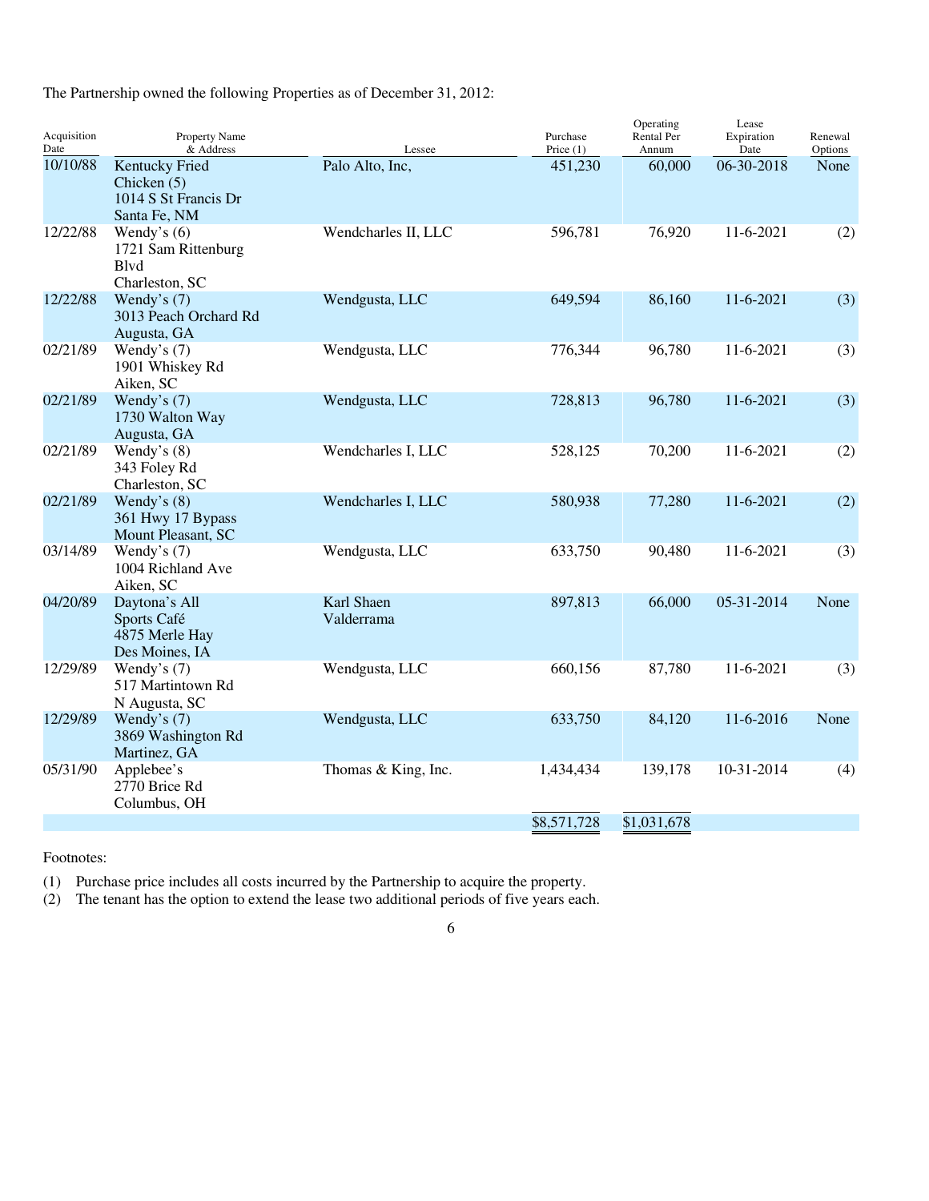The Partnership owned the following Properties as of December 31, 2012:

| Acquisition Date | Property Name & Address | Lessee | Purchase Price (1) | Operating Rental Per Annum | Lease Expiration Date | Renewal Options |
|---|---|---|---|---|---|---|
| 10/10/88 | Kentucky Fried Chicken (5) 1014 S St Francis Dr Santa Fe, NM | Palo Alto, Inc, | 451,230 | 60,000 | 06-30-2018 | None |
| 12/22/88 | Wendy's (6) 1721 Sam Rittenburg Blvd Charleston, SC | Wendcharles II, LLC | 596,781 | 76,920 | 11-6-2021 | (2) |
| 12/22/88 | Wendy's (7) 3013 Peach Orchard Rd Augusta, GA | Wendgusta, LLC | 649,594 | 86,160 | 11-6-2021 | (3) |
| 02/21/89 | Wendy's (7) 1901 Whiskey Rd Aiken, SC | Wendgusta, LLC | 776,344 | 96,780 | 11-6-2021 | (3) |
| 02/21/89 | Wendy's (7) 1730 Walton Way Augusta, GA | Wendgusta, LLC | 728,813 | 96,780 | 11-6-2021 | (3) |
| 02/21/89 | Wendy's (8) 343 Foley Rd Charleston, SC | Wendcharles I, LLC | 528,125 | 70,200 | 11-6-2021 | (2) |
| 02/21/89 | Wendy's (8) 361 Hwy 17 Bypass Mount Pleasant, SC | Wendcharles I, LLC | 580,938 | 77,280 | 11-6-2021 | (2) |
| 03/14/89 | Wendy's (7) 1004 Richland Ave Aiken, SC | Wendgusta, LLC | 633,750 | 90,480 | 11-6-2021 | (3) |
| 04/20/89 | Daytona's All Sports Café 4875 Merle Hay Des Moines, IA | Karl Shaen Valderrama | 897,813 | 66,000 | 05-31-2014 | None |
| 12/29/89 | Wendy's (7) 517 Martintown Rd N Augusta, SC | Wendgusta, LLC | 660,156 | 87,780 | 11-6-2021 | (3) |
| 12/29/89 | Wendy's (7) 3869 Washington Rd Martinez, GA | Wendgusta, LLC | 633,750 | 84,120 | 11-6-2016 | None |
| 05/31/90 | Applebee's 2770 Brice Rd Columbus, OH | Thomas & King, Inc. | 1,434,434 | 139,178 | 10-31-2014 | (4) |
| | | | $8,571,728 | $1,031,678 | | |

Footnotes:

(1) Purchase price includes all costs incurred by the Partnership to acquire the property.

(2) The tenant has the option to extend the lease two additional periods of five years each.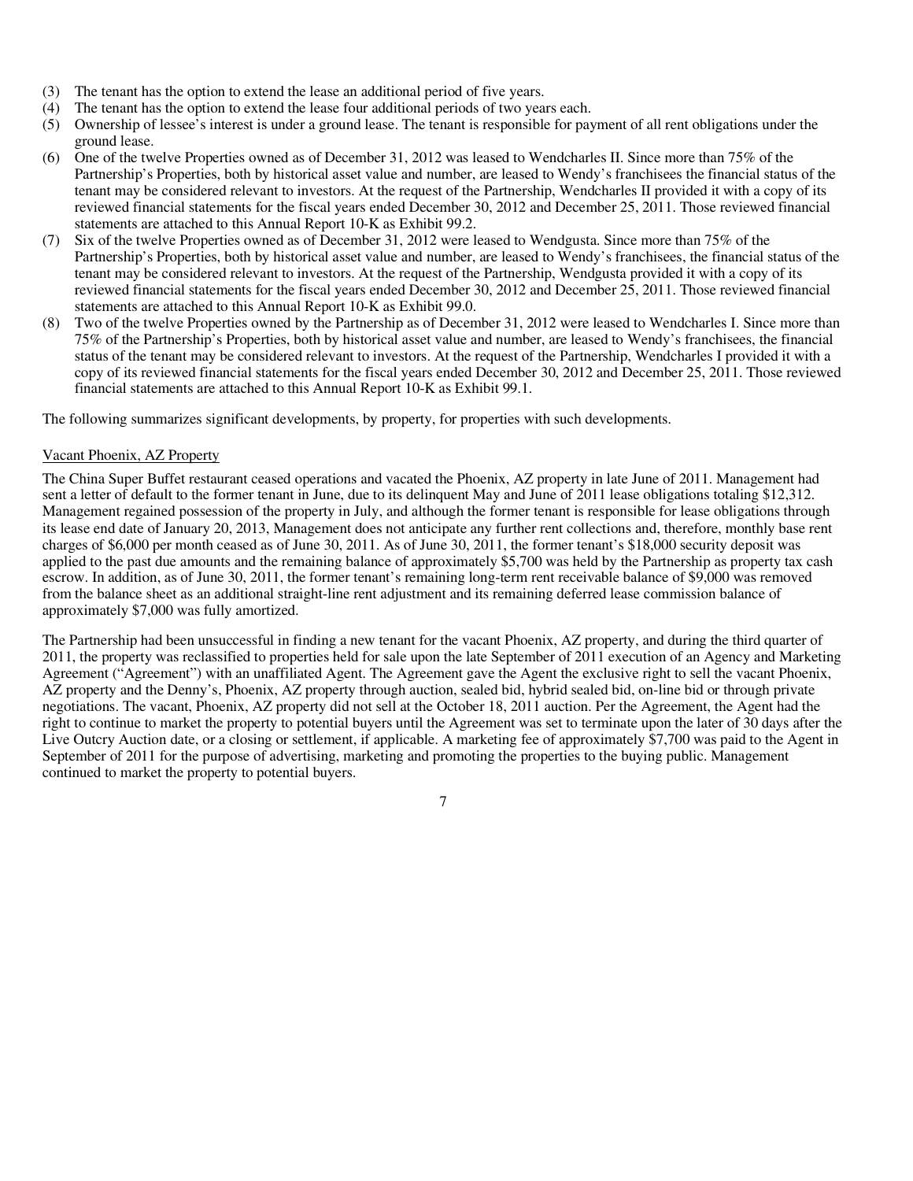(3) The tenant has the option to extend the lease an additional period of five years.
(4) The tenant has the option to extend the lease four additional periods of two years each.
(5) Ownership of lessee's interest is under a ground lease. The tenant is responsible for payment of all rent obligations under the ground lease.
(6) One of the twelve Properties owned as of December 31, 2012 was leased to Wendcharles II. Since more than 75% of the Partnership's Properties, both by historical asset value and number, are leased to Wendy's franchisees the financial status of the tenant may be considered relevant to investors. At the request of the Partnership, Wendcharles II provided it with a copy of its reviewed financial statements for the fiscal years ended December 30, 2012 and December 25, 2011. Those reviewed financial statements are attached to this Annual Report 10-K as Exhibit 99.2.
(7) Six of the twelve Properties owned as of December 31, 2012 were leased to Wendgusta. Since more than 75% of the Partnership's Properties, both by historical asset value and number, are leased to Wendy's franchisees, the financial status of the tenant may be considered relevant to investors. At the request of the Partnership, Wendgusta provided it with a copy of its reviewed financial statements for the fiscal years ended December 30, 2012 and December 25, 2011. Those reviewed financial statements are attached to this Annual Report 10-K as Exhibit 99.0.
(8) Two of the twelve Properties owned by the Partnership as of December 31, 2012 were leased to Wendcharles I. Since more than 75% of the Partnership's Properties, both by historical asset value and number, are leased to Wendy's franchisees, the financial status of the tenant may be considered relevant to investors. At the request of the Partnership, Wendcharles I provided it with a copy of its reviewed financial statements for the fiscal years ended December 30, 2012 and December 25, 2011. Those reviewed financial statements are attached to this Annual Report 10-K as Exhibit 99.1.

The following summarizes significant developments, by property, for properties with such developments.

Vacant Phoenix, AZ Property

The China Super Buffet restaurant ceased operations and vacated the Phoenix, AZ property in late June of 2011. Management had sent a letter of default to the former tenant in June, due to its delinquent May and June of 2011 lease obligations totaling $12,312. Management regained possession of the property in July, and although the former tenant is responsible for lease obligations through its lease end date of January 20, 2013, Management does not anticipate any further rent collections and, therefore, monthly base rent charges of $6,000 per month ceased as of June 30, 2011. As of June 30, 2011, the former tenant's $18,000 security deposit was applied to the past due amounts and the remaining balance of approximately $5,700 was held by the Partnership as property tax cash escrow. In addition, as of June 30, 2011, the former tenant's remaining long-term rent receivable balance of $9,000 was removed from the balance sheet as an additional straight-line rent adjustment and its remaining deferred lease commission balance of approximately $7,000 was fully amortized.

The Partnership had been unsuccessful in finding a new tenant for the vacant Phoenix, AZ property, and during the third quarter of 2011, the property was reclassified to properties held for sale upon the late September of 2011 execution of an Agency and Marketing Agreement ("Agreement") with an unaffiliated Agent. The Agreement gave the Agent the exclusive right to sell the vacant Phoenix, AZ property and the Denny's, Phoenix, AZ property through auction, sealed bid, hybrid sealed bid, on-line bid or through private negotiations. The vacant, Phoenix, AZ property did not sell at the October 18, 2011 auction. Per the Agreement, the Agent had the right to continue to market the property to potential buyers until the Agreement was set to terminate upon the later of 30 days after the Live Outcry Auction date, or a closing or settlement, if applicable. A marketing fee of approximately $7,700 was paid to the Agent in September of 2011 for the purpose of advertising, marketing and promoting the properties to the buying public. Management continued to market the property to potential buyers.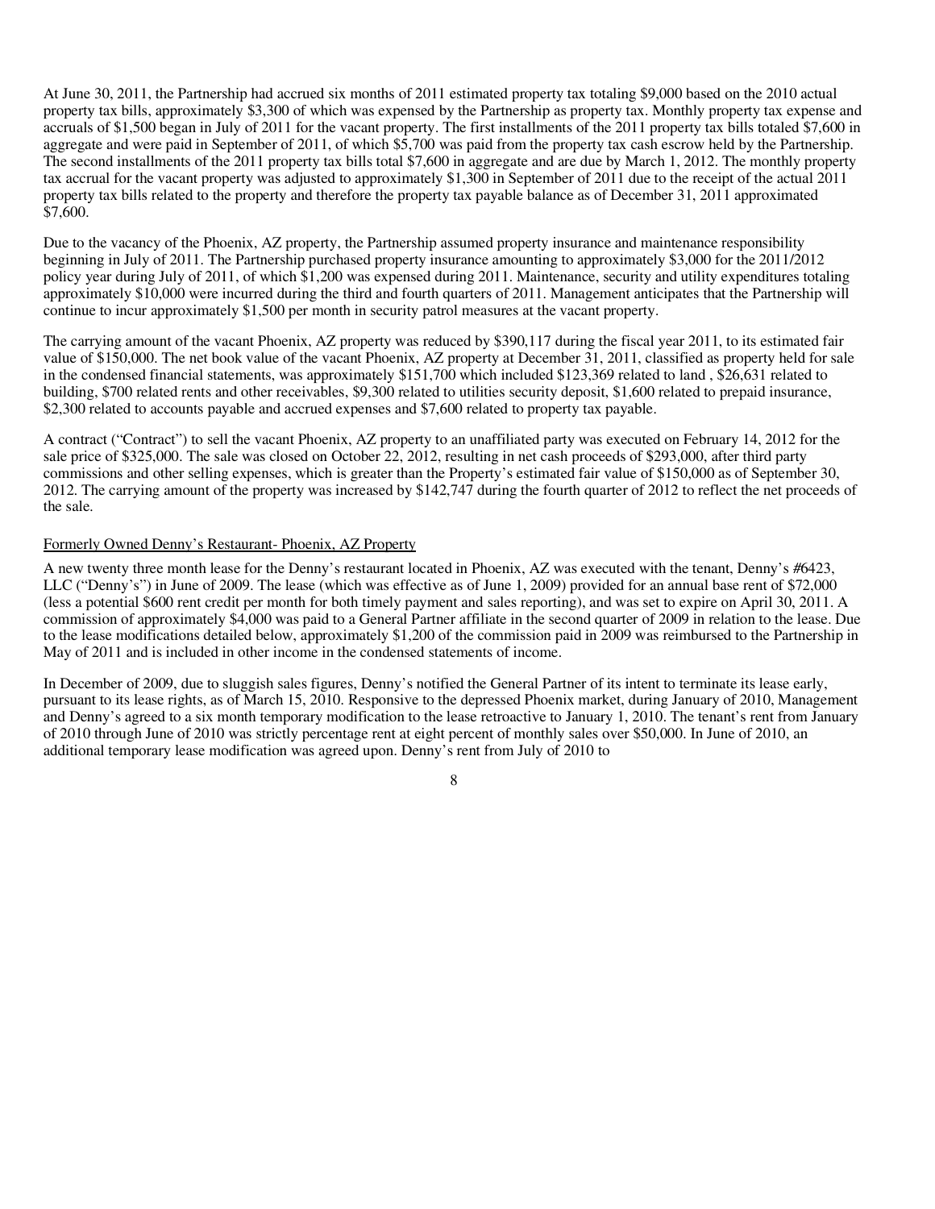At June 30, 2011, the Partnership had accrued six months of 2011 estimated property tax totaling $9,000 based on the 2010 actual property tax bills, approximately $3,300 of which was expensed by the Partnership as property tax. Monthly property tax expense and accruals of $1,500 began in July of 2011 for the vacant property. The first installments of the 2011 property tax bills totaled $7,600 in aggregate and were paid in September of 2011, of which $5,700 was paid from the property tax cash escrow held by the Partnership. The second installments of the 2011 property tax bills total $7,600 in aggregate and are due by March 1, 2012. The monthly property tax accrual for the vacant property was adjusted to approximately $1,300 in September of 2011 due to the receipt of the actual 2011 property tax bills related to the property and therefore the property tax payable balance as of December 31, 2011 approximated $7,600.

Due to the vacancy of the Phoenix, AZ property, the Partnership assumed property insurance and maintenance responsibility beginning in July of 2011. The Partnership purchased property insurance amounting to approximately $3,000 for the 2011/2012 policy year during July of 2011, of which $1,200 was expensed during 2011. Maintenance, security and utility expenditures totaling approximately $10,000 were incurred during the third and fourth quarters of 2011. Management anticipates that the Partnership will continue to incur approximately $1,500 per month in security patrol measures at the vacant property.

The carrying amount of the vacant Phoenix, AZ property was reduced by $390,117 during the fiscal year 2011, to its estimated fair value of $150,000. The net book value of the vacant Phoenix, AZ property at December 31, 2011, classified as property held for sale in the condensed financial statements, was approximately $151,700 which included $123,369 related to land , $26,631 related to building, $700 related rents and other receivables, $9,300 related to utilities security deposit, $1,600 related to prepaid insurance, $2,300 related to accounts payable and accrued expenses and $7,600 related to property tax payable.

A contract ("Contract") to sell the vacant Phoenix, AZ property to an unaffiliated party was executed on February 14, 2012 for the sale price of $325,000. The sale was closed on October 22, 2012, resulting in net cash proceeds of $293,000, after third party commissions and other selling expenses, which is greater than the Property's estimated fair value of $150,000 as of September 30, 2012. The carrying amount of the property was increased by $142,747 during the fourth quarter of 2012 to reflect the net proceeds of the sale.

Formerly Owned Denny's Restaurant- Phoenix, AZ Property

A new twenty three month lease for the Denny's restaurant located in Phoenix, AZ was executed with the tenant, Denny's #6423, LLC ("Denny's") in June of 2009. The lease (which was effective as of June 1, 2009) provided for an annual base rent of $72,000 (less a potential $600 rent credit per month for both timely payment and sales reporting), and was set to expire on April 30, 2011. A commission of approximately $4,000 was paid to a General Partner affiliate in the second quarter of 2009 in relation to the lease. Due to the lease modifications detailed below, approximately $1,200 of the commission paid in 2009 was reimbursed to the Partnership in May of 2011 and is included in other income in the condensed statements of income.

In December of 2009, due to sluggish sales figures, Denny's notified the General Partner of its intent to terminate its lease early, pursuant to its lease rights, as of March 15, 2010. Responsive to the depressed Phoenix market, during January of 2010, Management and Denny's agreed to a six month temporary modification to the lease retroactive to January 1, 2010. The tenant's rent from January of 2010 through June of 2010 was strictly percentage rent at eight percent of monthly sales over $50,000. In June of 2010, an additional temporary lease modification was agreed upon. Denny's rent from July of 2010 to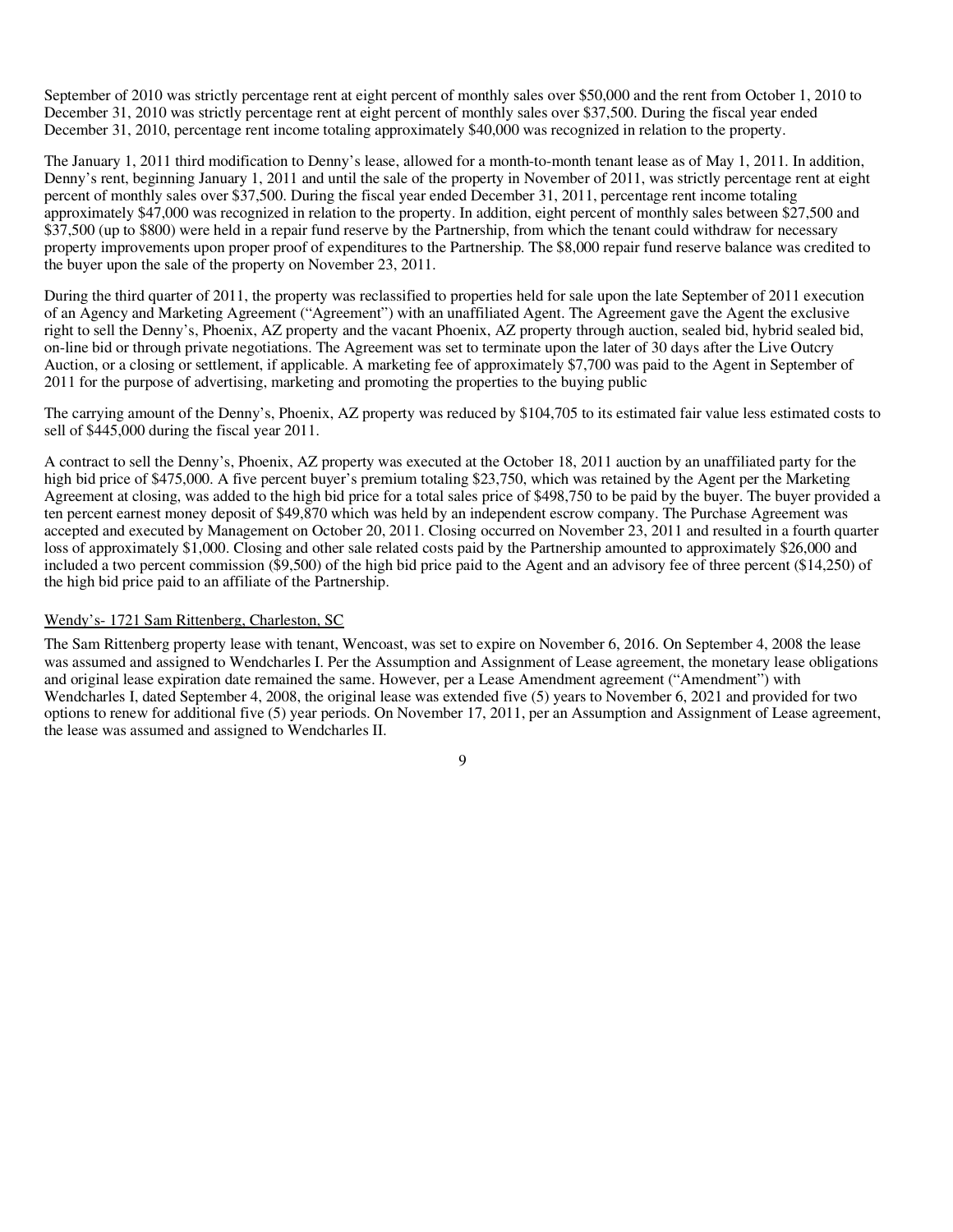September of 2010 was strictly percentage rent at eight percent of monthly sales over $50,000 and the rent from October 1, 2010 to December 31, 2010 was strictly percentage rent at eight percent of monthly sales over $37,500. During the fiscal year ended December 31, 2010, percentage rent income totaling approximately $40,000 was recognized in relation to the property.

The January 1, 2011 third modification to Denny's lease, allowed for a month-to-month tenant lease as of May 1, 2011. In addition, Denny's rent, beginning January 1, 2011 and until the sale of the property in November of 2011, was strictly percentage rent at eight percent of monthly sales over $37,500. During the fiscal year ended December 31, 2011, percentage rent income totaling approximately $47,000 was recognized in relation to the property. In addition, eight percent of monthly sales between $27,500 and $37,500 (up to $800) were held in a repair fund reserve by the Partnership, from which the tenant could withdraw for necessary property improvements upon proper proof of expenditures to the Partnership. The $8,000 repair fund reserve balance was credited to the buyer upon the sale of the property on November 23, 2011.

During the third quarter of 2011, the property was reclassified to properties held for sale upon the late September of 2011 execution of an Agency and Marketing Agreement ("Agreement") with an unaffiliated Agent. The Agreement gave the Agent the exclusive right to sell the Denny's, Phoenix, AZ property and the vacant Phoenix, AZ property through auction, sealed bid, hybrid sealed bid, on-line bid or through private negotiations. The Agreement was set to terminate upon the later of 30 days after the Live Outcry Auction, or a closing or settlement, if applicable. A marketing fee of approximately $7,700 was paid to the Agent in September of 2011 for the purpose of advertising, marketing and promoting the properties to the buying public

The carrying amount of the Denny's, Phoenix, AZ property was reduced by $104,705 to its estimated fair value less estimated costs to sell of $445,000 during the fiscal year 2011.

A contract to sell the Denny's, Phoenix, AZ property was executed at the October 18, 2011 auction by an unaffiliated party for the high bid price of $475,000. A five percent buyer's premium totaling $23,750, which was retained by the Agent per the Marketing Agreement at closing, was added to the high bid price for a total sales price of $498,750 to be paid by the buyer. The buyer provided a ten percent earnest money deposit of $49,870 which was held by an independent escrow company. The Purchase Agreement was accepted and executed by Management on October 20, 2011. Closing occurred on November 23, 2011 and resulted in a fourth quarter loss of approximately $1,000. Closing and other sale related costs paid by the Partnership amounted to approximately $26,000 and included a two percent commission ($9,500) of the high bid price paid to the Agent and an advisory fee of three percent ($14,250) of the high bid price paid to an affiliate of the Partnership.

Wendy's- 1721 Sam Rittenberg, Charleston, SC

The Sam Rittenberg property lease with tenant, Wencoast, was set to expire on November 6, 2016. On September 4, 2008 the lease was assumed and assigned to Wendcharles I. Per the Assumption and Assignment of Lease agreement, the monetary lease obligations and original lease expiration date remained the same. However, per a Lease Amendment agreement ("Amendment") with Wendcharles I, dated September 4, 2008, the original lease was extended five (5) years to November 6, 2021 and provided for two options to renew for additional five (5) year periods. On November 17, 2011, per an Assumption and Assignment of Lease agreement, the lease was assumed and assigned to Wendcharles II.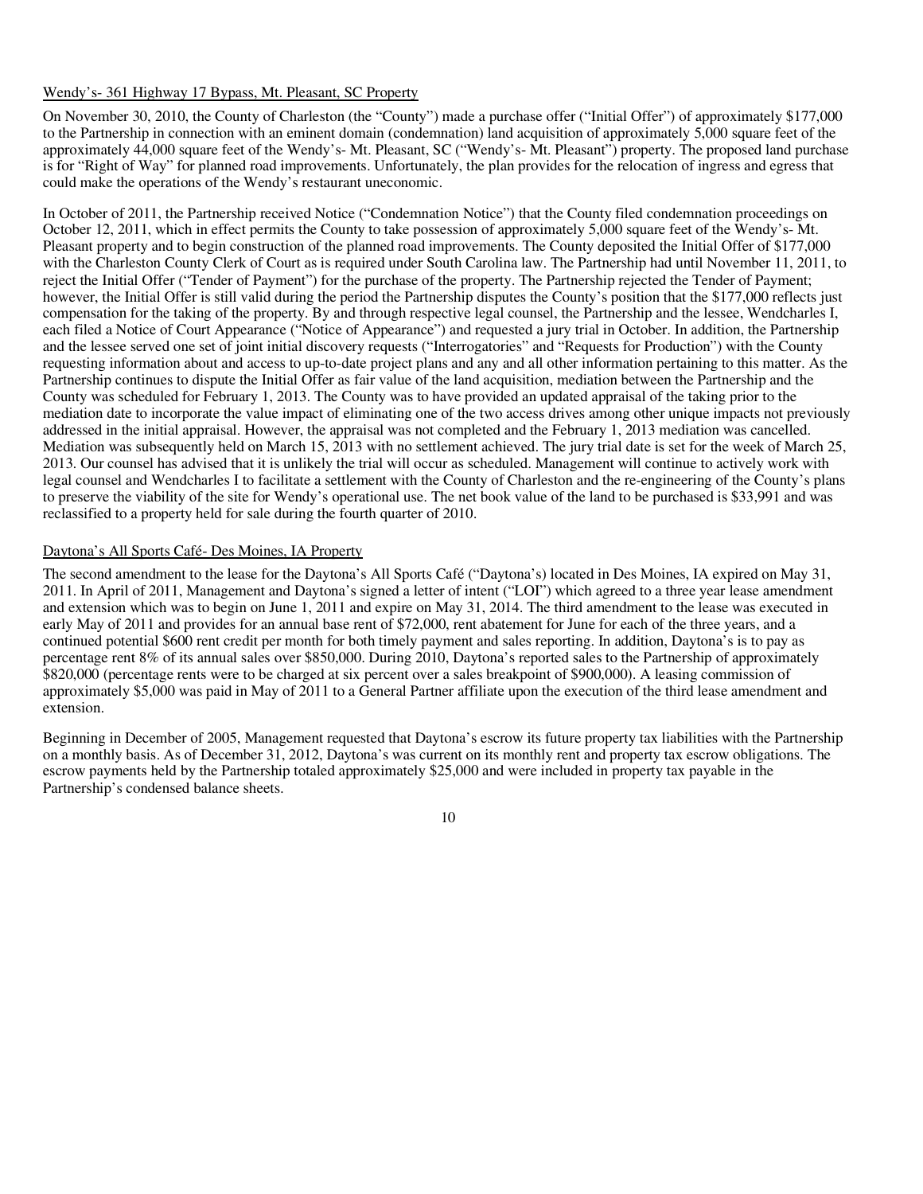Wendy's- 361 Highway 17 Bypass, Mt. Pleasant, SC Property

On November 30, 2010, the County of Charleston (the "County") made a purchase offer ("Initial Offer") of approximately $177,000 to the Partnership in connection with an eminent domain (condemnation) land acquisition of approximately 5,000 square feet of the approximately 44,000 square feet of the Wendy's- Mt. Pleasant, SC ("Wendy's- Mt. Pleasant") property. The proposed land purchase is for "Right of Way" for planned road improvements. Unfortunately, the plan provides for the relocation of ingress and egress that could make the operations of the Wendy's restaurant uneconomic.

In October of 2011, the Partnership received Notice ("Condemnation Notice") that the County filed condemnation proceedings on October 12, 2011, which in effect permits the County to take possession of approximately 5,000 square feet of the Wendy's- Mt. Pleasant property and to begin construction of the planned road improvements. The County deposited the Initial Offer of $177,000 with the Charleston County Clerk of Court as is required under South Carolina law. The Partnership had until November 11, 2011, to reject the Initial Offer ("Tender of Payment") for the purchase of the property. The Partnership rejected the Tender of Payment; however, the Initial Offer is still valid during the period the Partnership disputes the County's position that the $177,000 reflects just compensation for the taking of the property. By and through respective legal counsel, the Partnership and the lessee, Wendcharles I, each filed a Notice of Court Appearance ("Notice of Appearance") and requested a jury trial in October. In addition, the Partnership and the lessee served one set of joint initial discovery requests ("Interrogatories" and "Requests for Production") with the County requesting information about and access to up-to-date project plans and any and all other information pertaining to this matter. As the Partnership continues to dispute the Initial Offer as fair value of the land acquisition, mediation between the Partnership and the County was scheduled for February 1, 2013. The County was to have provided an updated appraisal of the taking prior to the mediation date to incorporate the value impact of eliminating one of the two access drives among other unique impacts not previously addressed in the initial appraisal. However, the appraisal was not completed and the February 1, 2013 mediation was cancelled. Mediation was subsequently held on March 15, 2013 with no settlement achieved. The jury trial date is set for the week of March 25, 2013. Our counsel has advised that it is unlikely the trial will occur as scheduled. Management will continue to actively work with legal counsel and Wendcharles I to facilitate a settlement with the County of Charleston and the re-engineering of the County's plans to preserve the viability of the site for Wendy's operational use. The net book value of the land to be purchased is $33,991 and was reclassified to a property held for sale during the fourth quarter of 2010.

Daytona's All Sports Café- Des Moines, IA Property

The second amendment to the lease for the Daytona's All Sports Café ("Daytona's) located in Des Moines, IA expired on May 31, 2011. In April of 2011, Management and Daytona's signed a letter of intent ("LOI") which agreed to a three year lease amendment and extension which was to begin on June 1, 2011 and expire on May 31, 2014. The third amendment to the lease was executed in early May of 2011 and provides for an annual base rent of $72,000, rent abatement for June for each of the three years, and a continued potential $600 rent credit per month for both timely payment and sales reporting. In addition, Daytona's is to pay as percentage rent 8% of its annual sales over $850,000. During 2010, Daytona's reported sales to the Partnership of approximately $820,000 (percentage rents were to be charged at six percent over a sales breakpoint of $900,000). A leasing commission of approximately $5,000 was paid in May of 2011 to a General Partner affiliate upon the execution of the third lease amendment and extension.

Beginning in December of 2005, Management requested that Daytona's escrow its future property tax liabilities with the Partnership on a monthly basis. As of December 31, 2012, Daytona's was current on its monthly rent and property tax escrow obligations. The escrow payments held by the Partnership totaled approximately $25,000 and were included in property tax payable in the Partnership's condensed balance sheets.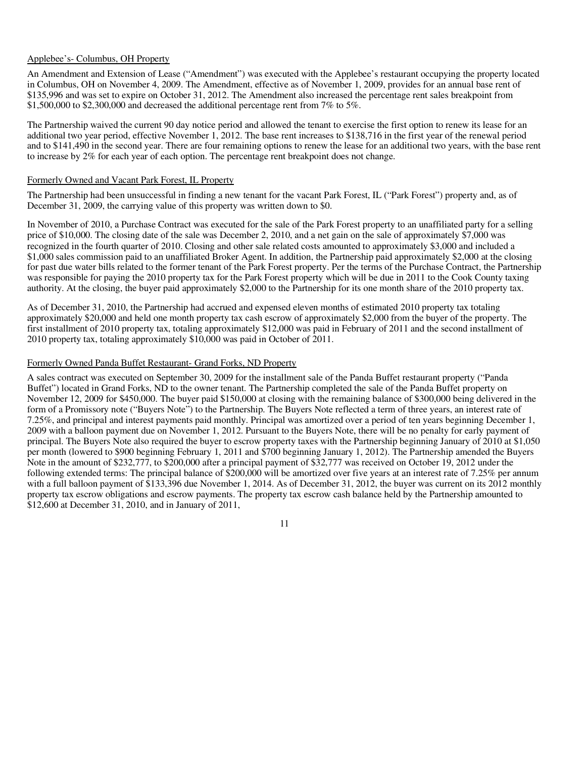Applebee's- Columbus, OH Property

An Amendment and Extension of Lease ("Amendment") was executed with the Applebee's restaurant occupying the property located in Columbus, OH on November 4, 2009. The Amendment, effective as of November 1, 2009, provides for an annual base rent of $135,996 and was set to expire on October 31, 2012. The Amendment also increased the percentage rent sales breakpoint from $1,500,000 to $2,300,000 and decreased the additional percentage rent from 7% to 5%.

The Partnership waived the current 90 day notice period and allowed the tenant to exercise the first option to renew its lease for an additional two year period, effective November 1, 2012. The base rent increases to $138,716 in the first year of the renewal period and to $141,490 in the second year. There are four remaining options to renew the lease for an additional two years, with the base rent to increase by 2% for each year of each option. The percentage rent breakpoint does not change.

Formerly Owned and Vacant Park Forest, IL Property

The Partnership had been unsuccessful in finding a new tenant for the vacant Park Forest, IL ("Park Forest") property and, as of December 31, 2009, the carrying value of this property was written down to $0.

In November of 2010, a Purchase Contract was executed for the sale of the Park Forest property to an unaffiliated party for a selling price of $10,000. The closing date of the sale was December 2, 2010, and a net gain on the sale of approximately $7,000 was recognized in the fourth quarter of 2010. Closing and other sale related costs amounted to approximately $3,000 and included a $1,000 sales commission paid to an unaffiliated Broker Agent. In addition, the Partnership paid approximately $2,000 at the closing for past due water bills related to the former tenant of the Park Forest property. Per the terms of the Purchase Contract, the Partnership was responsible for paying the 2010 property tax for the Park Forest property which will be due in 2011 to the Cook County taxing authority. At the closing, the buyer paid approximately $2,000 to the Partnership for its one month share of the 2010 property tax.

As of December 31, 2010, the Partnership had accrued and expensed eleven months of estimated 2010 property tax totaling approximately $20,000 and held one month property tax cash escrow of approximately $2,000 from the buyer of the property. The first installment of 2010 property tax, totaling approximately $12,000 was paid in February of 2011 and the second installment of 2010 property tax, totaling approximately $10,000 was paid in October of 2011.

Formerly Owned Panda Buffet Restaurant- Grand Forks, ND Property

A sales contract was executed on September 30, 2009 for the installment sale of the Panda Buffet restaurant property ("Panda Buffet") located in Grand Forks, ND to the owner tenant. The Partnership completed the sale of the Panda Buffet property on November 12, 2009 for $450,000. The buyer paid $150,000 at closing with the remaining balance of $300,000 being delivered in the form of a Promissory note ("Buyers Note") to the Partnership. The Buyers Note reflected a term of three years, an interest rate of 7.25%, and principal and interest payments paid monthly. Principal was amortized over a period of ten years beginning December 1, 2009 with a balloon payment due on November 1, 2012. Pursuant to the Buyers Note, there will be no penalty for early payment of principal. The Buyers Note also required the buyer to escrow property taxes with the Partnership beginning January of 2010 at $1,050 per month (lowered to $900 beginning February 1, 2011 and $700 beginning January 1, 2012). The Partnership amended the Buyers Note in the amount of $232,777, to $200,000 after a principal payment of $32,777 was received on October 19, 2012 under the following extended terms: The principal balance of $200,000 will be amortized over five years at an interest rate of 7.25% per annum with a full balloon payment of $133,396 due November 1, 2014. As of December 31, 2012, the buyer was current on its 2012 monthly property tax escrow obligations and escrow payments. The property tax escrow cash balance held by the Partnership amounted to $12,600 at December 31, 2010, and in January of 2011,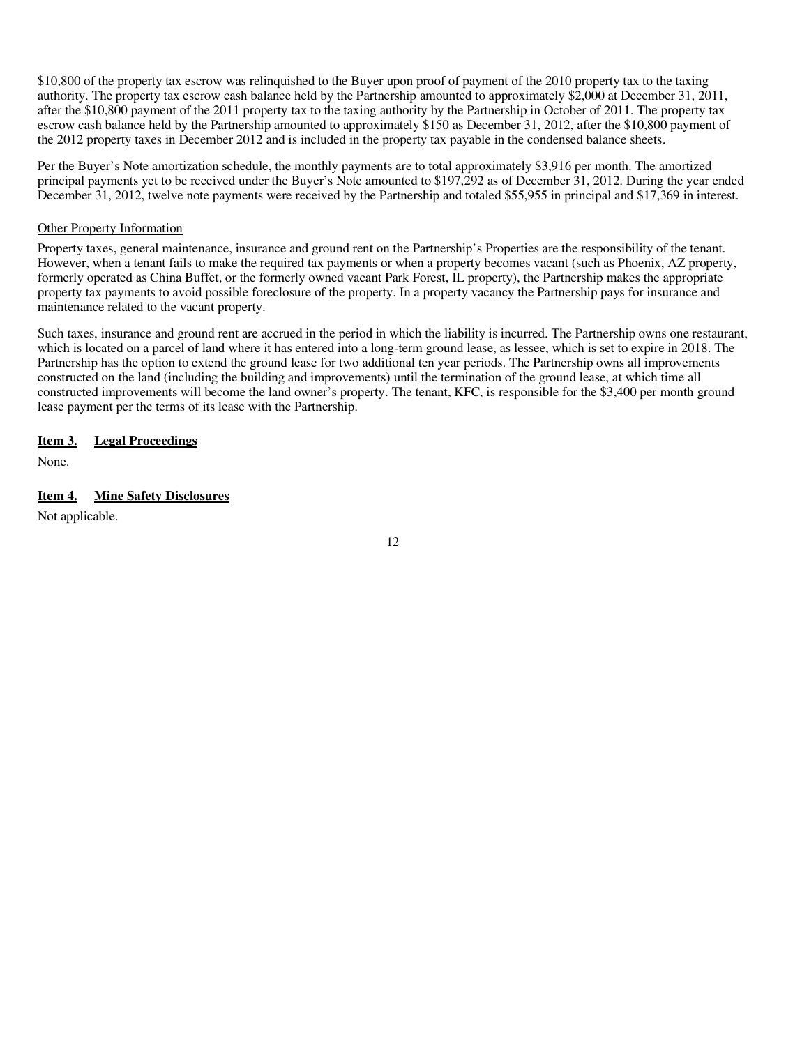$10,800 of the property tax escrow was relinquished to the Buyer upon proof of payment of the 2010 property tax to the taxing authority. The property tax escrow cash balance held by the Partnership amounted to approximately $2,000 at December 31, 2011, after the $10,800 payment of the 2011 property tax to the taxing authority by the Partnership in October of 2011. The property tax escrow cash balance held by the Partnership amounted to approximately $150 as December 31, 2012, after the $10,800 payment of the 2012 property taxes in December 2012 and is included in the property tax payable in the condensed balance sheets.

Per the Buyer's Note amortization schedule, the monthly payments are to total approximately $3,916 per month. The amortized principal payments yet to be received under the Buyer's Note amounted to $197,292 as of December 31, 2012. During the year ended December 31, 2012, twelve note payments were received by the Partnership and totaled $55,955 in principal and $17,369 in interest.

Other Property Information

Property taxes, general maintenance, insurance and ground rent on the Partnership's Properties are the responsibility of the tenant. However, when a tenant fails to make the required tax payments or when a property becomes vacant (such as Phoenix, AZ property, formerly operated as China Buffet, or the formerly owned vacant Park Forest, IL property), the Partnership makes the appropriate property tax payments to avoid possible foreclosure of the property. In a property vacancy the Partnership pays for insurance and maintenance related to the vacant property.

Such taxes, insurance and ground rent are accrued in the period in which the liability is incurred. The Partnership owns one restaurant, which is located on a parcel of land where it has entered into a long-term ground lease, as lessee, which is set to expire in 2018. The Partnership has the option to extend the ground lease for two additional ten year periods. The Partnership owns all improvements constructed on the land (including the building and improvements) until the termination of the ground lease, at which time all constructed improvements will become the land owner's property. The tenant, KFC, is responsible for the $3,400 per month ground lease payment per the terms of its lease with the Partnership.

## Item 3. Legal Proceedings

None.

## Item 4. Mine Safety Disclosures

Not applicable.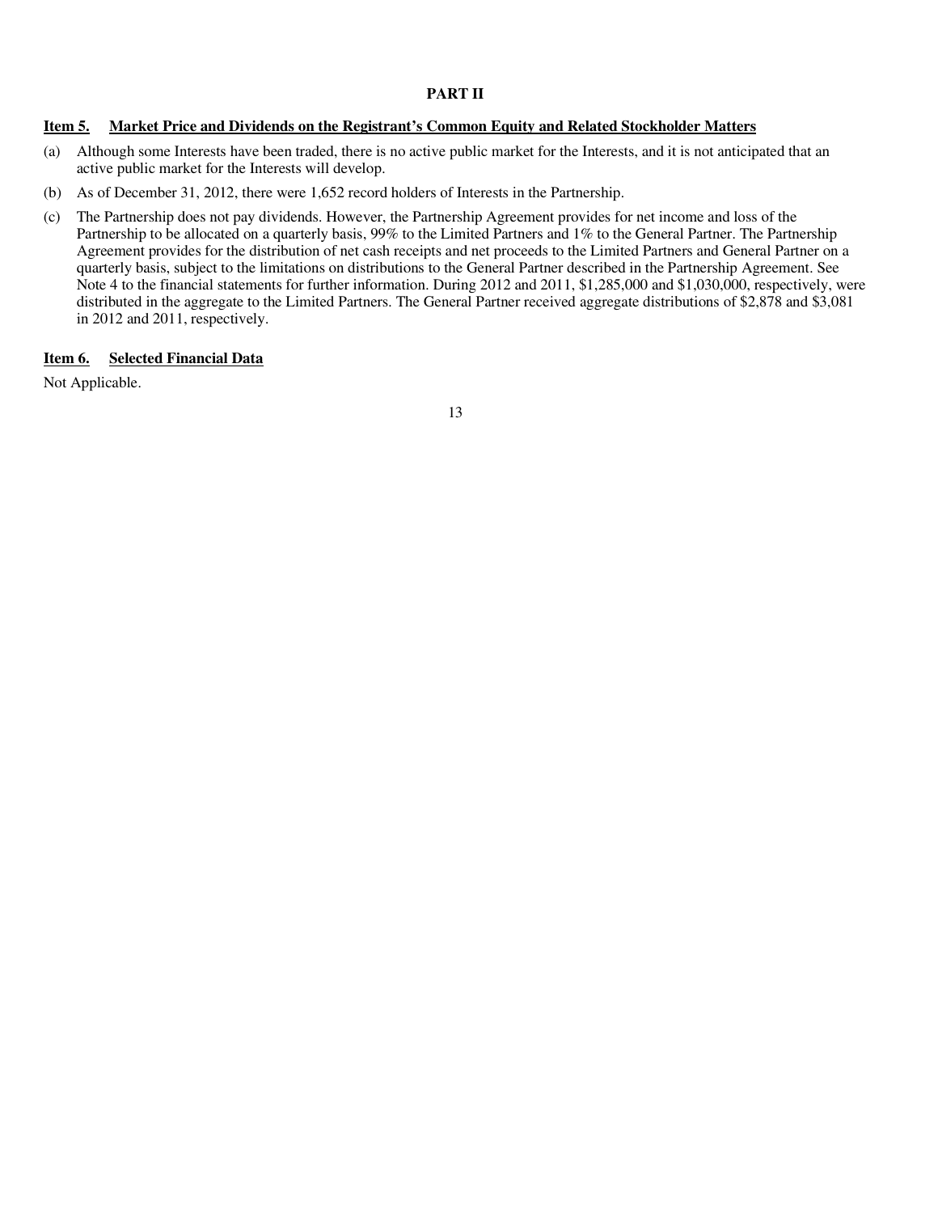## PART II

### Item 5. Market Price and Dividends on the Registrant's Common Equity and Related Stockholder Matters

(a) Although some Interests have been traded, there is no active public market for the Interests, and it is not anticipated that an active public market for the Interests will develop.

(b) As of December 31, 2012, there were 1,652 record holders of Interests in the Partnership.

(c) The Partnership does not pay dividends. However, the Partnership Agreement provides for net income and loss of the Partnership to be allocated on a quarterly basis, 99% to the Limited Partners and 1% to the General Partner. The Partnership Agreement provides for the distribution of net cash receipts and net proceeds to the Limited Partners and General Partner on a quarterly basis, subject to the limitations on distributions to the General Partner described in the Partnership Agreement. See Note 4 to the financial statements for further information. During 2012 and 2011, $1,285,000 and $1,030,000, respectively, were distributed in the aggregate to the Limited Partners. The General Partner received aggregate distributions of $2,878 and $3,081 in 2012 and 2011, respectively.

### Item 6. Selected Financial Data

Not Applicable.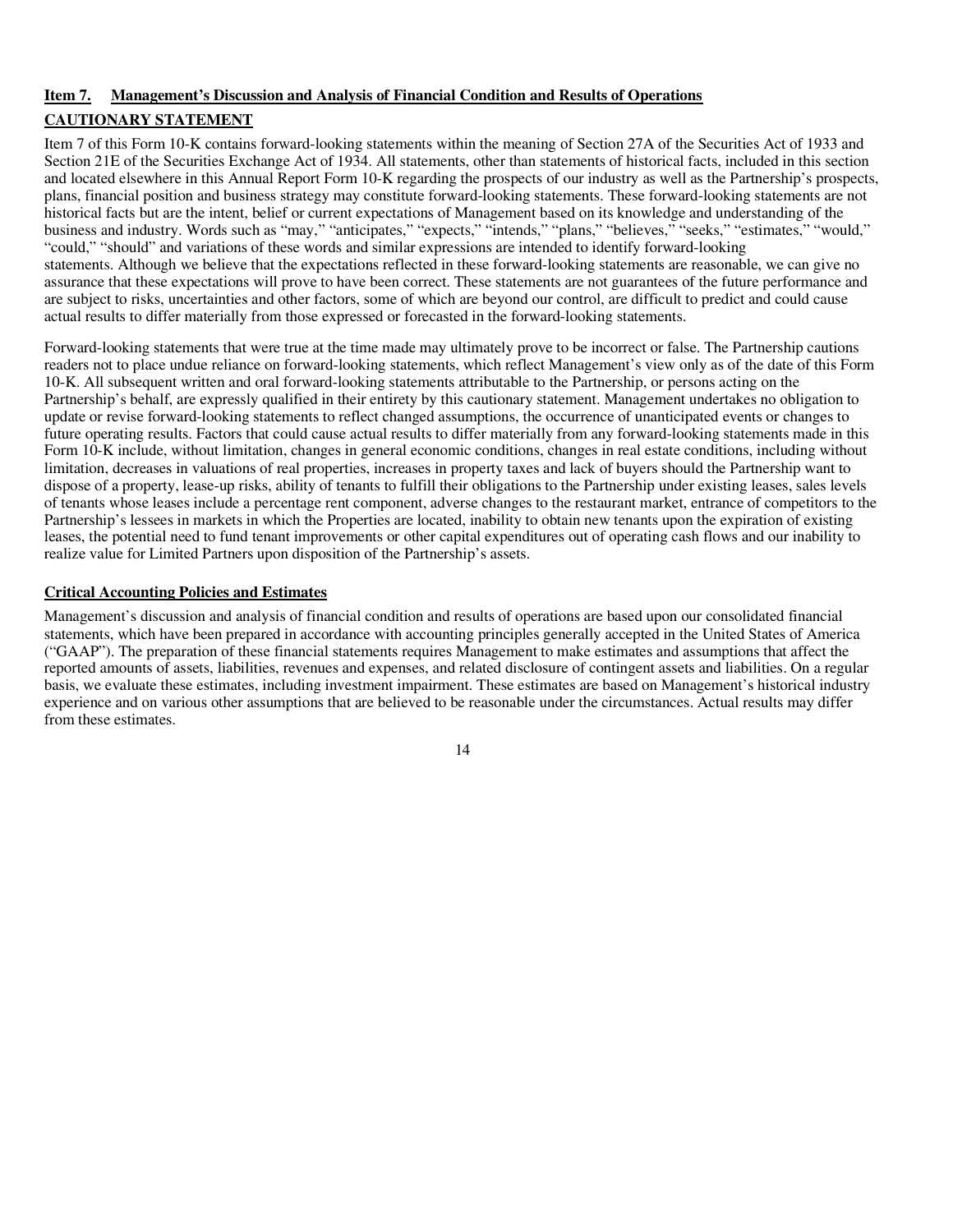## Item 7. Management's Discussion and Analysis of Financial Condition and Results of Operations

### CAUTIONARY STATEMENT

Item 7 of this Form 10-K contains forward-looking statements within the meaning of Section 27A of the Securities Act of 1933 and Section 21E of the Securities Exchange Act of 1934. All statements, other than statements of historical facts, included in this section and located elsewhere in this Annual Report Form 10-K regarding the prospects of our industry as well as the Partnership's prospects, plans, financial position and business strategy may constitute forward-looking statements. These forward-looking statements are not historical facts but are the intent, belief or current expectations of Management based on its knowledge and understanding of the business and industry. Words such as "may," "anticipates," "expects," "intends," "plans," "believes," "seeks," "estimates," "would," "could," "should" and variations of these words and similar expressions are intended to identify forward-looking statements. Although we believe that the expectations reflected in these forward-looking statements are reasonable, we can give no assurance that these expectations will prove to have been correct. These statements are not guarantees of the future performance and are subject to risks, uncertainties and other factors, some of which are beyond our control, are difficult to predict and could cause actual results to differ materially from those expressed or forecasted in the forward-looking statements.

Forward-looking statements that were true at the time made may ultimately prove to be incorrect or false. The Partnership cautions readers not to place undue reliance on forward-looking statements, which reflect Management's view only as of the date of this Form 10-K. All subsequent written and oral forward-looking statements attributable to the Partnership, or persons acting on the Partnership's behalf, are expressly qualified in their entirety by this cautionary statement. Management undertakes no obligation to update or revise forward-looking statements to reflect changed assumptions, the occurrence of unanticipated events or changes to future operating results. Factors that could cause actual results to differ materially from any forward-looking statements made in this Form 10-K include, without limitation, changes in general economic conditions, changes in real estate conditions, including without limitation, decreases in valuations of real properties, increases in property taxes and lack of buyers should the Partnership want to dispose of a property, lease-up risks, ability of tenants to fulfill their obligations to the Partnership under existing leases, sales levels of tenants whose leases include a percentage rent component, adverse changes to the restaurant market, entrance of competitors to the Partnership's lessees in markets in which the Properties are located, inability to obtain new tenants upon the expiration of existing leases, the potential need to fund tenant improvements or other capital expenditures out of operating cash flows and our inability to realize value for Limited Partners upon disposition of the Partnership's assets.

### Critical Accounting Policies and Estimates

Management's discussion and analysis of financial condition and results of operations are based upon our consolidated financial statements, which have been prepared in accordance with accounting principles generally accepted in the United States of America ("GAAP"). The preparation of these financial statements requires Management to make estimates and assumptions that affect the reported amounts of assets, liabilities, revenues and expenses, and related disclosure of contingent assets and liabilities. On a regular basis, we evaluate these estimates, including investment impairment. These estimates are based on Management's historical industry experience and on various other assumptions that are believed to be reasonable under the circumstances. Actual results may differ from these estimates.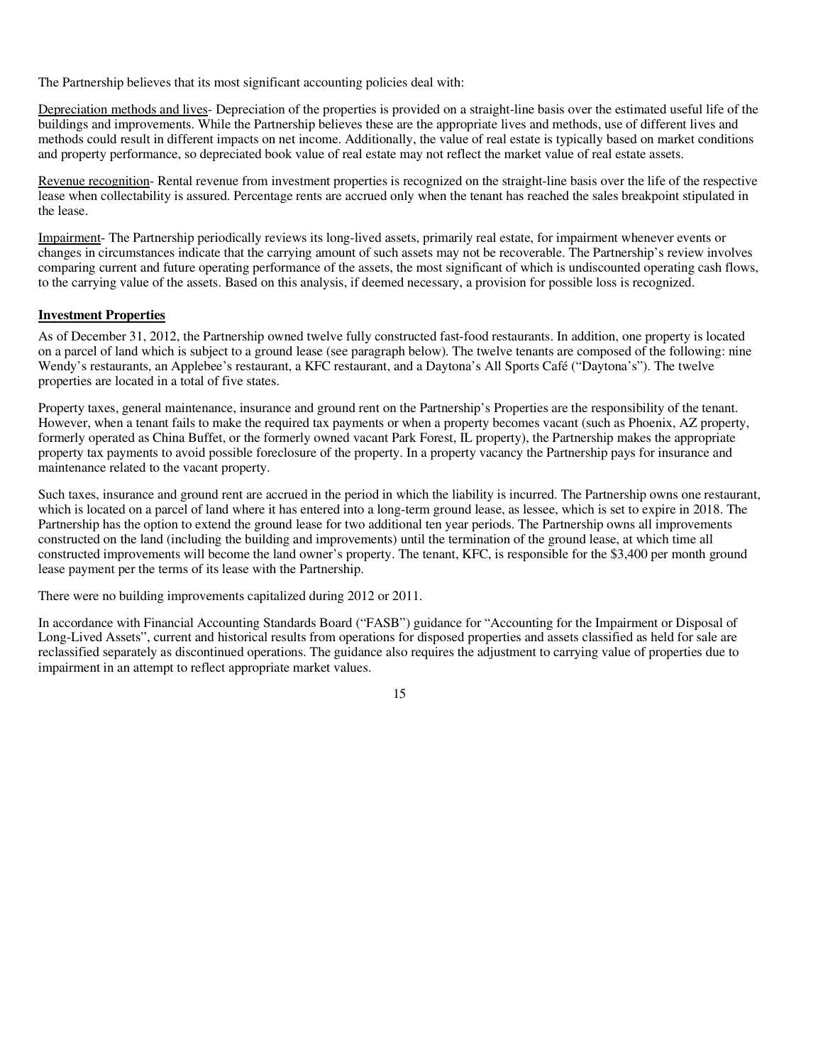The Partnership believes that its most significant accounting policies deal with:

Depreciation methods and lives- Depreciation of the properties is provided on a straight-line basis over the estimated useful life of the buildings and improvements. While the Partnership believes these are the appropriate lives and methods, use of different lives and methods could result in different impacts on net income. Additionally, the value of real estate is typically based on market conditions and property performance, so depreciated book value of real estate may not reflect the market value of real estate assets.

Revenue recognition- Rental revenue from investment properties is recognized on the straight-line basis over the life of the respective lease when collectability is assured. Percentage rents are accrued only when the tenant has reached the sales breakpoint stipulated in the lease.

Impairment- The Partnership periodically reviews its long-lived assets, primarily real estate, for impairment whenever events or changes in circumstances indicate that the carrying amount of such assets may not be recoverable. The Partnership's review involves comparing current and future operating performance of the assets, the most significant of which is undiscounted operating cash flows, to the carrying value of the assets. Based on this analysis, if deemed necessary, a provision for possible loss is recognized.

**Investment Properties**

As of December 31, 2012, the Partnership owned twelve fully constructed fast-food restaurants. In addition, one property is located on a parcel of land which is subject to a ground lease (see paragraph below). The twelve tenants are composed of the following: nine Wendy's restaurants, an Applebee's restaurant, a KFC restaurant, and a Daytona's All Sports Café ("Daytona's"). The twelve properties are located in a total of five states.

Property taxes, general maintenance, insurance and ground rent on the Partnership's Properties are the responsibility of the tenant. However, when a tenant fails to make the required tax payments or when a property becomes vacant (such as Phoenix, AZ property, formerly operated as China Buffet, or the formerly owned vacant Park Forest, IL property), the Partnership makes the appropriate property tax payments to avoid possible foreclosure of the property. In a property vacancy the Partnership pays for insurance and maintenance related to the vacant property.

Such taxes, insurance and ground rent are accrued in the period in which the liability is incurred. The Partnership owns one restaurant, which is located on a parcel of land where it has entered into a long-term ground lease, as lessee, which is set to expire in 2018. The Partnership has the option to extend the ground lease for two additional ten year periods. The Partnership owns all improvements constructed on the land (including the building and improvements) until the termination of the ground lease, at which time all constructed improvements will become the land owner's property. The tenant, KFC, is responsible for the $3,400 per month ground lease payment per the terms of its lease with the Partnership.

There were no building improvements capitalized during 2012 or 2011.

In accordance with Financial Accounting Standards Board ("FASB") guidance for "Accounting for the Impairment or Disposal of Long-Lived Assets", current and historical results from operations for disposed properties and assets classified as held for sale are reclassified separately as discontinued operations. The guidance also requires the adjustment to carrying value of properties due to impairment in an attempt to reflect appropriate market values.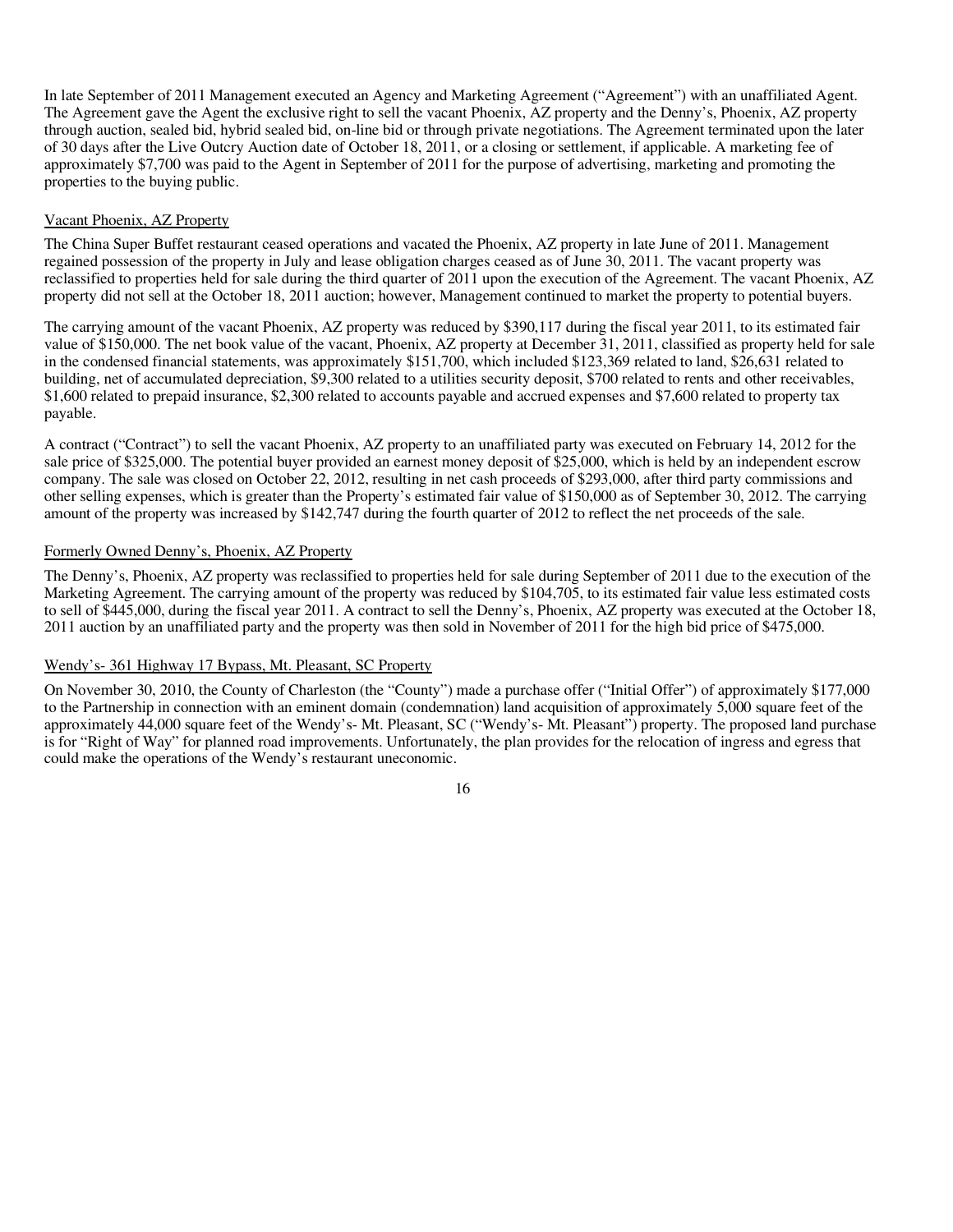In late September of 2011 Management executed an Agency and Marketing Agreement ("Agreement") with an unaffiliated Agent. The Agreement gave the Agent the exclusive right to sell the vacant Phoenix, AZ property and the Denny's, Phoenix, AZ property through auction, sealed bid, hybrid sealed bid, on-line bid or through private negotiations. The Agreement terminated upon the later of 30 days after the Live Outcry Auction date of October 18, 2011, or a closing or settlement, if applicable. A marketing fee of approximately $7,700 was paid to the Agent in September of 2011 for the purpose of advertising, marketing and promoting the properties to the buying public.

Vacant Phoenix, AZ Property

The China Super Buffet restaurant ceased operations and vacated the Phoenix, AZ property in late June of 2011. Management regained possession of the property in July and lease obligation charges ceased as of June 30, 2011. The vacant property was reclassified to properties held for sale during the third quarter of 2011 upon the execution of the Agreement. The vacant Phoenix, AZ property did not sell at the October 18, 2011 auction; however, Management continued to market the property to potential buyers.

The carrying amount of the vacant Phoenix, AZ property was reduced by $390,117 during the fiscal year 2011, to its estimated fair value of $150,000. The net book value of the vacant, Phoenix, AZ property at December 31, 2011, classified as property held for sale in the condensed financial statements, was approximately $151,700, which included $123,369 related to land, $26,631 related to building, net of accumulated depreciation, $9,300 related to a utilities security deposit, $700 related to rents and other receivables, $1,600 related to prepaid insurance, $2,300 related to accounts payable and accrued expenses and $7,600 related to property tax payable.

A contract ("Contract") to sell the vacant Phoenix, AZ property to an unaffiliated party was executed on February 14, 2012 for the sale price of $325,000. The potential buyer provided an earnest money deposit of $25,000, which is held by an independent escrow company. The sale was closed on October 22, 2012, resulting in net cash proceeds of $293,000, after third party commissions and other selling expenses, which is greater than the Property's estimated fair value of $150,000 as of September 30, 2012. The carrying amount of the property was increased by $142,747 during the fourth quarter of 2012 to reflect the net proceeds of the sale.

Formerly Owned Denny's, Phoenix, AZ Property

The Denny's, Phoenix, AZ property was reclassified to properties held for sale during September of 2011 due to the execution of the Marketing Agreement. The carrying amount of the property was reduced by $104,705, to its estimated fair value less estimated costs to sell of $445,000, during the fiscal year 2011. A contract to sell the Denny's, Phoenix, AZ property was executed at the October 18, 2011 auction by an unaffiliated party and the property was then sold in November of 2011 for the high bid price of $475,000.

Wendy's- 361 Highway 17 Bypass, Mt. Pleasant, SC Property

On November 30, 2010, the County of Charleston (the "County") made a purchase offer ("Initial Offer") of approximately $177,000 to the Partnership in connection with an eminent domain (condemnation) land acquisition of approximately 5,000 square feet of the approximately 44,000 square feet of the Wendy's- Mt. Pleasant, SC ("Wendy's- Mt. Pleasant") property. The proposed land purchase is for "Right of Way" for planned road improvements. Unfortunately, the plan provides for the relocation of ingress and egress that could make the operations of the Wendy's restaurant uneconomic.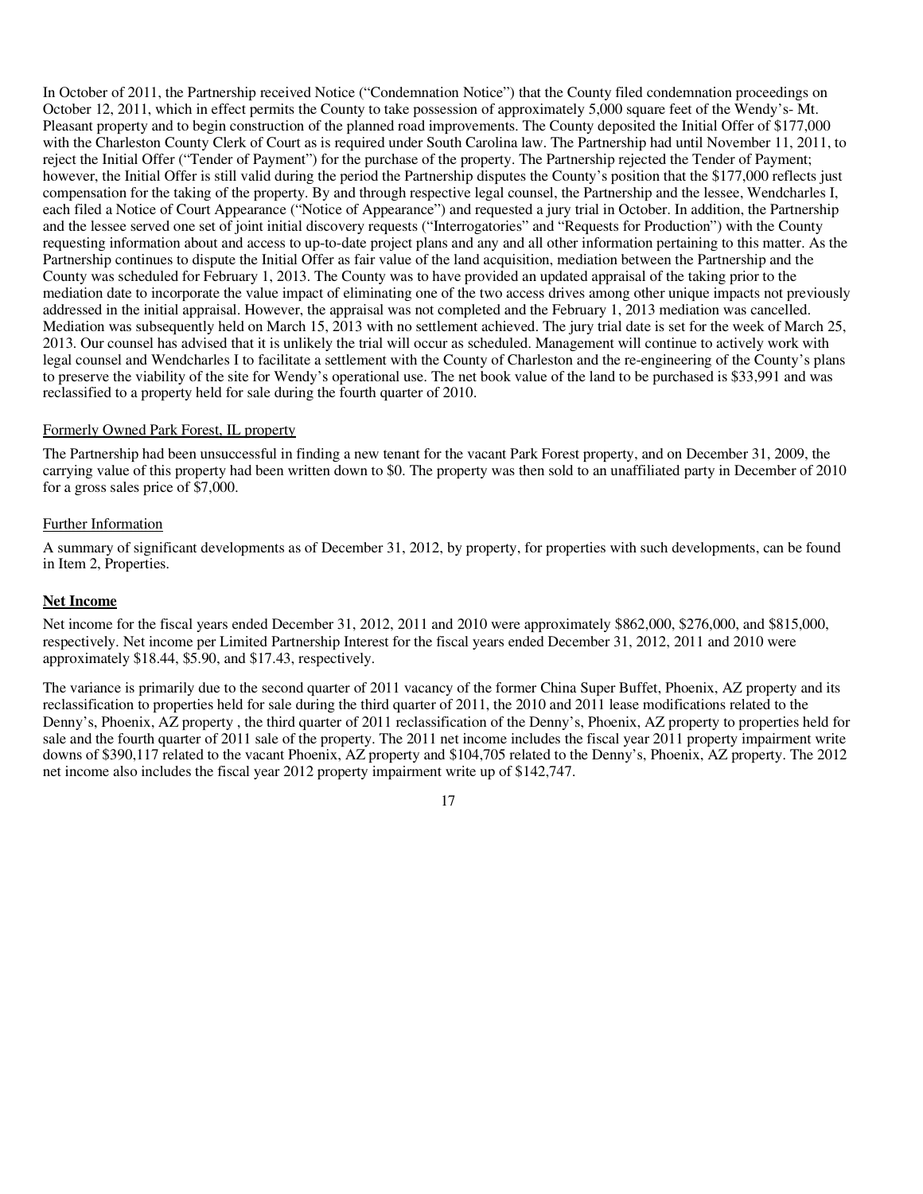In October of 2011, the Partnership received Notice ("Condemnation Notice") that the County filed condemnation proceedings on October 12, 2011, which in effect permits the County to take possession of approximately 5,000 square feet of the Wendy's- Mt. Pleasant property and to begin construction of the planned road improvements. The County deposited the Initial Offer of $177,000 with the Charleston County Clerk of Court as is required under South Carolina law. The Partnership had until November 11, 2011, to reject the Initial Offer ("Tender of Payment") for the purchase of the property. The Partnership rejected the Tender of Payment; however, the Initial Offer is still valid during the period the Partnership disputes the County's position that the $177,000 reflects just compensation for the taking of the property. By and through respective legal counsel, the Partnership and the lessee, Wendcharles I, each filed a Notice of Court Appearance ("Notice of Appearance") and requested a jury trial in October. In addition, the Partnership and the lessee served one set of joint initial discovery requests ("Interrogatories" and "Requests for Production") with the County requesting information about and access to up-to-date project plans and any and all other information pertaining to this matter. As the Partnership continues to dispute the Initial Offer as fair value of the land acquisition, mediation between the Partnership and the County was scheduled for February 1, 2013. The County was to have provided an updated appraisal of the taking prior to the mediation date to incorporate the value impact of eliminating one of the two access drives among other unique impacts not previously addressed in the initial appraisal. However, the appraisal was not completed and the February 1, 2013 mediation was cancelled. Mediation was subsequently held on March 15, 2013 with no settlement achieved. The jury trial date is set for the week of March 25, 2013. Our counsel has advised that it is unlikely the trial will occur as scheduled. Management will continue to actively work with legal counsel and Wendcharles I to facilitate a settlement with the County of Charleston and the re-engineering of the County's plans to preserve the viability of the site for Wendy's operational use. The net book value of the land to be purchased is $33,991 and was reclassified to a property held for sale during the fourth quarter of 2010.

Formerly Owned Park Forest, IL property

The Partnership had been unsuccessful in finding a new tenant for the vacant Park Forest property, and on December 31, 2009, the carrying value of this property had been written down to $0. The property was then sold to an unaffiliated party in December of 2010 for a gross sales price of $7,000.

Further Information

A summary of significant developments as of December 31, 2012, by property, for properties with such developments, can be found in Item 2, Properties.

**Net Income**

Net income for the fiscal years ended December 31, 2012, 2011 and 2010 were approximately $862,000, $276,000, and $815,000, respectively. Net income per Limited Partnership Interest for the fiscal years ended December 31, 2012, 2011 and 2010 were approximately $18.44, $5.90, and $17.43, respectively.

The variance is primarily due to the second quarter of 2011 vacancy of the former China Super Buffet, Phoenix, AZ property and its reclassification to properties held for sale during the third quarter of 2011, the 2010 and 2011 lease modifications related to the Denny's, Phoenix, AZ property , the third quarter of 2011 reclassification of the Denny's, Phoenix, AZ property to properties held for sale and the fourth quarter of 2011 sale of the property. The 2011 net income includes the fiscal year 2011 property impairment write downs of $390,117 related to the vacant Phoenix, AZ property and $104,705 related to the Denny's, Phoenix, AZ property. The 2012 net income also includes the fiscal year 2012 property impairment write up of $142,747.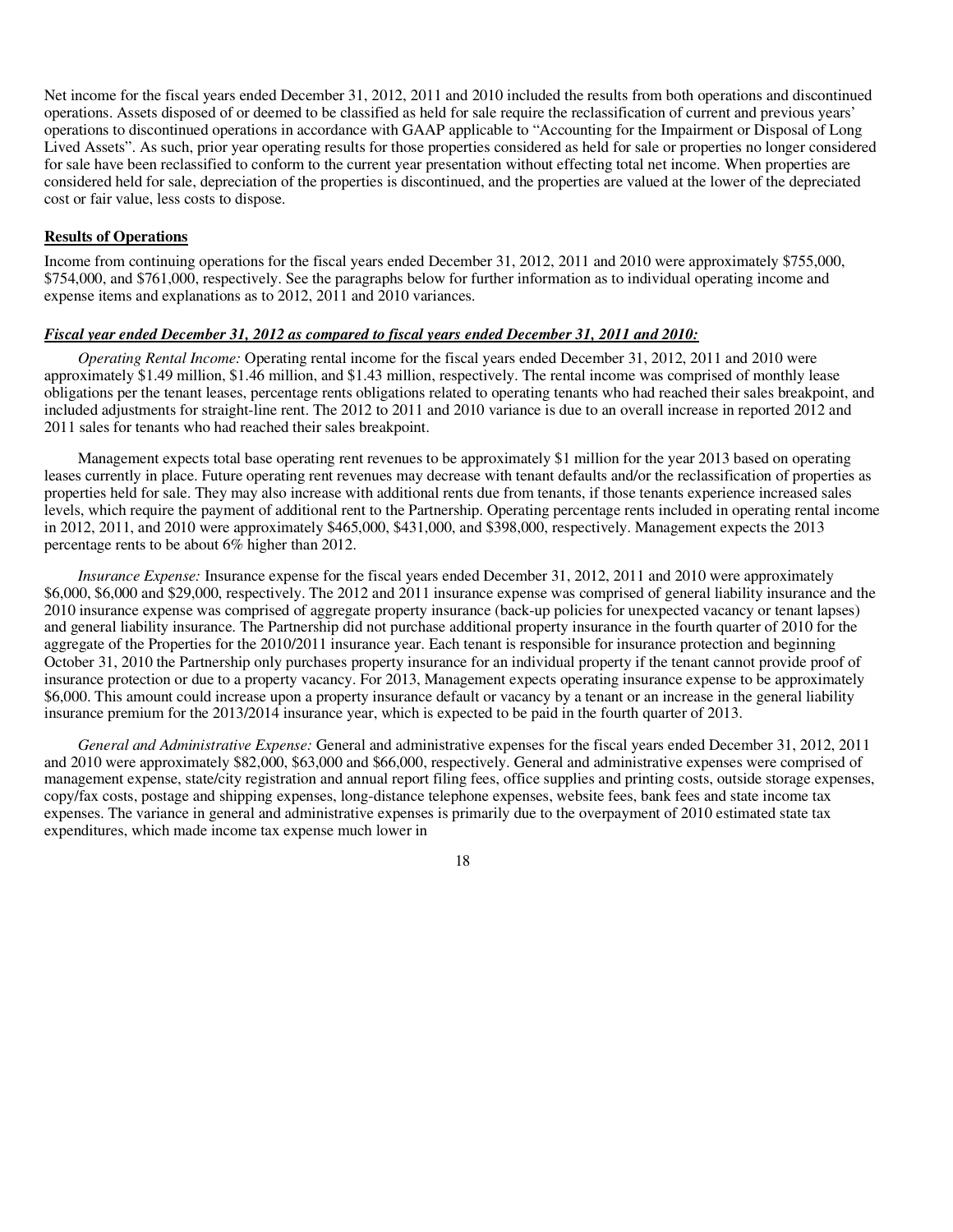Net income for the fiscal years ended December 31, 2012, 2011 and 2010 included the results from both operations and discontinued operations. Assets disposed of or deemed to be classified as held for sale require the reclassification of current and previous years' operations to discontinued operations in accordance with GAAP applicable to "Accounting for the Impairment or Disposal of Long Lived Assets". As such, prior year operating results for those properties considered as held for sale or properties no longer considered for sale have been reclassified to conform to the current year presentation without effecting total net income. When properties are considered held for sale, depreciation of the properties is discontinued, and the properties are valued at the lower of the depreciated cost or fair value, less costs to dispose.

**Results of Operations**

Income from continuing operations for the fiscal years ended December 31, 2012, 2011 and 2010 were approximately $755,000, $754,000, and $761,000, respectively. See the paragraphs below for further information as to individual operating income and expense items and explanations as to 2012, 2011 and 2010 variances.

***Fiscal year ended December 31, 2012 as compared to fiscal years ended December 31, 2011 and 2010:***

*Operating Rental Income:* Operating rental income for the fiscal years ended December 31, 2012, 2011 and 2010 were approximately $1.49 million, $1.46 million, and $1.43 million, respectively. The rental income was comprised of monthly lease obligations per the tenant leases, percentage rents obligations related to operating tenants who had reached their sales breakpoint, and included adjustments for straight-line rent. The 2012 to 2011 and 2010 variance is due to an overall increase in reported 2012 and 2011 sales for tenants who had reached their sales breakpoint.

Management expects total base operating rent revenues to be approximately $1 million for the year 2013 based on operating leases currently in place. Future operating rent revenues may decrease with tenant defaults and/or the reclassification of properties as properties held for sale. They may also increase with additional rents due from tenants, if those tenants experience increased sales levels, which require the payment of additional rent to the Partnership. Operating percentage rents included in operating rental income in 2012, 2011, and 2010 were approximately $465,000, $431,000, and $398,000, respectively. Management expects the 2013 percentage rents to be about 6% higher than 2012.

*Insurance Expense:* Insurance expense for the fiscal years ended December 31, 2012, 2011 and 2010 were approximately $6,000, $6,000 and $29,000, respectively. The 2012 and 2011 insurance expense was comprised of general liability insurance and the 2010 insurance expense was comprised of aggregate property insurance (back-up policies for unexpected vacancy or tenant lapses) and general liability insurance. The Partnership did not purchase additional property insurance in the fourth quarter of 2010 for the aggregate of the Properties for the 2010/2011 insurance year. Each tenant is responsible for insurance protection and beginning October 31, 2010 the Partnership only purchases property insurance for an individual property if the tenant cannot provide proof of insurance protection or due to a property vacancy. For 2013, Management expects operating insurance expense to be approximately $6,000. This amount could increase upon a property insurance default or vacancy by a tenant or an increase in the general liability insurance premium for the 2013/2014 insurance year, which is expected to be paid in the fourth quarter of 2013.

*General and Administrative Expense:* General and administrative expenses for the fiscal years ended December 31, 2012, 2011 and 2010 were approximately $82,000, $63,000 and $66,000, respectively. General and administrative expenses were comprised of management expense, state/city registration and annual report filing fees, office supplies and printing costs, outside storage expenses, copy/fax costs, postage and shipping expenses, long-distance telephone expenses, website fees, bank fees and state income tax expenses. The variance in general and administrative expenses is primarily due to the overpayment of 2010 estimated state tax expenditures, which made income tax expense much lower in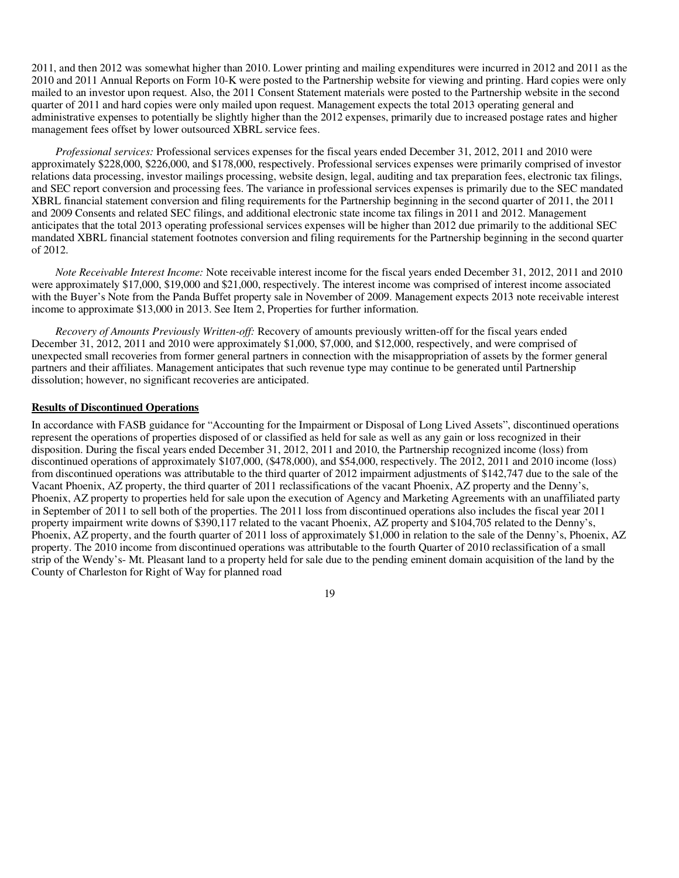2011, and then 2012 was somewhat higher than 2010. Lower printing and mailing expenditures were incurred in 2012 and 2011 as the 2010 and 2011 Annual Reports on Form 10-K were posted to the Partnership website for viewing and printing. Hard copies were only mailed to an investor upon request. Also, the 2011 Consent Statement materials were posted to the Partnership website in the second quarter of 2011 and hard copies were only mailed upon request. Management expects the total 2013 operating general and administrative expenses to potentially be slightly higher than the 2012 expenses, primarily due to increased postage rates and higher management fees offset by lower outsourced XBRL service fees.

*Professional services:* Professional services expenses for the fiscal years ended December 31, 2012, 2011 and 2010 were approximately $228,000, $226,000, and $178,000, respectively. Professional services expenses were primarily comprised of investor relations data processing, investor mailings processing, website design, legal, auditing and tax preparation fees, electronic tax filings, and SEC report conversion and processing fees. The variance in professional services expenses is primarily due to the SEC mandated XBRL financial statement conversion and filing requirements for the Partnership beginning in the second quarter of 2011, the 2011 and 2009 Consents and related SEC filings, and additional electronic state income tax filings in 2011 and 2012. Management anticipates that the total 2013 operating professional services expenses will be higher than 2012 due primarily to the additional SEC mandated XBRL financial statement footnotes conversion and filing requirements for the Partnership beginning in the second quarter of 2012.

*Note Receivable Interest Income:* Note receivable interest income for the fiscal years ended December 31, 2012, 2011 and 2010 were approximately $17,000, $19,000 and $21,000, respectively. The interest income was comprised of interest income associated with the Buyer's Note from the Panda Buffet property sale in November of 2009. Management expects 2013 note receivable interest income to approximate $13,000 in 2013. See Item 2, Properties for further information.

*Recovery of Amounts Previously Written-off:* Recovery of amounts previously written-off for the fiscal years ended December 31, 2012, 2011 and 2010 were approximately $1,000, $7,000, and $12,000, respectively, and were comprised of unexpected small recoveries from former general partners in connection with the misappropriation of assets by the former general partners and their affiliates. Management anticipates that such revenue type may continue to be generated until Partnership dissolution; however, no significant recoveries are anticipated.

**Results of Discontinued Operations**

In accordance with FASB guidance for "Accounting for the Impairment or Disposal of Long Lived Assets", discontinued operations represent the operations of properties disposed of or classified as held for sale as well as any gain or loss recognized in their disposition. During the fiscal years ended December 31, 2012, 2011 and 2010, the Partnership recognized income (loss) from discontinued operations of approximately $107,000, ($478,000), and $54,000, respectively. The 2012, 2011 and 2010 income (loss) from discontinued operations was attributable to the third quarter of 2012 impairment adjustments of $142,747 due to the sale of the Vacant Phoenix, AZ property, the third quarter of 2011 reclassifications of the vacant Phoenix, AZ property and the Denny's, Phoenix, AZ property to properties held for sale upon the execution of Agency and Marketing Agreements with an unaffiliated party in September of 2011 to sell both of the properties. The 2011 loss from discontinued operations also includes the fiscal year 2011 property impairment write downs of $390,117 related to the vacant Phoenix, AZ property and $104,705 related to the Denny's, Phoenix, AZ property, and the fourth quarter of 2011 loss of approximately $1,000 in relation to the sale of the Denny's, Phoenix, AZ property. The 2010 income from discontinued operations was attributable to the fourth Quarter of 2010 reclassification of a small strip of the Wendy's- Mt. Pleasant land to a property held for sale due to the pending eminent domain acquisition of the land by the County of Charleston for Right of Way for planned road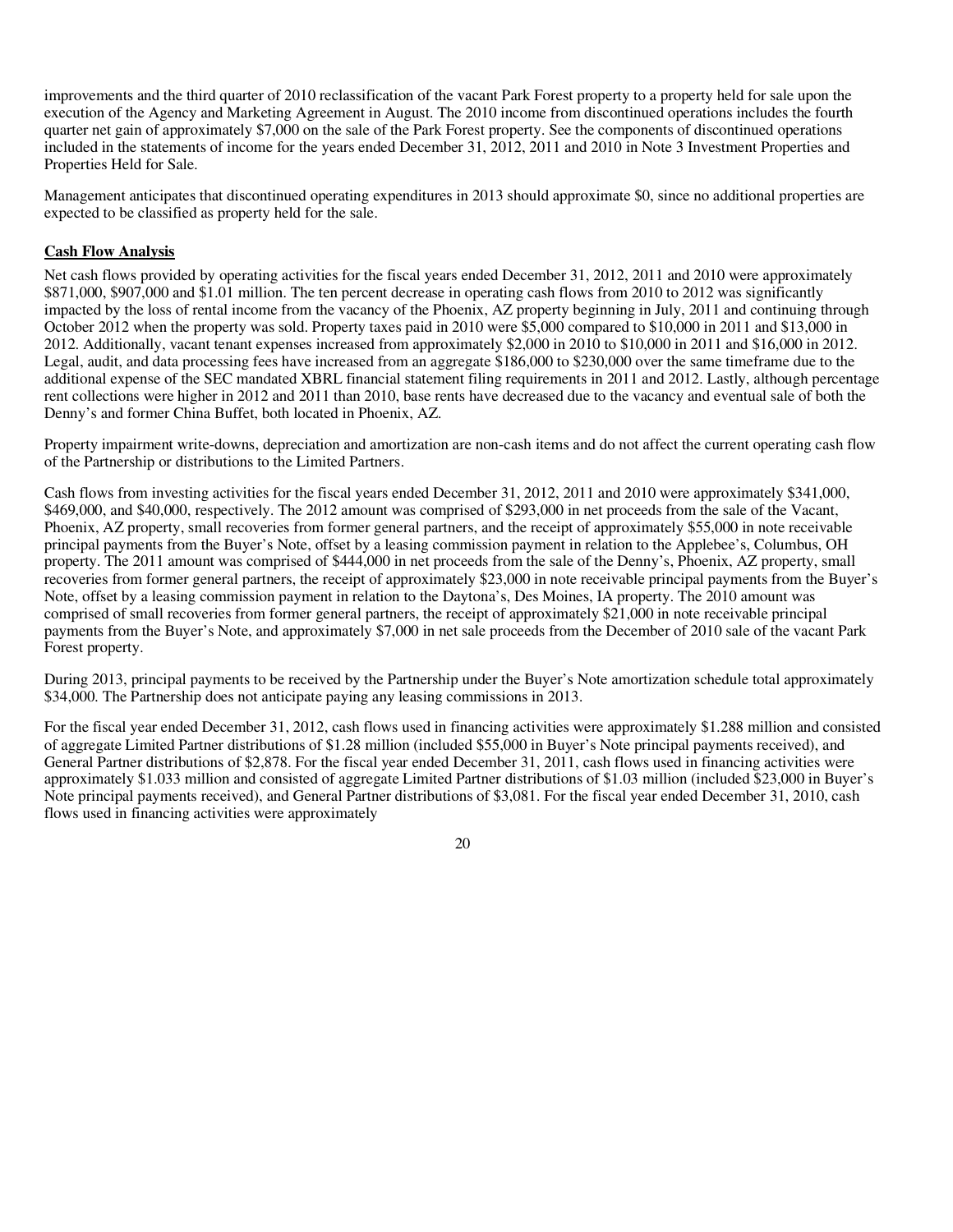improvements and the third quarter of 2010 reclassification of the vacant Park Forest property to a property held for sale upon the execution of the Agency and Marketing Agreement in August. The 2010 income from discontinued operations includes the fourth quarter net gain of approximately $7,000 on the sale of the Park Forest property. See the components of discontinued operations included in the statements of income for the years ended December 31, 2012, 2011 and 2010 in Note 3 Investment Properties and Properties Held for Sale.

Management anticipates that discontinued operating expenditures in 2013 should approximate $0, since no additional properties are expected to be classified as property held for the sale.

**Cash Flow Analysis**

Net cash flows provided by operating activities for the fiscal years ended December 31, 2012, 2011 and 2010 were approximately $871,000, $907,000 and $1.01 million. The ten percent decrease in operating cash flows from 2010 to 2012 was significantly impacted by the loss of rental income from the vacancy of the Phoenix, AZ property beginning in July, 2011 and continuing through October 2012 when the property was sold. Property taxes paid in 2010 were $5,000 compared to $10,000 in 2011 and $13,000 in 2012. Additionally, vacant tenant expenses increased from approximately $2,000 in 2010 to $10,000 in 2011 and $16,000 in 2012. Legal, audit, and data processing fees have increased from an aggregate $186,000 to $230,000 over the same timeframe due to the additional expense of the SEC mandated XBRL financial statement filing requirements in 2011 and 2012. Lastly, although percentage rent collections were higher in 2012 and 2011 than 2010, base rents have decreased due to the vacancy and eventual sale of both the Denny's and former China Buffet, both located in Phoenix, AZ.

Property impairment write-downs, depreciation and amortization are non-cash items and do not affect the current operating cash flow of the Partnership or distributions to the Limited Partners.

Cash flows from investing activities for the fiscal years ended December 31, 2012, 2011 and 2010 were approximately $341,000, $469,000, and $40,000, respectively. The 2012 amount was comprised of $293,000 in net proceeds from the sale of the Vacant, Phoenix, AZ property, small recoveries from former general partners, and the receipt of approximately $55,000 in note receivable principal payments from the Buyer's Note, offset by a leasing commission payment in relation to the Applebee's, Columbus, OH property. The 2011 amount was comprised of $444,000 in net proceeds from the sale of the Denny's, Phoenix, AZ property, small recoveries from former general partners, the receipt of approximately $23,000 in note receivable principal payments from the Buyer's Note, offset by a leasing commission payment in relation to the Daytona's, Des Moines, IA property. The 2010 amount was comprised of small recoveries from former general partners, the receipt of approximately $21,000 in note receivable principal payments from the Buyer's Note, and approximately $7,000 in net sale proceeds from the December of 2010 sale of the vacant Park Forest property.

During 2013, principal payments to be received by the Partnership under the Buyer's Note amortization schedule total approximately $34,000. The Partnership does not anticipate paying any leasing commissions in 2013.

For the fiscal year ended December 31, 2012, cash flows used in financing activities were approximately $1.288 million and consisted of aggregate Limited Partner distributions of $1.28 million (included $55,000 in Buyer's Note principal payments received), and General Partner distributions of $2,878. For the fiscal year ended December 31, 2011, cash flows used in financing activities were approximately $1.033 million and consisted of aggregate Limited Partner distributions of $1.03 million (included $23,000 in Buyer's Note principal payments received), and General Partner distributions of $3,081. For the fiscal year ended December 31, 2010, cash flows used in financing activities were approximately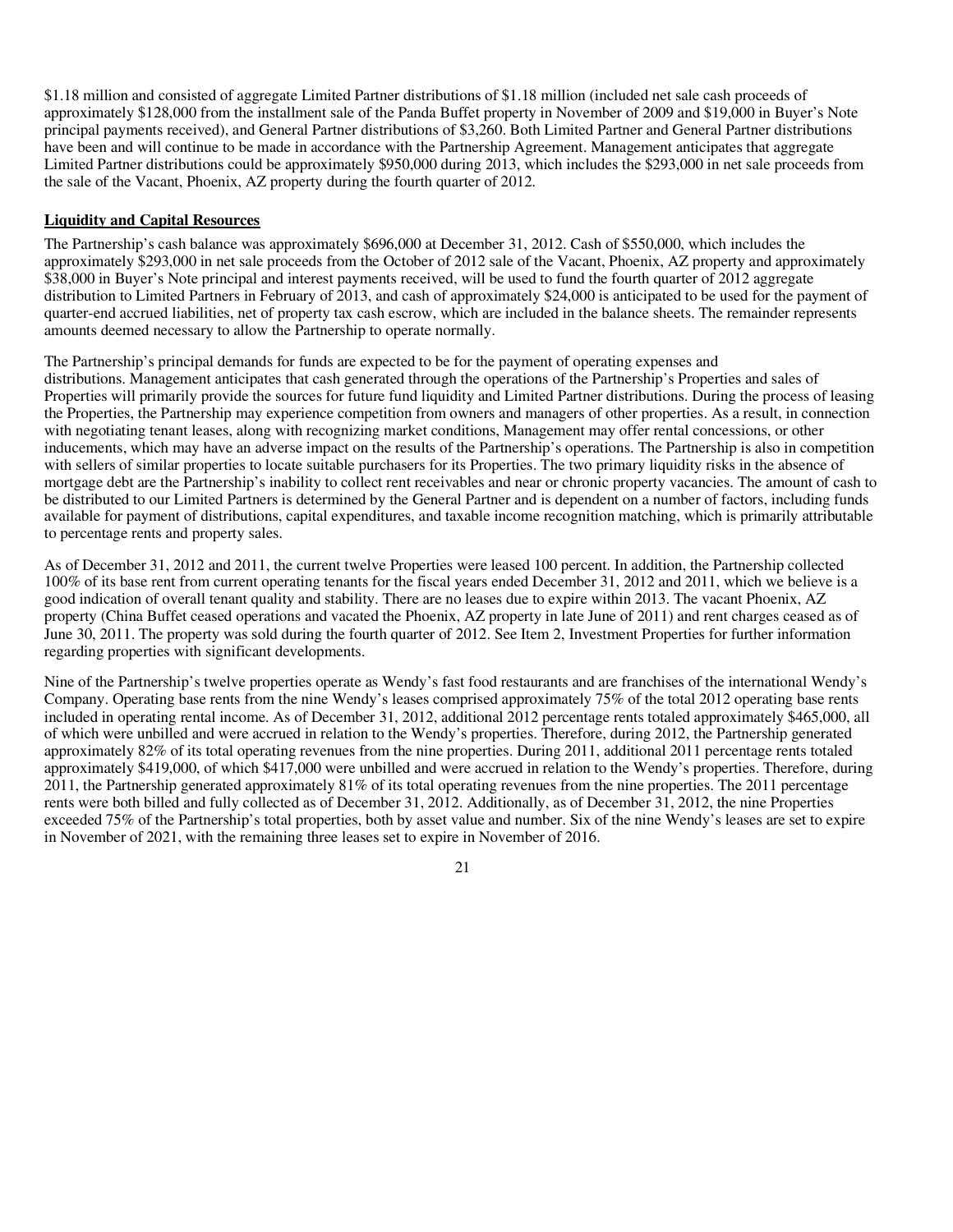$1.18 million and consisted of aggregate Limited Partner distributions of $1.18 million (included net sale cash proceeds of approximately $128,000 from the installment sale of the Panda Buffet property in November of 2009 and $19,000 in Buyer's Note principal payments received), and General Partner distributions of $3,260. Both Limited Partner and General Partner distributions have been and will continue to be made in accordance with the Partnership Agreement. Management anticipates that aggregate Limited Partner distributions could be approximately $950,000 during 2013, which includes the $293,000 in net sale proceeds from the sale of the Vacant, Phoenix, AZ property during the fourth quarter of 2012.

**Liquidity and Capital Resources**

The Partnership's cash balance was approximately $696,000 at December 31, 2012. Cash of $550,000, which includes the approximately $293,000 in net sale proceeds from the October of 2012 sale of the Vacant, Phoenix, AZ property and approximately $38,000 in Buyer's Note principal and interest payments received, will be used to fund the fourth quarter of 2012 aggregate distribution to Limited Partners in February of 2013, and cash of approximately $24,000 is anticipated to be used for the payment of quarter-end accrued liabilities, net of property tax cash escrow, which are included in the balance sheets. The remainder represents amounts deemed necessary to allow the Partnership to operate normally.

The Partnership's principal demands for funds are expected to be for the payment of operating expenses and distributions. Management anticipates that cash generated through the operations of the Partnership's Properties and sales of Properties will primarily provide the sources for future fund liquidity and Limited Partner distributions. During the process of leasing the Properties, the Partnership may experience competition from owners and managers of other properties. As a result, in connection with negotiating tenant leases, along with recognizing market conditions, Management may offer rental concessions, or other inducements, which may have an adverse impact on the results of the Partnership's operations. The Partnership is also in competition with sellers of similar properties to locate suitable purchasers for its Properties. The two primary liquidity risks in the absence of mortgage debt are the Partnership's inability to collect rent receivables and near or chronic property vacancies. The amount of cash to be distributed to our Limited Partners is determined by the General Partner and is dependent on a number of factors, including funds available for payment of distributions, capital expenditures, and taxable income recognition matching, which is primarily attributable to percentage rents and property sales.

As of December 31, 2012 and 2011, the current twelve Properties were leased 100 percent. In addition, the Partnership collected 100% of its base rent from current operating tenants for the fiscal years ended December 31, 2012 and 2011, which we believe is a good indication of overall tenant quality and stability. There are no leases due to expire within 2013. The vacant Phoenix, AZ property (China Buffet ceased operations and vacated the Phoenix, AZ property in late June of 2011) and rent charges ceased as of June 30, 2011. The property was sold during the fourth quarter of 2012. See Item 2, Investment Properties for further information regarding properties with significant developments.

Nine of the Partnership's twelve properties operate as Wendy's fast food restaurants and are franchises of the international Wendy's Company. Operating base rents from the nine Wendy's leases comprised approximately 75% of the total 2012 operating base rents included in operating rental income. As of December 31, 2012, additional 2012 percentage rents totaled approximately $465,000, all of which were unbilled and were accrued in relation to the Wendy's properties. Therefore, during 2012, the Partnership generated approximately 82% of its total operating revenues from the nine properties. During 2011, additional 2011 percentage rents totaled approximately $419,000, of which $417,000 were unbilled and were accrued in relation to the Wendy's properties. Therefore, during 2011, the Partnership generated approximately 81% of its total operating revenues from the nine properties. The 2011 percentage rents were both billed and fully collected as of December 31, 2012. Additionally, as of December 31, 2012, the nine Properties exceeded 75% of the Partnership's total properties, both by asset value and number. Six of the nine Wendy's leases are set to expire in November of 2021, with the remaining three leases set to expire in November of 2016.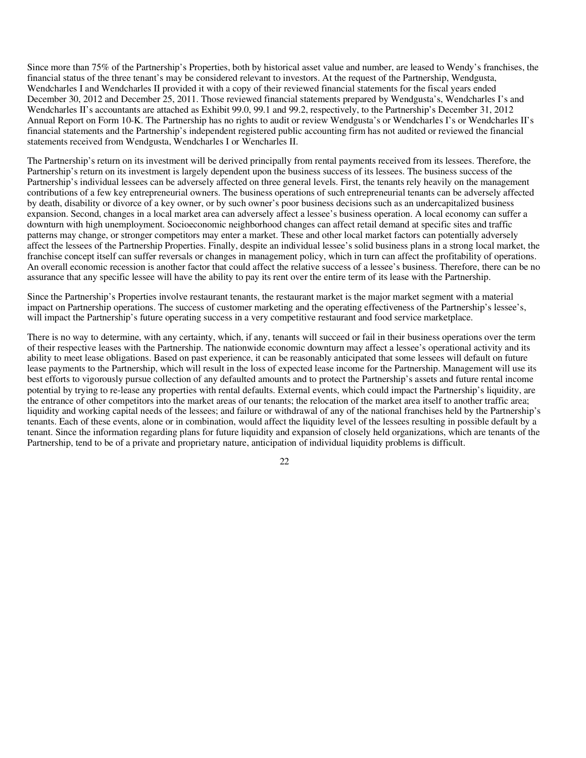Since more than 75% of the Partnership's Properties, both by historical asset value and number, are leased to Wendy's franchises, the financial status of the three tenant's may be considered relevant to investors. At the request of the Partnership, Wendgusta, Wendcharles I and Wendcharles II provided it with a copy of their reviewed financial statements for the fiscal years ended December 30, 2012 and December 25, 2011. Those reviewed financial statements prepared by Wendgusta's, Wendcharles I's and Wendcharles II's accountants are attached as Exhibit 99.0, 99.1 and 99.2, respectively, to the Partnership's December 31, 2012 Annual Report on Form 10-K. The Partnership has no rights to audit or review Wendgusta's or Wendcharles I's or Wendcharles II's financial statements and the Partnership's independent registered public accounting firm has not audited or reviewed the financial statements received from Wendgusta, Wendcharles I or Wencharles II.

The Partnership's return on its investment will be derived principally from rental payments received from its lessees. Therefore, the Partnership's return on its investment is largely dependent upon the business success of its lessees. The business success of the Partnership's individual lessees can be adversely affected on three general levels. First, the tenants rely heavily on the management contributions of a few key entrepreneurial owners. The business operations of such entrepreneurial tenants can be adversely affected by death, disability or divorce of a key owner, or by such owner's poor business decisions such as an undercapitalized business expansion. Second, changes in a local market area can adversely affect a lessee's business operation. A local economy can suffer a downturn with high unemployment. Socioeconomic neighborhood changes can affect retail demand at specific sites and traffic patterns may change, or stronger competitors may enter a market. These and other local market factors can potentially adversely affect the lessees of the Partnership Properties. Finally, despite an individual lessee's solid business plans in a strong local market, the franchise concept itself can suffer reversals or changes in management policy, which in turn can affect the profitability of operations. An overall economic recession is another factor that could affect the relative success of a lessee's business. Therefore, there can be no assurance that any specific lessee will have the ability to pay its rent over the entire term of its lease with the Partnership.

Since the Partnership's Properties involve restaurant tenants, the restaurant market is the major market segment with a material impact on Partnership operations. The success of customer marketing and the operating effectiveness of the Partnership's lessee's, will impact the Partnership's future operating success in a very competitive restaurant and food service marketplace.

There is no way to determine, with any certainty, which, if any, tenants will succeed or fail in their business operations over the term of their respective leases with the Partnership. The nationwide economic downturn may affect a lessee's operational activity and its ability to meet lease obligations. Based on past experience, it can be reasonably anticipated that some lessees will default on future lease payments to the Partnership, which will result in the loss of expected lease income for the Partnership. Management will use its best efforts to vigorously pursue collection of any defaulted amounts and to protect the Partnership's assets and future rental income potential by trying to re-lease any properties with rental defaults. External events, which could impact the Partnership's liquidity, are the entrance of other competitors into the market areas of our tenants; the relocation of the market area itself to another traffic area; liquidity and working capital needs of the lessees; and failure or withdrawal of any of the national franchises held by the Partnership's tenants. Each of these events, alone or in combination, would affect the liquidity level of the lessees resulting in possible default by a tenant. Since the information regarding plans for future liquidity and expansion of closely held organizations, which are tenants of the Partnership, tend to be of a private and proprietary nature, anticipation of individual liquidity problems is difficult.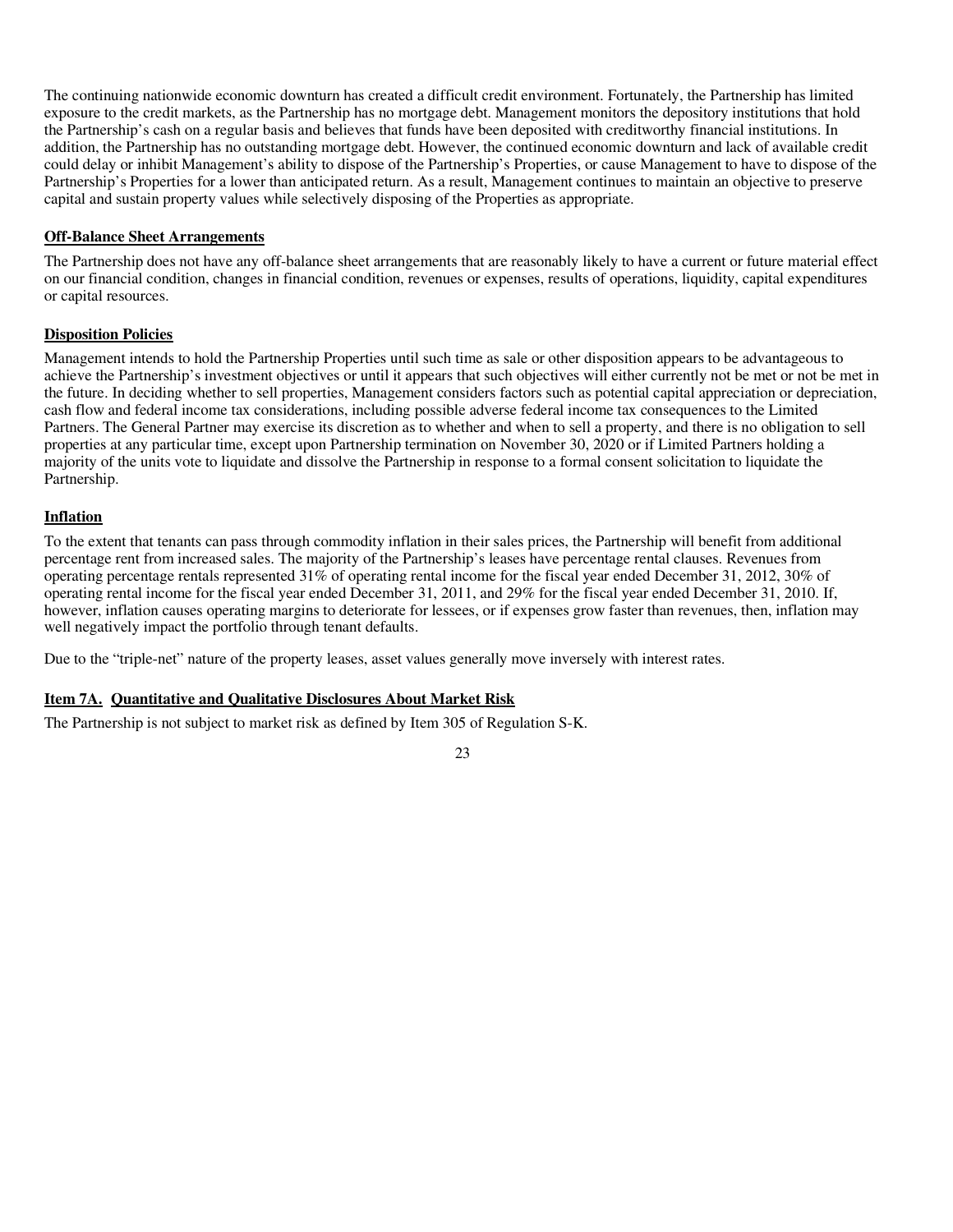The continuing nationwide economic downturn has created a difficult credit environment. Fortunately, the Partnership has limited exposure to the credit markets, as the Partnership has no mortgage debt. Management monitors the depository institutions that hold the Partnership's cash on a regular basis and believes that funds have been deposited with creditworthy financial institutions. In addition, the Partnership has no outstanding mortgage debt. However, the continued economic downturn and lack of available credit could delay or inhibit Management's ability to dispose of the Partnership's Properties, or cause Management to have to dispose of the Partnership's Properties for a lower than anticipated return. As a result, Management continues to maintain an objective to preserve capital and sustain property values while selectively disposing of the Properties as appropriate.

**Off-Balance Sheet Arrangements**

The Partnership does not have any off-balance sheet arrangements that are reasonably likely to have a current or future material effect on our financial condition, changes in financial condition, revenues or expenses, results of operations, liquidity, capital expenditures or capital resources.

**Disposition Policies**

Management intends to hold the Partnership Properties until such time as sale or other disposition appears to be advantageous to achieve the Partnership's investment objectives or until it appears that such objectives will either currently not be met or not be met in the future. In deciding whether to sell properties, Management considers factors such as potential capital appreciation or depreciation, cash flow and federal income tax considerations, including possible adverse federal income tax consequences to the Limited Partners. The General Partner may exercise its discretion as to whether and when to sell a property, and there is no obligation to sell properties at any particular time, except upon Partnership termination on November 30, 2020 or if Limited Partners holding a majority of the units vote to liquidate and dissolve the Partnership in response to a formal consent solicitation to liquidate the Partnership.

**Inflation**

To the extent that tenants can pass through commodity inflation in their sales prices, the Partnership will benefit from additional percentage rent from increased sales. The majority of the Partnership's leases have percentage rental clauses. Revenues from operating percentage rentals represented 31% of operating rental income for the fiscal year ended December 31, 2012, 30% of operating rental income for the fiscal year ended December 31, 2011, and 29% for the fiscal year ended December 31, 2010. If, however, inflation causes operating margins to deteriorate for lessees, or if expenses grow faster than revenues, then, inflation may well negatively impact the portfolio through tenant defaults.

Due to the "triple-net" nature of the property leases, asset values generally move inversely with interest rates.

**Item 7A. Quantitative and Qualitative Disclosures About Market Risk**

The Partnership is not subject to market risk as defined by Item 305 of Regulation S-K.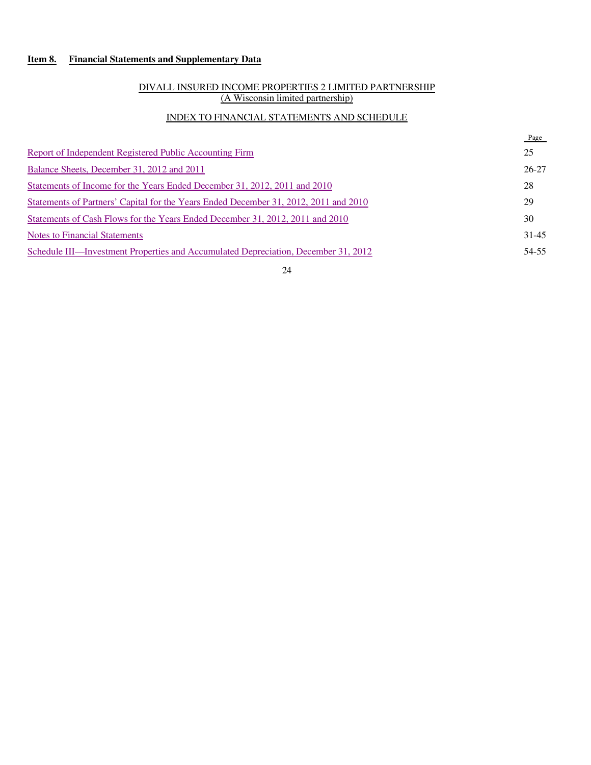**Item 8. Financial Statements and Supplementary Data**

DIVALL INSURED INCOME PROPERTIES 2 LIMITED PARTNERSHIP
(A Wisconsin limited partnership)

INDEX TO FINANCIAL STATEMENTS AND SCHEDULE

| | Page |
|---|---|
| Report of Independent Registered Public Accounting Firm | 25 |
| Balance Sheets, December 31, 2012 and 2011 | 26-27 |
| Statements of Income for the Years Ended December 31, 2012, 2011 and 2010 | 28 |
| Statements of Partners' Capital for the Years Ended December 31, 2012, 2011 and 2010 | 29 |
| Statements of Cash Flows for the Years Ended December 31, 2012, 2011 and 2010 | 30 |
| Notes to Financial Statements | 31-45 |
| Schedule III—Investment Properties and Accumulated Depreciation, December 31, 2012 | 54-55 |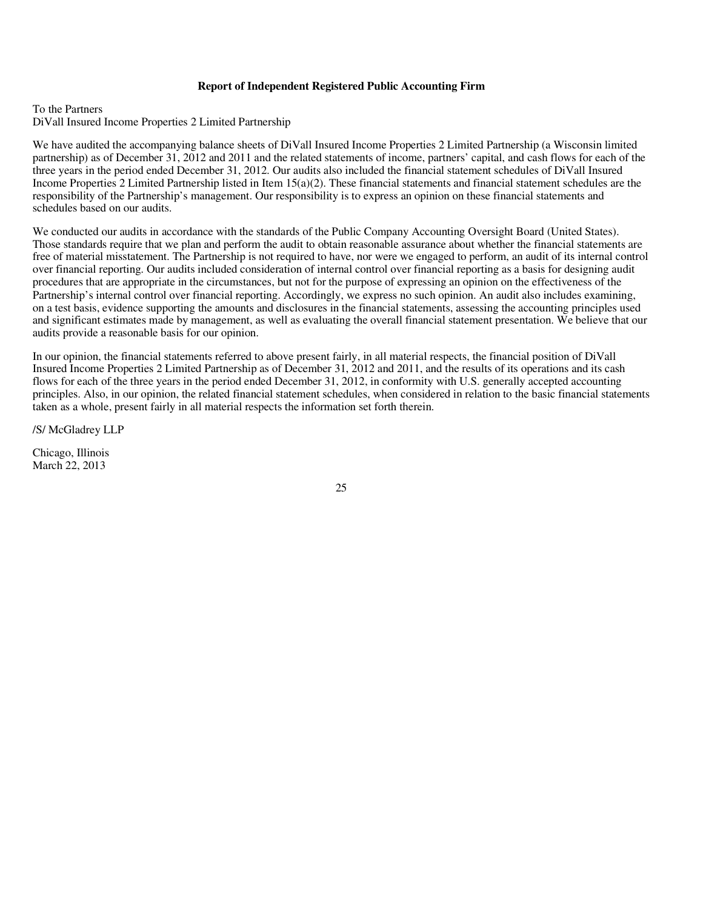**Report of Independent Registered Public Accounting Firm**

To the Partners
DiVall Insured Income Properties 2 Limited Partnership

We have audited the accompanying balance sheets of DiVall Insured Income Properties 2 Limited Partnership (a Wisconsin limited partnership) as of December 31, 2012 and 2011 and the related statements of income, partners' capital, and cash flows for each of the three years in the period ended December 31, 2012. Our audits also included the financial statement schedules of DiVall Insured Income Properties 2 Limited Partnership listed in Item 15(a)(2). These financial statements and financial statement schedules are the responsibility of the Partnership's management. Our responsibility is to express an opinion on these financial statements and schedules based on our audits.

We conducted our audits in accordance with the standards of the Public Company Accounting Oversight Board (United States). Those standards require that we plan and perform the audit to obtain reasonable assurance about whether the financial statements are free of material misstatement. The Partnership is not required to have, nor were we engaged to perform, an audit of its internal control over financial reporting. Our audits included consideration of internal control over financial reporting as a basis for designing audit procedures that are appropriate in the circumstances, but not for the purpose of expressing an opinion on the effectiveness of the Partnership's internal control over financial reporting. Accordingly, we express no such opinion. An audit also includes examining, on a test basis, evidence supporting the amounts and disclosures in the financial statements, assessing the accounting principles used and significant estimates made by management, as well as evaluating the overall financial statement presentation. We believe that our audits provide a reasonable basis for our opinion.

In our opinion, the financial statements referred to above present fairly, in all material respects, the financial position of DiVall Insured Income Properties 2 Limited Partnership as of December 31, 2012 and 2011, and the results of its operations and its cash flows for each of the three years in the period ended December 31, 2012, in conformity with U.S. generally accepted accounting principles. Also, in our opinion, the related financial statement schedules, when considered in relation to the basic financial statements taken as a whole, present fairly in all material respects the information set forth therein.

/S/ McGladrey LLP

Chicago, Illinois
March 22, 2013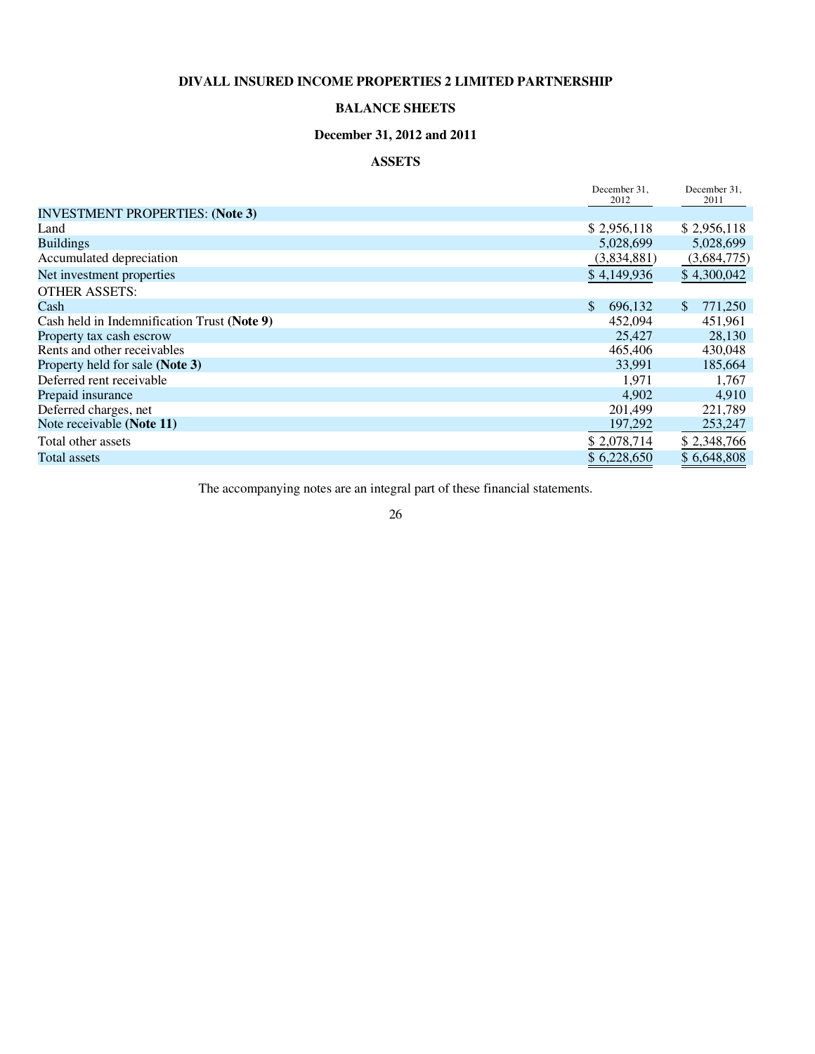# DIVALL INSURED INCOME PROPERTIES 2 LIMITED PARTNERSHIP

## BALANCE SHEETS

### December 31, 2012 and 2011

### ASSETS

| | December 31, 2012 | December 31, 2011 |
|---|---|---|
| INVESTMENT PROPERTIES: **(Note 3)** | | |
| Land | $ 2,956,118 | $ 2,956,118 |
| Buildings | 5,028,699 | 5,028,699 |
| Accumulated depreciation | (3,834,881) | (3,684,775) |
| Net investment properties | $ 4,149,936 | $ 4,300,042 |
| OTHER ASSETS: | | |
| Cash | $ 696,132 | $ 771,250 |
| Cash held in Indemnification Trust **(Note 9)** | 452,094 | 451,961 |
| Property tax cash escrow | 25,427 | 28,130 |
| Rents and other receivables | 465,406 | 430,048 |
| Property held for sale **(Note 3)** | 33,991 | 185,664 |
| Deferred rent receivable | 1,971 | 1,767 |
| Prepaid insurance | 4,902 | 4,910 |
| Deferred charges, net | 201,499 | 221,789 |
| Note receivable **(Note 11)** | 197,292 | 253,247 |
| Total other assets | $ 2,078,714 | $ 2,348,766 |
| Total assets | $ 6,228,650 | $ 6,648,808 |

The accompanying notes are an integral part of these financial statements.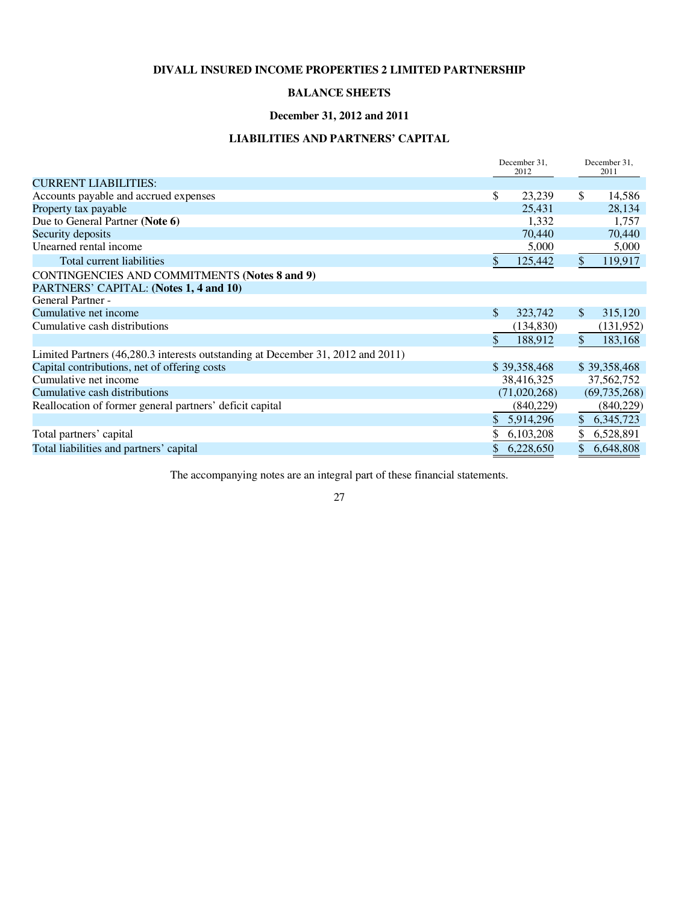# DIVALL INSURED INCOME PROPERTIES 2 LIMITED PARTNERSHIP

## BALANCE SHEETS

### December 31, 2012 and 2011

### LIABILITIES AND PARTNERS' CAPITAL

| | December 31, 2012 | December 31, 2011 |
|---|---|---|
| CURRENT LIABILITIES: | | |
| Accounts payable and accrued expenses | $ 23,239 | $ 14,586 |
| Property tax payable | 25,431 | 28,134 |
| Due to General Partner **(Note 6)** | 1,332 | 1,757 |
| Security deposits | 70,440 | 70,440 |
| Unearned rental income | 5,000 | 5,000 |
| Total current liabilities | $ 125,442 | $ 119,917 |
| CONTINGENCIES AND COMMITMENTS **(Notes 8 and 9)** | | |
| PARTNERS' CAPITAL: **(Notes 1, 4 and 10)** | | |
| General Partner - | | |
| Cumulative net income | $ 323,742 | $ 315,120 |
| Cumulative cash distributions | (134,830) | (131,952) |
| | $ 188,912 | $ 183,168 |
| Limited Partners (46,280.3 interests outstanding at December 31, 2012 and 2011) | | |
| Capital contributions, net of offering costs | $ 39,358,468 | $ 39,358,468 |
| Cumulative net income | 38,416,325 | 37,562,752 |
| Cumulative cash distributions | (71,020,268) | (69,735,268) |
| Reallocation of former general partners' deficit capital | (840,229) | (840,229) |
| | $ 5,914,296 | $ 6,345,723 |
| Total partners' capital | $ 6,103,208 | $ 6,528,891 |
| Total liabilities and partners' capital | $ 6,228,650 | $ 6,648,808 |

The accompanying notes are an integral part of these financial statements.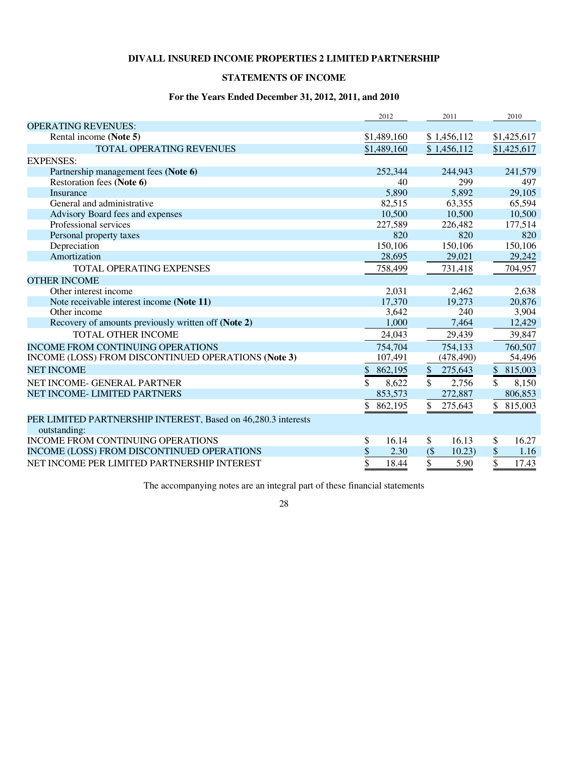**DIVALL INSURED INCOME PROPERTIES 2 LIMITED PARTNERSHIP**

**STATEMENTS OF INCOME**

**For the Years Ended December 31, 2012, 2011, and 2010**

| | 2012 | 2011 | 2010 |
|---|---|---|---|
| OPERATING REVENUES: | | | |
| Rental income **(Note 5)** | $1,489,160 | $ 1,456,112 | $1,425,617 |
| TOTAL OPERATING REVENUES | $1,489,160 | $ 1,456,112 | $1,425,617 |
| EXPENSES: | | | |
| Partnership management fees **(Note 6)** | 252,344 | 244,943 | 241,579 |
| Restoration fees **(Note 6)** | 40 | 299 | 497 |
| Insurance | 5,890 | 5,892 | 29,105 |
| General and administrative | 82,515 | 63,355 | 65,594 |
| Advisory Board fees and expenses | 10,500 | 10,500 | 10,500 |
| Professional services | 227,589 | 226,482 | 177,514 |
| Personal property taxes | 820 | 820 | 820 |
| Depreciation | 150,106 | 150,106 | 150,106 |
| Amortization | 28,695 | 29,021 | 29,242 |
| TOTAL OPERATING EXPENSES | 758,499 | 731,418 | 704,957 |
| OTHER INCOME | | | |
| Other interest income | 2,031 | 2,462 | 2,638 |
| Note receivable interest income **(Note 11)** | 17,370 | 19,273 | 20,876 |
| Other income | 3,642 | 240 | 3,904 |
| Recovery of amounts previously written off **(Note 2)** | 1,000 | 7,464 | 12,429 |
| TOTAL OTHER INCOME | 24,043 | 29,439 | 39,847 |
| INCOME FROM CONTINUING OPERATIONS | 754,704 | 754,133 | 760,507 |
| INCOME (LOSS) FROM DISCONTINUED OPERATIONS **(Note 3)** | 107,491 | (478,490) | 54,496 |
| NET INCOME | $ 862,195 | $ 275,643 | $ 815,003 |
| NET INCOME- GENERAL PARTNER | $ 8,622 | $ 2,756 | $ 8,150 |
| NET INCOME- LIMITED PARTNERS | 853,573 | 272,887 | 806,853 |
| | $ 862,195 | $ 275,643 | $ 815,003 |
| PER LIMITED PARTNERSHIP INTEREST, Based on 46,280.3 interests outstanding: | | | |
| INCOME FROM CONTINUING OPERATIONS | $ 16.14 | $ 16.13 | $ 16.27 |
| INCOME (LOSS) FROM DISCONTINUED OPERATIONS | $ 2.30 | ($ 10.23) | $ 1.16 |
| NET INCOME PER LIMITED PARTNERSHIP INTEREST | $ 18.44 | $ 5.90 | $ 17.43 |

The accompanying notes are an integral part of these financial statements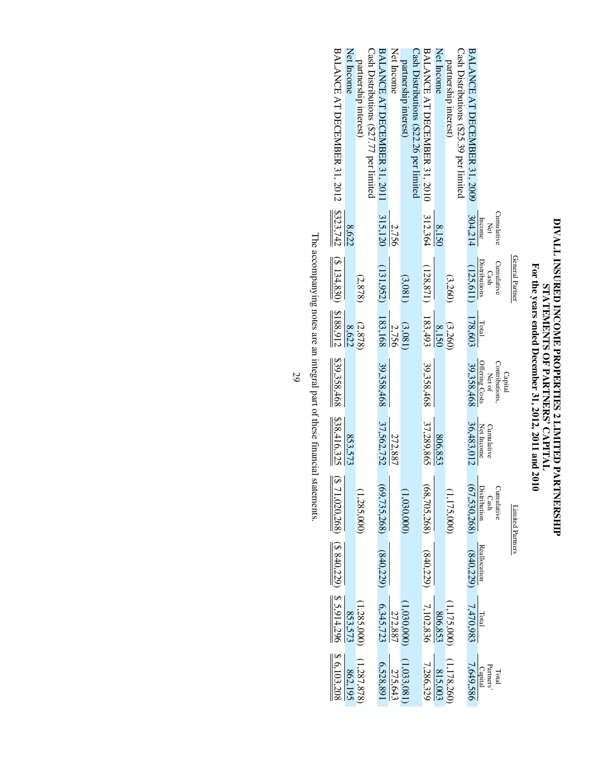# DIVALL INSURED INCOME PROPERTIES 2 LIMITED PARTNERSHIP

## STATEMENTS OF PARTNERS' CAPITAL

### For the years ended December 31, 2012, 2011 and 2010

| | General Partner | | | Limited Partners | | | | | |
|---|---|---|---|---|---|---|---|---|---|
| | Cumulative Net Income | Cumulative Cash Distributions | Total | Capital Contributions, Net of Offering Costs | Cumulative Net Income | Cumulative Cash Distribution | Reallocation | Total | Total Partners' Capital |
| BALANCE AT DECEMBER 31, 2009 | 304,214 | (125,611) | 178,603 | 39,358,468 | 36,483,012 | (67,530,268) | (840,229) | 7,470,983 | 7,649,586 |
| Cash Distributions ($25.39 per limited partnership interest) | | (3,260) | (3,260) | | | (1,175,000) | | (1,175,000) | (1,178,260) |
| Net Income | 8,150 | | 8,150 | | 806,853 | | | 806,853 | 815,003 |
| BALANCE AT DECEMBER 31, 2010 | 312,364 | (128,871) | 183,493 | 39,358,468 | 37,289,865 | (68,705,268) | (840,229) | 7,102,836 | 7,286,329 |
| Cash Distributions ($22.26 per limited partnership interest) | | (3,081) | (3,081) | | | (1,030,000) | | (1,030,000) | (1,033,081) |
| Net Income | 2,756 | | 2,756 | | 272,887 | | | 272,887 | 275,643 |
| BALANCE AT DECEMBER 31, 2011 | 315,120 | (131,952) | 183,168 | 39,358,468 | 37,562,752 | (69,735,268) | (840,229) | 6,345,723 | 6,528,891 |
| Cash Distributions ($27.77 per limited partnership interest) | | (2,878) | (2,878) | | | (1,285,000) | | (1,285,000) | (1,287,878) |
| Net Income | 8,622 | | 8,622 | | 853,573 | | | 853,573 | 862,195 |
| BALANCE AT DECEMBER 31, 2012 | $323,742 | ($ 134,830) | $188,912 | $39,358,468 | $38,416,325 | ($ 71,020,268) | ($ 840,229) | $ 5,914,296 | $ 6,103,208 |

The accompanying notes are an integral part of these financial statements.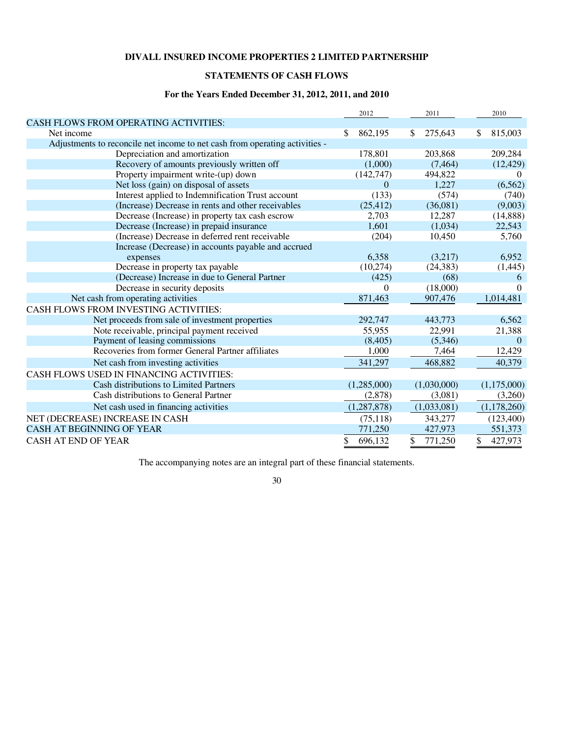# DIVALL INSURED INCOME PROPERTIES 2 LIMITED PARTNERSHIP

## STATEMENTS OF CASH FLOWS

### For the Years Ended December 31, 2012, 2011, and 2010

| | 2012 | 2011 | 2010 |
|---|---|---|---|
| CASH FLOWS FROM OPERATING ACTIVITIES: | | | |
| Net income | $ 862,195 | $ 275,643 | $ 815,003 |
| Adjustments to reconcile net income to net cash from operating activities - | | | |
| Depreciation and amortization | 178,801 | 203,868 | 209,284 |
| Recovery of amounts previously written off | (1,000) | (7,464) | (12,429) |
| Property impairment write-(up) down | (142,747) | 494,822 | 0 |
| Net loss (gain) on disposal of assets | 0 | 1,227 | (6,562) |
| Interest applied to Indemnification Trust account | (133) | (574) | (740) |
| (Increase) Decrease in rents and other receivables | (25,412) | (36,081) | (9,003) |
| Decrease (Increase) in property tax cash escrow | 2,703 | 12,287 | (14,888) |
| Decrease (Increase) in prepaid insurance | 1,601 | (1,034) | 22,543 |
| (Increase) Decrease in deferred rent receivable | (204) | 10,450 | 5,760 |
| Increase (Decrease) in accounts payable and accrued expenses | 6,358 | (3,217) | 6,952 |
| Decrease in property tax payable | (10,274) | (24,383) | (1,445) |
| (Decrease) Increase in due to General Partner | (425) | (68) | 6 |
| Decrease in security deposits | 0 | (18,000) | 0 |
| Net cash from operating activities | 871,463 | 907,476 | 1,014,481 |
| CASH FLOWS FROM INVESTING ACTIVITIES: | | | |
| Net proceeds from sale of investment properties | 292,747 | 443,773 | 6,562 |
| Note receivable, principal payment received | 55,955 | 22,991 | 21,388 |
| Payment of leasing commissions | (8,405) | (5,346) | 0 |
| Recoveries from former General Partner affiliates | 1,000 | 7,464 | 12,429 |
| Net cash from investing activities | 341,297 | 468,882 | 40,379 |
| CASH FLOWS USED IN FINANCING ACTIVITIES: | | | |
| Cash distributions to Limited Partners | (1,285,000) | (1,030,000) | (1,175,000) |
| Cash distributions to General Partner | (2,878) | (3,081) | (3,260) |
| Net cash used in financing activities | (1,287,878) | (1,033,081) | (1,178,260) |
| NET (DECREASE) INCREASE IN CASH | (75,118) | 343,277 | (123,400) |
| CASH AT BEGINNING OF YEAR | 771,250 | 427,973 | 551,373 |
| CASH AT END OF YEAR | $ 696,132 | $ 771,250 | $ 427,973 |

The accompanying notes are an integral part of these financial statements.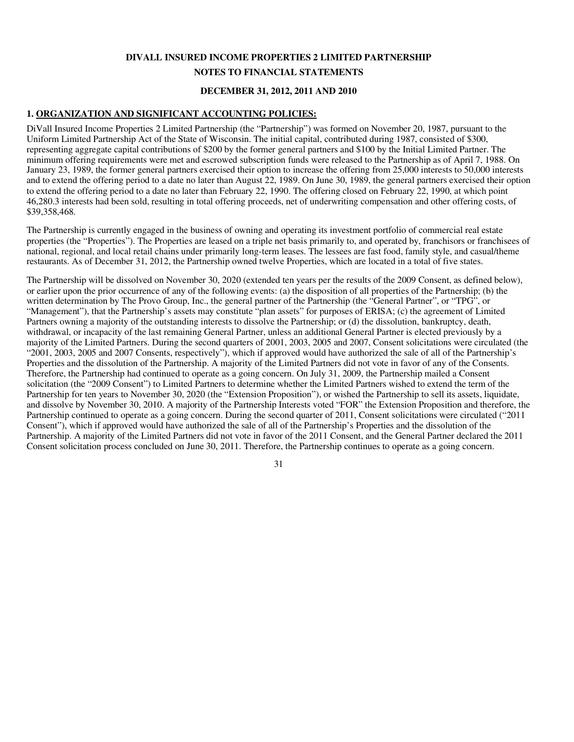# DIVALL INSURED INCOME PROPERTIES 2 LIMITED PARTNERSHIP

## NOTES TO FINANCIAL STATEMENTS

### DECEMBER 31, 2012, 2011 AND 2010

**1. ORGANIZATION AND SIGNIFICANT ACCOUNTING POLICIES:**

DiVall Insured Income Properties 2 Limited Partnership (the "Partnership") was formed on November 20, 1987, pursuant to the Uniform Limited Partnership Act of the State of Wisconsin. The initial capital, contributed during 1987, consisted of $300, representing aggregate capital contributions of $200 by the former general partners and $100 by the Initial Limited Partner. The minimum offering requirements were met and escrowed subscription funds were released to the Partnership as of April 7, 1988. On January 23, 1989, the former general partners exercised their option to increase the offering from 25,000 interests to 50,000 interests and to extend the offering period to a date no later than August 22, 1989. On June 30, 1989, the general partners exercised their option to extend the offering period to a date no later than February 22, 1990. The offering closed on February 22, 1990, at which point 46,280.3 interests had been sold, resulting in total offering proceeds, net of underwriting compensation and other offering costs, of $39,358,468.

The Partnership is currently engaged in the business of owning and operating its investment portfolio of commercial real estate properties (the "Properties"). The Properties are leased on a triple net basis primarily to, and operated by, franchisors or franchisees of national, regional, and local retail chains under primarily long-term leases. The lessees are fast food, family style, and casual/theme restaurants. As of December 31, 2012, the Partnership owned twelve Properties, which are located in a total of five states.

The Partnership will be dissolved on November 30, 2020 (extended ten years per the results of the 2009 Consent, as defined below), or earlier upon the prior occurrence of any of the following events: (a) the disposition of all properties of the Partnership; (b) the written determination by The Provo Group, Inc., the general partner of the Partnership (the "General Partner", or "TPG", or "Management"), that the Partnership's assets may constitute "plan assets" for purposes of ERISA; (c) the agreement of Limited Partners owning a majority of the outstanding interests to dissolve the Partnership; or (d) the dissolution, bankruptcy, death, withdrawal, or incapacity of the last remaining General Partner, unless an additional General Partner is elected previously by a majority of the Limited Partners. During the second quarters of 2001, 2003, 2005 and 2007, Consent solicitations were circulated (the "2001, 2003, 2005 and 2007 Consents, respectively"), which if approved would have authorized the sale of all of the Partnership's Properties and the dissolution of the Partnership. A majority of the Limited Partners did not vote in favor of any of the Consents. Therefore, the Partnership had continued to operate as a going concern. On July 31, 2009, the Partnership mailed a Consent solicitation (the "2009 Consent") to Limited Partners to determine whether the Limited Partners wished to extend the term of the Partnership for ten years to November 30, 2020 (the "Extension Proposition"), or wished the Partnership to sell its assets, liquidate, and dissolve by November 30, 2010. A majority of the Partnership Interests voted "FOR" the Extension Proposition and therefore, the Partnership continued to operate as a going concern. During the second quarter of 2011, Consent solicitations were circulated ("2011 Consent"), which if approved would have authorized the sale of all of the Partnership's Properties and the dissolution of the Partnership. A majority of the Limited Partners did not vote in favor of the 2011 Consent, and the General Partner declared the 2011 Consent solicitation process concluded on June 30, 2011. Therefore, the Partnership continues to operate as a going concern.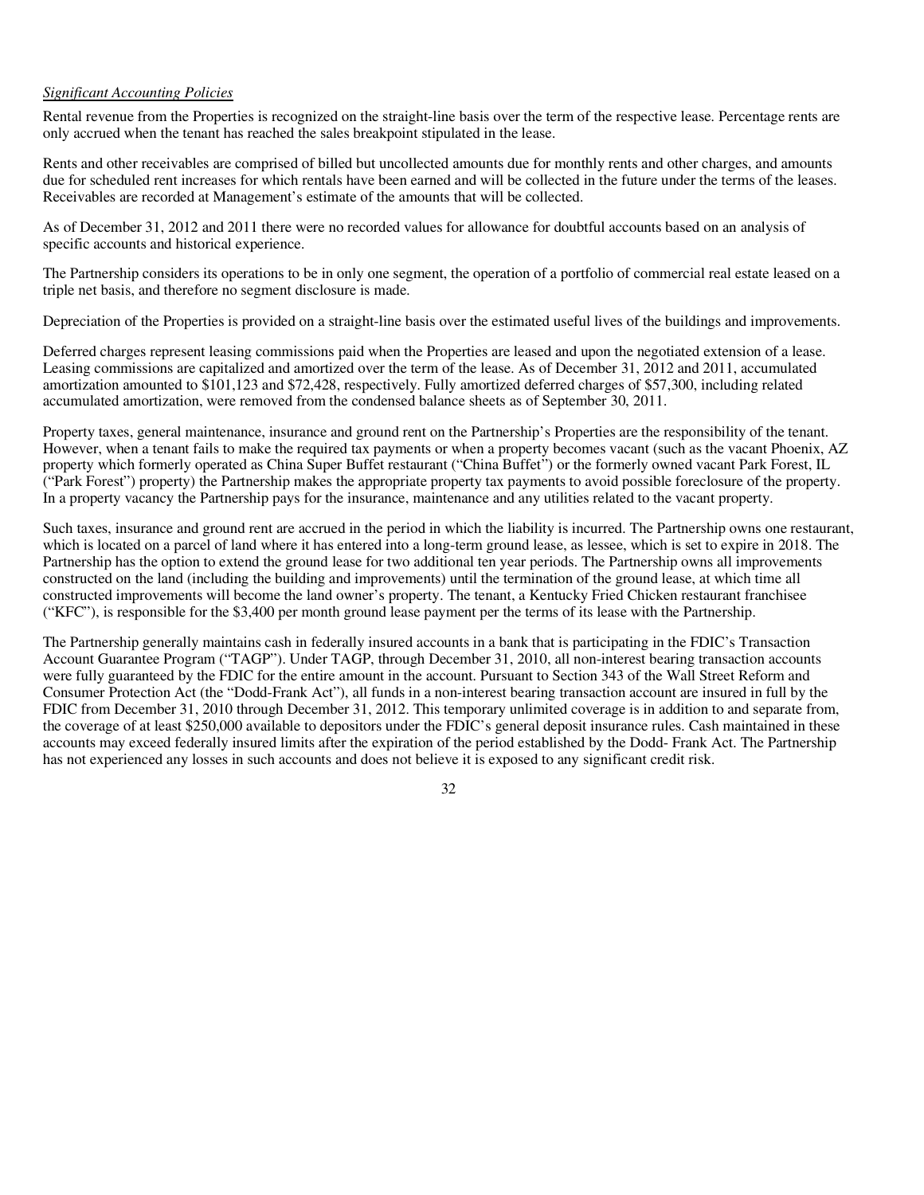*Significant Accounting Policies*

Rental revenue from the Properties is recognized on the straight-line basis over the term of the respective lease. Percentage rents are only accrued when the tenant has reached the sales breakpoint stipulated in the lease.

Rents and other receivables are comprised of billed but uncollected amounts due for monthly rents and other charges, and amounts due for scheduled rent increases for which rentals have been earned and will be collected in the future under the terms of the leases. Receivables are recorded at Management's estimate of the amounts that will be collected.

As of December 31, 2012 and 2011 there were no recorded values for allowance for doubtful accounts based on an analysis of specific accounts and historical experience.

The Partnership considers its operations to be in only one segment, the operation of a portfolio of commercial real estate leased on a triple net basis, and therefore no segment disclosure is made.

Depreciation of the Properties is provided on a straight-line basis over the estimated useful lives of the buildings and improvements.

Deferred charges represent leasing commissions paid when the Properties are leased and upon the negotiated extension of a lease. Leasing commissions are capitalized and amortized over the term of the lease. As of December 31, 2012 and 2011, accumulated amortization amounted to $101,123 and $72,428, respectively. Fully amortized deferred charges of $57,300, including related accumulated amortization, were removed from the condensed balance sheets as of September 30, 2011.

Property taxes, general maintenance, insurance and ground rent on the Partnership's Properties are the responsibility of the tenant. However, when a tenant fails to make the required tax payments or when a property becomes vacant (such as the vacant Phoenix, AZ property which formerly operated as China Super Buffet restaurant ("China Buffet") or the formerly owned vacant Park Forest, IL ("Park Forest") property) the Partnership makes the appropriate property tax payments to avoid possible foreclosure of the property. In a property vacancy the Partnership pays for the insurance, maintenance and any utilities related to the vacant property.

Such taxes, insurance and ground rent are accrued in the period in which the liability is incurred. The Partnership owns one restaurant, which is located on a parcel of land where it has entered into a long-term ground lease, as lessee, which is set to expire in 2018. The Partnership has the option to extend the ground lease for two additional ten year periods. The Partnership owns all improvements constructed on the land (including the building and improvements) until the termination of the ground lease, at which time all constructed improvements will become the land owner's property. The tenant, a Kentucky Fried Chicken restaurant franchisee ("KFC"), is responsible for the $3,400 per month ground lease payment per the terms of its lease with the Partnership.

The Partnership generally maintains cash in federally insured accounts in a bank that is participating in the FDIC's Transaction Account Guarantee Program ("TAGP"). Under TAGP, through December 31, 2010, all non-interest bearing transaction accounts were fully guaranteed by the FDIC for the entire amount in the account. Pursuant to Section 343 of the Wall Street Reform and Consumer Protection Act (the "Dodd-Frank Act"), all funds in a non-interest bearing transaction account are insured in full by the FDIC from December 31, 2010 through December 31, 2012. This temporary unlimited coverage is in addition to and separate from, the coverage of at least $250,000 available to depositors under the FDIC's general deposit insurance rules. Cash maintained in these accounts may exceed federally insured limits after the expiration of the period established by the Dodd- Frank Act. The Partnership has not experienced any losses in such accounts and does not believe it is exposed to any significant credit risk.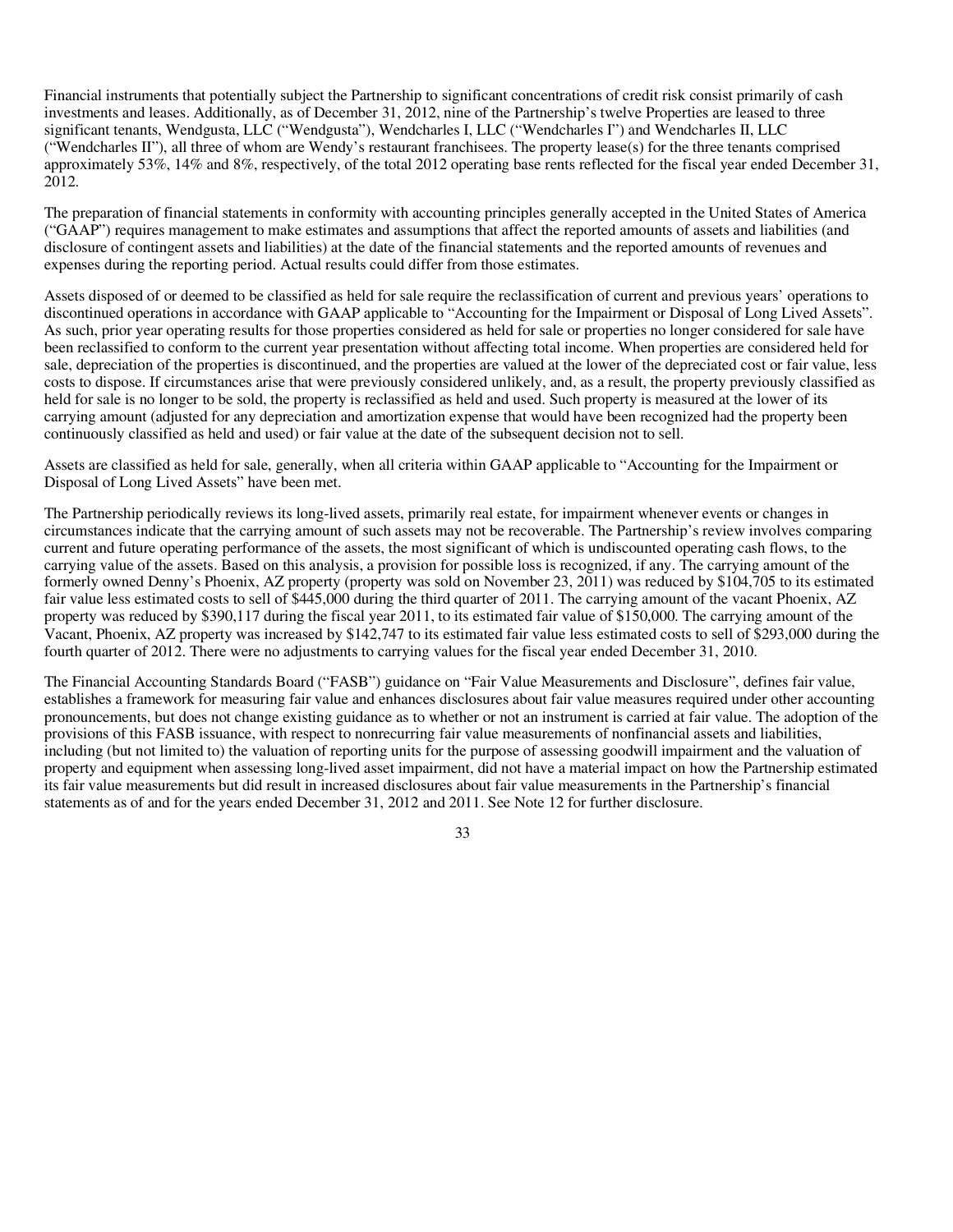Financial instruments that potentially subject the Partnership to significant concentrations of credit risk consist primarily of cash investments and leases. Additionally, as of December 31, 2012, nine of the Partnership's twelve Properties are leased to three significant tenants, Wendgusta, LLC ("Wendgusta"), Wendcharles I, LLC ("Wendcharles I") and Wendcharles II, LLC ("Wendcharles II"), all three of whom are Wendy's restaurant franchisees. The property lease(s) for the three tenants comprised approximately 53%, 14% and 8%, respectively, of the total 2012 operating base rents reflected for the fiscal year ended December 31, 2012.

The preparation of financial statements in conformity with accounting principles generally accepted in the United States of America ("GAAP") requires management to make estimates and assumptions that affect the reported amounts of assets and liabilities (and disclosure of contingent assets and liabilities) at the date of the financial statements and the reported amounts of revenues and expenses during the reporting period. Actual results could differ from those estimates.

Assets disposed of or deemed to be classified as held for sale require the reclassification of current and previous years' operations to discontinued operations in accordance with GAAP applicable to "Accounting for the Impairment or Disposal of Long Lived Assets". As such, prior year operating results for those properties considered as held for sale or properties no longer considered for sale have been reclassified to conform to the current year presentation without affecting total income. When properties are considered held for sale, depreciation of the properties is discontinued, and the properties are valued at the lower of the depreciated cost or fair value, less costs to dispose. If circumstances arise that were previously considered unlikely, and, as a result, the property previously classified as held for sale is no longer to be sold, the property is reclassified as held and used. Such property is measured at the lower of its carrying amount (adjusted for any depreciation and amortization expense that would have been recognized had the property been continuously classified as held and used) or fair value at the date of the subsequent decision not to sell.

Assets are classified as held for sale, generally, when all criteria within GAAP applicable to "Accounting for the Impairment or Disposal of Long Lived Assets" have been met.

The Partnership periodically reviews its long-lived assets, primarily real estate, for impairment whenever events or changes in circumstances indicate that the carrying amount of such assets may not be recoverable. The Partnership's review involves comparing current and future operating performance of the assets, the most significant of which is undiscounted operating cash flows, to the carrying value of the assets. Based on this analysis, a provision for possible loss is recognized, if any. The carrying amount of the formerly owned Denny's Phoenix, AZ property (property was sold on November 23, 2011) was reduced by $104,705 to its estimated fair value less estimated costs to sell of $445,000 during the third quarter of 2011. The carrying amount of the vacant Phoenix, AZ property was reduced by $390,117 during the fiscal year 2011, to its estimated fair value of $150,000. The carrying amount of the Vacant, Phoenix, AZ property was increased by $142,747 to its estimated fair value less estimated costs to sell of $293,000 during the fourth quarter of 2012. There were no adjustments to carrying values for the fiscal year ended December 31, 2010.

The Financial Accounting Standards Board ("FASB") guidance on "Fair Value Measurements and Disclosure", defines fair value, establishes a framework for measuring fair value and enhances disclosures about fair value measures required under other accounting pronouncements, but does not change existing guidance as to whether or not an instrument is carried at fair value. The adoption of the provisions of this FASB issuance, with respect to nonrecurring fair value measurements of nonfinancial assets and liabilities, including (but not limited to) the valuation of reporting units for the purpose of assessing goodwill impairment and the valuation of property and equipment when assessing long-lived asset impairment, did not have a material impact on how the Partnership estimated its fair value measurements but did result in increased disclosures about fair value measurements in the Partnership's financial statements as of and for the years ended December 31, 2012 and 2011. See Note 12 for further disclosure.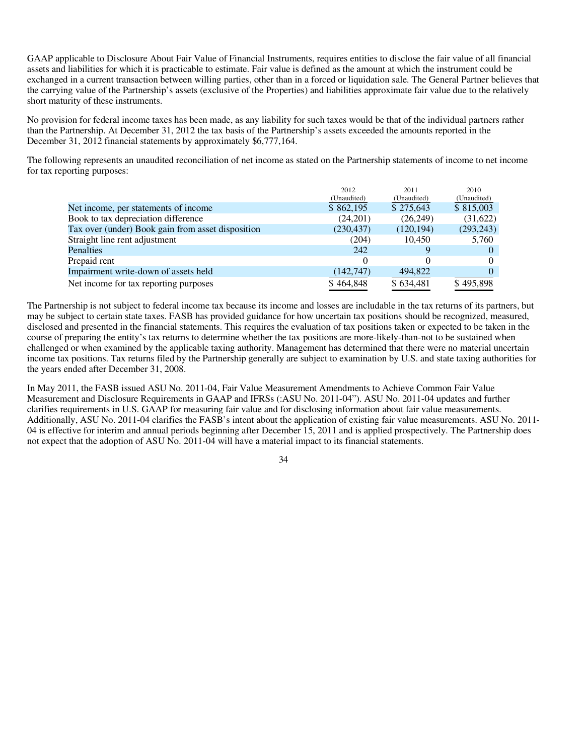GAAP applicable to Disclosure About Fair Value of Financial Instruments, requires entities to disclose the fair value of all financial assets and liabilities for which it is practicable to estimate. Fair value is defined as the amount at which the instrument could be exchanged in a current transaction between willing parties, other than in a forced or liquidation sale. The General Partner believes that the carrying value of the Partnership's assets (exclusive of the Properties) and liabilities approximate fair value due to the relatively short maturity of these instruments.

No provision for federal income taxes has been made, as any liability for such taxes would be that of the individual partners rather than the Partnership. At December 31, 2012 the tax basis of the Partnership's assets exceeded the amounts reported in the December 31, 2012 financial statements by approximately $6,777,164.

The following represents an unaudited reconciliation of net income as stated on the Partnership statements of income to net income for tax reporting purposes:

| | 2012 (Unaudited) | 2011 (Unaudited) | 2010 (Unaudited) |
|---|---|---|---|
| Net income, per statements of income | $ 862,195 | $ 275,643 | $ 815,003 |
| Book to tax depreciation difference | (24,201) | (26,249) | (31,622) |
| Tax over (under) Book gain from asset disposition | (230,437) | (120,194) | (293,243) |
| Straight line rent adjustment | (204) | 10,450 | 5,760 |
| Penalties | 242 | 9 | 0 |
| Prepaid rent | 0 | 0 | 0 |
| Impairment write-down of assets held | (142,747) | 494,822 | 0 |
| Net income for tax reporting purposes | $ 464,848 | $ 634,481 | $ 495,898 |

The Partnership is not subject to federal income tax because its income and losses are includable in the tax returns of its partners, but may be subject to certain state taxes. FASB has provided guidance for how uncertain tax positions should be recognized, measured, disclosed and presented in the financial statements. This requires the evaluation of tax positions taken or expected to be taken in the course of preparing the entity's tax returns to determine whether the tax positions are more-likely-than-not to be sustained when challenged or when examined by the applicable taxing authority. Management has determined that there were no material uncertain income tax positions. Tax returns filed by the Partnership generally are subject to examination by U.S. and state taxing authorities for the years ended after December 31, 2008.

In May 2011, the FASB issued ASU No. 2011-04, Fair Value Measurement Amendments to Achieve Common Fair Value Measurement and Disclosure Requirements in GAAP and IFRSs (:ASU No. 2011-04"). ASU No. 2011-04 updates and further clarifies requirements in U.S. GAAP for measuring fair value and for disclosing information about fair value measurements. Additionally, ASU No. 2011-04 clarifies the FASB's intent about the application of existing fair value measurements. ASU No. 2011-04 is effective for interim and annual periods beginning after December 15, 2011 and is applied prospectively. The Partnership does not expect that the adoption of ASU No. 2011-04 will have a material impact to its financial statements.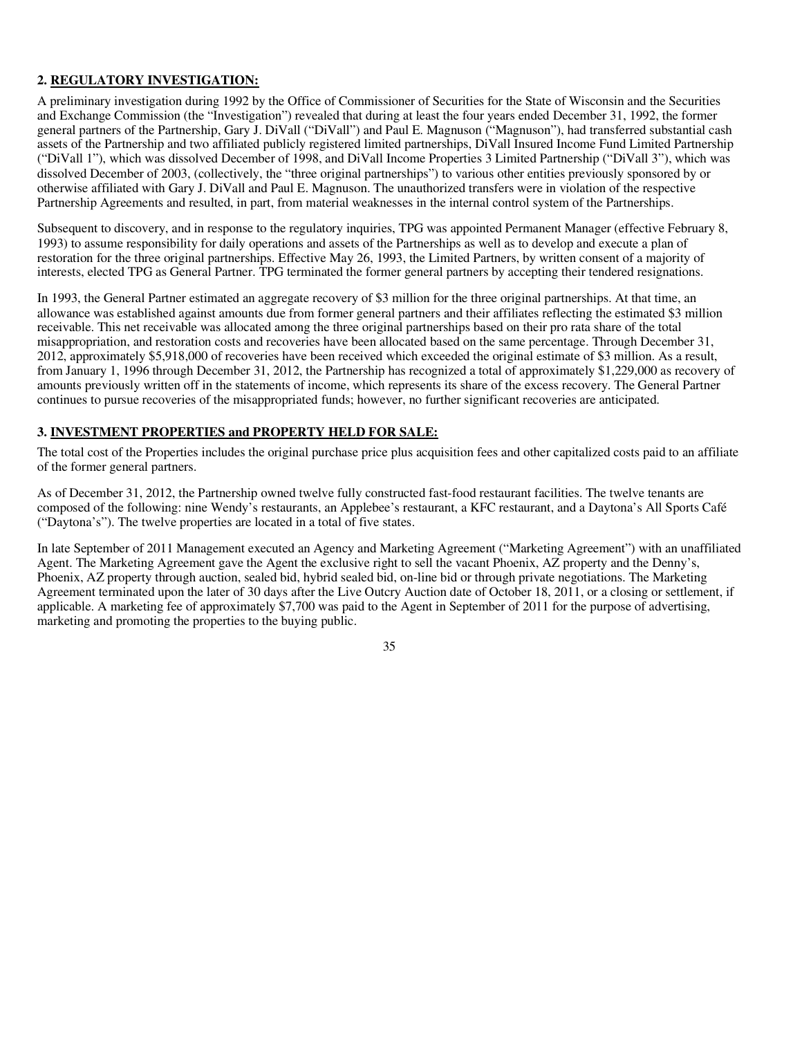**2. REGULATORY INVESTIGATION:**

A preliminary investigation during 1992 by the Office of Commissioner of Securities for the State of Wisconsin and the Securities and Exchange Commission (the "Investigation") revealed that during at least the four years ended December 31, 1992, the former general partners of the Partnership, Gary J. DiVall ("DiVall") and Paul E. Magnuson ("Magnuson"), had transferred substantial cash assets of the Partnership and two affiliated publicly registered limited partnerships, DiVall Insured Income Fund Limited Partnership ("DiVall 1"), which was dissolved December of 1998, and DiVall Income Properties 3 Limited Partnership ("DiVall 3"), which was dissolved December of 2003, (collectively, the "three original partnerships") to various other entities previously sponsored by or otherwise affiliated with Gary J. DiVall and Paul E. Magnuson. The unauthorized transfers were in violation of the respective Partnership Agreements and resulted, in part, from material weaknesses in the internal control system of the Partnerships.

Subsequent to discovery, and in response to the regulatory inquiries, TPG was appointed Permanent Manager (effective February 8, 1993) to assume responsibility for daily operations and assets of the Partnerships as well as to develop and execute a plan of restoration for the three original partnerships. Effective May 26, 1993, the Limited Partners, by written consent of a majority of interests, elected TPG as General Partner. TPG terminated the former general partners by accepting their tendered resignations.

In 1993, the General Partner estimated an aggregate recovery of $3 million for the three original partnerships. At that time, an allowance was established against amounts due from former general partners and their affiliates reflecting the estimated $3 million receivable. This net receivable was allocated among the three original partnerships based on their pro rata share of the total misappropriation, and restoration costs and recoveries have been allocated based on the same percentage. Through December 31, 2012, approximately $5,918,000 of recoveries have been received which exceeded the original estimate of $3 million. As a result, from January 1, 1996 through December 31, 2012, the Partnership has recognized a total of approximately $1,229,000 as recovery of amounts previously written off in the statements of income, which represents its share of the excess recovery. The General Partner continues to pursue recoveries of the misappropriated funds; however, no further significant recoveries are anticipated.

**3. INVESTMENT PROPERTIES and PROPERTY HELD FOR SALE:**

The total cost of the Properties includes the original purchase price plus acquisition fees and other capitalized costs paid to an affiliate of the former general partners.

As of December 31, 2012, the Partnership owned twelve fully constructed fast-food restaurant facilities. The twelve tenants are composed of the following: nine Wendy's restaurants, an Applebee's restaurant, a KFC restaurant, and a Daytona's All Sports Café ("Daytona's"). The twelve properties are located in a total of five states.

In late September of 2011 Management executed an Agency and Marketing Agreement ("Marketing Agreement") with an unaffiliated Agent. The Marketing Agreement gave the Agent the exclusive right to sell the vacant Phoenix, AZ property and the Denny's, Phoenix, AZ property through auction, sealed bid, hybrid sealed bid, on-line bid or through private negotiations. The Marketing Agreement terminated upon the later of 30 days after the Live Outcry Auction date of October 18, 2011, or a closing or settlement, if applicable. A marketing fee of approximately $7,700 was paid to the Agent in September of 2011 for the purpose of advertising, marketing and promoting the properties to the buying public.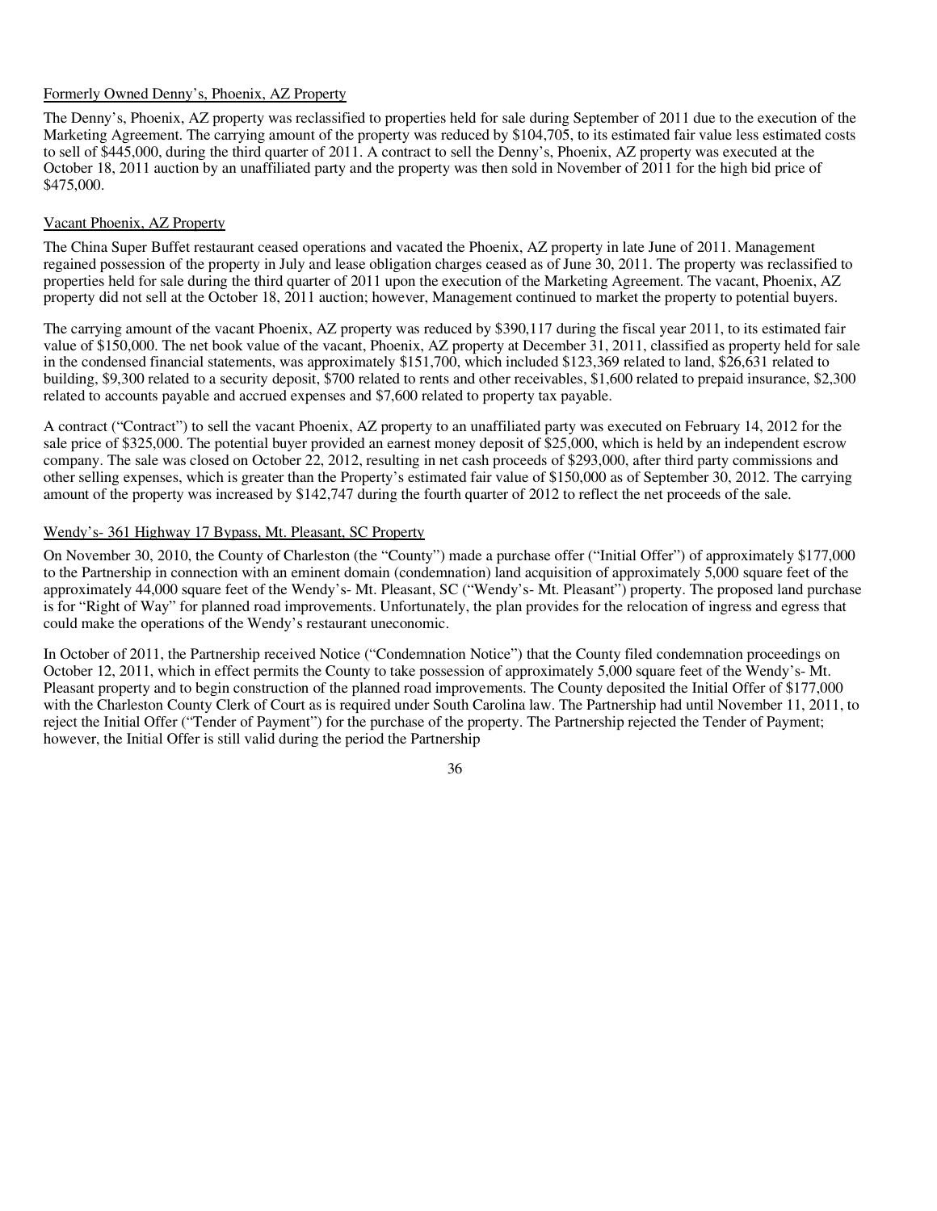Formerly Owned Denny's, Phoenix, AZ Property

The Denny's, Phoenix, AZ property was reclassified to properties held for sale during September of 2011 due to the execution of the Marketing Agreement. The carrying amount of the property was reduced by $104,705, to its estimated fair value less estimated costs to sell of $445,000, during the third quarter of 2011. A contract to sell the Denny's, Phoenix, AZ property was executed at the October 18, 2011 auction by an unaffiliated party and the property was then sold in November of 2011 for the high bid price of $475,000.

Vacant Phoenix, AZ Property

The China Super Buffet restaurant ceased operations and vacated the Phoenix, AZ property in late June of 2011. Management regained possession of the property in July and lease obligation charges ceased as of June 30, 2011. The property was reclassified to properties held for sale during the third quarter of 2011 upon the execution of the Marketing Agreement. The vacant, Phoenix, AZ property did not sell at the October 18, 2011 auction; however, Management continued to market the property to potential buyers.

The carrying amount of the vacant Phoenix, AZ property was reduced by $390,117 during the fiscal year 2011, to its estimated fair value of $150,000. The net book value of the vacant, Phoenix, AZ property at December 31, 2011, classified as property held for sale in the condensed financial statements, was approximately $151,700, which included $123,369 related to land, $26,631 related to building, $9,300 related to a security deposit, $700 related to rents and other receivables, $1,600 related to prepaid insurance, $2,300 related to accounts payable and accrued expenses and $7,600 related to property tax payable.

A contract ("Contract") to sell the vacant Phoenix, AZ property to an unaffiliated party was executed on February 14, 2012 for the sale price of $325,000. The potential buyer provided an earnest money deposit of $25,000, which is held by an independent escrow company. The sale was closed on October 22, 2012, resulting in net cash proceeds of $293,000, after third party commissions and other selling expenses, which is greater than the Property's estimated fair value of $150,000 as of September 30, 2012. The carrying amount of the property was increased by $142,747 during the fourth quarter of 2012 to reflect the net proceeds of the sale.

Wendy's- 361 Highway 17 Bypass, Mt. Pleasant, SC Property

On November 30, 2010, the County of Charleston (the "County") made a purchase offer ("Initial Offer") of approximately $177,000 to the Partnership in connection with an eminent domain (condemnation) land acquisition of approximately 5,000 square feet of the approximately 44,000 square feet of the Wendy's- Mt. Pleasant, SC ("Wendy's- Mt. Pleasant") property. The proposed land purchase is for "Right of Way" for planned road improvements. Unfortunately, the plan provides for the relocation of ingress and egress that could make the operations of the Wendy's restaurant uneconomic.

In October of 2011, the Partnership received Notice ("Condemnation Notice") that the County filed condemnation proceedings on October 12, 2011, which in effect permits the County to take possession of approximately 5,000 square feet of the Wendy's- Mt. Pleasant property and to begin construction of the planned road improvements. The County deposited the Initial Offer of $177,000 with the Charleston County Clerk of Court as is required under South Carolina law. The Partnership had until November 11, 2011, to reject the Initial Offer ("Tender of Payment") for the purchase of the property. The Partnership rejected the Tender of Payment; however, the Initial Offer is still valid during the period the Partnership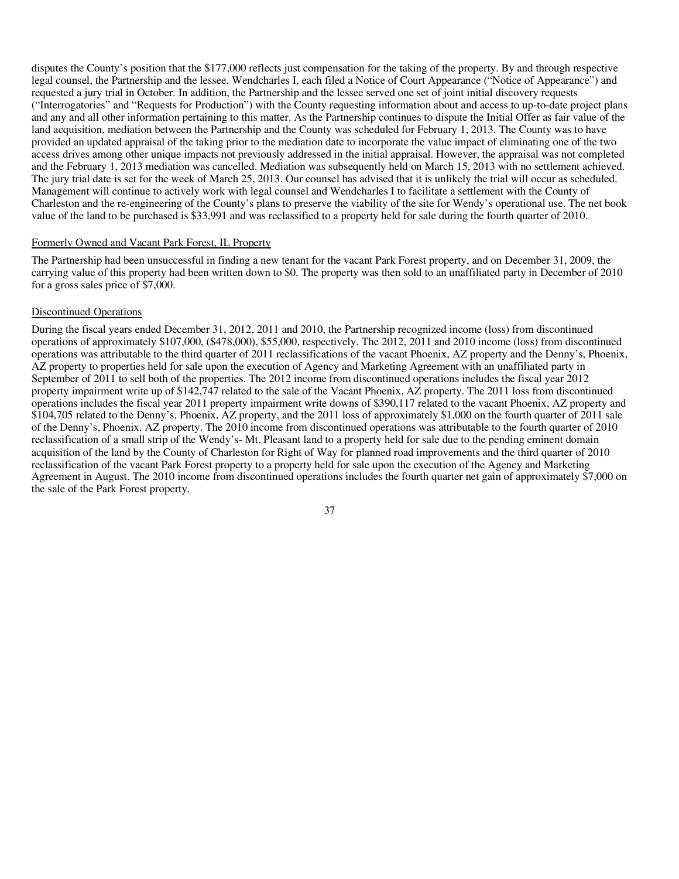disputes the County's position that the $177,000 reflects just compensation for the taking of the property. By and through respective legal counsel, the Partnership and the lessee, Wendcharles I, each filed a Notice of Court Appearance ("Notice of Appearance") and requested a jury trial in October. In addition, the Partnership and the lessee served one set of joint initial discovery requests ("Interrogatories" and "Requests for Production") with the County requesting information about and access to up-to-date project plans and any and all other information pertaining to this matter. As the Partnership continues to dispute the Initial Offer as fair value of the land acquisition, mediation between the Partnership and the County was scheduled for February 1, 2013. The County was to have provided an updated appraisal of the taking prior to the mediation date to incorporate the value impact of eliminating one of the two access drives among other unique impacts not previously addressed in the initial appraisal. However, the appraisal was not completed and the February 1, 2013 mediation was cancelled. Mediation was subsequently held on March 15, 2013 with no settlement achieved. The jury trial date is set for the week of March 25, 2013. Our counsel has advised that it is unlikely the trial will occur as scheduled. Management will continue to actively work with legal counsel and Wendcharles I to facilitate a settlement with the County of Charleston and the re-engineering of the County's plans to preserve the viability of the site for Wendy's operational use. The net book value of the land to be purchased is $33,991 and was reclassified to a property held for sale during the fourth quarter of 2010.

Formerly Owned and Vacant Park Forest, IL Property

The Partnership had been unsuccessful in finding a new tenant for the vacant Park Forest property, and on December 31, 2009, the carrying value of this property had been written down to $0. The property was then sold to an unaffiliated party in December of 2010 for a gross sales price of $7,000.

Discontinued Operations

During the fiscal years ended December 31, 2012, 2011 and 2010, the Partnership recognized income (loss) from discontinued operations of approximately $107,000, ($478,000), $55,000, respectively. The 2012, 2011 and 2010 income (loss) from discontinued operations was attributable to the third quarter of 2011 reclassifications of the vacant Phoenix, AZ property and the Denny's, Phoenix, AZ property to properties held for sale upon the execution of Agency and Marketing Agreement with an unaffiliated party in September of 2011 to sell both of the properties. The 2012 income from discontinued operations includes the fiscal year 2012 property impairment write up of $142,747 related to the sale of the Vacant Phoenix, AZ property. The 2011 loss from discontinued operations includes the fiscal year 2011 property impairment write downs of $390,117 related to the vacant Phoenix, AZ property and $104,705 related to the Denny's, Phoenix, AZ property, and the 2011 loss of approximately $1,000 on the fourth quarter of 2011 sale of the Denny's, Phoenix, AZ property. The 2010 income from discontinued operations was attributable to the fourth quarter of 2010 reclassification of a small strip of the Wendy's- Mt. Pleasant land to a property held for sale due to the pending eminent domain acquisition of the land by the County of Charleston for Right of Way for planned road improvements and the third quarter of 2010 reclassification of the vacant Park Forest property to a property held for sale upon the execution of the Agency and Marketing Agreement in August. The 2010 income from discontinued operations includes the fourth quarter net gain of approximately $7,000 on the sale of the Park Forest property.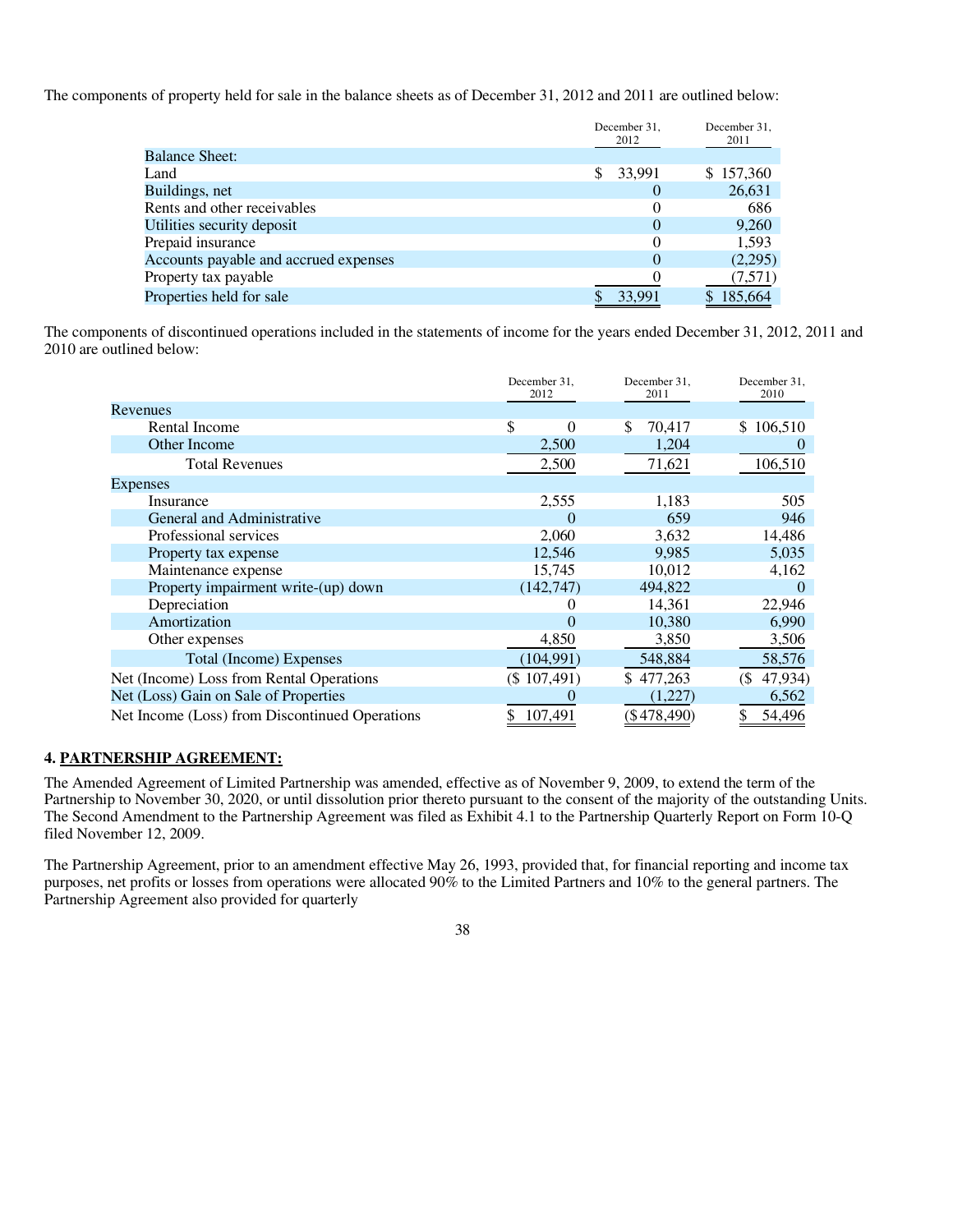The components of property held for sale in the balance sheets as of December 31, 2012 and 2011 are outlined below:

| | December 31, 2012 | December 31, 2011 |
|---|---|---|
| Balance Sheet: | | |
| Land | $ 33,991 | $ 157,360 |
| Buildings, net | 0 | 26,631 |
| Rents and other receivables | 0 | 686 |
| Utilities security deposit | 0 | 9,260 |
| Prepaid insurance | 0 | 1,593 |
| Accounts payable and accrued expenses | 0 | (2,295) |
| Property tax payable | 0 | (7,571) |
| Properties held for sale | $ 33,991 | $ 185,664 |

The components of discontinued operations included in the statements of income for the years ended December 31, 2012, 2011 and 2010 are outlined below:

| | December 31, 2012 | December 31, 2011 | December 31, 2010 |
|---|---|---|---|
| Revenues | | | |
| Rental Income | $ 0 | $ 70,417 | $ 106,510 |
| Other Income | 2,500 | 1,204 | 0 |
| Total Revenues | 2,500 | 71,621 | 106,510 |
| Expenses | | | |
| Insurance | 2,555 | 1,183 | 505 |
| General and Administrative | 0 | 659 | 946 |
| Professional services | 2,060 | 3,632 | 14,486 |
| Property tax expense | 12,546 | 9,985 | 5,035 |
| Maintenance expense | 15,745 | 10,012 | 4,162 |
| Property impairment write-(up) down | (142,747) | 494,822 | 0 |
| Depreciation | 0 | 14,361 | 22,946 |
| Amortization | 0 | 10,380 | 6,990 |
| Other expenses | 4,850 | 3,850 | 3,506 |
| Total (Income) Expenses | (104,991) | 548,884 | 58,576 |
| Net (Income) Loss from Rental Operations | ($ 107,491) | $ 477,263 | ($ 47,934) |
| Net (Loss) Gain on Sale of Properties | 0 | (1,227) | 6,562 |
| Net Income (Loss) from Discontinued Operations | $ 107,491 | ($478,490) | $ 54,496 |

## 4. PARTNERSHIP AGREEMENT:

The Amended Agreement of Limited Partnership was amended, effective as of November 9, 2009, to extend the term of the Partnership to November 30, 2020, or until dissolution prior thereto pursuant to the consent of the majority of the outstanding Units. The Second Amendment to the Partnership Agreement was filed as Exhibit 4.1 to the Partnership Quarterly Report on Form 10-Q filed November 12, 2009.

The Partnership Agreement, prior to an amendment effective May 26, 1993, provided that, for financial reporting and income tax purposes, net profits or losses from operations were allocated 90% to the Limited Partners and 10% to the general partners. The Partnership Agreement also provided for quarterly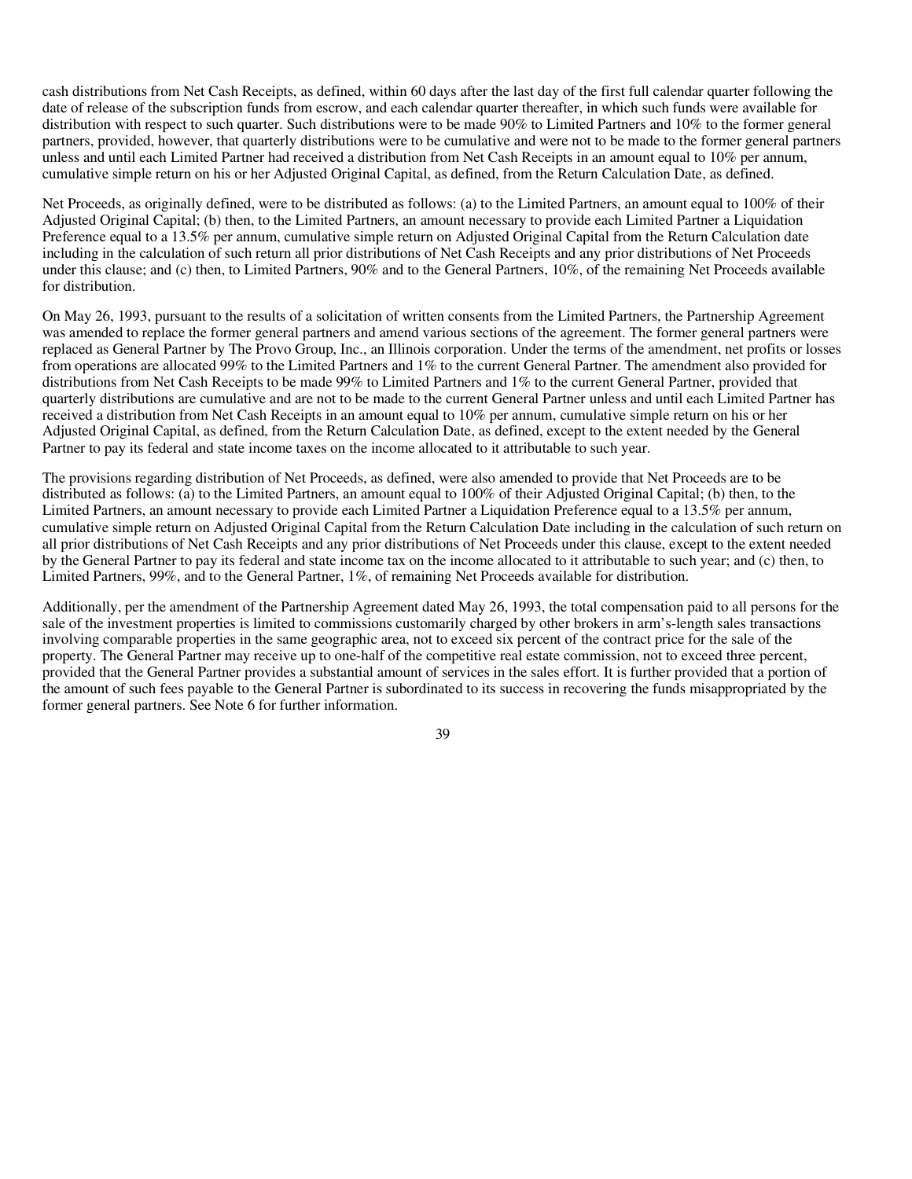cash distributions from Net Cash Receipts, as defined, within 60 days after the last day of the first full calendar quarter following the date of release of the subscription funds from escrow, and each calendar quarter thereafter, in which such funds were available for distribution with respect to such quarter. Such distributions were to be made 90% to Limited Partners and 10% to the former general partners, provided, however, that quarterly distributions were to be cumulative and were not to be made to the former general partners unless and until each Limited Partner had received a distribution from Net Cash Receipts in an amount equal to 10% per annum, cumulative simple return on his or her Adjusted Original Capital, as defined, from the Return Calculation Date, as defined.

Net Proceeds, as originally defined, were to be distributed as follows: (a) to the Limited Partners, an amount equal to 100% of their Adjusted Original Capital; (b) then, to the Limited Partners, an amount necessary to provide each Limited Partner a Liquidation Preference equal to a 13.5% per annum, cumulative simple return on Adjusted Original Capital from the Return Calculation date including in the calculation of such return all prior distributions of Net Cash Receipts and any prior distributions of Net Proceeds under this clause; and (c) then, to Limited Partners, 90% and to the General Partners, 10%, of the remaining Net Proceeds available for distribution.

On May 26, 1993, pursuant to the results of a solicitation of written consents from the Limited Partners, the Partnership Agreement was amended to replace the former general partners and amend various sections of the agreement. The former general partners were replaced as General Partner by The Provo Group, Inc., an Illinois corporation. Under the terms of the amendment, net profits or losses from operations are allocated 99% to the Limited Partners and 1% to the current General Partner. The amendment also provided for distributions from Net Cash Receipts to be made 99% to Limited Partners and 1% to the current General Partner, provided that quarterly distributions are cumulative and are not to be made to the current General Partner unless and until each Limited Partner has received a distribution from Net Cash Receipts in an amount equal to 10% per annum, cumulative simple return on his or her Adjusted Original Capital, as defined, from the Return Calculation Date, as defined, except to the extent needed by the General Partner to pay its federal and state income taxes on the income allocated to it attributable to such year.

The provisions regarding distribution of Net Proceeds, as defined, were also amended to provide that Net Proceeds are to be distributed as follows: (a) to the Limited Partners, an amount equal to 100% of their Adjusted Original Capital; (b) then, to the Limited Partners, an amount necessary to provide each Limited Partner a Liquidation Preference equal to a 13.5% per annum, cumulative simple return on Adjusted Original Capital from the Return Calculation Date including in the calculation of such return on all prior distributions of Net Cash Receipts and any prior distributions of Net Proceeds under this clause, except to the extent needed by the General Partner to pay its federal and state income tax on the income allocated to it attributable to such year; and (c) then, to Limited Partners, 99%, and to the General Partner, 1%, of remaining Net Proceeds available for distribution.

Additionally, per the amendment of the Partnership Agreement dated May 26, 1993, the total compensation paid to all persons for the sale of the investment properties is limited to commissions customarily charged by other brokers in arm's-length sales transactions involving comparable properties in the same geographic area, not to exceed six percent of the contract price for the sale of the property. The General Partner may receive up to one-half of the competitive real estate commission, not to exceed three percent, provided that the General Partner provides a substantial amount of services in the sales effort. It is further provided that a portion of the amount of such fees payable to the General Partner is subordinated to its success in recovering the funds misappropriated by the former general partners. See Note 6 for further information.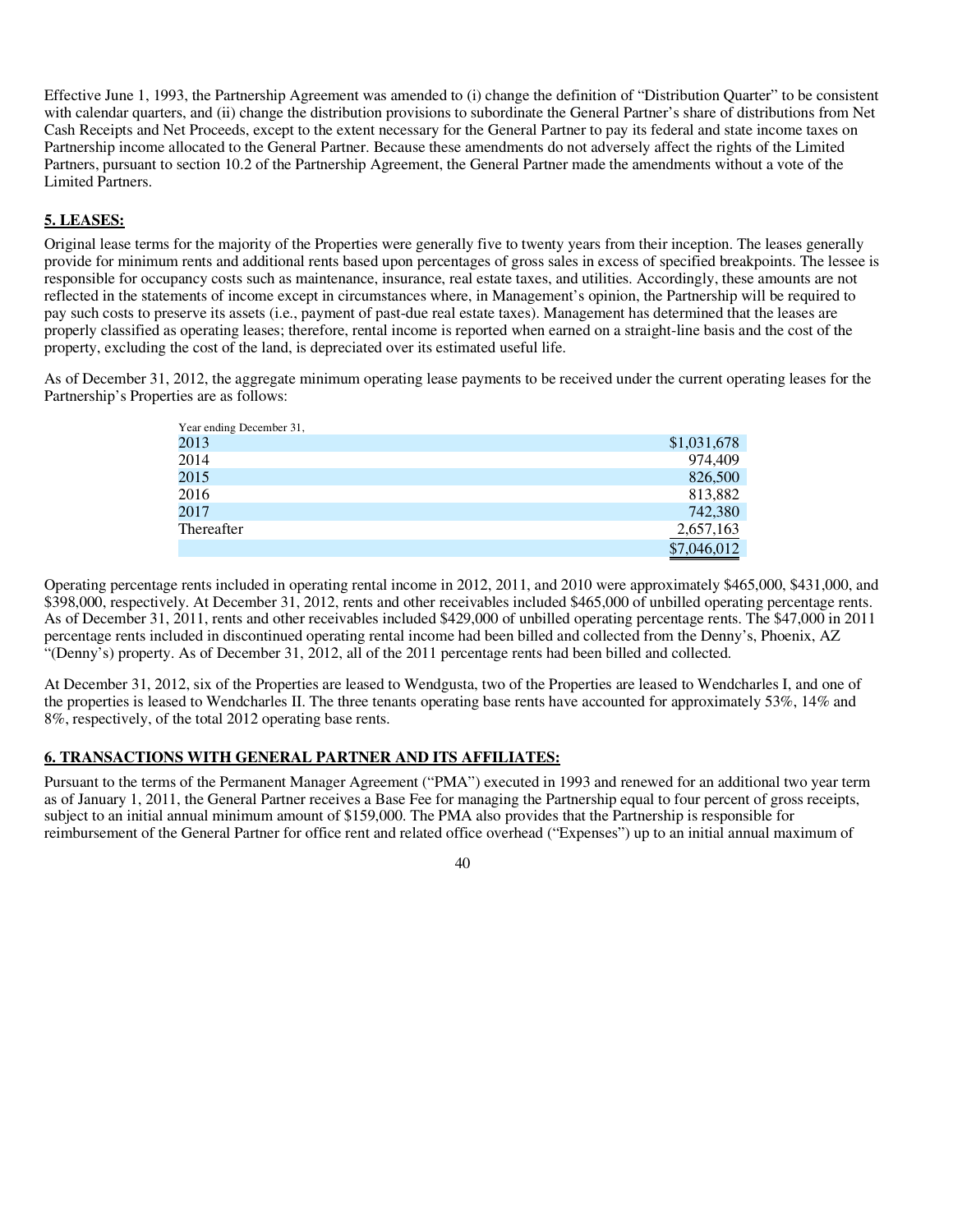Effective June 1, 1993, the Partnership Agreement was amended to (i) change the definition of "Distribution Quarter" to be consistent with calendar quarters, and (ii) change the distribution provisions to subordinate the General Partner's share of distributions from Net Cash Receipts and Net Proceeds, except to the extent necessary for the General Partner to pay its federal and state income taxes on Partnership income allocated to the General Partner. Because these amendments do not adversely affect the rights of the Limited Partners, pursuant to section 10.2 of the Partnership Agreement, the General Partner made the amendments without a vote of the Limited Partners.

## 5. LEASES:

Original lease terms for the majority of the Properties were generally five to twenty years from their inception. The leases generally provide for minimum rents and additional rents based upon percentages of gross sales in excess of specified breakpoints. The lessee is responsible for occupancy costs such as maintenance, insurance, real estate taxes, and utilities. Accordingly, these amounts are not reflected in the statements of income except in circumstances where, in Management's opinion, the Partnership will be required to pay such costs to preserve its assets (i.e., payment of past-due real estate taxes). Management has determined that the leases are properly classified as operating leases; therefore, rental income is reported when earned on a straight-line basis and the cost of the property, excluding the cost of the land, is depreciated over its estimated useful life.

As of December 31, 2012, the aggregate minimum operating lease payments to be received under the current operating leases for the Partnership's Properties are as follows:

| Year ending December 31, | |
|---|---|
| 2013 | $1,031,678 |
| 2014 | 974,409 |
| 2015 | 826,500 |
| 2016 | 813,882 |
| 2017 | 742,380 |
| Thereafter | 2,657,163 |
| | $7,046,012 |

Operating percentage rents included in operating rental income in 2012, 2011, and 2010 were approximately $465,000, $431,000, and $398,000, respectively. At December 31, 2012, rents and other receivables included $465,000 of unbilled operating percentage rents. As of December 31, 2011, rents and other receivables included $429,000 of unbilled operating percentage rents. The $47,000 in 2011 percentage rents included in discontinued operating rental income had been billed and collected from the Denny's, Phoenix, AZ "(Denny's) property. As of December 31, 2012, all of the 2011 percentage rents had been billed and collected.

At December 31, 2012, six of the Properties are leased to Wendgusta, two of the Properties are leased to Wendcharles I, and one of the properties is leased to Wendcharles II. The three tenants operating base rents have accounted for approximately 53%, 14% and 8%, respectively, of the total 2012 operating base rents.

## 6. TRANSACTIONS WITH GENERAL PARTNER AND ITS AFFILIATES:

Pursuant to the terms of the Permanent Manager Agreement ("PMA") executed in 1993 and renewed for an additional two year term as of January 1, 2011, the General Partner receives a Base Fee for managing the Partnership equal to four percent of gross receipts, subject to an initial annual minimum amount of $159,000. The PMA also provides that the Partnership is responsible for reimbursement of the General Partner for office rent and related office overhead ("Expenses") up to an initial annual maximum of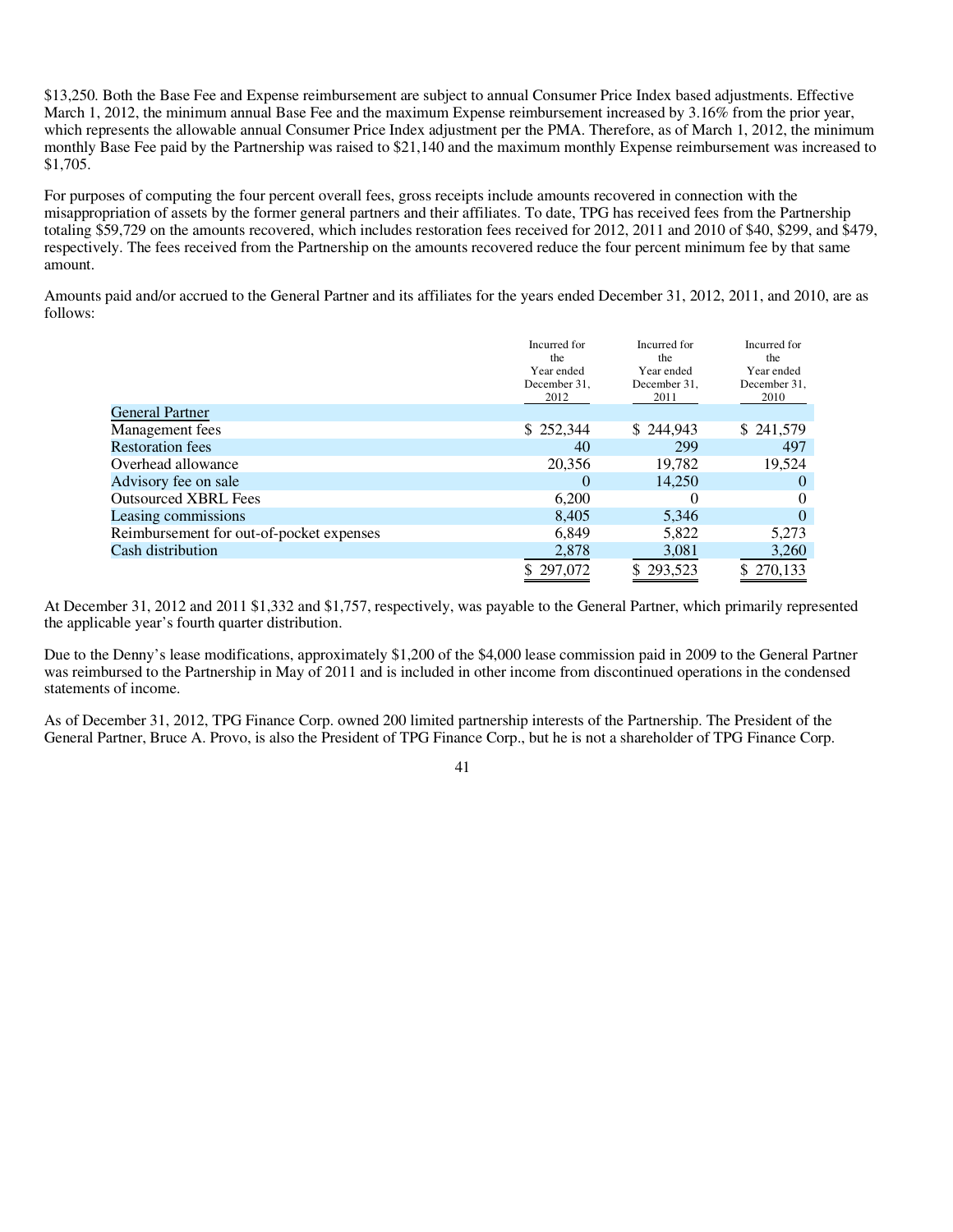$13,250. Both the Base Fee and Expense reimbursement are subject to annual Consumer Price Index based adjustments. Effective March 1, 2012, the minimum annual Base Fee and the maximum Expense reimbursement increased by 3.16% from the prior year, which represents the allowable annual Consumer Price Index adjustment per the PMA. Therefore, as of March 1, 2012, the minimum monthly Base Fee paid by the Partnership was raised to $21,140 and the maximum monthly Expense reimbursement was increased to $1,705.

For purposes of computing the four percent overall fees, gross receipts include amounts recovered in connection with the misappropriation of assets by the former general partners and their affiliates. To date, TPG has received fees from the Partnership totaling $59,729 on the amounts recovered, which includes restoration fees received for 2012, 2011 and 2010 of $40, $299, and $479, respectively. The fees received from the Partnership on the amounts recovered reduce the four percent minimum fee by that same amount.

Amounts paid and/or accrued to the General Partner and its affiliates for the years ended December 31, 2012, 2011, and 2010, are as follows:

| | Incurred for the Year ended December 31, 2012 | Incurred for the Year ended December 31, 2011 | Incurred for the Year ended December 31, 2010 |
|---|---|---|---|
| General Partner | | | |
| Management fees | $ 252,344 | $ 244,943 | $ 241,579 |
| Restoration fees | 40 | 299 | 497 |
| Overhead allowance | 20,356 | 19,782 | 19,524 |
| Advisory fee on sale | 0 | 14,250 | 0 |
| Outsourced XBRL Fees | 6,200 | 0 | 0 |
| Leasing commissions | 8,405 | 5,346 | 0 |
| Reimbursement for out-of-pocket expenses | 6,849 | 5,822 | 5,273 |
| Cash distribution | 2,878 | 3,081 | 3,260 |
| | $ 297,072 | $ 293,523 | $ 270,133 |

At December 31, 2012 and 2011 $1,332 and $1,757, respectively, was payable to the General Partner, which primarily represented the applicable year's fourth quarter distribution.

Due to the Denny's lease modifications, approximately $1,200 of the $4,000 lease commission paid in 2009 to the General Partner was reimbursed to the Partnership in May of 2011 and is included in other income from discontinued operations in the condensed statements of income.

As of December 31, 2012, TPG Finance Corp. owned 200 limited partnership interests of the Partnership. The President of the General Partner, Bruce A. Provo, is also the President of TPG Finance Corp., but he is not a shareholder of TPG Finance Corp.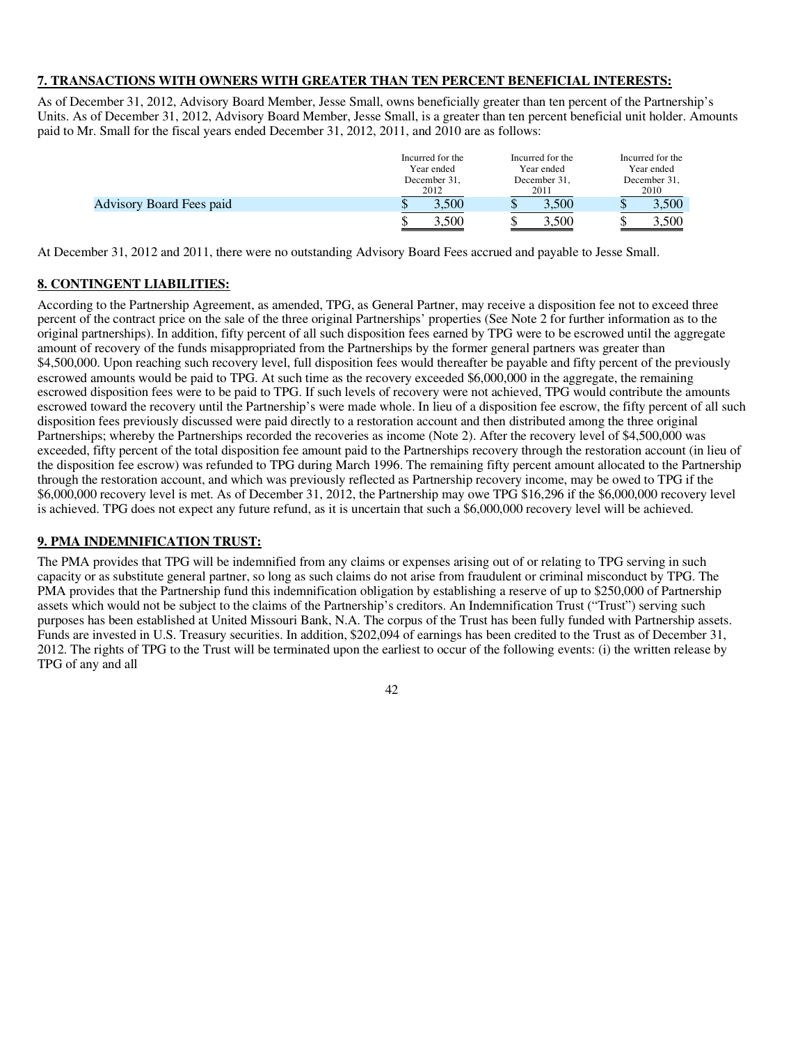**7. TRANSACTIONS WITH OWNERS WITH GREATER THAN TEN PERCENT BENEFICIAL INTERESTS:**

As of December 31, 2012, Advisory Board Member, Jesse Small, owns beneficially greater than ten percent of the Partnership's Units. As of December 31, 2012, Advisory Board Member, Jesse Small, is a greater than ten percent beneficial unit holder. Amounts paid to Mr. Small for the fiscal years ended December 31, 2012, 2011, and 2010 are as follows:

| | Incurred for the Year ended December 31, 2012 | Incurred for the Year ended December 31, 2011 | Incurred for the Year ended December 31, 2010 |
|---|---|---|---|
| Advisory Board Fees paid | $ 3,500 | $ 3,500 | $ 3,500 |
| | $ 3,500 | $ 3,500 | $ 3,500 |

At December 31, 2012 and 2011, there were no outstanding Advisory Board Fees accrued and payable to Jesse Small.

**8. CONTINGENT LIABILITIES:**

According to the Partnership Agreement, as amended, TPG, as General Partner, may receive a disposition fee not to exceed three percent of the contract price on the sale of the three original Partnerships' properties (See Note 2 for further information as to the original partnerships). In addition, fifty percent of all such disposition fees earned by TPG were to be escrowed until the aggregate amount of recovery of the funds misappropriated from the Partnerships by the former general partners was greater than $4,500,000. Upon reaching such recovery level, full disposition fees would thereafter be payable and fifty percent of the previously escrowed amounts would be paid to TPG. At such time as the recovery exceeded $6,000,000 in the aggregate, the remaining escrowed disposition fees were to be paid to TPG. If such levels of recovery were not achieved, TPG would contribute the amounts escrowed toward the recovery until the Partnership's were made whole. In lieu of a disposition fee escrow, the fifty percent of all such disposition fees previously discussed were paid directly to a restoration account and then distributed among the three original Partnerships; whereby the Partnerships recorded the recoveries as income (Note 2). After the recovery level of $4,500,000 was exceeded, fifty percent of the total disposition fee amount paid to the Partnerships recovery through the restoration account (in lieu of the disposition fee escrow) was refunded to TPG during March 1996. The remaining fifty percent amount allocated to the Partnership through the restoration account, and which was previously reflected as Partnership recovery income, may be owed to TPG if the $6,000,000 recovery level is met. As of December 31, 2012, the Partnership may owe TPG $16,296 if the $6,000,000 recovery level is achieved. TPG does not expect any future refund, as it is uncertain that such a $6,000,000 recovery level will be achieved.

**9. PMA INDEMNIFICATION TRUST:**

The PMA provides that TPG will be indemnified from any claims or expenses arising out of or relating to TPG serving in such capacity or as substitute general partner, so long as such claims do not arise from fraudulent or criminal misconduct by TPG. The PMA provides that the Partnership fund this indemnification obligation by establishing a reserve of up to $250,000 of Partnership assets which would not be subject to the claims of the Partnership's creditors. An Indemnification Trust ("Trust") serving such purposes has been established at United Missouri Bank, N.A. The corpus of the Trust has been fully funded with Partnership assets. Funds are invested in U.S. Treasury securities. In addition, $202,094 of earnings has been credited to the Trust as of December 31, 2012. The rights of TPG to the Trust will be terminated upon the earliest to occur of the following events: (i) the written release by TPG of any and all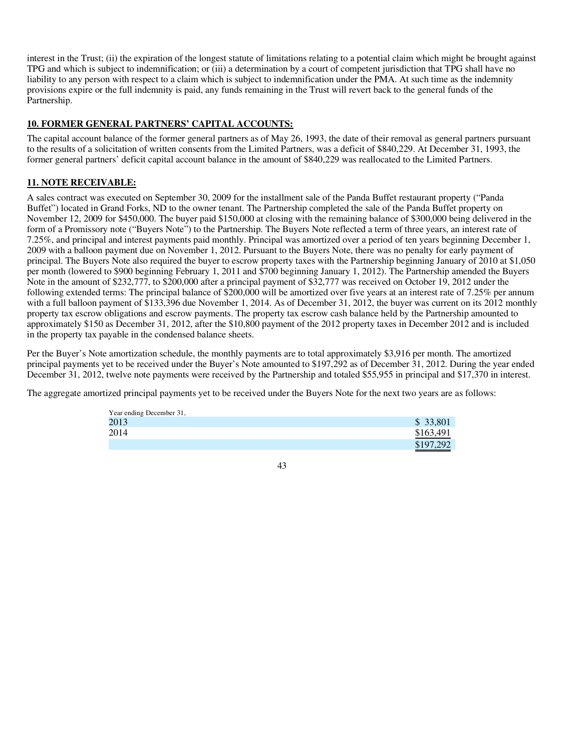interest in the Trust; (ii) the expiration of the longest statute of limitations relating to a potential claim which might be brought against TPG and which is subject to indemnification; or (iii) a determination by a court of competent jurisdiction that TPG shall have no liability to any person with respect to a claim which is subject to indemnification under the PMA. At such time as the indemnity provisions expire or the full indemnity is paid, any funds remaining in the Trust will revert back to the general funds of the Partnership.

## 10. FORMER GENERAL PARTNERS' CAPITAL ACCOUNTS:

The capital account balance of the former general partners as of May 26, 1993, the date of their removal as general partners pursuant to the results of a solicitation of written consents from the Limited Partners, was a deficit of $840,229. At December 31, 1993, the former general partners' deficit capital account balance in the amount of $840,229 was reallocated to the Limited Partners.

## 11. NOTE RECEIVABLE:

A sales contract was executed on September 30, 2009 for the installment sale of the Panda Buffet restaurant property ("Panda Buffet") located in Grand Forks, ND to the owner tenant. The Partnership completed the sale of the Panda Buffet property on November 12, 2009 for $450,000. The buyer paid $150,000 at closing with the remaining balance of $300,000 being delivered in the form of a Promissory note ("Buyers Note") to the Partnership. The Buyers Note reflected a term of three years, an interest rate of 7.25%, and principal and interest payments paid monthly. Principal was amortized over a period of ten years beginning December 1, 2009 with a balloon payment due on November 1, 2012. Pursuant to the Buyers Note, there was no penalty for early payment of principal. The Buyers Note also required the buyer to escrow property taxes with the Partnership beginning January of 2010 at $1,050 per month (lowered to $900 beginning February 1, 2011 and $700 beginning January 1, 2012). The Partnership amended the Buyers Note in the amount of $232,777, to $200,000 after a principal payment of $32,777 was received on October 19, 2012 under the following extended terms: The principal balance of $200,000 will be amortized over five years at an interest rate of 7.25% per annum with a full balloon payment of $133,396 due November 1, 2014. As of December 31, 2012, the buyer was current on its 2012 monthly property tax escrow obligations and escrow payments. The property tax escrow cash balance held by the Partnership amounted to approximately $150 as December 31, 2012, after the $10,800 payment of the 2012 property taxes in December 2012 and is included in the property tax payable in the condensed balance sheets.

Per the Buyer's Note amortization schedule, the monthly payments are to total approximately $3,916 per month. The amortized principal payments yet to be received under the Buyer's Note amounted to $197,292 as of December 31, 2012. During the year ended December 31, 2012, twelve note payments were received by the Partnership and totaled $55,955 in principal and $17,370 in interest.

The aggregate amortized principal payments yet to be received under the Buyers Note for the next two years are as follows:

| Year ending December 31, | |
|---|---|
| 2013 | $ 33,801 |
| 2014 | $163,491 |
| | $197,292 |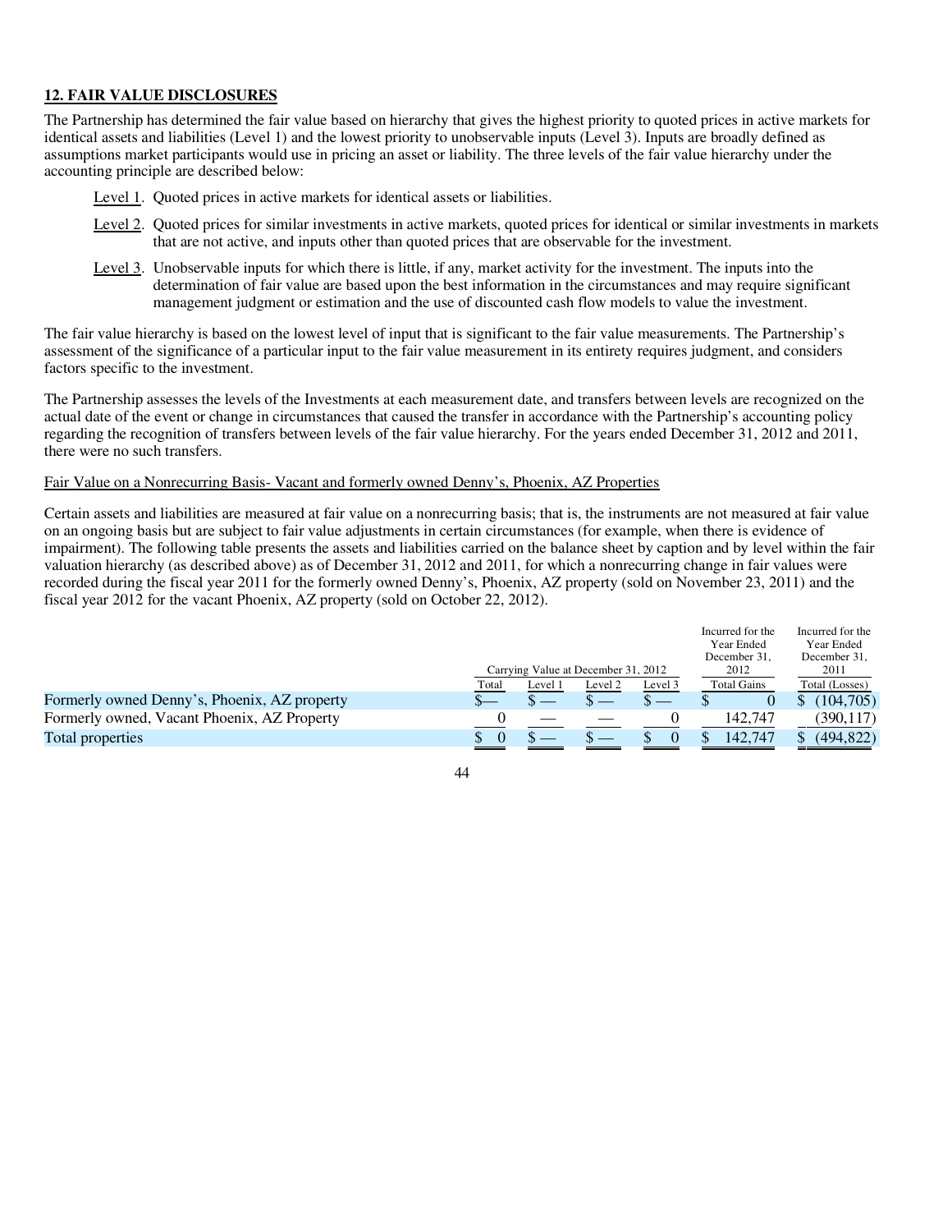## 12. FAIR VALUE DISCLOSURES

The Partnership has determined the fair value based on hierarchy that gives the highest priority to quoted prices in active markets for identical assets and liabilities (Level 1) and the lowest priority to unobservable inputs (Level 3). Inputs are broadly defined as assumptions market participants would use in pricing an asset or liability. The three levels of the fair value hierarchy under the accounting principle are described below:

Level 1. Quoted prices in active markets for identical assets or liabilities.

Level 2. Quoted prices for similar investments in active markets, quoted prices for identical or similar investments in markets that are not active, and inputs other than quoted prices that are observable for the investment.

Level 3. Unobservable inputs for which there is little, if any, market activity for the investment. The inputs into the determination of fair value are based upon the best information in the circumstances and may require significant management judgment or estimation and the use of discounted cash flow models to value the investment.

The fair value hierarchy is based on the lowest level of input that is significant to the fair value measurements. The Partnership's assessment of the significance of a particular input to the fair value measurement in its entirety requires judgment, and considers factors specific to the investment.

The Partnership assesses the levels of the Investments at each measurement date, and transfers between levels are recognized on the actual date of the event or change in circumstances that caused the transfer in accordance with the Partnership's accounting policy regarding the recognition of transfers between levels of the fair value hierarchy. For the years ended December 31, 2012 and 2011, there were no such transfers.

Fair Value on a Nonrecurring Basis- Vacant and formerly owned Denny's, Phoenix, AZ Properties

Certain assets and liabilities are measured at fair value on a nonrecurring basis; that is, the instruments are not measured at fair value on an ongoing basis but are subject to fair value adjustments in certain circumstances (for example, when there is evidence of impairment). The following table presents the assets and liabilities carried on the balance sheet by caption and by level within the fair valuation hierarchy (as described above) as of December 31, 2012 and 2011, for which a nonrecurring change in fair values were recorded during the fiscal year 2011 for the formerly owned Denny's, Phoenix, AZ property (sold on November 23, 2011) and the fiscal year 2012 for the vacant Phoenix, AZ property (sold on October 22, 2012).

| | Carrying Value at December 31, 2012 | | | | Incurred for the Year Ended December 31, 2012 | Incurred for the Year Ended December 31, 2011 |
|---|---|---|---|---|---|---|
| | Total | Level 1 | Level 2 | Level 3 | Total Gains | Total (Losses) |
| Formerly owned Denny's, Phoenix, AZ property | $— | $ — | $ — | $ — | $ 0 | $ (104,705) |
| Formerly owned, Vacant Phoenix, AZ Property | 0 | — | — | 0 | 142,747 | (390,117) |
| Total properties | $ 0 | $ — | $ — | $ 0 | $ 142,747 | $ (494,822) |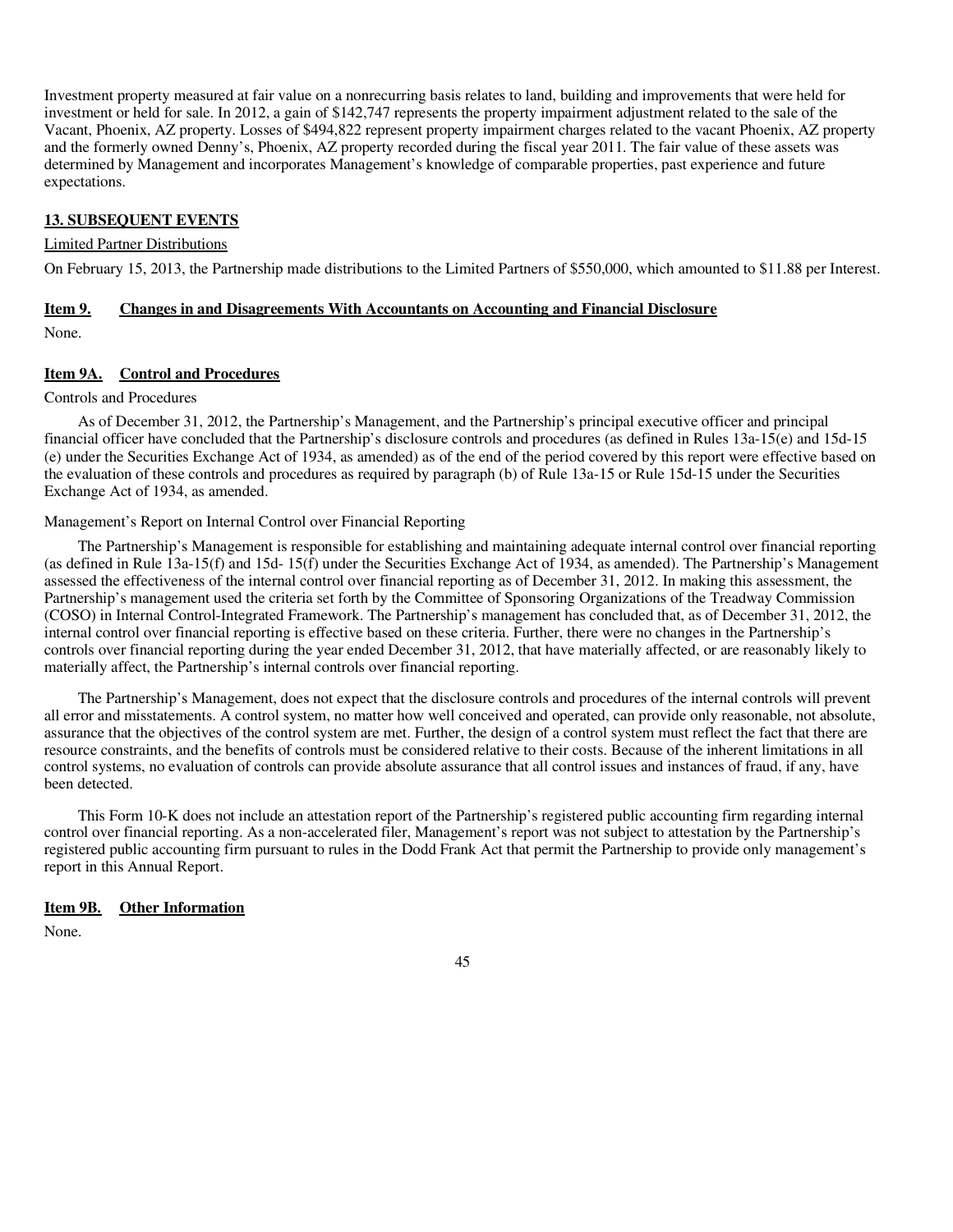Investment property measured at fair value on a nonrecurring basis relates to land, building and improvements that were held for investment or held for sale. In 2012, a gain of $142,747 represents the property impairment adjustment related to the sale of the Vacant, Phoenix, AZ property. Losses of $494,822 represent property impairment charges related to the vacant Phoenix, AZ property and the formerly owned Denny's, Phoenix, AZ property recorded during the fiscal year 2011. The fair value of these assets was determined by Management and incorporates Management's knowledge of comparable properties, past experience and future expectations.

### 13. SUBSEQUENT EVENTS

Limited Partner Distributions

On February 15, 2013, the Partnership made distributions to the Limited Partners of $550,000, which amounted to $11.88 per Interest.

## Item 9. Changes in and Disagreements With Accountants on Accounting and Financial Disclosure

None.

## Item 9A. Control and Procedures

Controls and Procedures

As of December 31, 2012, the Partnership's Management, and the Partnership's principal executive officer and principal financial officer have concluded that the Partnership's disclosure controls and procedures (as defined in Rules 13a-15(e) and 15d-15 (e) under the Securities Exchange Act of 1934, as amended) as of the end of the period covered by this report were effective based on the evaluation of these controls and procedures as required by paragraph (b) of Rule 13a-15 or Rule 15d-15 under the Securities Exchange Act of 1934, as amended.

Management's Report on Internal Control over Financial Reporting

The Partnership's Management is responsible for establishing and maintaining adequate internal control over financial reporting (as defined in Rule 13a-15(f) and 15d- 15(f) under the Securities Exchange Act of 1934, as amended). The Partnership's Management assessed the effectiveness of the internal control over financial reporting as of December 31, 2012. In making this assessment, the Partnership's management used the criteria set forth by the Committee of Sponsoring Organizations of the Treadway Commission (COSO) in Internal Control-Integrated Framework. The Partnership's management has concluded that, as of December 31, 2012, the internal control over financial reporting is effective based on these criteria. Further, there were no changes in the Partnership's controls over financial reporting during the year ended December 31, 2012, that have materially affected, or are reasonably likely to materially affect, the Partnership's internal controls over financial reporting.

The Partnership's Management, does not expect that the disclosure controls and procedures of the internal controls will prevent all error and misstatements. A control system, no matter how well conceived and operated, can provide only reasonable, not absolute, assurance that the objectives of the control system are met. Further, the design of a control system must reflect the fact that there are resource constraints, and the benefits of controls must be considered relative to their costs. Because of the inherent limitations in all control systems, no evaluation of controls can provide absolute assurance that all control issues and instances of fraud, if any, have been detected.

This Form 10-K does not include an attestation report of the Partnership's registered public accounting firm regarding internal control over financial reporting. As a non-accelerated filer, Management's report was not subject to attestation by the Partnership's registered public accounting firm pursuant to rules in the Dodd Frank Act that permit the Partnership to provide only management's report in this Annual Report.

## Item 9B. Other Information

None.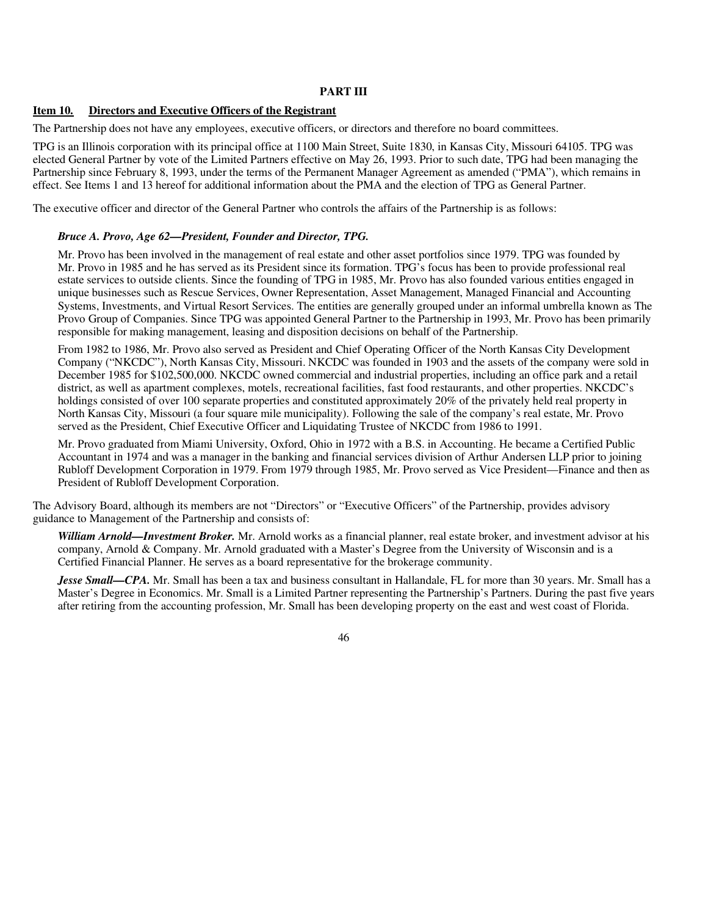## PART III

**<u>Item 10.</u> <u>Directors and Executive Officers of the Registrant</u>**

The Partnership does not have any employees, executive officers, or directors and therefore no board committees.

TPG is an Illinois corporation with its principal office at 1100 Main Street, Suite 1830, in Kansas City, Missouri 64105. TPG was elected General Partner by vote of the Limited Partners effective on May 26, 1993. Prior to such date, TPG had been managing the Partnership since February 8, 1993, under the terms of the Permanent Manager Agreement as amended ("PMA"), which remains in effect. See Items 1 and 13 hereof for additional information about the PMA and the election of TPG as General Partner.

The executive officer and director of the General Partner who controls the affairs of the Partnership is as follows:

***Bruce A. Provo, Age 62—President, Founder and Director, TPG.***

Mr. Provo has been involved in the management of real estate and other asset portfolios since 1979. TPG was founded by Mr. Provo in 1985 and he has served as its President since its formation. TPG's focus has been to provide professional real estate services to outside clients. Since the founding of TPG in 1985, Mr. Provo has also founded various entities engaged in unique businesses such as Rescue Services, Owner Representation, Asset Management, Managed Financial and Accounting Systems, Investments, and Virtual Resort Services. The entities are generally grouped under an informal umbrella known as The Provo Group of Companies. Since TPG was appointed General Partner to the Partnership in 1993, Mr. Provo has been primarily responsible for making management, leasing and disposition decisions on behalf of the Partnership.

From 1982 to 1986, Mr. Provo also served as President and Chief Operating Officer of the North Kansas City Development Company ("NKCDC"), North Kansas City, Missouri. NKCDC was founded in 1903 and the assets of the company were sold in December 1985 for $102,500,000. NKCDC owned commercial and industrial properties, including an office park and a retail district, as well as apartment complexes, motels, recreational facilities, fast food restaurants, and other properties. NKCDC's holdings consisted of over 100 separate properties and constituted approximately 20% of the privately held real property in North Kansas City, Missouri (a four square mile municipality). Following the sale of the company's real estate, Mr. Provo served as the President, Chief Executive Officer and Liquidating Trustee of NKCDC from 1986 to 1991.

Mr. Provo graduated from Miami University, Oxford, Ohio in 1972 with a B.S. in Accounting. He became a Certified Public Accountant in 1974 and was a manager in the banking and financial services division of Arthur Andersen LLP prior to joining Rubloff Development Corporation in 1979. From 1979 through 1985, Mr. Provo served as Vice President—Finance and then as President of Rubloff Development Corporation.

The Advisory Board, although its members are not "Directors" or "Executive Officers" of the Partnership, provides advisory guidance to Management of the Partnership and consists of:

***William Arnold—Investment Broker.*** Mr. Arnold works as a financial planner, real estate broker, and investment advisor at his company, Arnold & Company. Mr. Arnold graduated with a Master's Degree from the University of Wisconsin and is a Certified Financial Planner. He serves as a board representative for the brokerage community.

***Jesse Small—CPA.*** Mr. Small has been a tax and business consultant in Hallandale, FL for more than 30 years. Mr. Small has a Master's Degree in Economics. Mr. Small is a Limited Partner representing the Partnership's Partners. During the past five years after retiring from the accounting profession, Mr. Small has been developing property on the east and west coast of Florida.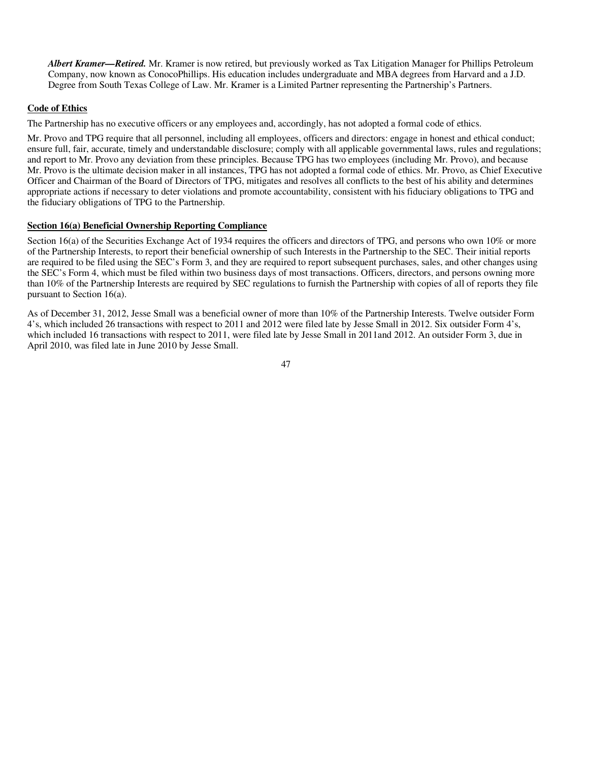***Albert Kramer—Retired.*** Mr. Kramer is now retired, but previously worked as Tax Litigation Manager for Phillips Petroleum Company, now known as ConocoPhillips. His education includes undergraduate and MBA degrees from Harvard and a J.D. Degree from South Texas College of Law. Mr. Kramer is a Limited Partner representing the Partnership's Partners.

**Code of Ethics**

The Partnership has no executive officers or any employees and, accordingly, has not adopted a formal code of ethics.

Mr. Provo and TPG require that all personnel, including all employees, officers and directors: engage in honest and ethical conduct; ensure full, fair, accurate, timely and understandable disclosure; comply with all applicable governmental laws, rules and regulations; and report to Mr. Provo any deviation from these principles. Because TPG has two employees (including Mr. Provo), and because Mr. Provo is the ultimate decision maker in all instances, TPG has not adopted a formal code of ethics. Mr. Provo, as Chief Executive Officer and Chairman of the Board of Directors of TPG, mitigates and resolves all conflicts to the best of his ability and determines appropriate actions if necessary to deter violations and promote accountability, consistent with his fiduciary obligations to TPG and the fiduciary obligations of TPG to the Partnership.

**Section 16(a) Beneficial Ownership Reporting Compliance**

Section 16(a) of the Securities Exchange Act of 1934 requires the officers and directors of TPG, and persons who own 10% or more of the Partnership Interests, to report their beneficial ownership of such Interests in the Partnership to the SEC. Their initial reports are required to be filed using the SEC's Form 3, and they are required to report subsequent purchases, sales, and other changes using the SEC's Form 4, which must be filed within two business days of most transactions. Officers, directors, and persons owning more than 10% of the Partnership Interests are required by SEC regulations to furnish the Partnership with copies of all of reports they file pursuant to Section 16(a).

As of December 31, 2012, Jesse Small was a beneficial owner of more than 10% of the Partnership Interests. Twelve outsider Form 4's, which included 26 transactions with respect to 2011 and 2012 were filed late by Jesse Small in 2012. Six outsider Form 4's, which included 16 transactions with respect to 2011, were filed late by Jesse Small in 2011and 2012. An outsider Form 3, due in April 2010, was filed late in June 2010 by Jesse Small.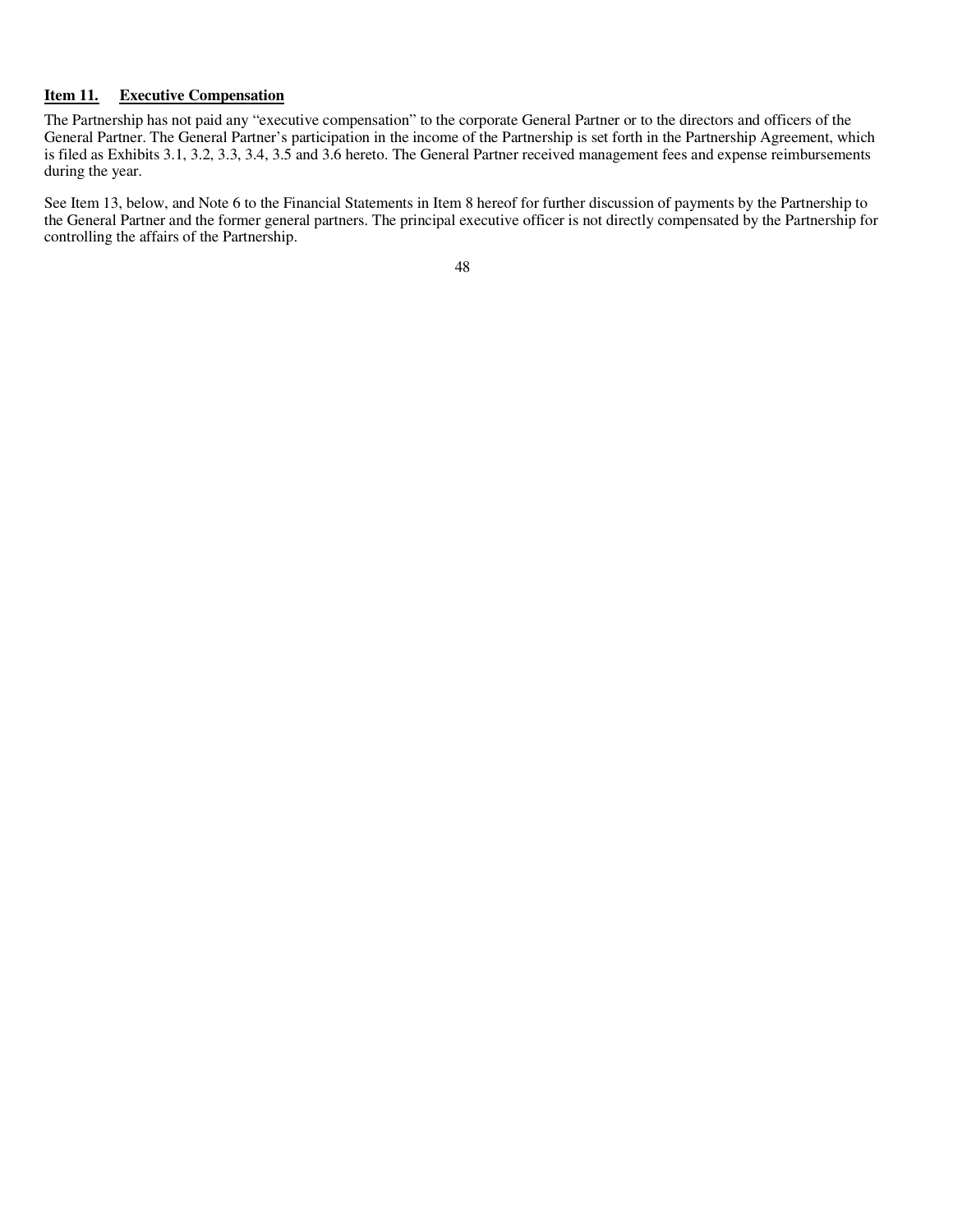## Item 11. Executive Compensation

The Partnership has not paid any "executive compensation" to the corporate General Partner or to the directors and officers of the General Partner. The General Partner's participation in the income of the Partnership is set forth in the Partnership Agreement, which is filed as Exhibits 3.1, 3.2, 3.3, 3.4, 3.5 and 3.6 hereto. The General Partner received management fees and expense reimbursements during the year.

See Item 13, below, and Note 6 to the Financial Statements in Item 8 hereof for further discussion of payments by the Partnership to the General Partner and the former general partners. The principal executive officer is not directly compensated by the Partnership for controlling the affairs of the Partnership.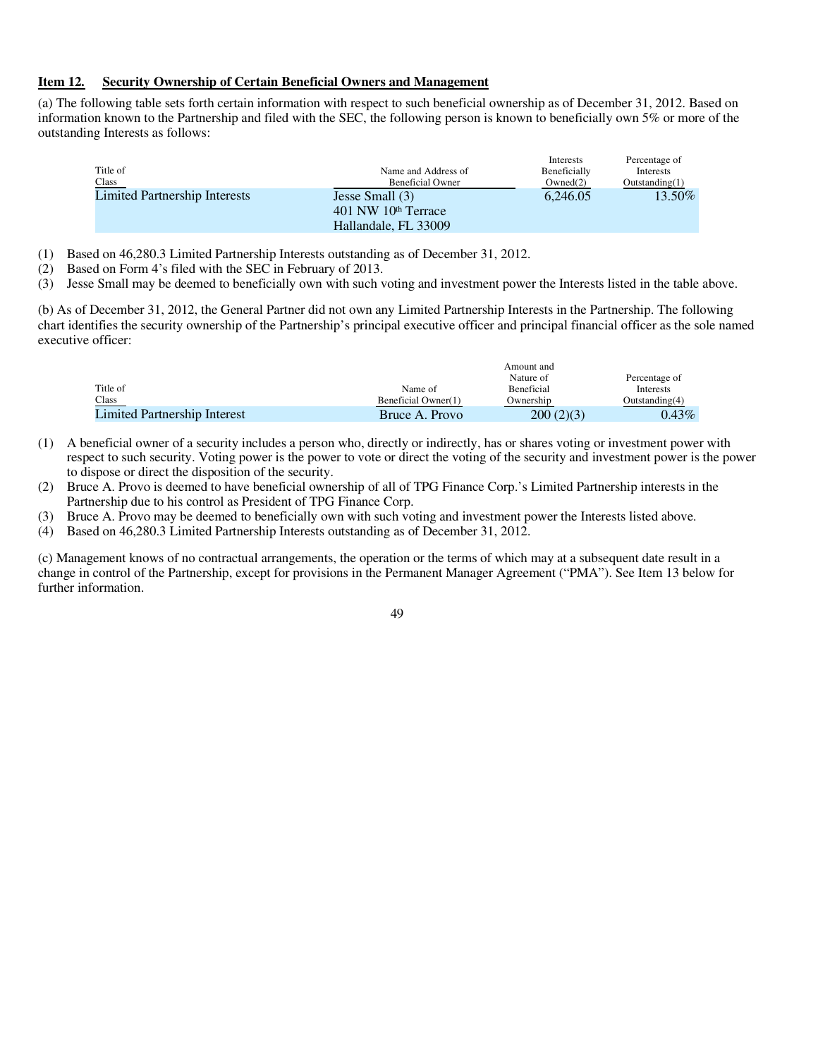### Item 12. Security Ownership of Certain Beneficial Owners and Management

(a) The following table sets forth certain information with respect to such beneficial ownership as of December 31, 2012. Based on information known to the Partnership and filed with the SEC, the following person is known to beneficially own 5% or more of the outstanding Interests as follows:

| Title of Class | Name and Address of Beneficial Owner | Interests Beneficially Owned(2) | Percentage of Interests Outstanding(1) |
|---|---|---|---|
| Limited Partnership Interests | Jesse Small (3)<br>401 NW 10th Terrace<br>Hallandale, FL 33009 | 6,246.05 | 13.50% |

(1) Based on 46,280.3 Limited Partnership Interests outstanding as of December 31, 2012.
(2) Based on Form 4's filed with the SEC in February of 2013.
(3) Jesse Small may be deemed to beneficially own with such voting and investment power the Interests listed in the table above.

(b) As of December 31, 2012, the General Partner did not own any Limited Partnership Interests in the Partnership. The following chart identifies the security ownership of the Partnership's principal executive officer and principal financial officer as the sole named executive officer:

| Title of Class | Name of Beneficial Owner(1) | Amount and Nature of Beneficial Ownership | Percentage of Interests Outstanding(4) |
|---|---|---|---|
| Limited Partnership Interest | Bruce A. Provo | 200 (2)(3) | 0.43% |

(1) A beneficial owner of a security includes a person who, directly or indirectly, has or shares voting or investment power with respect to such security. Voting power is the power to vote or direct the voting of the security and investment power is the power to dispose or direct the disposition of the security.
(2) Bruce A. Provo is deemed to have beneficial ownership of all of TPG Finance Corp.'s Limited Partnership interests in the Partnership due to his control as President of TPG Finance Corp.
(3) Bruce A. Provo may be deemed to beneficially own with such voting and investment power the Interests listed above.
(4) Based on 46,280.3 Limited Partnership Interests outstanding as of December 31, 2012.

(c) Management knows of no contractual arrangements, the operation or the terms of which may at a subsequent date result in a change in control of the Partnership, except for provisions in the Permanent Manager Agreement ("PMA"). See Item 13 below for further information.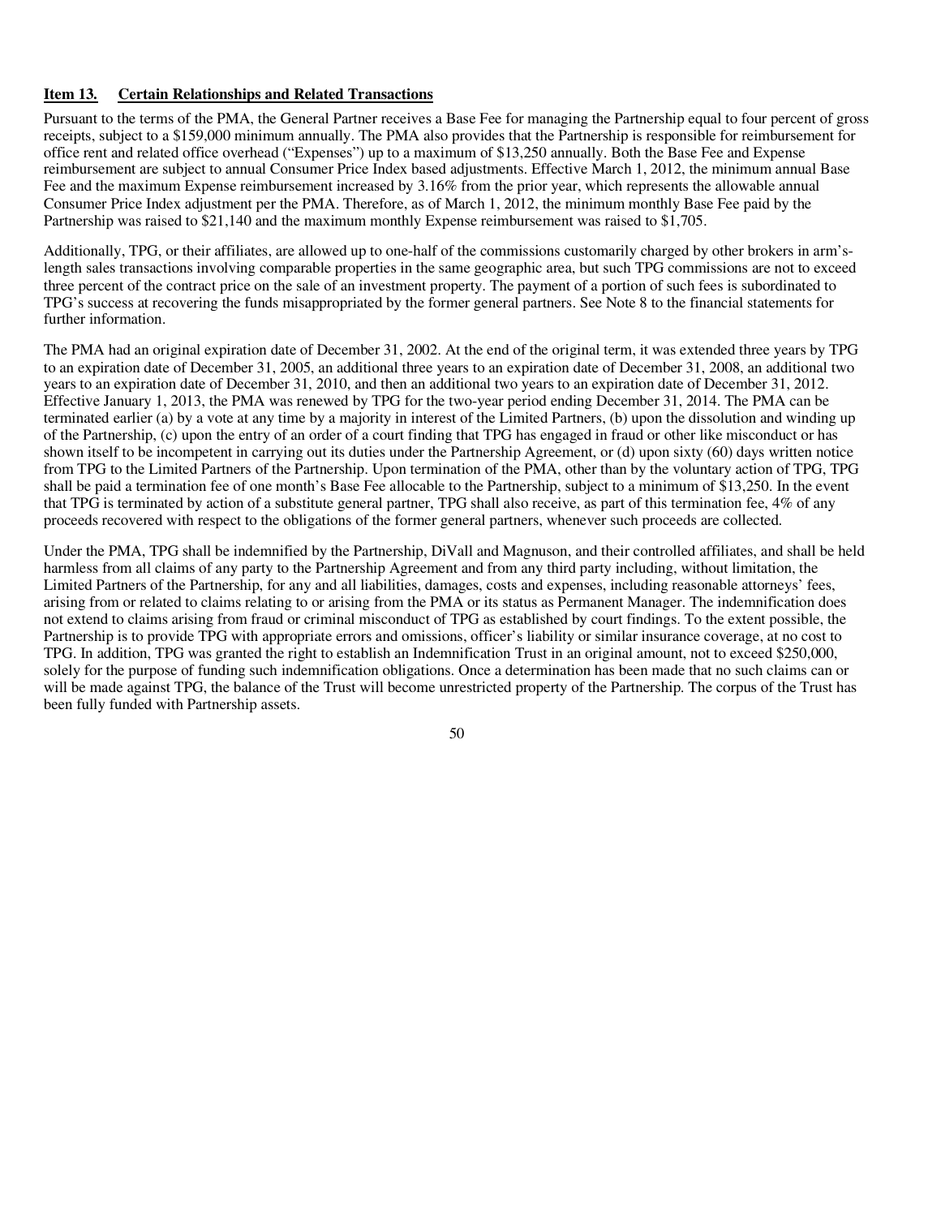**Item 13. Certain Relationships and Related Transactions**

Pursuant to the terms of the PMA, the General Partner receives a Base Fee for managing the Partnership equal to four percent of gross receipts, subject to a $159,000 minimum annually. The PMA also provides that the Partnership is responsible for reimbursement for office rent and related office overhead ("Expenses") up to a maximum of $13,250 annually. Both the Base Fee and Expense reimbursement are subject to annual Consumer Price Index based adjustments. Effective March 1, 2012, the minimum annual Base Fee and the maximum Expense reimbursement increased by 3.16% from the prior year, which represents the allowable annual Consumer Price Index adjustment per the PMA. Therefore, as of March 1, 2012, the minimum monthly Base Fee paid by the Partnership was raised to $21,140 and the maximum monthly Expense reimbursement was raised to $1,705.

Additionally, TPG, or their affiliates, are allowed up to one-half of the commissions customarily charged by other brokers in arm's-length sales transactions involving comparable properties in the same geographic area, but such TPG commissions are not to exceed three percent of the contract price on the sale of an investment property. The payment of a portion of such fees is subordinated to TPG's success at recovering the funds misappropriated by the former general partners. See Note 8 to the financial statements for further information.

The PMA had an original expiration date of December 31, 2002. At the end of the original term, it was extended three years by TPG to an expiration date of December 31, 2005, an additional three years to an expiration date of December 31, 2008, an additional two years to an expiration date of December 31, 2010, and then an additional two years to an expiration date of December 31, 2012. Effective January 1, 2013, the PMA was renewed by TPG for the two-year period ending December 31, 2014. The PMA can be terminated earlier (a) by a vote at any time by a majority in interest of the Limited Partners, (b) upon the dissolution and winding up of the Partnership, (c) upon the entry of an order of a court finding that TPG has engaged in fraud or other like misconduct or has shown itself to be incompetent in carrying out its duties under the Partnership Agreement, or (d) upon sixty (60) days written notice from TPG to the Limited Partners of the Partnership. Upon termination of the PMA, other than by the voluntary action of TPG, TPG shall be paid a termination fee of one month's Base Fee allocable to the Partnership, subject to a minimum of $13,250. In the event that TPG is terminated by action of a substitute general partner, TPG shall also receive, as part of this termination fee, 4% of any proceeds recovered with respect to the obligations of the former general partners, whenever such proceeds are collected.

Under the PMA, TPG shall be indemnified by the Partnership, DiVall and Magnuson, and their controlled affiliates, and shall be held harmless from all claims of any party to the Partnership Agreement and from any third party including, without limitation, the Limited Partners of the Partnership, for any and all liabilities, damages, costs and expenses, including reasonable attorneys' fees, arising from or related to claims relating to or arising from the PMA or its status as Permanent Manager. The indemnification does not extend to claims arising from fraud or criminal misconduct of TPG as established by court findings. To the extent possible, the Partnership is to provide TPG with appropriate errors and omissions, officer's liability or similar insurance coverage, at no cost to TPG. In addition, TPG was granted the right to establish an Indemnification Trust in an original amount, not to exceed $250,000, solely for the purpose of funding such indemnification obligations. Once a determination has been made that no such claims can or will be made against TPG, the balance of the Trust will become unrestricted property of the Partnership. The corpus of the Trust has been fully funded with Partnership assets.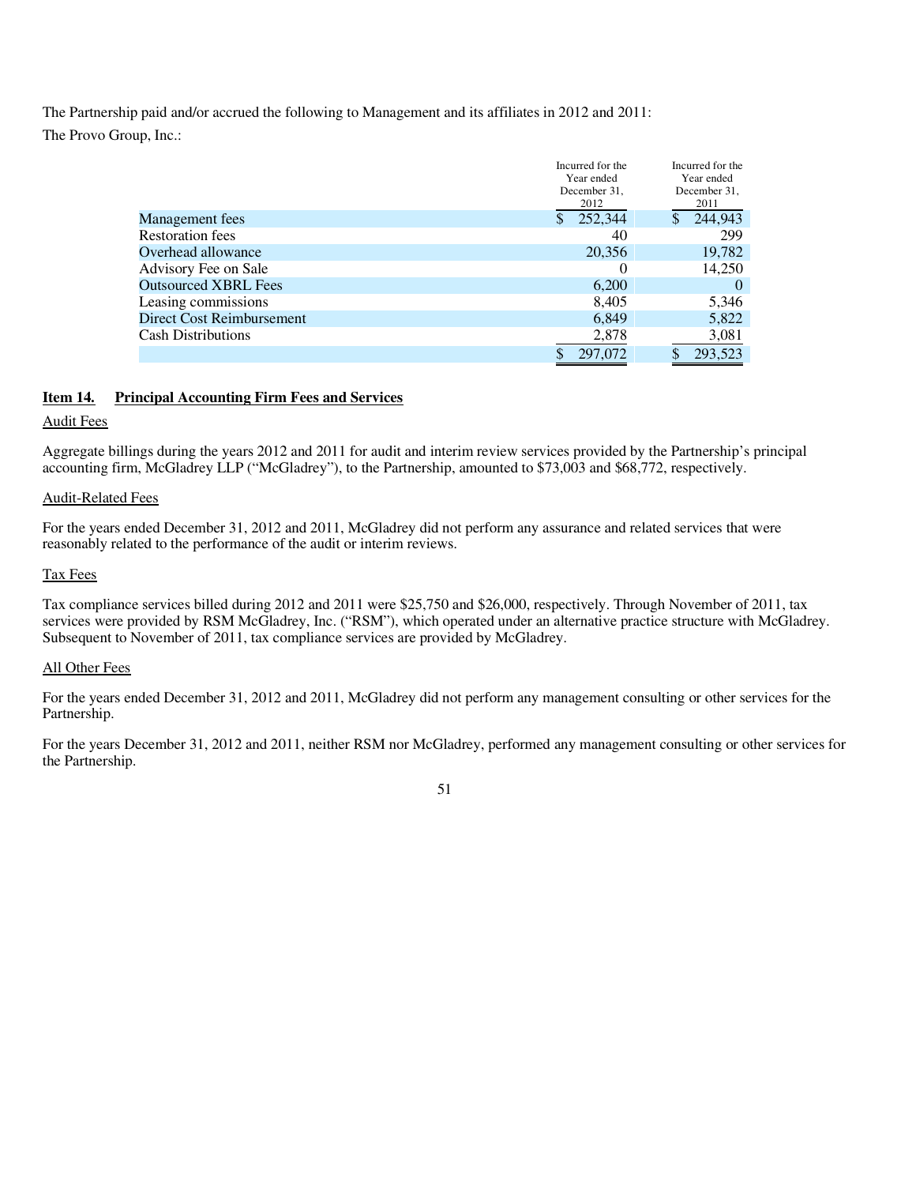The Partnership paid and/or accrued the following to Management and its affiliates in 2012 and 2011:

The Provo Group, Inc.:

| | Incurred for the Year ended December 31, 2012 | Incurred for the Year ended December 31, 2011 |
|---|---|---|
| Management fees | $ 252,344 | $ 244,943 |
| Restoration fees | 40 | 299 |
| Overhead allowance | 20,356 | 19,782 |
| Advisory Fee on Sale | 0 | 14,250 |
| Outsourced XBRL Fees | 6,200 | 0 |
| Leasing commissions | 8,405 | 5,346 |
| Direct Cost Reimbursement | 6,849 | 5,822 |
| Cash Distributions | 2,878 | 3,081 |
| | $ 297,072 | $ 293,523 |

## Item 14. Principal Accounting Firm Fees and Services

Audit Fees

Aggregate billings during the years 2012 and 2011 for audit and interim review services provided by the Partnership's principal accounting firm, McGladrey LLP ("McGladrey"), to the Partnership, amounted to $73,003 and $68,772, respectively.

Audit-Related Fees

For the years ended December 31, 2012 and 2011, McGladrey did not perform any assurance and related services that were reasonably related to the performance of the audit or interim reviews.

Tax Fees

Tax compliance services billed during 2012 and 2011 were $25,750 and $26,000, respectively. Through November of 2011, tax services were provided by RSM McGladrey, Inc. ("RSM"), which operated under an alternative practice structure with McGladrey. Subsequent to November of 2011, tax compliance services are provided by McGladrey.

All Other Fees

For the years ended December 31, 2012 and 2011, McGladrey did not perform any management consulting or other services for the Partnership.

For the years December 31, 2012 and 2011, neither RSM nor McGladrey, performed any management consulting or other services for the Partnership.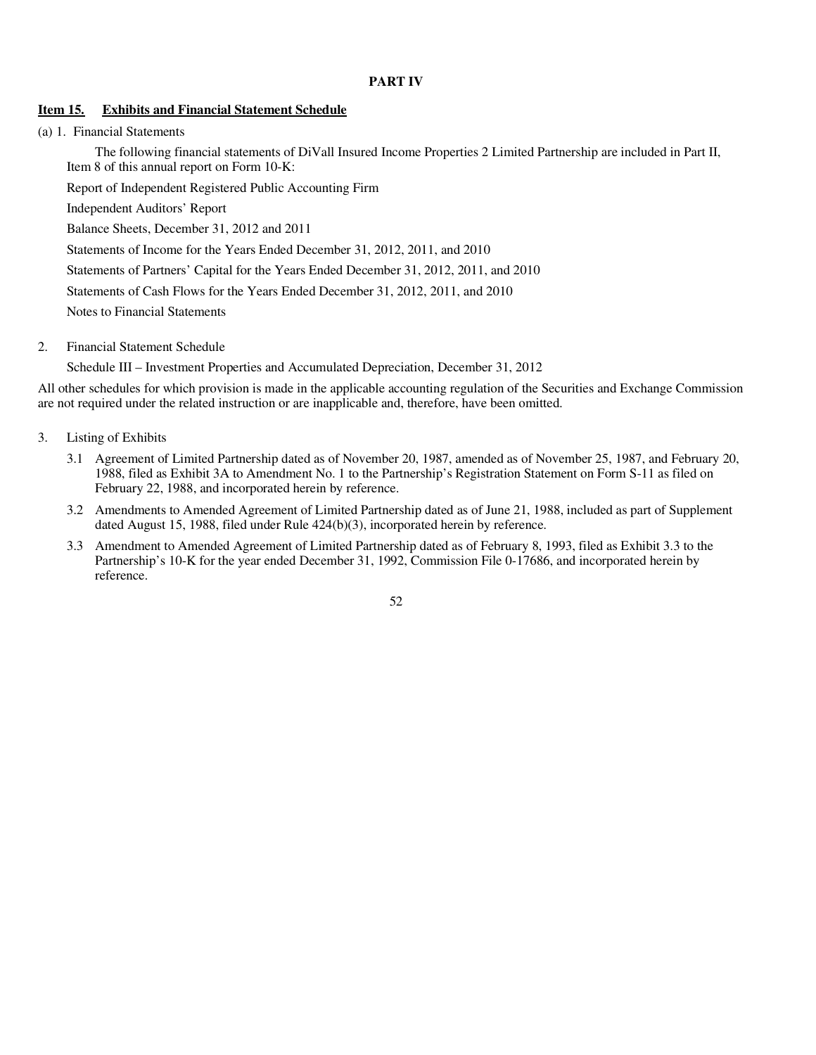# PART IV

## Item 15. Exhibits and Financial Statement Schedule

(a) 1. Financial Statements

The following financial statements of DiVall Insured Income Properties 2 Limited Partnership are included in Part II, Item 8 of this annual report on Form 10-K:

Report of Independent Registered Public Accounting Firm

Independent Auditors' Report

Balance Sheets, December 31, 2012 and 2011

Statements of Income for the Years Ended December 31, 2012, 2011, and 2010

Statements of Partners' Capital for the Years Ended December 31, 2012, 2011, and 2010

Statements of Cash Flows for the Years Ended December 31, 2012, 2011, and 2010

Notes to Financial Statements

2. Financial Statement Schedule

Schedule III – Investment Properties and Accumulated Depreciation, December 31, 2012

All other schedules for which provision is made in the applicable accounting regulation of the Securities and Exchange Commission are not required under the related instruction or are inapplicable and, therefore, have been omitted.

3. Listing of Exhibits

3.1 Agreement of Limited Partnership dated as of November 20, 1987, amended as of November 25, 1987, and February 20, 1988, filed as Exhibit 3A to Amendment No. 1 to the Partnership's Registration Statement on Form S-11 as filed on February 22, 1988, and incorporated herein by reference.

3.2 Amendments to Amended Agreement of Limited Partnership dated as of June 21, 1988, included as part of Supplement dated August 15, 1988, filed under Rule 424(b)(3), incorporated herein by reference.

3.3 Amendment to Amended Agreement of Limited Partnership dated as of February 8, 1993, filed as Exhibit 3.3 to the Partnership's 10-K for the year ended December 31, 1992, Commission File 0-17686, and incorporated herein by reference.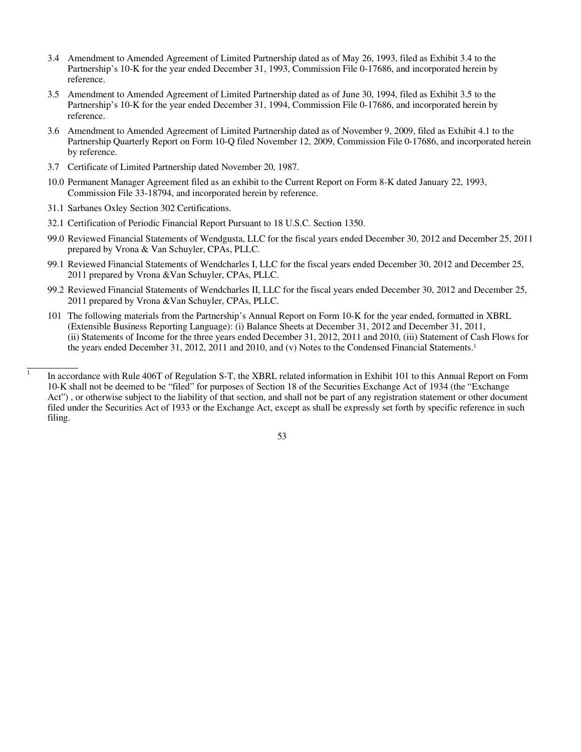3.4 Amendment to Amended Agreement of Limited Partnership dated as of May 26, 1993, filed as Exhibit 3.4 to the Partnership's 10-K for the year ended December 31, 1993, Commission File 0-17686, and incorporated herein by reference.

3.5 Amendment to Amended Agreement of Limited Partnership dated as of June 30, 1994, filed as Exhibit 3.5 to the Partnership's 10-K for the year ended December 31, 1994, Commission File 0-17686, and incorporated herein by reference.

3.6 Amendment to Amended Agreement of Limited Partnership dated as of November 9, 2009, filed as Exhibit 4.1 to the Partnership Quarterly Report on Form 10-Q filed November 12, 2009, Commission File 0-17686, and incorporated herein by reference.

3.7 Certificate of Limited Partnership dated November 20, 1987.

10.0 Permanent Manager Agreement filed as an exhibit to the Current Report on Form 8-K dated January 22, 1993, Commission File 33-18794, and incorporated herein by reference.

31.1 Sarbanes Oxley Section 302 Certifications.

32.1 Certification of Periodic Financial Report Pursuant to 18 U.S.C. Section 1350.

99.0 Reviewed Financial Statements of Wendgusta, LLC for the fiscal years ended December 30, 2012 and December 25, 2011 prepared by Vrona & Van Schuyler, CPAs, PLLC.

99.1 Reviewed Financial Statements of Wendcharles I, LLC for the fiscal years ended December 30, 2012 and December 25, 2011 prepared by Vrona &Van Schuyler, CPAs, PLLC.

99.2 Reviewed Financial Statements of Wendcharles II, LLC for the fiscal years ended December 30, 2012 and December 25, 2011 prepared by Vrona &Van Schuyler, CPAs, PLLC.

101 The following materials from the Partnership's Annual Report on Form 10-K for the year ended, formatted in XBRL (Extensible Business Reporting Language): (i) Balance Sheets at December 31, 2012 and December 31, 2011, (ii) Statements of Income for the three years ended December 31, 2012, 2011 and 2010, (iii) Statement of Cash Flows for the years ended December 31, 2012, 2011 and 2010, and (v) Notes to the Condensed Financial Statements.[1]

---

[1] In accordance with Rule 406T of Regulation S-T, the XBRL related information in Exhibit 101 to this Annual Report on Form 10-K shall not be deemed to be "filed" for purposes of Section 18 of the Securities Exchange Act of 1934 (the "Exchange Act") , or otherwise subject to the liability of that section, and shall not be part of any registration statement or other document filed under the Securities Act of 1933 or the Exchange Act, except as shall be expressly set forth by specific reference in such filing.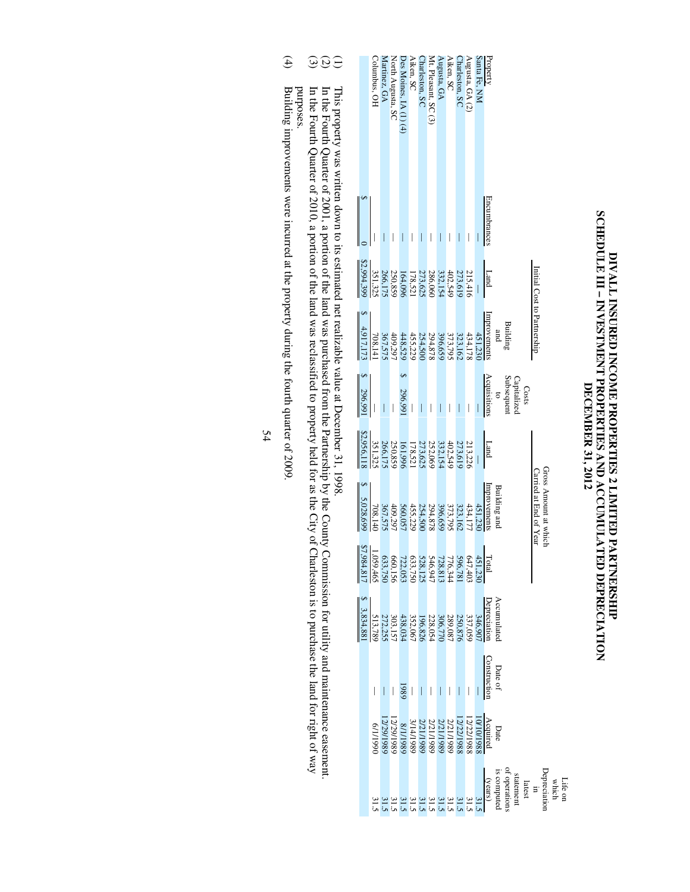# DIVALL INSURED INCOME PROPERTIES 2 LIMITED PARTNERSHIP
# SCHEDULE III – INVESTMENT PROPERTIES AND ACCUMULATED DEPRECIATION
# DECEMBER 31, 2012

| Property | Encumbrances | Initial Cost to Partnership: Land | Initial Cost to Partnership: Building and Improvements | Costs Capitalized Subsequent to Acquisitions | Gross Amount at which Carried at End of Year: Land | Gross Amount at which Carried at End of Year: Building and Improvements | Gross Amount at which Carried at End of Year: Total | Accumulated Depreciation | Date of Construction | Date Acquired | Life on which Depreciation in latest statement of operations is computed (years) |
|---|---|---|---|---|---|---|---|---|---|---|---|
| Santa Fe, NM | — | — | 451,230 | — | — | 451,230 | 451,230 | 346,907 | — | 10/10/1988 | 31.5 |
| Augusta, GA (2) | — | 215,416 | 434,178 | — | 213,226 | 434,177 | 647,403 | 337,059 | — | 12/22/1988 | 31.5 |
| Charleston, SC | — | 273,619 | 323,162 | — | 273,619 | 323,162 | 596,781 | 250,876 | — | 12/22/1988 | 31.5 |
| Aiken, SC | — | 402,549 | 373,795 | — | 402,549 | 373,795 | 776,344 | 289,087 | — | 2/21/1989 | 31.5 |
| Augusta, GA | — | 332,154 | 396,659 | — | 332,154 | 396,659 | 728,813 | 306,770 | — | 2/21/1989 | 31.5 |
| Mt. Pleasant, SC (3) | — | 286,060 | 294,878 | — | 252,069 | 294,878 | 546,947 | 228,054 | — | 2/21/1989 | 31.5 |
| Charleston, SC | — | 273,625 | 254,500 | — | 273,625 | 254,500 | 528,125 | 196,826 | — | 2/21/1989 | 31.5 |
| Aiken, SC | — | 178,521 | 455,229 | — | 178,521 | 455,229 | 633,750 | 352,067 | — | 3/14/1989 | 31.5 |
| Des Moines, IA (1) (4) | — | 164,096 | 448,529 | $ 296,991 | 161,996 | 560,057 | 722,053 | 438,034 | 1989 | 8/1/1989 | 31.5 |
| North Augusta, SC | — | 250,859 | 409,297 | — | 250,859 | 409,297 | 660,156 | 303,157 | — | 12/29/1989 | 31.5 |
| Martinez, GA | — | 266,175 | 367,575 | — | 266,175 | 367,575 | 633,750 | 272,255 | — | 12/29/1989 | 31.5 |
| Columbus, OH | — | 351,325 | 708,141 | — | 351,325 | 708,140 | 1,059,465 | 513,789 | — | 6/1/1990 | 31.5 |
| | $ 0 | $2,994,399 | $ 4,917,173 | $ 296,991 | $2,956,118 | $ 5,028,699 | $7,984,817 | $ 3,834,881 | | | |

(1) This property was written down to its estimated net realizable value at December 31, 1998.

(2) In the Fourth Quarter of 2001, a portion of the land was purchased from the Partnership by the County Commission for utility and maintenance easement.

(3) In the Fourth Quarter of 2010, a portion of the land was reclassified to property held for as the City of Charleston is to purchase the land for right of way purposes.

(4) Building improvements were incurred at the property during the fourth quarter of 2009.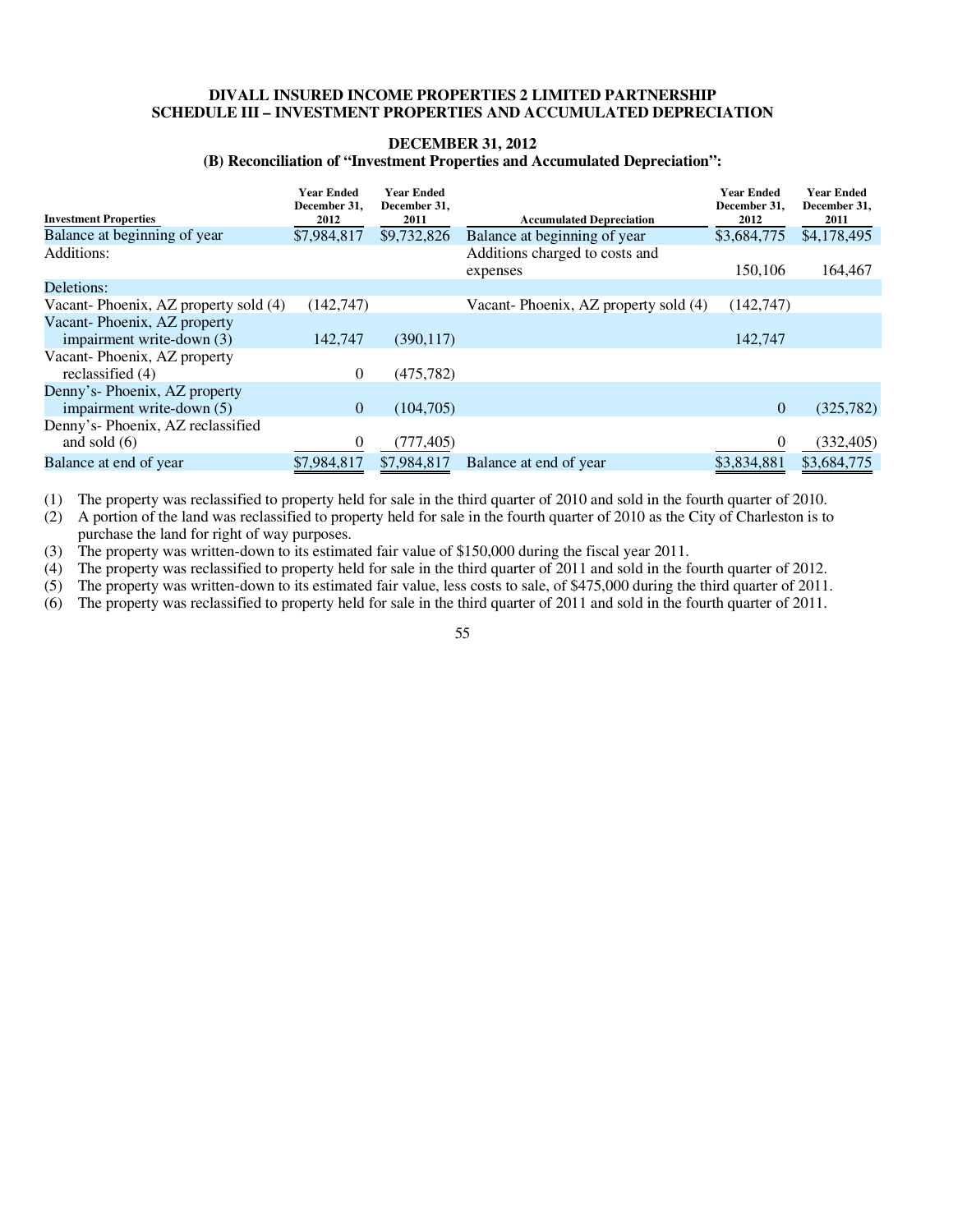**DIVALL INSURED INCOME PROPERTIES 2 LIMITED PARTNERSHIP**
**SCHEDULE III – INVESTMENT PROPERTIES AND ACCUMULATED DEPRECIATION**

**DECEMBER 31, 2012**

**(B) Reconciliation of "Investment Properties and Accumulated Depreciation":**

| Investment Properties | Year Ended December 31, 2012 | Year Ended December 31, 2011 | Accumulated Depreciation | Year Ended December 31, 2012 | Year Ended December 31, 2011 |
|---|---|---|---|---|---|
| Balance at beginning of year | $7,984,817 | $9,732,826 | Balance at beginning of year | $3,684,775 | $4,178,495 |
| Additions: | | | Additions charged to costs and expenses | 150,106 | 164,467 |
| Deletions: | | | | | |
| Vacant- Phoenix, AZ property sold (4) | (142,747) | | Vacant- Phoenix, AZ property sold (4) | (142,747) | |
| Vacant- Phoenix, AZ property impairment write-down (3) | 142,747 | (390,117) | | 142,747 | |
| Vacant- Phoenix, AZ property reclassified (4) | 0 | (475,782) | | | |
| Denny's- Phoenix, AZ property impairment write-down (5) | 0 | (104,705) | | 0 | (325,782) |
| Denny's- Phoenix, AZ reclassified and sold (6) | 0 | (777,405) | | 0 | (332,405) |
| Balance at end of year | $7,984,817 | $7,984,817 | Balance at end of year | $3,834,881 | $3,684,775 |

(1) The property was reclassified to property held for sale in the third quarter of 2010 and sold in the fourth quarter of 2010.

(2) A portion of the land was reclassified to property held for sale in the fourth quarter of 2010 as the City of Charleston is to purchase the land for right of way purposes.

(3) The property was written-down to its estimated fair value of $150,000 during the fiscal year 2011.

(4) The property was reclassified to property held for sale in the third quarter of 2011 and sold in the fourth quarter of 2012.

(5) The property was written-down to its estimated fair value, less costs to sale, of $475,000 during the third quarter of 2011.

(6) The property was reclassified to property held for sale in the third quarter of 2011 and sold in the fourth quarter of 2011.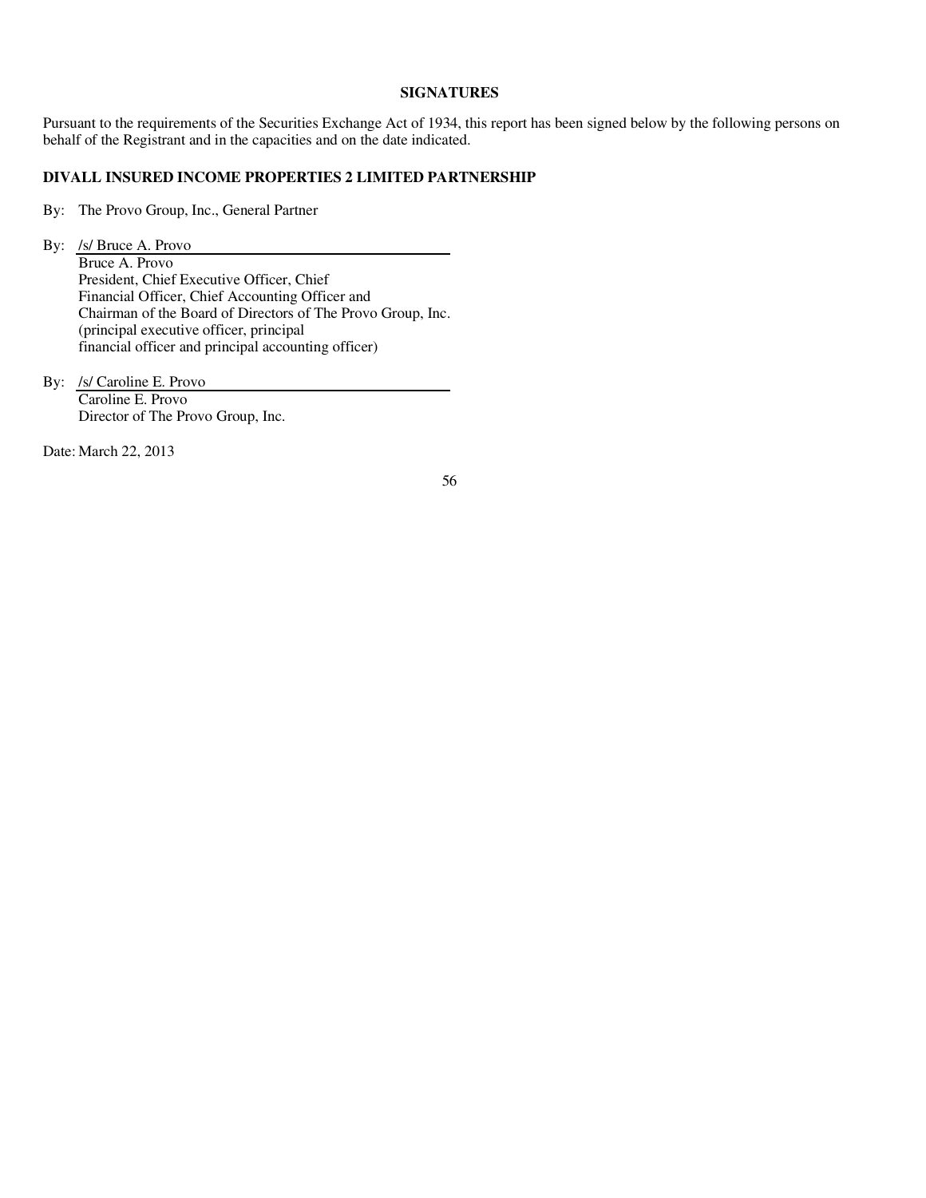## SIGNATURES

Pursuant to the requirements of the Securities Exchange Act of 1934, this report has been signed below by the following persons on behalf of the Registrant and in the capacities and on the date indicated.

**DIVALL INSURED INCOME PROPERTIES 2 LIMITED PARTNERSHIP**

By: The Provo Group, Inc., General Partner

By: /s/ Bruce A. Provo
Bruce A. Provo
President, Chief Executive Officer, Chief
Financial Officer, Chief Accounting Officer and
Chairman of the Board of Directors of The Provo Group, Inc.
(principal executive officer, principal
financial officer and principal accounting officer)

By: /s/ Caroline E. Provo
Caroline E. Provo
Director of The Provo Group, Inc.

Date: March 22, 2013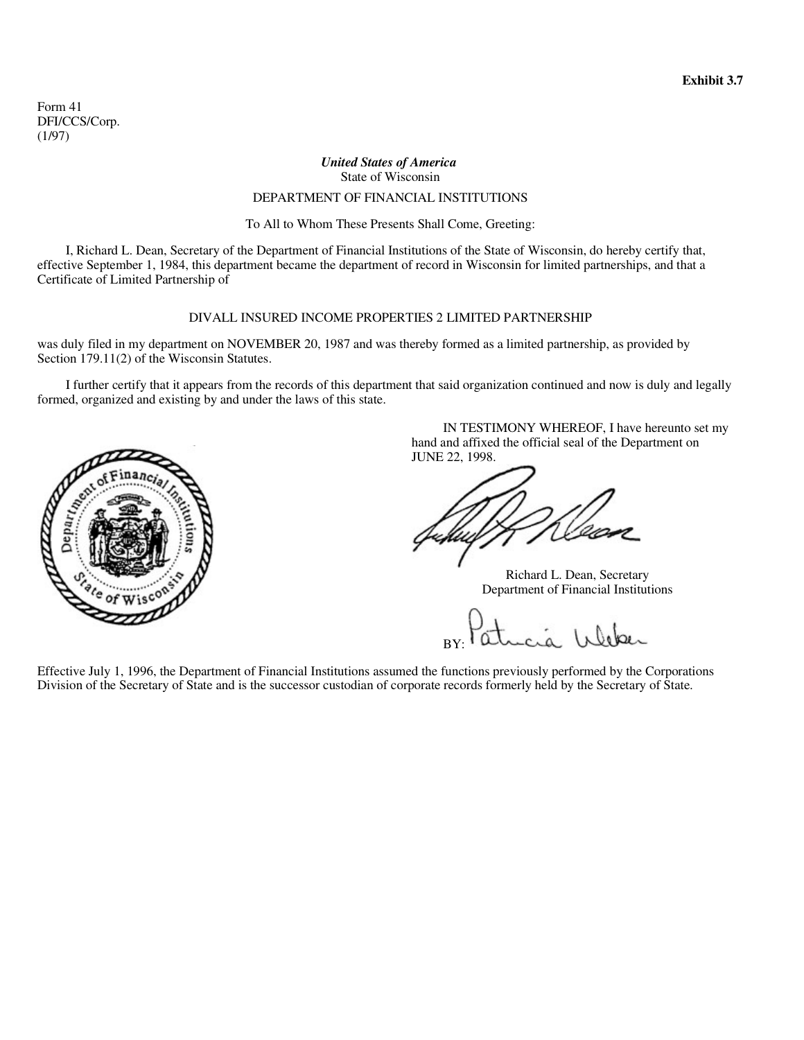**Exhibit 3.7**

Form 41
DFI/CCS/Corp.
(1/97)

***United States of America***
State of Wisconsin

DEPARTMENT OF FINANCIAL INSTITUTIONS

To All to Whom These Presents Shall Come, Greeting:

I, Richard L. Dean, Secretary of the Department of Financial Institutions of the State of Wisconsin, do hereby certify that, effective September 1, 1984, this department became the department of record in Wisconsin for limited partnerships, and that a Certificate of Limited Partnership of

DIVALL INSURED INCOME PROPERTIES 2 LIMITED PARTNERSHIP

was duly filed in my department on NOVEMBER 20, 1987 and was thereby formed as a limited partnership, as provided by Section 179.11(2) of the Wisconsin Statutes.

I further certify that it appears from the records of this department that said organization continued and now is duly and legally formed, organized and existing by and under the laws of this state.

IN TESTIMONY WHEREOF, I have hereunto set my hand and affixed the official seal of the Department on JUNE 22, 1998.

Richard L. Dean, Secretary
Department of Financial Institutions

BY: Patricia Weber

Effective July 1, 1996, the Department of Financial Institutions assumed the functions previously performed by the Corporations Division of the Secretary of State and is the successor custodian of corporate records formerly held by the Secretary of State.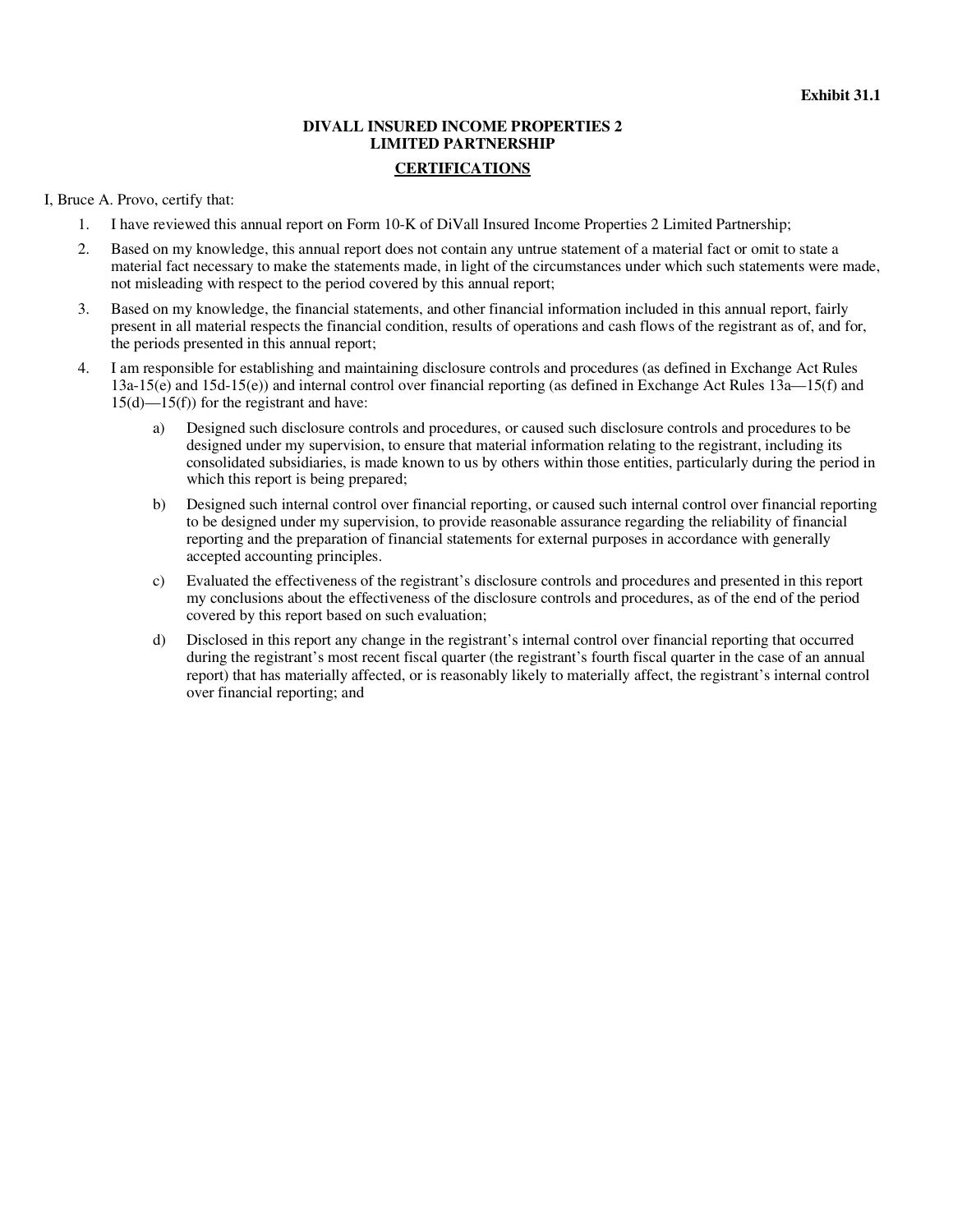**Exhibit 31.1**

**DIVALL INSURED INCOME PROPERTIES 2**
**LIMITED PARTNERSHIP**

**CERTIFICATIONS**

I, Bruce A. Provo, certify that:

1. I have reviewed this annual report on Form 10-K of DiVall Insured Income Properties 2 Limited Partnership;
2. Based on my knowledge, this annual report does not contain any untrue statement of a material fact or omit to state a material fact necessary to make the statements made, in light of the circumstances under which such statements were made, not misleading with respect to the period covered by this annual report;
3. Based on my knowledge, the financial statements, and other financial information included in this annual report, fairly present in all material respects the financial condition, results of operations and cash flows of the registrant as of, and for, the periods presented in this annual report;
4. I am responsible for establishing and maintaining disclosure controls and procedures (as defined in Exchange Act Rules 13a-15(e) and 15d-15(e)) and internal control over financial reporting (as defined in Exchange Act Rules 13a—15(f) and 15(d)—15(f)) for the registrant and have:
   a) Designed such disclosure controls and procedures, or caused such disclosure controls and procedures to be designed under my supervision, to ensure that material information relating to the registrant, including its consolidated subsidiaries, is made known to us by others within those entities, particularly during the period in which this report is being prepared;
   b) Designed such internal control over financial reporting, or caused such internal control over financial reporting to be designed under my supervision, to provide reasonable assurance regarding the reliability of financial reporting and the preparation of financial statements for external purposes in accordance with generally accepted accounting principles.
   c) Evaluated the effectiveness of the registrant's disclosure controls and procedures and presented in this report my conclusions about the effectiveness of the disclosure controls and procedures, as of the end of the period covered by this report based on such evaluation;
   d) Disclosed in this report any change in the registrant's internal control over financial reporting that occurred during the registrant's most recent fiscal quarter (the registrant's fourth fiscal quarter in the case of an annual report) that has materially affected, or is reasonably likely to materially affect, the registrant's internal control over financial reporting; and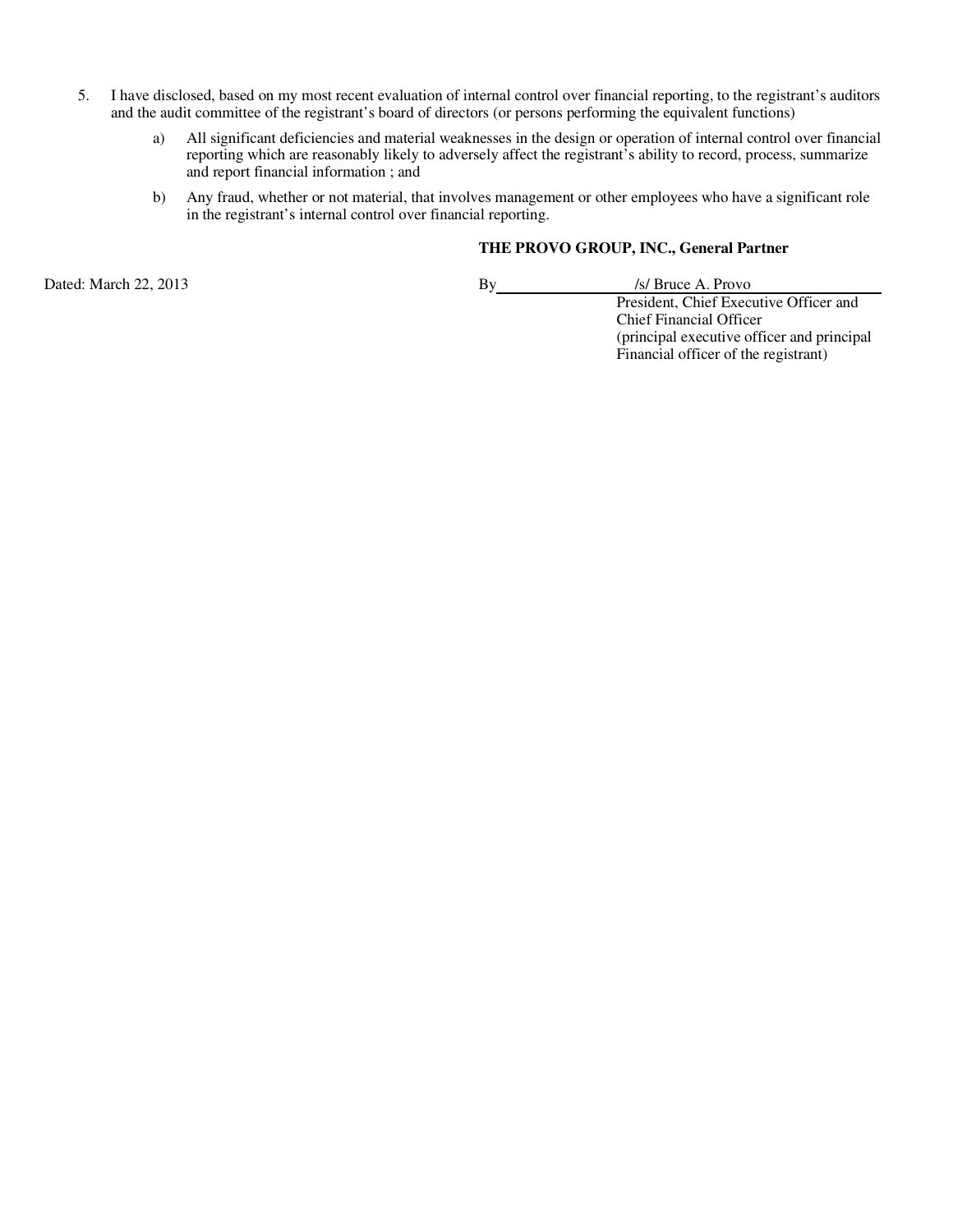5. I have disclosed, based on my most recent evaluation of internal control over financial reporting, to the registrant's auditors and the audit committee of the registrant's board of directors (or persons performing the equivalent functions)

   a) All significant deficiencies and material weaknesses in the design or operation of internal control over financial reporting which are reasonably likely to adversely affect the registrant's ability to record, process, summarize and report financial information ; and

   b) Any fraud, whether or not material, that involves management or other employees who have a significant role in the registrant's internal control over financial reporting.

**THE PROVO GROUP, INC., General Partner**

Dated: March 22, 2013

By /s/ Bruce A. Provo
President, Chief Executive Officer and Chief Financial Officer
(principal executive officer and principal Financial officer of the registrant)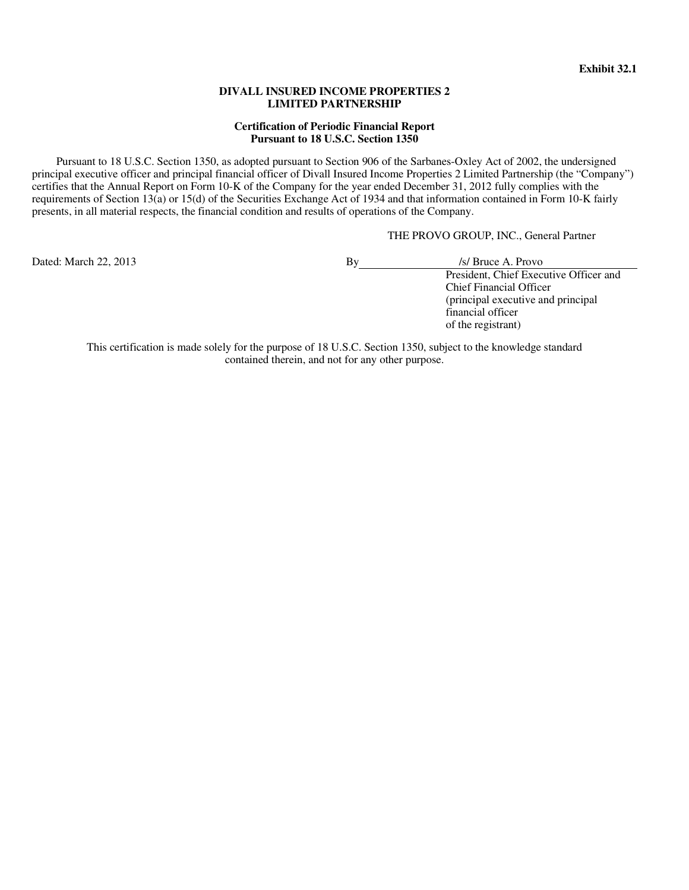**Exhibit 32.1**

**DIVALL INSURED INCOME PROPERTIES 2
LIMITED PARTNERSHIP**

**Certification of Periodic Financial Report
Pursuant to 18 U.S.C. Section 1350**

Pursuant to 18 U.S.C. Section 1350, as adopted pursuant to Section 906 of the Sarbanes-Oxley Act of 2002, the undersigned principal executive officer and principal financial officer of Divall Insured Income Properties 2 Limited Partnership (the “Company”) certifies that the Annual Report on Form 10-K of the Company for the year ended December 31, 2012 fully complies with the requirements of Section 13(a) or 15(d) of the Securities Exchange Act of 1934 and that information contained in Form 10-K fairly presents, in all material respects, the financial condition and results of operations of the Company.

THE PROVO GROUP, INC., General Partner

Dated: March 22, 2013

By /s/ Bruce A. Provo
President, Chief Executive Officer and
Chief Financial Officer
(principal executive and principal
financial officer
of the registrant)

This certification is made solely for the purpose of 18 U.S.C. Section 1350, subject to the knowledge standard contained therein, and not for any other purpose.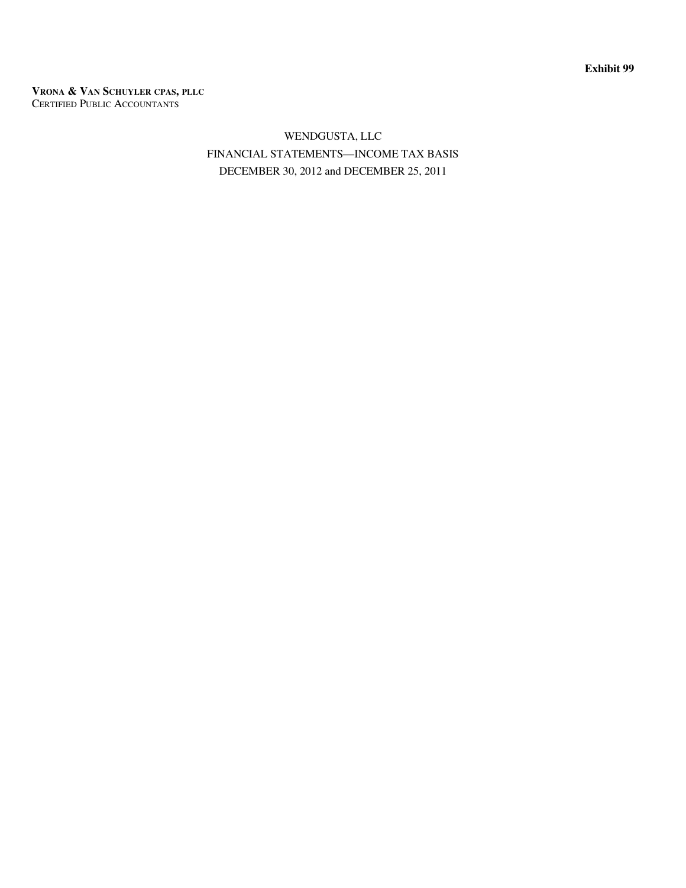**Exhibit 99**

**VRONA & VAN SCHUYLER CPAS, PLLC**
CERTIFIED PUBLIC ACCOUNTANTS

WENDGUSTA, LLC

FINANCIAL STATEMENTS—INCOME TAX BASIS

DECEMBER 30, 2012 and DECEMBER 25, 2011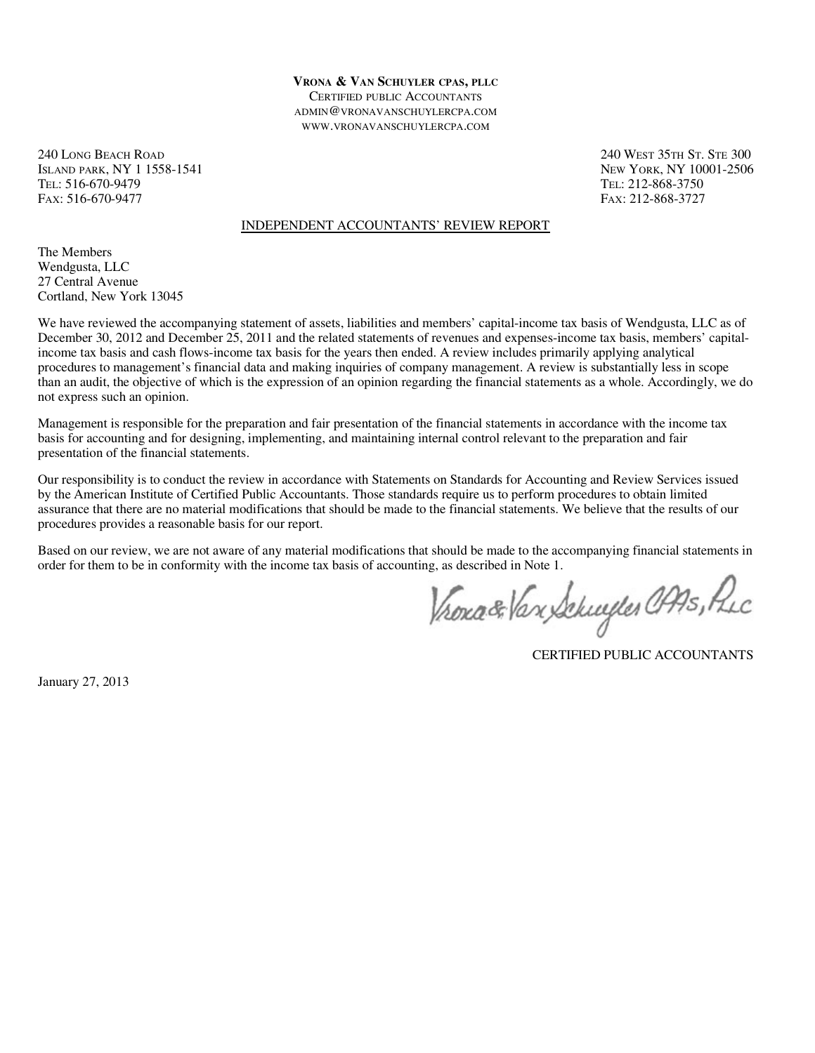**VRONA & VAN SCHUYLER CPAS, PLLC**
CERTIFIED PUBLIC ACCOUNTANTS
ADMIN@VRONAVANSCHUYLERCPA.COM
WWW.VRONAVANSCHUYLERCPA.COM

240 LONG BEACH ROAD
ISLAND PARK, NY 1 1558-1541
TEL: 516-670-9479
FAX: 516-670-9477

240 WEST 35TH ST. STE 300
NEW YORK, NY 10001-2506
TEL: 212-868-3750
FAX: 212-868-3727

INDEPENDENT ACCOUNTANTS' REVIEW REPORT

The Members
Wendgusta, LLC
27 Central Avenue
Cortland, New York 13045

We have reviewed the accompanying statement of assets, liabilities and members' capital-income tax basis of Wendgusta, LLC as of December 30, 2012 and December 25, 2011 and the related statements of revenues and expenses-income tax basis, members' capital-income tax basis and cash flows-income tax basis for the years then ended. A review includes primarily applying analytical procedures to management's financial data and making inquiries of company management. A review is substantially less in scope than an audit, the objective of which is the expression of an opinion regarding the financial statements as a whole. Accordingly, we do not express such an opinion.

Management is responsible for the preparation and fair presentation of the financial statements in accordance with the income tax basis for accounting and for designing, implementing, and maintaining internal control relevant to the preparation and fair presentation of the financial statements.

Our responsibility is to conduct the review in accordance with Statements on Standards for Accounting and Review Services issued by the American Institute of Certified Public Accountants. Those standards require us to perform procedures to obtain limited assurance that there are no material modifications that should be made to the financial statements. We believe that the results of our procedures provides a reasonable basis for our report.

Based on our review, we are not aware of any material modifications that should be made to the accompanying financial statements in order for them to be in conformity with the income tax basis of accounting, as described in Note 1.

Vrona & Van Schuyler CPAs, PLLC

CERTIFIED PUBLIC ACCOUNTANTS

January 27, 2013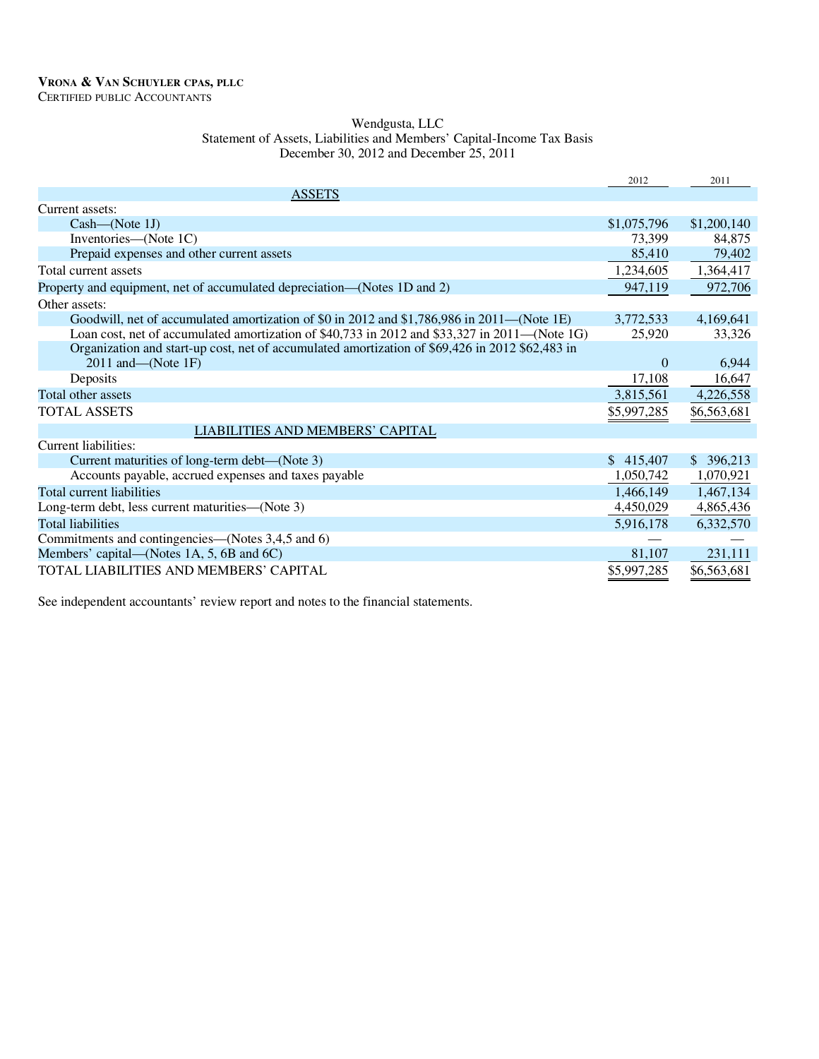**VRONA & VAN SCHUYLER CPAS, PLLC**
CERTIFIED PUBLIC ACCOUNTANTS

Wendgusta, LLC
Statement of Assets, Liabilities and Members' Capital-Income Tax Basis
December 30, 2012 and December 25, 2011

| | 2012 | 2011 |
|---|---|---|
| ASSETS | | |
| Current assets: | | |
| Cash—(Note 1J) | $1,075,796 | $1,200,140 |
| Inventories—(Note 1C) | 73,399 | 84,875 |
| Prepaid expenses and other current assets | 85,410 | 79,402 |
| Total current assets | 1,234,605 | 1,364,417 |
| Property and equipment, net of accumulated depreciation—(Notes 1D and 2) | 947,119 | 972,706 |
| Other assets: | | |
| Goodwill, net of accumulated amortization of $0 in 2012 and $1,786,986 in 2011—(Note 1E) | 3,772,533 | 4,169,641 |
| Loan cost, net of accumulated amortization of $40,733 in 2012 and $33,327 in 2011—(Note 1G) | 25,920 | 33,326 |
| Organization and start-up cost, net of accumulated amortization of $69,426 in 2012 $62,483 in 2011 and—(Note 1F) | 0 | 6,944 |
| Deposits | 17,108 | 16,647 |
| Total other assets | 3,815,561 | 4,226,558 |
| TOTAL ASSETS | $5,997,285 | $6,563,681 |
| LIABILITIES AND MEMBERS' CAPITAL | | |
| Current liabilities: | | |
| Current maturities of long-term debt—(Note 3) | $ 415,407 | $ 396,213 |
| Accounts payable, accrued expenses and taxes payable | 1,050,742 | 1,070,921 |
| Total current liabilities | 1,466,149 | 1,467,134 |
| Long-term debt, less current maturities—(Note 3) | 4,450,029 | 4,865,436 |
| Total liabilities | 5,916,178 | 6,332,570 |
| Commitments and contingencies—(Notes 3,4,5 and 6) | — | — |
| Members' capital—(Notes 1A, 5, 6B and 6C) | 81,107 | 231,111 |
| TOTAL LIABILITIES AND MEMBERS' CAPITAL | $5,997,285 | $6,563,681 |

See independent accountants' review report and notes to the financial statements.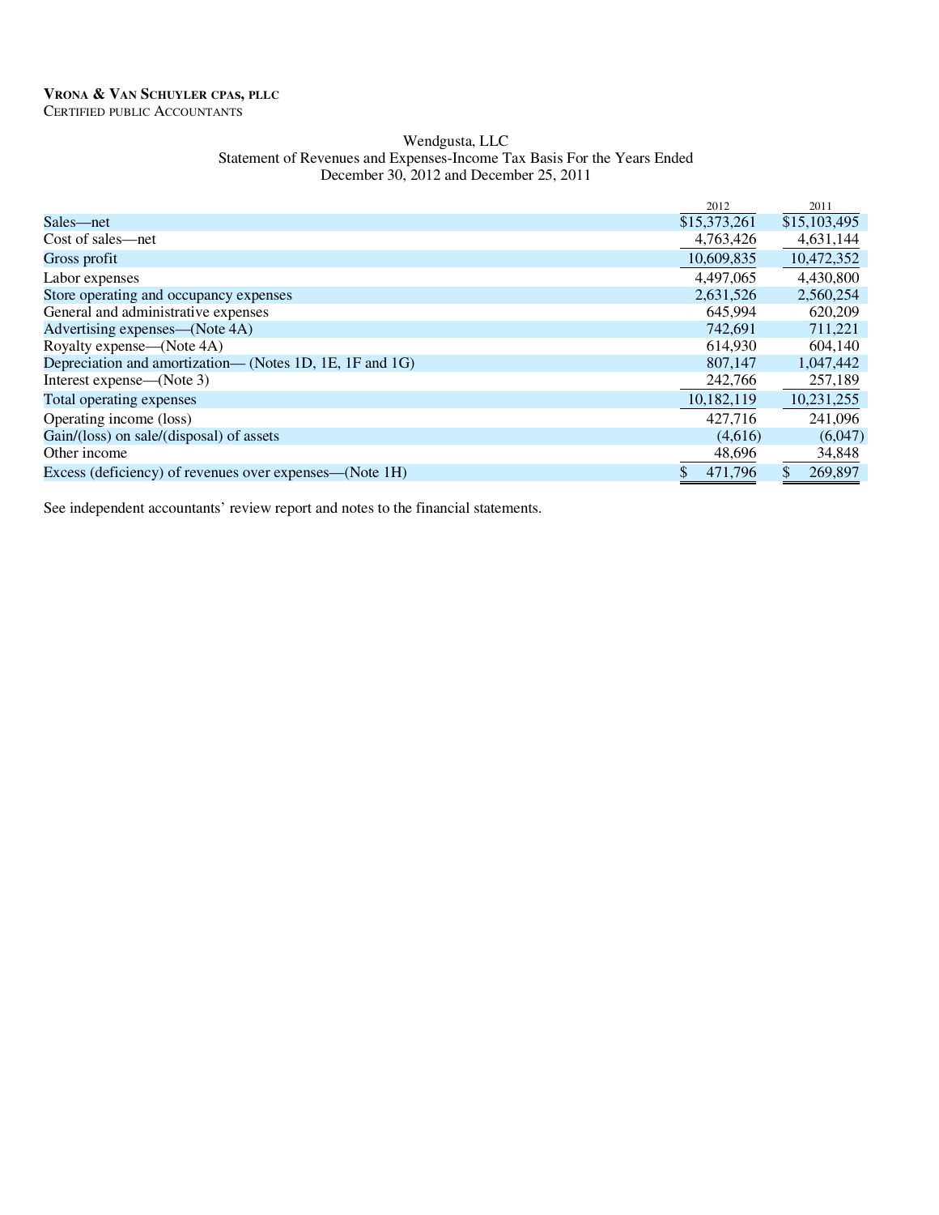**VRONA & VAN SCHUYLER CPAS, PLLC**
CERTIFIED PUBLIC ACCOUNTANTS

Wendgusta, LLC
Statement of Revenues and Expenses-Income Tax Basis For the Years Ended
December 30, 2012 and December 25, 2011

| | 2012 | 2011 |
|---|---|---|
| Sales—net | $15,373,261 | $15,103,495 |
| Cost of sales—net | 4,763,426 | 4,631,144 |
| Gross profit | 10,609,835 | 10,472,352 |
| Labor expenses | 4,497,065 | 4,430,800 |
| Store operating and occupancy expenses | 2,631,526 | 2,560,254 |
| General and administrative expenses | 645,994 | 620,209 |
| Advertising expenses—(Note 4A) | 742,691 | 711,221 |
| Royalty expense—(Note 4A) | 614,930 | 604,140 |
| Depreciation and amortization— (Notes 1D, 1E, 1F and 1G) | 807,147 | 1,047,442 |
| Interest expense—(Note 3) | 242,766 | 257,189 |
| Total operating expenses | 10,182,119 | 10,231,255 |
| Operating income (loss) | 427,716 | 241,096 |
| Gain/(loss) on sale/(disposal) of assets | (4,616) | (6,047) |
| Other income | 48,696 | 34,848 |
| Excess (deficiency) of revenues over expenses—(Note 1H) | $ 471,796 | $ 269,897 |

See independent accountants' review report and notes to the financial statements.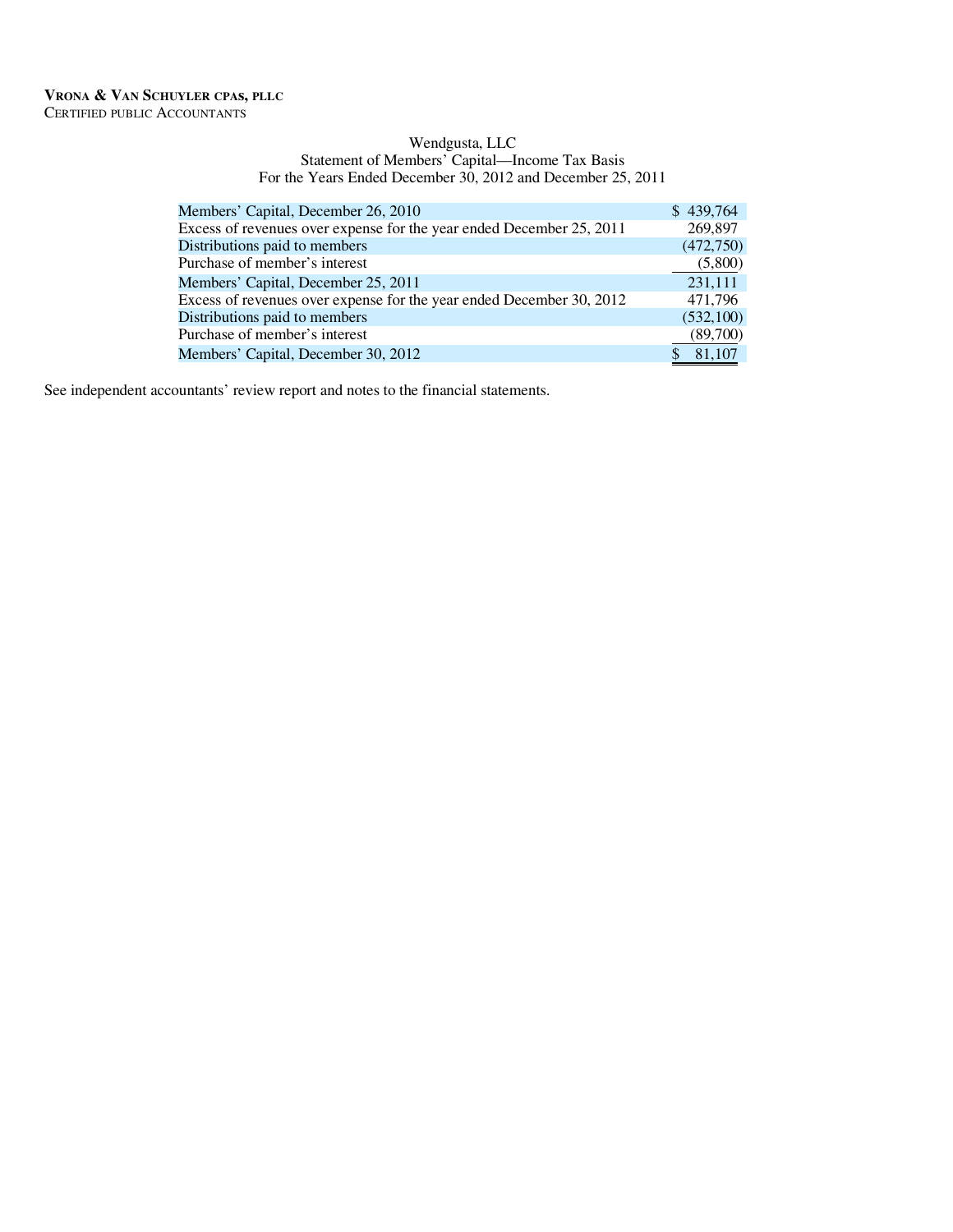**VRONA & VAN SCHUYLER CPAS, PLLC**
CERTIFIED PUBLIC ACCOUNTANTS

Wendgusta, LLC
Statement of Members' Capital—Income Tax Basis
For the Years Ended December 30, 2012 and December 25, 2011

| | |
|---|---|
| Members' Capital, December 26, 2010 | $ 439,764 |
| Excess of revenues over expense for the year ended December 25, 2011 | 269,897 |
| Distributions paid to members | (472,750) |
| Purchase of member's interest | (5,800) |
| Members' Capital, December 25, 2011 | 231,111 |
| Excess of revenues over expense for the year ended December 30, 2012 | 471,796 |
| Distributions paid to members | (532,100) |
| Purchase of member's interest | (89,700) |
| Members' Capital, December 30, 2012 | $ 81,107 |

See independent accountants' review report and notes to the financial statements.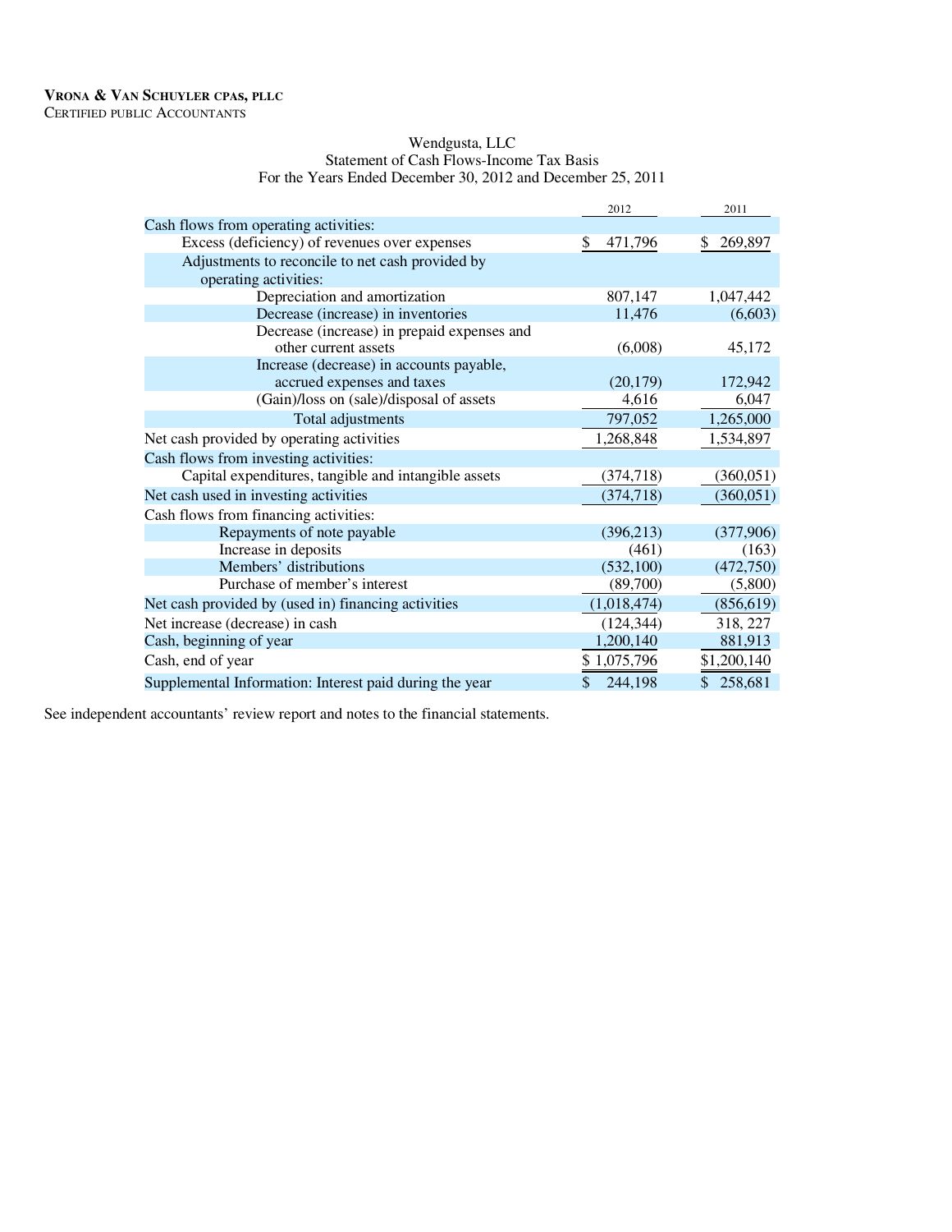**VRONA & VAN SCHUYLER CPAS, PLLC**
CERTIFIED PUBLIC ACCOUNTANTS

Wendgusta, LLC
Statement of Cash Flows-Income Tax Basis
For the Years Ended December 30, 2012 and December 25, 2011

| | 2012 | 2011 |
|---|---|---|
| Cash flows from operating activities: | | |
| Excess (deficiency) of revenues over expenses | $ 471,796 | $ 269,897 |
| Adjustments to reconcile to net cash provided by operating activities: | | |
| Depreciation and amortization | 807,147 | 1,047,442 |
| Decrease (increase) in inventories | 11,476 | (6,603) |
| Decrease (increase) in prepaid expenses and other current assets | (6,008) | 45,172 |
| Increase (decrease) in accounts payable, accrued expenses and taxes | (20,179) | 172,942 |
| (Gain)/loss on (sale)/disposal of assets | 4,616 | 6,047 |
| Total adjustments | 797,052 | 1,265,000 |
| Net cash provided by operating activities | 1,268,848 | 1,534,897 |
| Cash flows from investing activities: | | |
| Capital expenditures, tangible and intangible assets | (374,718) | (360,051) |
| Net cash used in investing activities | (374,718) | (360,051) |
| Cash flows from financing activities: | | |
| Repayments of note payable | (396,213) | (377,906) |
| Increase in deposits | (461) | (163) |
| Members' distributions | (532,100) | (472,750) |
| Purchase of member's interest | (89,700) | (5,800) |
| Net cash provided by (used in) financing activities | (1,018,474) | (856,619) |
| Net increase (decrease) in cash | (124,344) | 318, 227 |
| Cash, beginning of year | 1,200,140 | 881,913 |
| Cash, end of year | $ 1,075,796 | $1,200,140 |
| Supplemental Information: Interest paid during the year | $ 244,198 | $ 258,681 |

See independent accountants' review report and notes to the financial statements.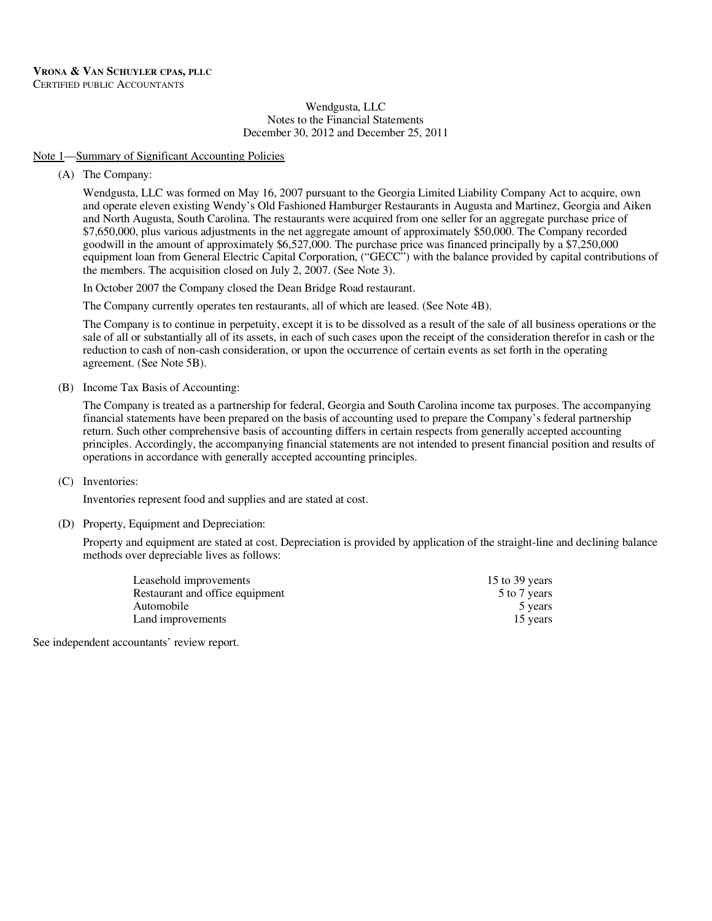**VRONA & VAN SCHUYLER CPAS, PLLC**
CERTIFIED PUBLIC ACCOUNTANTS

Wendgusta, LLC
Notes to the Financial Statements
December 30, 2012 and December 25, 2011

Note 1—Summary of Significant Accounting Policies

(A) The Company:

Wendgusta, LLC was formed on May 16, 2007 pursuant to the Georgia Limited Liability Company Act to acquire, own and operate eleven existing Wendy's Old Fashioned Hamburger Restaurants in Augusta and Martinez, Georgia and Aiken and North Augusta, South Carolina. The restaurants were acquired from one seller for an aggregate purchase price of $7,650,000, plus various adjustments in the net aggregate amount of approximately $50,000. The Company recorded goodwill in the amount of approximately $6,527,000. The purchase price was financed principally by a $7,250,000 equipment loan from General Electric Capital Corporation, ("GECC") with the balance provided by capital contributions of the members. The acquisition closed on July 2, 2007. (See Note 3).

In October 2007 the Company closed the Dean Bridge Road restaurant.

The Company currently operates ten restaurants, all of which are leased. (See Note 4B).

The Company is to continue in perpetuity, except it is to be dissolved as a result of the sale of all business operations or the sale of all or substantially all of its assets, in each of such cases upon the receipt of the consideration therefor in cash or the reduction to cash of non-cash consideration, or upon the occurrence of certain events as set forth in the operating agreement. (See Note 5B).

(B) Income Tax Basis of Accounting:

The Company is treated as a partnership for federal, Georgia and South Carolina income tax purposes. The accompanying financial statements have been prepared on the basis of accounting used to prepare the Company's federal partnership return. Such other comprehensive basis of accounting differs in certain respects from generally accepted accounting principles. Accordingly, the accompanying financial statements are not intended to present financial position and results of operations in accordance with generally accepted accounting principles.

(C) Inventories:

Inventories represent food and supplies and are stated at cost.

(D) Property, Equipment and Depreciation:

Property and equipment are stated at cost. Depreciation is provided by application of the straight-line and declining balance methods over depreciable lives as follows:

| | |
|---|---|
| Leasehold improvements | 15 to 39 years |
| Restaurant and office equipment | 5 to 7 years |
| Automobile | 5 years |
| Land improvements | 15 years |

See independent accountants' review report.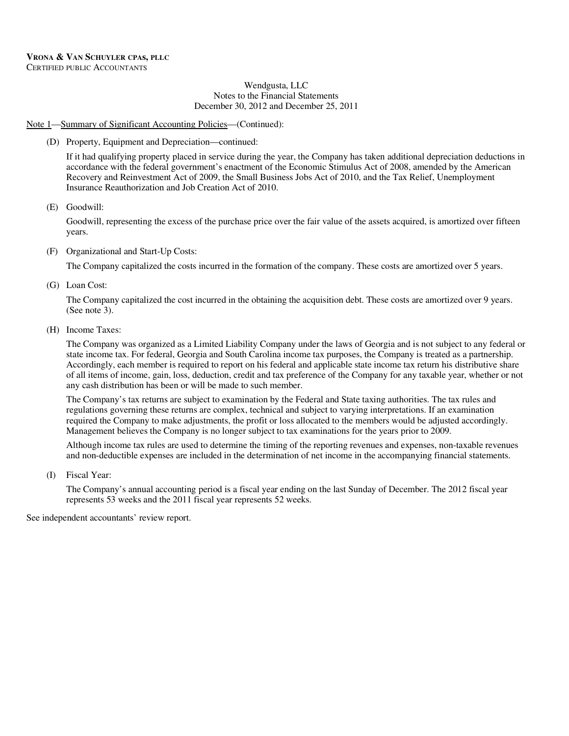**VRONA & VAN SCHUYLER CPAS, PLLC**
CERTIFIED PUBLIC ACCOUNTANTS

Wendgusta, LLC
Notes to the Financial Statements
December 30, 2012 and December 25, 2011

Note 1—Summary of Significant Accounting Policies—(Continued):

(D) Property, Equipment and Depreciation—continued:

If it had qualifying property placed in service during the year, the Company has taken additional depreciation deductions in accordance with the federal government's enactment of the Economic Stimulus Act of 2008, amended by the American Recovery and Reinvestment Act of 2009, the Small Business Jobs Act of 2010, and the Tax Relief, Unemployment Insurance Reauthorization and Job Creation Act of 2010.

(E) Goodwill:

Goodwill, representing the excess of the purchase price over the fair value of the assets acquired, is amortized over fifteen years.

(F) Organizational and Start-Up Costs:

The Company capitalized the costs incurred in the formation of the company. These costs are amortized over 5 years.

(G) Loan Cost:

The Company capitalized the cost incurred in the obtaining the acquisition debt. These costs are amortized over 9 years. (See note 3).

(H) Income Taxes:

The Company was organized as a Limited Liability Company under the laws of Georgia and is not subject to any federal or state income tax. For federal, Georgia and South Carolina income tax purposes, the Company is treated as a partnership. Accordingly, each member is required to report on his federal and applicable state income tax return his distributive share of all items of income, gain, loss, deduction, credit and tax preference of the Company for any taxable year, whether or not any cash distribution has been or will be made to such member.

The Company's tax returns are subject to examination by the Federal and State taxing authorities. The tax rules and regulations governing these returns are complex, technical and subject to varying interpretations. If an examination required the Company to make adjustments, the profit or loss allocated to the members would be adjusted accordingly. Management believes the Company is no longer subject to tax examinations for the years prior to 2009.

Although income tax rules are used to determine the timing of the reporting revenues and expenses, non-taxable revenues and non-deductible expenses are included in the determination of net income in the accompanying financial statements.

(I) Fiscal Year:

The Company's annual accounting period is a fiscal year ending on the last Sunday of December. The 2012 fiscal year represents 53 weeks and the 2011 fiscal year represents 52 weeks.

See independent accountants' review report.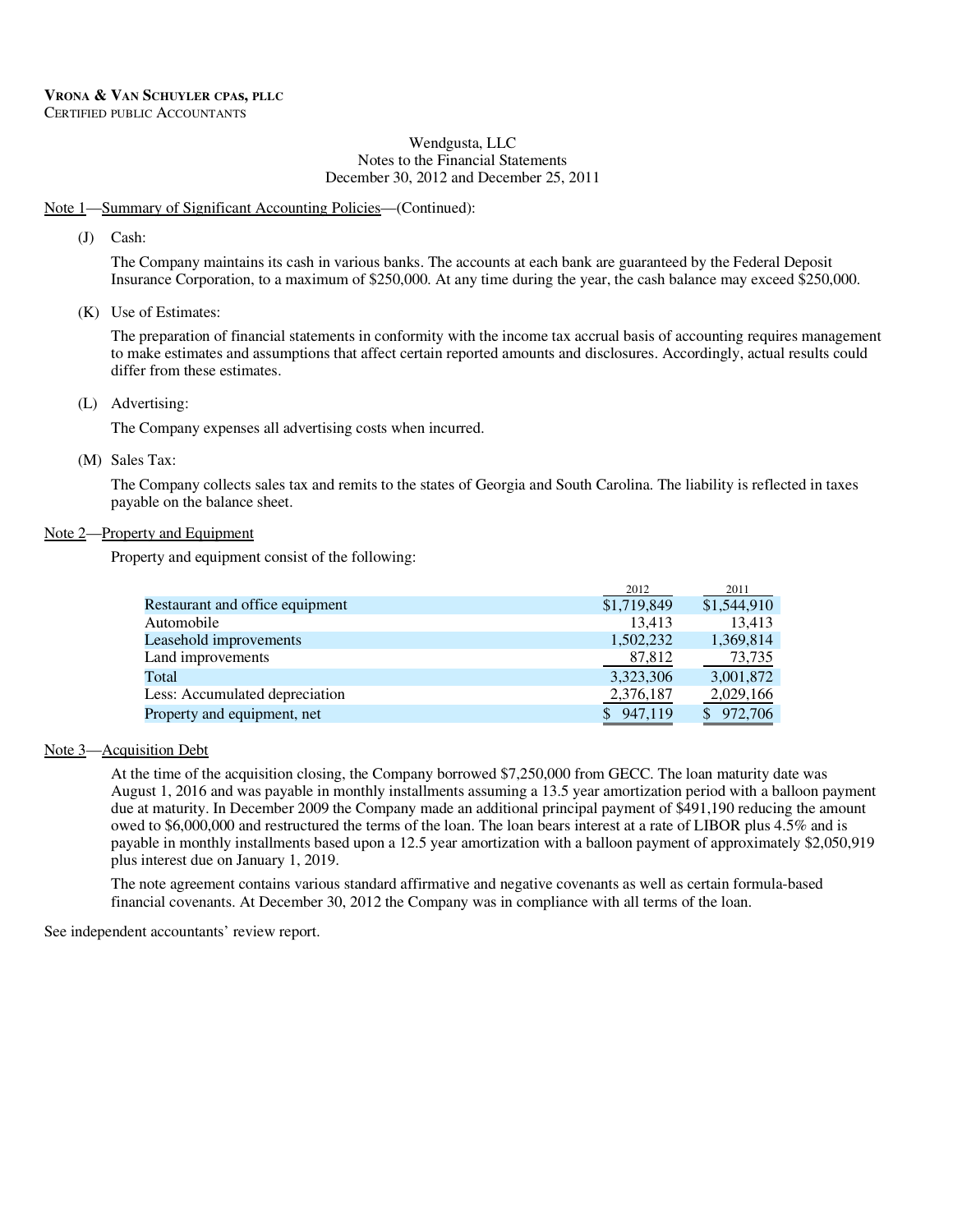**VRONA & VAN SCHUYLER CPAS, PLLC**
CERTIFIED PUBLIC ACCOUNTANTS

Wendgusta, LLC
Notes to the Financial Statements
December 30, 2012 and December 25, 2011

Note 1—Summary of Significant Accounting Policies—(Continued):

(J) Cash:

The Company maintains its cash in various banks. The accounts at each bank are guaranteed by the Federal Deposit Insurance Corporation, to a maximum of $250,000. At any time during the year, the cash balance may exceed $250,000.

(K) Use of Estimates:

The preparation of financial statements in conformity with the income tax accrual basis of accounting requires management to make estimates and assumptions that affect certain reported amounts and disclosures. Accordingly, actual results could differ from these estimates.

(L) Advertising:

The Company expenses all advertising costs when incurred.

(M) Sales Tax:

The Company collects sales tax and remits to the states of Georgia and South Carolina. The liability is reflected in taxes payable on the balance sheet.

Note 2—Property and Equipment

Property and equipment consist of the following:

| | 2012 | 2011 |
|---|---|---|
| Restaurant and office equipment | $1,719,849 | $1,544,910 |
| Automobile | 13,413 | 13,413 |
| Leasehold improvements | 1,502,232 | 1,369,814 |
| Land improvements | 87,812 | 73,735 |
| Total | 3,323,306 | 3,001,872 |
| Less: Accumulated depreciation | 2,376,187 | 2,029,166 |
| Property and equipment, net | $ 947,119 | $ 972,706 |

Note 3—Acquisition Debt

At the time of the acquisition closing, the Company borrowed $7,250,000 from GECC. The loan maturity date was August 1, 2016 and was payable in monthly installments assuming a 13.5 year amortization period with a balloon payment due at maturity. In December 2009 the Company made an additional principal payment of $491,190 reducing the amount owed to $6,000,000 and restructured the terms of the loan. The loan bears interest at a rate of LIBOR plus 4.5% and is payable in monthly installments based upon a 12.5 year amortization with a balloon payment of approximately $2,050,919 plus interest due on January 1, 2019.

The note agreement contains various standard affirmative and negative covenants as well as certain formula-based financial covenants. At December 30, 2012 the Company was in compliance with all terms of the loan.

See independent accountants' review report.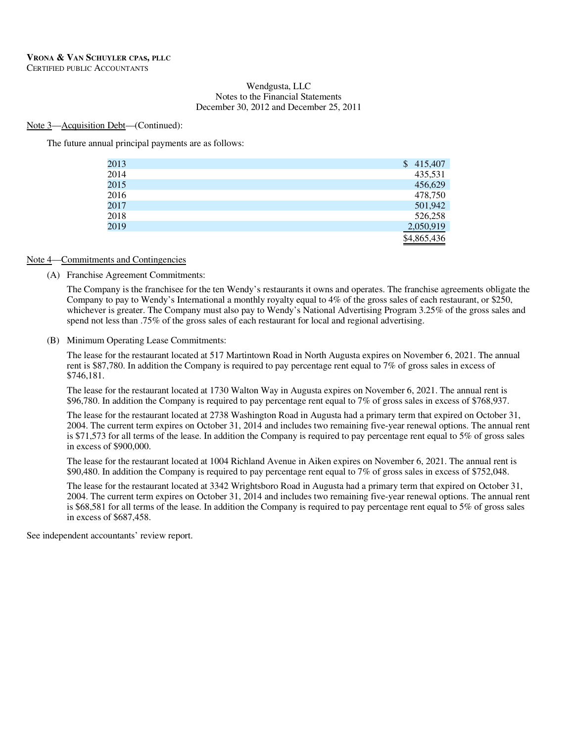**VRONA & VAN SCHUYLER CPAS, PLLC**
CERTIFIED PUBLIC ACCOUNTANTS

Wendgusta, LLC
Notes to the Financial Statements
December 30, 2012 and December 25, 2011

Note 3—Acquisition Debt—(Continued):

The future annual principal payments are as follows:

| | |
|---|---|
| 2013 | $ 415,407 |
| 2014 | 435,531 |
| 2015 | 456,629 |
| 2016 | 478,750 |
| 2017 | 501,942 |
| 2018 | 526,258 |
| 2019 | 2,050,919 |
| | $4,865,436 |

Note 4—Commitments and Contingencies

(A) Franchise Agreement Commitments:

The Company is the franchisee for the ten Wendy's restaurants it owns and operates. The franchise agreements obligate the Company to pay to Wendy's International a monthly royalty equal to 4% of the gross sales of each restaurant, or $250, whichever is greater. The Company must also pay to Wendy's National Advertising Program 3.25% of the gross sales and spend not less than .75% of the gross sales of each restaurant for local and regional advertising.

(B) Minimum Operating Lease Commitments:

The lease for the restaurant located at 517 Martintown Road in North Augusta expires on November 6, 2021. The annual rent is $87,780. In addition the Company is required to pay percentage rent equal to 7% of gross sales in excess of $746,181.

The lease for the restaurant located at 1730 Walton Way in Augusta expires on November 6, 2021. The annual rent is $96,780. In addition the Company is required to pay percentage rent equal to 7% of gross sales in excess of $768,937.

The lease for the restaurant located at 2738 Washington Road in Augusta had a primary term that expired on October 31, 2004. The current term expires on October 31, 2014 and includes two remaining five-year renewal options. The annual rent is $71,573 for all terms of the lease. In addition the Company is required to pay percentage rent equal to 5% of gross sales in excess of $900,000.

The lease for the restaurant located at 1004 Richland Avenue in Aiken expires on November 6, 2021. The annual rent is $90,480. In addition the Company is required to pay percentage rent equal to 7% of gross sales in excess of $752,048.

The lease for the restaurant located at 3342 Wrightsboro Road in Augusta had a primary term that expired on October 31, 2004. The current term expires on October 31, 2014 and includes two remaining five-year renewal options. The annual rent is $68,581 for all terms of the lease. In addition the Company is required to pay percentage rent equal to 5% of gross sales in excess of $687,458.

See independent accountants' review report.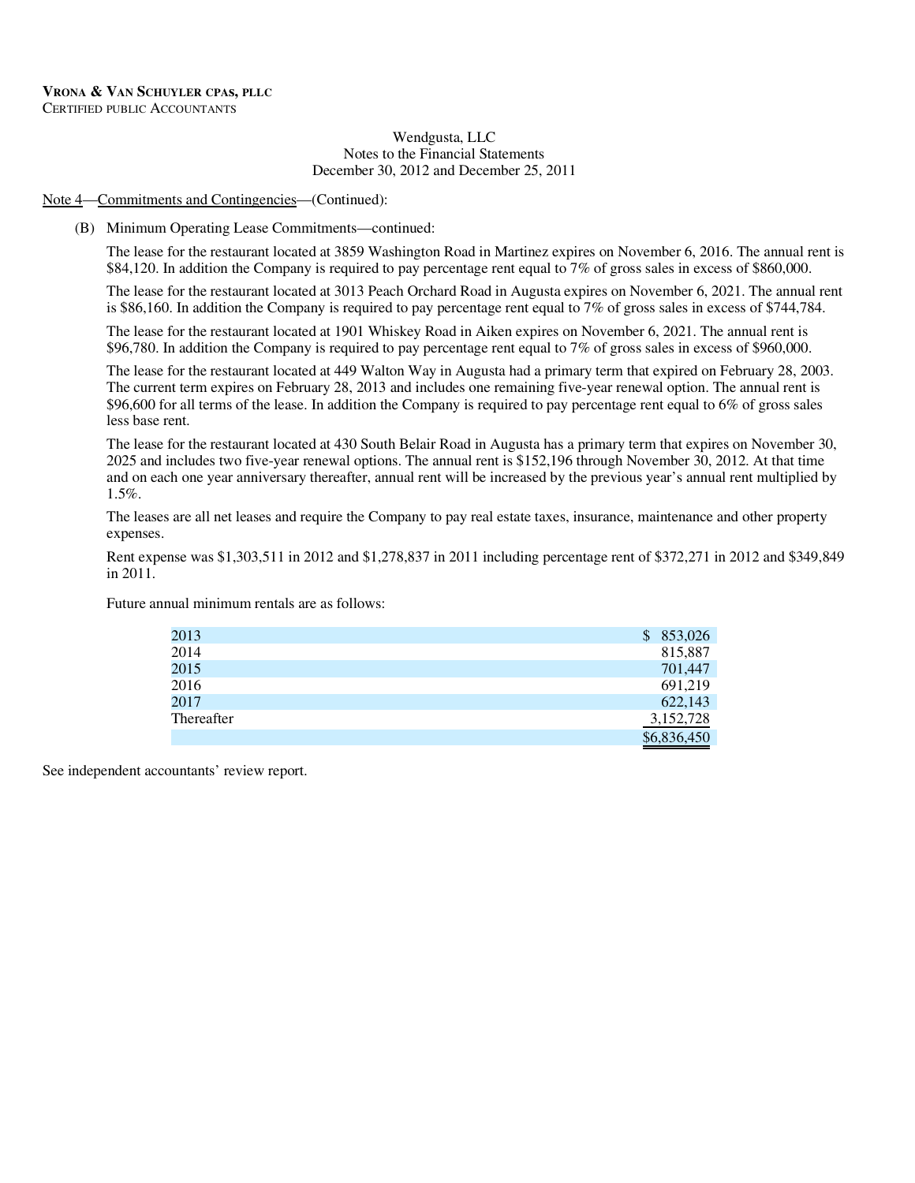**VRONA & VAN SCHUYLER CPAS, PLLC**
CERTIFIED PUBLIC ACCOUNTANTS

Wendgusta, LLC
Notes to the Financial Statements
December 30, 2012 and December 25, 2011

Note 4—Commitments and Contingencies—(Continued):

(B) Minimum Operating Lease Commitments—continued:

The lease for the restaurant located at 3859 Washington Road in Martinez expires on November 6, 2016. The annual rent is $84,120. In addition the Company is required to pay percentage rent equal to 7% of gross sales in excess of $860,000.

The lease for the restaurant located at 3013 Peach Orchard Road in Augusta expires on November 6, 2021. The annual rent is $86,160. In addition the Company is required to pay percentage rent equal to 7% of gross sales in excess of $744,784.

The lease for the restaurant located at 1901 Whiskey Road in Aiken expires on November 6, 2021. The annual rent is $96,780. In addition the Company is required to pay percentage rent equal to 7% of gross sales in excess of $960,000.

The lease for the restaurant located at 449 Walton Way in Augusta had a primary term that expired on February 28, 2003. The current term expires on February 28, 2013 and includes one remaining five-year renewal option. The annual rent is $96,600 for all terms of the lease. In addition the Company is required to pay percentage rent equal to 6% of gross sales less base rent.

The lease for the restaurant located at 430 South Belair Road in Augusta has a primary term that expires on November 30, 2025 and includes two five-year renewal options. The annual rent is $152,196 through November 30, 2012. At that time and on each one year anniversary thereafter, annual rent will be increased by the previous year's annual rent multiplied by 1.5%.

The leases are all net leases and require the Company to pay real estate taxes, insurance, maintenance and other property expenses.

Rent expense was $1,303,511 in 2012 and $1,278,837 in 2011 including percentage rent of $372,271 in 2012 and $349,849 in 2011.

Future annual minimum rentals are as follows:

| | |
|---|---|
| 2013 | $ 853,026 |
| 2014 | 815,887 |
| 2015 | 701,447 |
| 2016 | 691,219 |
| 2017 | 622,143 |
| Thereafter | 3,152,728 |
| | $6,836,450 |

See independent accountants' review report.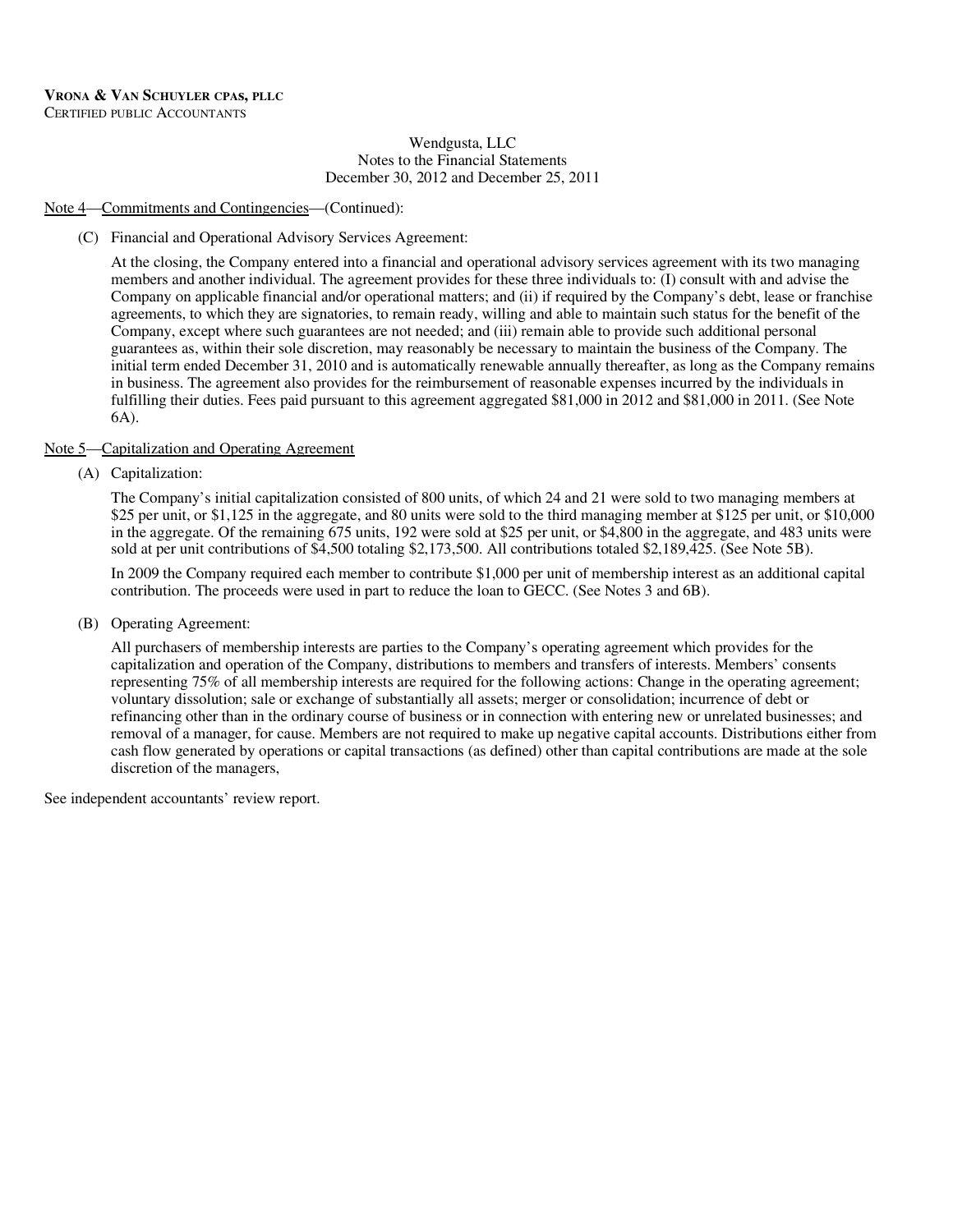**VRONA & VAN SCHUYLER CPAS, PLLC**
CERTIFIED PUBLIC ACCOUNTANTS

Wendgusta, LLC
Notes to the Financial Statements
December 30, 2012 and December 25, 2011

Note 4—Commitments and Contingencies—(Continued):

(C) Financial and Operational Advisory Services Agreement:

At the closing, the Company entered into a financial and operational advisory services agreement with its two managing members and another individual. The agreement provides for these three individuals to: (I) consult with and advise the Company on applicable financial and/or operational matters; and (ii) if required by the Company's debt, lease or franchise agreements, to which they are signatories, to remain ready, willing and able to maintain such status for the benefit of the Company, except where such guarantees are not needed; and (iii) remain able to provide such additional personal guarantees as, within their sole discretion, may reasonably be necessary to maintain the business of the Company. The initial term ended December 31, 2010 and is automatically renewable annually thereafter, as long as the Company remains in business. The agreement also provides for the reimbursement of reasonable expenses incurred by the individuals in fulfilling their duties. Fees paid pursuant to this agreement aggregated $81,000 in 2012 and $81,000 in 2011. (See Note 6A).

Note 5—Capitalization and Operating Agreement

(A) Capitalization:

The Company's initial capitalization consisted of 800 units, of which 24 and 21 were sold to two managing members at $25 per unit, or $1,125 in the aggregate, and 80 units were sold to the third managing member at $125 per unit, or $10,000 in the aggregate. Of the remaining 675 units, 192 were sold at $25 per unit, or $4,800 in the aggregate, and 483 units were sold at per unit contributions of $4,500 totaling $2,173,500. All contributions totaled $2,189,425. (See Note 5B).

In 2009 the Company required each member to contribute $1,000 per unit of membership interest as an additional capital contribution. The proceeds were used in part to reduce the loan to GECC. (See Notes 3 and 6B).

(B) Operating Agreement:

All purchasers of membership interests are parties to the Company's operating agreement which provides for the capitalization and operation of the Company, distributions to members and transfers of interests. Members' consents representing 75% of all membership interests are required for the following actions: Change in the operating agreement; voluntary dissolution; sale or exchange of substantially all assets; merger or consolidation; incurrence of debt or refinancing other than in the ordinary course of business or in connection with entering new or unrelated businesses; and removal of a manager, for cause. Members are not required to make up negative capital accounts. Distributions either from cash flow generated by operations or capital transactions (as defined) other than capital contributions are made at the sole discretion of the managers,

See independent accountants' review report.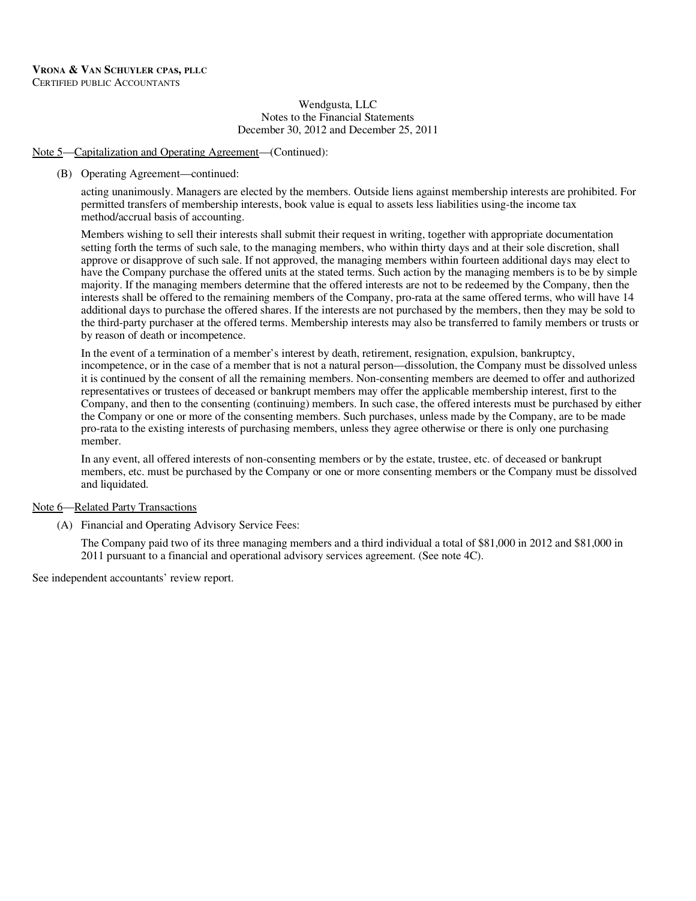**Vrona & Van Schuyler cpas, pllc**
Certified public Accountants

Wendgusta, LLC
Notes to the Financial Statements
December 30, 2012 and December 25, 2011

Note 5—Capitalization and Operating Agreement—(Continued):

(B) Operating Agreement—continued:

acting unanimously. Managers are elected by the members. Outside liens against membership interests are prohibited. For permitted transfers of membership interests, book value is equal to assets less liabilities using-the income tax method/accrual basis of accounting.

Members wishing to sell their interests shall submit their request in writing, together with appropriate documentation setting forth the terms of such sale, to the managing members, who within thirty days and at their sole discretion, shall approve or disapprove of such sale. If not approved, the managing members within fourteen additional days may elect to have the Company purchase the offered units at the stated terms. Such action by the managing members is to be by simple majority. If the managing members determine that the offered interests are not to be redeemed by the Company, then the interests shall be offered to the remaining members of the Company, pro-rata at the same offered terms, who will have 14 additional days to purchase the offered shares. If the interests are not purchased by the members, then they may be sold to the third-party purchaser at the offered terms. Membership interests may also be transferred to family members or trusts or by reason of death or incompetence.

In the event of a termination of a member's interest by death, retirement, resignation, expulsion, bankruptcy, incompetence, or in the case of a member that is not a natural person—dissolution, the Company must be dissolved unless it is continued by the consent of all the remaining members. Non-consenting members are deemed to offer and authorized representatives or trustees of deceased or bankrupt members may offer the applicable membership interest, first to the Company, and then to the consenting (continuing) members. In such case, the offered interests must be purchased by either the Company or one or more of the consenting members. Such purchases, unless made by the Company, are to be made pro-rata to the existing interests of purchasing members, unless they agree otherwise or there is only one purchasing member.

In any event, all offered interests of non-consenting members or by the estate, trustee, etc. of deceased or bankrupt members, etc. must be purchased by the Company or one or more consenting members or the Company must be dissolved and liquidated.

Note 6—Related Party Transactions

(A) Financial and Operating Advisory Service Fees:

The Company paid two of its three managing members and a third individual a total of $81,000 in 2012 and $81,000 in 2011 pursuant to a financial and operational advisory services agreement. (See note 4C).

See independent accountants' review report.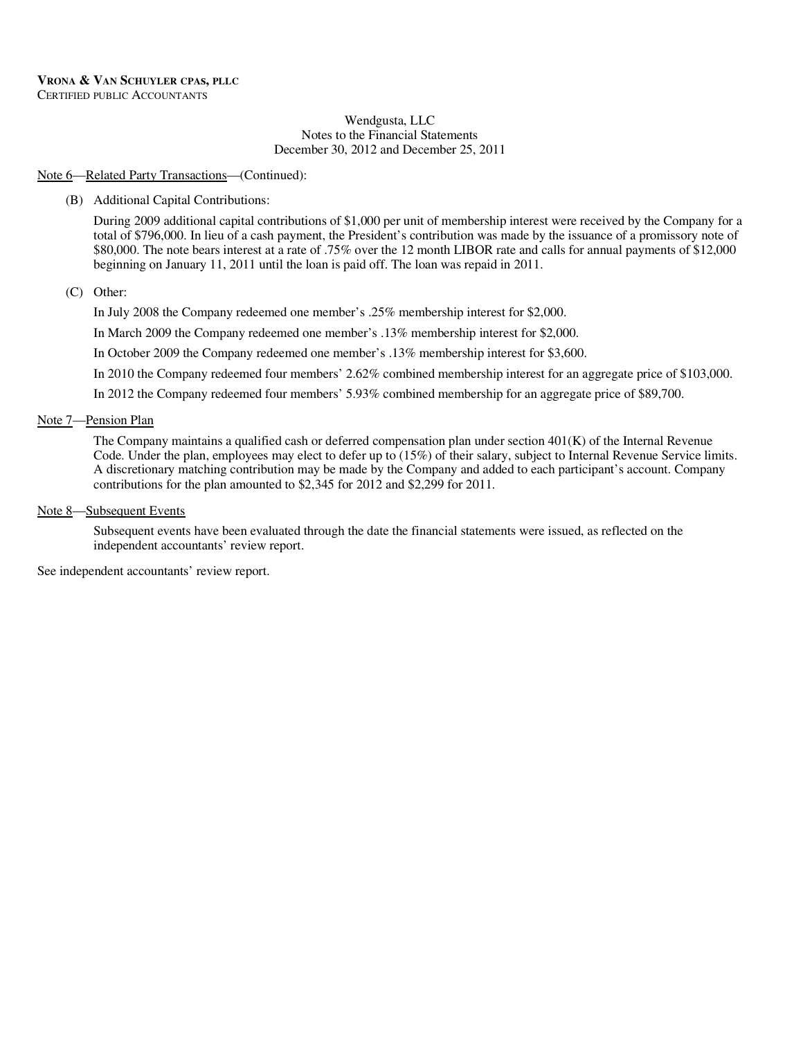**VRONA & VAN SCHUYLER CPAS, PLLC**
CERTIFIED PUBLIC ACCOUNTANTS

Wendgusta, LLC
Notes to the Financial Statements
December 30, 2012 and December 25, 2011

Note 6—Related Party Transactions—(Continued):

(B) Additional Capital Contributions:

During 2009 additional capital contributions of $1,000 per unit of membership interest were received by the Company for a total of $796,000. In lieu of a cash payment, the President's contribution was made by the issuance of a promissory note of $80,000. The note bears interest at a rate of .75% over the 12 month LIBOR rate and calls for annual payments of $12,000 beginning on January 11, 2011 until the loan is paid off. The loan was repaid in 2011.

(C) Other:

In July 2008 the Company redeemed one member's .25% membership interest for $2,000.

In March 2009 the Company redeemed one member's .13% membership interest for $2,000.

In October 2009 the Company redeemed one member's .13% membership interest for $3,600.

In 2010 the Company redeemed four members' 2.62% combined membership interest for an aggregate price of $103,000.

In 2012 the Company redeemed four members' 5.93% combined membership for an aggregate price of $89,700.

Note 7—Pension Plan

The Company maintains a qualified cash or deferred compensation plan under section 401(K) of the Internal Revenue Code. Under the plan, employees may elect to defer up to (15%) of their salary, subject to Internal Revenue Service limits. A discretionary matching contribution may be made by the Company and added to each participant's account. Company contributions for the plan amounted to $2,345 for 2012 and $2,299 for 2011.

Note 8—Subsequent Events

Subsequent events have been evaluated through the date the financial statements were issued, as reflected on the independent accountants' review report.

See independent accountants' review report.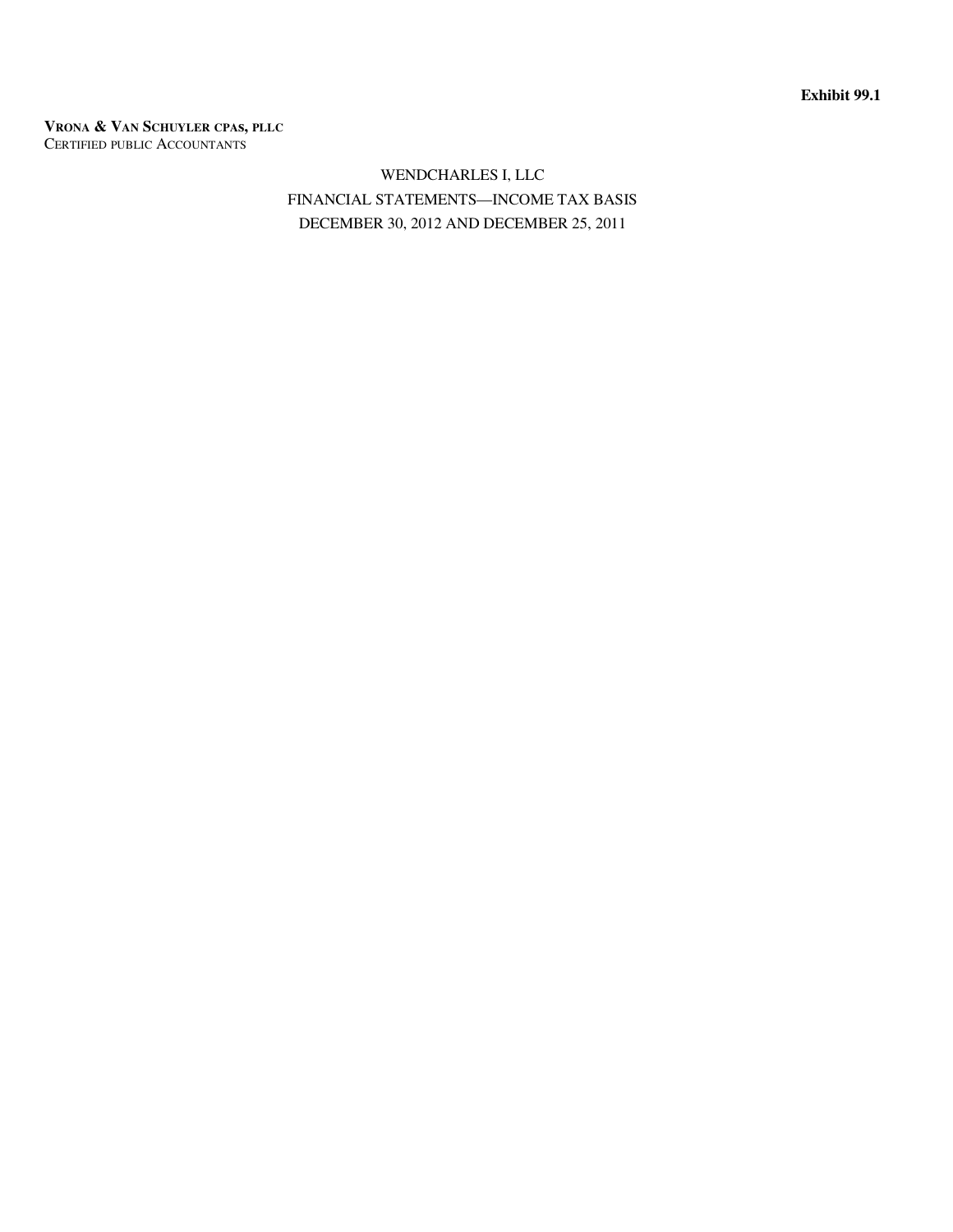**Exhibit 99.1**

**VRONA & VAN SCHUYLER CPAS, PLLC**
CERTIFIED PUBLIC ACCOUNTANTS

WENDCHARLES I, LLC

FINANCIAL STATEMENTS—INCOME TAX BASIS

DECEMBER 30, 2012 AND DECEMBER 25, 2011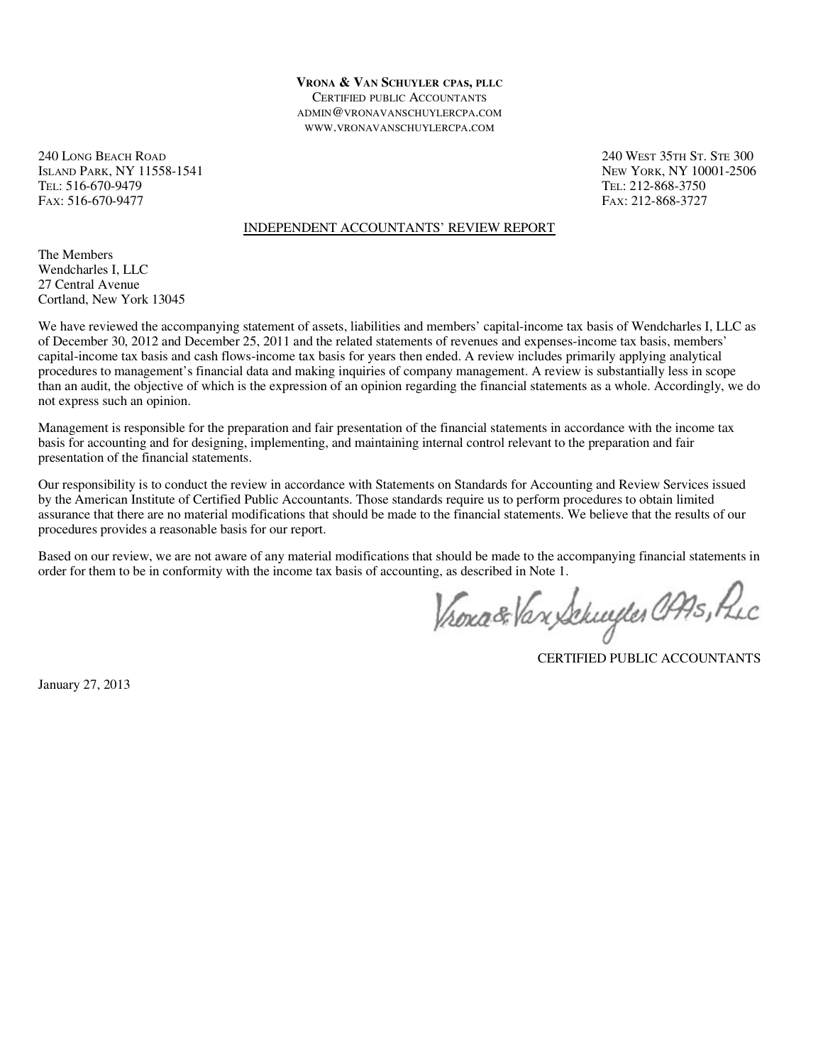**VRONA & VAN SCHUYLER CPAS, PLLC**
CERTIFIED PUBLIC ACCOUNTANTS
ADMIN@VRONAVANSCHUYLERCPA.COM
WWW.VRONAVANSCHUYLERCPA.COM

240 LONG BEACH ROAD
ISLAND PARK, NY 11558-1541
TEL: 516-670-9479
FAX: 516-670-9477

240 WEST 35TH ST. STE 300
NEW YORK, NY 10001-2506
TEL: 212-868-3750
FAX: 212-868-3727

INDEPENDENT ACCOUNTANTS' REVIEW REPORT

The Members
Wendcharles I, LLC
27 Central Avenue
Cortland, New York 13045

We have reviewed the accompanying statement of assets, liabilities and members' capital-income tax basis of Wendcharles I, LLC as of December 30, 2012 and December 25, 2011 and the related statements of revenues and expenses-income tax basis, members' capital-income tax basis and cash flows-income tax basis for years then ended. A review includes primarily applying analytical procedures to management's financial data and making inquiries of company management. A review is substantially less in scope than an audit, the objective of which is the expression of an opinion regarding the financial statements as a whole. Accordingly, we do not express such an opinion.

Management is responsible for the preparation and fair presentation of the financial statements in accordance with the income tax basis for accounting and for designing, implementing, and maintaining internal control relevant to the preparation and fair presentation of the financial statements.

Our responsibility is to conduct the review in accordance with Statements on Standards for Accounting and Review Services issued by the American Institute of Certified Public Accountants. Those standards require us to perform procedures to obtain limited assurance that there are no material modifications that should be made to the financial statements. We believe that the results of our procedures provides a reasonable basis for our report.

Based on our review, we are not aware of any material modifications that should be made to the accompanying financial statements in order for them to be in conformity with the income tax basis of accounting, as described in Note 1.

Vrona & Van Schuyler CPAs, PLLC

CERTIFIED PUBLIC ACCOUNTANTS

January 27, 2013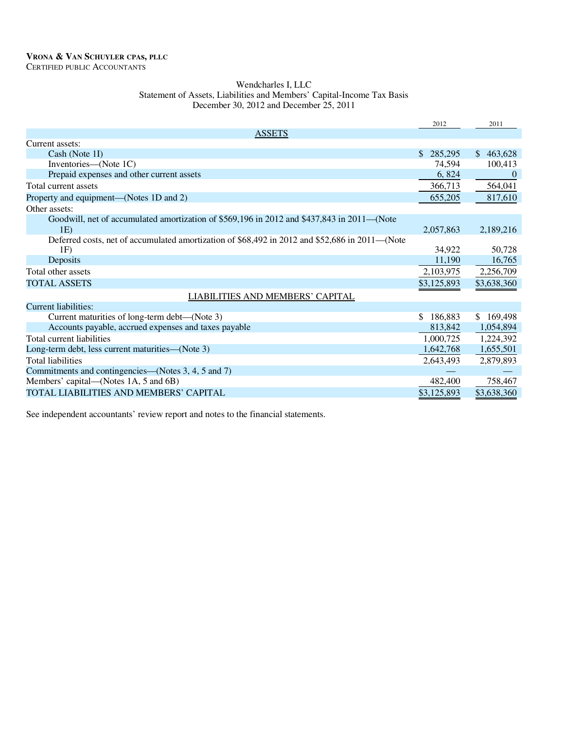**VRONA & VAN SCHUYLER CPAS, PLLC**
CERTIFIED PUBLIC ACCOUNTANTS

Wendcharles I, LLC
Statement of Assets, Liabilities and Members' Capital-Income Tax Basis
December 30, 2012 and December 25, 2011

| | 2012 | 2011 |
|---|---|---|
| ASSETS | | |
| Current assets: | | |
| Cash (Note 1I) | $ 285,295 | $ 463,628 |
| Inventories—(Note 1C) | 74,594 | 100,413 |
| Prepaid expenses and other current assets | 6, 824 | 0 |
| Total current assets | 366,713 | 564,041 |
| Property and equipment—(Notes 1D and 2) | 655,205 | 817,610 |
| Other assets: | | |
| Goodwill, net of accumulated amortization of $569,196 in 2012 and $437,843 in 2011—(Note 1E) | 2,057,863 | 2,189,216 |
| Deferred costs, net of accumulated amortization of $68,492 in 2012 and $52,686 in 2011—(Note 1F) | 34,922 | 50,728 |
| Deposits | 11,190 | 16,765 |
| Total other assets | 2,103,975 | 2,256,709 |
| TOTAL ASSETS | $3,125,893 | $3,638,360 |
| LIABILITIES AND MEMBERS' CAPITAL | | |
| Current liabilities: | | |
| Current maturities of long-term debt—(Note 3) | $ 186,883 | $ 169,498 |
| Accounts payable, accrued expenses and taxes payable | 813,842 | 1,054,894 |
| Total current liabilities | 1,000,725 | 1,224,392 |
| Long-term debt, less current maturities—(Note 3) | 1,642,768 | 1,655,501 |
| Total liabilities | 2,643,493 | 2,879,893 |
| Commitments and contingencies—(Notes 3, 4, 5 and 7) | — | — |
| Members' capital—(Notes 1A, 5 and 6B) | 482,400 | 758,467 |
| TOTAL LIABILITIES AND MEMBERS' CAPITAL | $3,125,893 | $3,638,360 |

See independent accountants' review report and notes to the financial statements.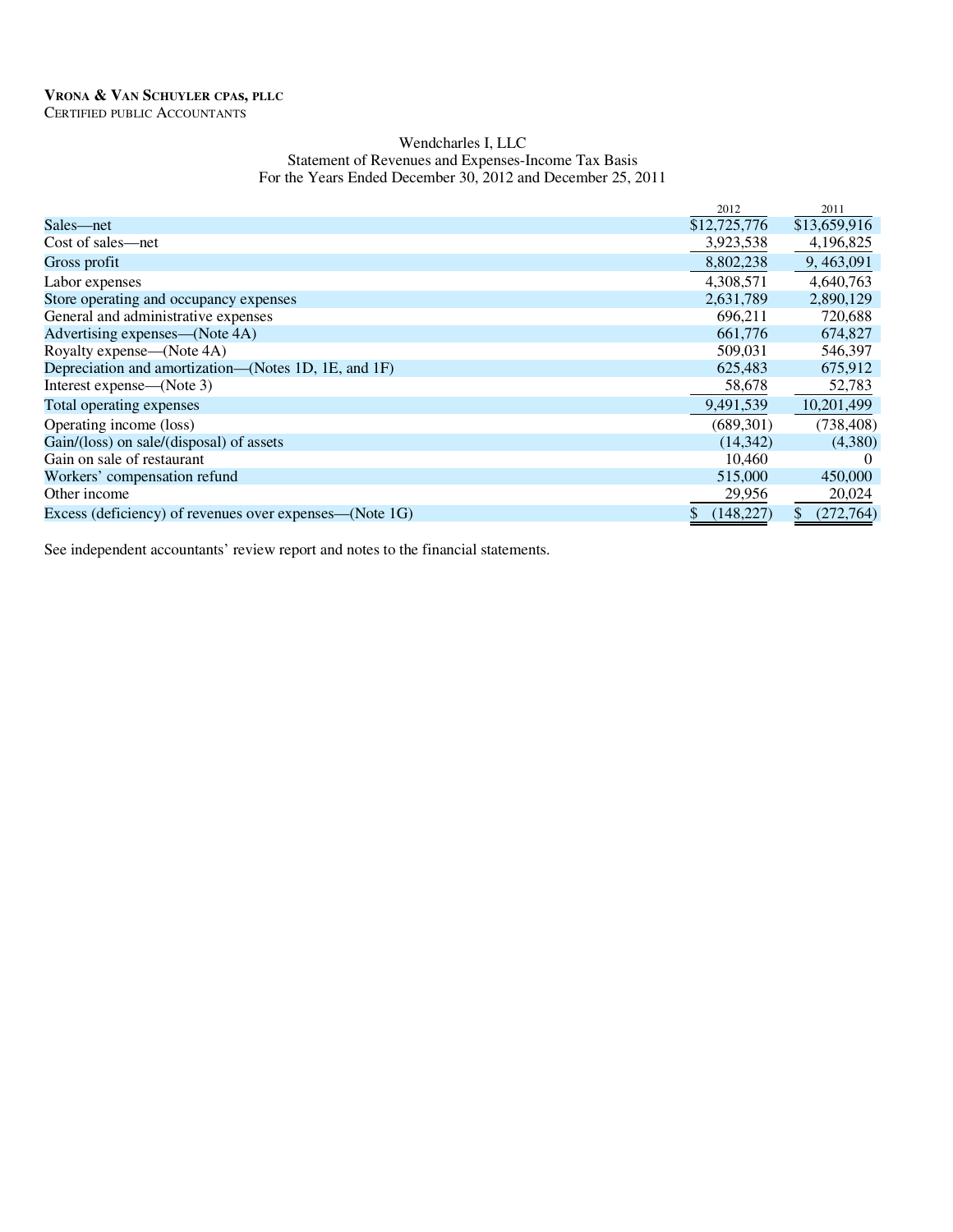**Vrona & Van Schuyler cpas, pllc**
Certified public Accountants

Wendcharles I, LLC
Statement of Revenues and Expenses-Income Tax Basis
For the Years Ended December 30, 2012 and December 25, 2011

| | 2012 | 2011 |
|---|---|---|
| Sales—net | $12,725,776 | $13,659,916 |
| Cost of sales—net | 3,923,538 | 4,196,825 |
| Gross profit | 8,802,238 | 9, 463,091 |
| Labor expenses | 4,308,571 | 4,640,763 |
| Store operating and occupancy expenses | 2,631,789 | 2,890,129 |
| General and administrative expenses | 696,211 | 720,688 |
| Advertising expenses—(Note 4A) | 661,776 | 674,827 |
| Royalty expense—(Note 4A) | 509,031 | 546,397 |
| Depreciation and amortization—(Notes 1D, 1E, and 1F) | 625,483 | 675,912 |
| Interest expense—(Note 3) | 58,678 | 52,783 |
| Total operating expenses | 9,491,539 | 10,201,499 |
| Operating income (loss) | (689,301) | (738,408) |
| Gain/(loss) on sale/(disposal) of assets | (14,342) | (4,380) |
| Gain on sale of restaurant | 10,460 | 0 |
| Workers' compensation refund | 515,000 | 450,000 |
| Other income | 29,956 | 20,024 |
| Excess (deficiency) of revenues over expenses—(Note 1G) | $ (148,227) | $ (272,764) |

See independent accountants' review report and notes to the financial statements.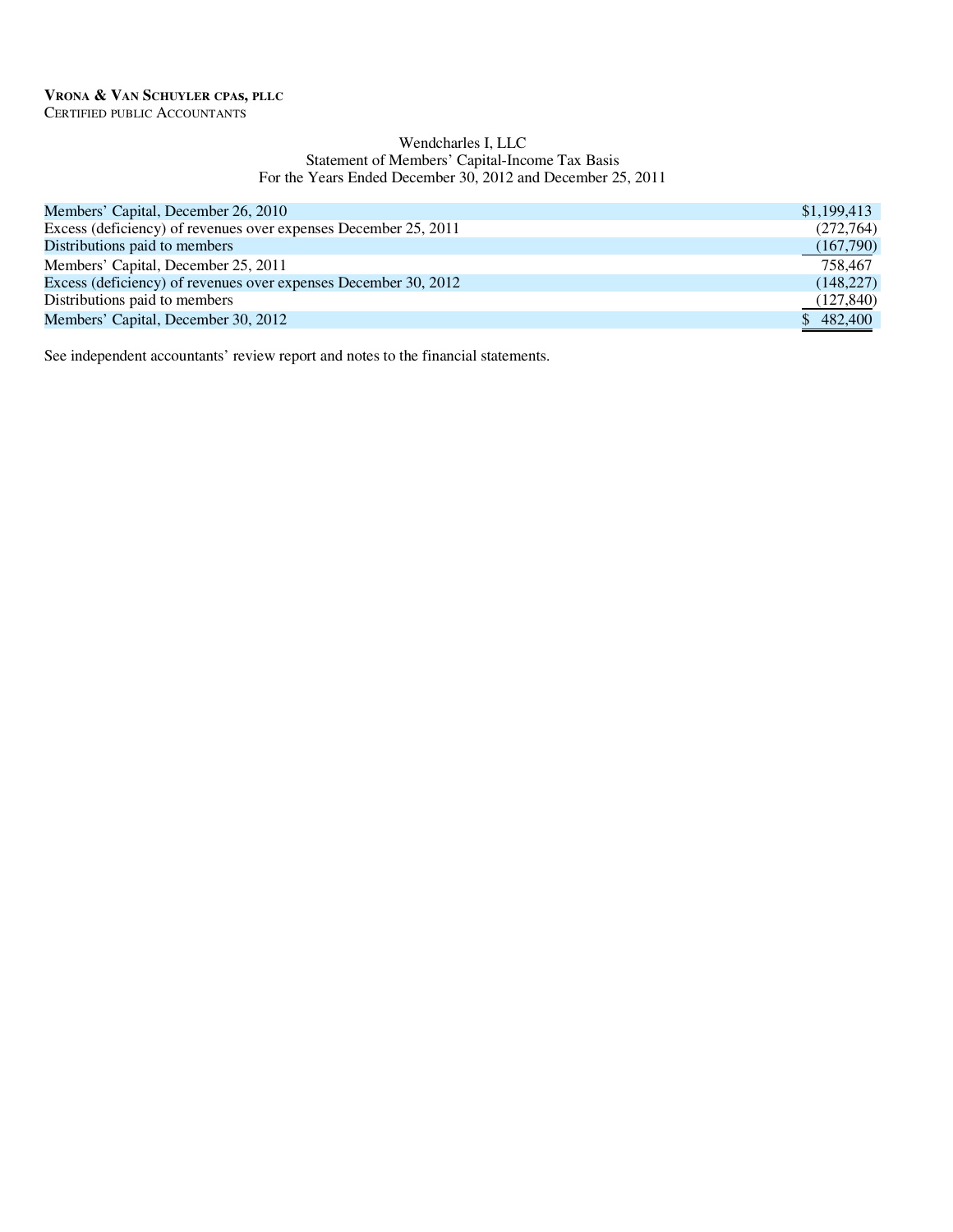**VRONA & VAN SCHUYLER CPAS, PLLC**
CERTIFIED PUBLIC ACCOUNTANTS

Wendcharles I, LLC
Statement of Members' Capital-Income Tax Basis
For the Years Ended December 30, 2012 and December 25, 2011

| | |
|---|---|
| Members' Capital, December 26, 2010 | $1,199,413 |
| Excess (deficiency) of revenues over expenses December 25, 2011 | (272,764) |
| Distributions paid to members | (167,790) |
| Members' Capital, December 25, 2011 | 758,467 |
| Excess (deficiency) of revenues over expenses December 30, 2012 | (148,227) |
| Distributions paid to members | (127,840) |
| Members' Capital, December 30, 2012 | $ 482,400 |

See independent accountants' review report and notes to the financial statements.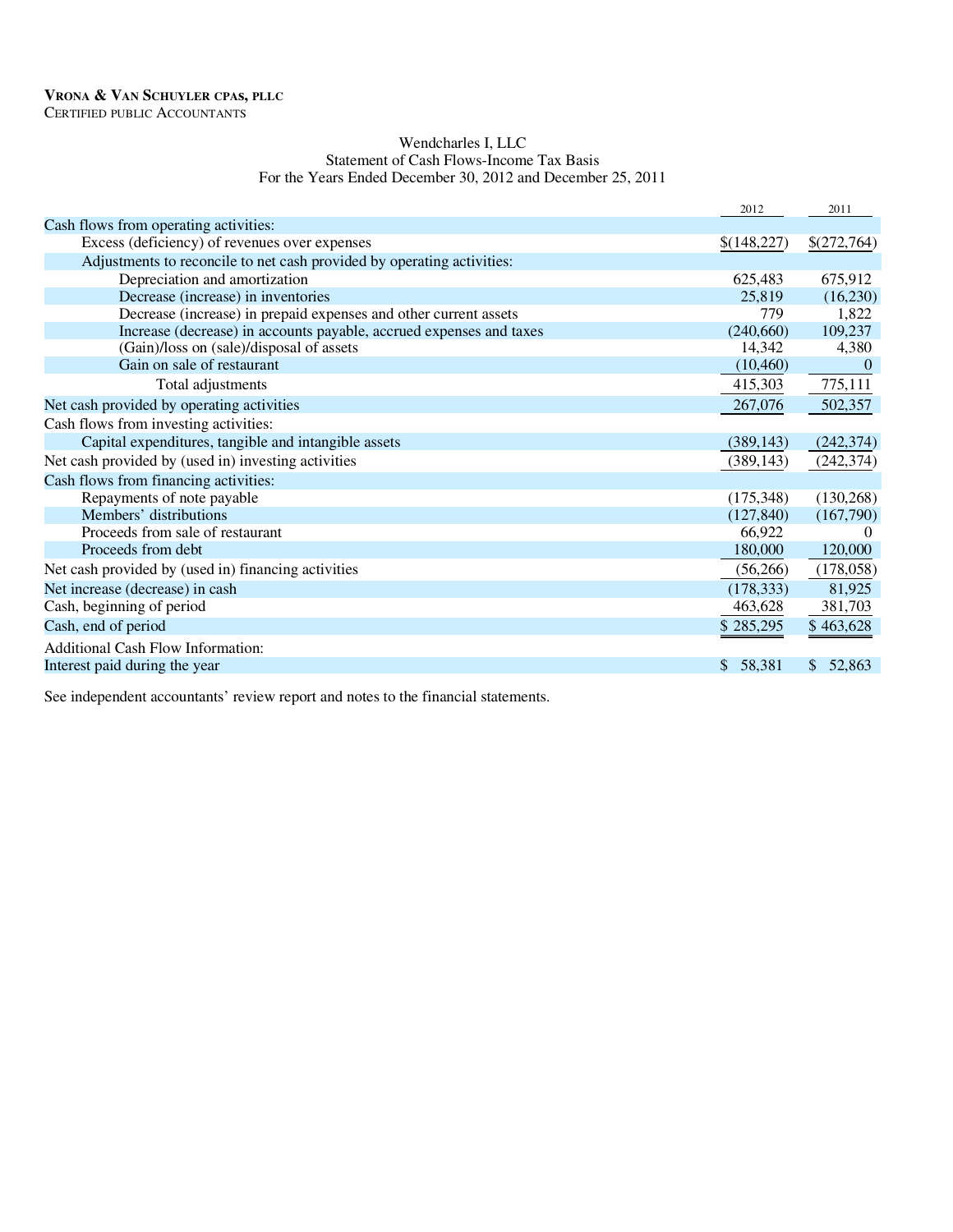**VRONA & VAN SCHUYLER CPAS, PLLC**
CERTIFIED PUBLIC ACCOUNTANTS

Wendcharles I, LLC
Statement of Cash Flows-Income Tax Basis
For the Years Ended December 30, 2012 and December 25, 2011

| | 2012 | 2011 |
|---|---|---|
| Cash flows from operating activities: | | |
| Excess (deficiency) of revenues over expenses | $(148,227) | $(272,764) |
| Adjustments to reconcile to net cash provided by operating activities: | | |
| Depreciation and amortization | 625,483 | 675,912 |
| Decrease (increase) in inventories | 25,819 | (16,230) |
| Decrease (increase) in prepaid expenses and other current assets | 779 | 1,822 |
| Increase (decrease) in accounts payable, accrued expenses and taxes | (240,660) | 109,237 |
| (Gain)/loss on (sale)/disposal of assets | 14,342 | 4,380 |
| Gain on sale of restaurant | (10,460) | 0 |
| Total adjustments | 415,303 | 775,111 |
| Net cash provided by operating activities | 267,076 | 502,357 |
| Cash flows from investing activities: | | |
| Capital expenditures, tangible and intangible assets | (389,143) | (242,374) |
| Net cash provided by (used in) investing activities | (389,143) | (242,374) |
| Cash flows from financing activities: | | |
| Repayments of note payable | (175,348) | (130,268) |
| Members' distributions | (127,840) | (167,790) |
| Proceeds from sale of restaurant | 66,922 | 0 |
| Proceeds from debt | 180,000 | 120,000 |
| Net cash provided by (used in) financing activities | (56,266) | (178,058) |
| Net increase (decrease) in cash | (178,333) | 81,925 |
| Cash, beginning of period | 463,628 | 381,703 |
| Cash, end of period | $ 285,295 | $ 463,628 |
| Additional Cash Flow Information: | | |
| Interest paid during the year | $ 58,381 | $ 52,863 |

See independent accountants' review report and notes to the financial statements.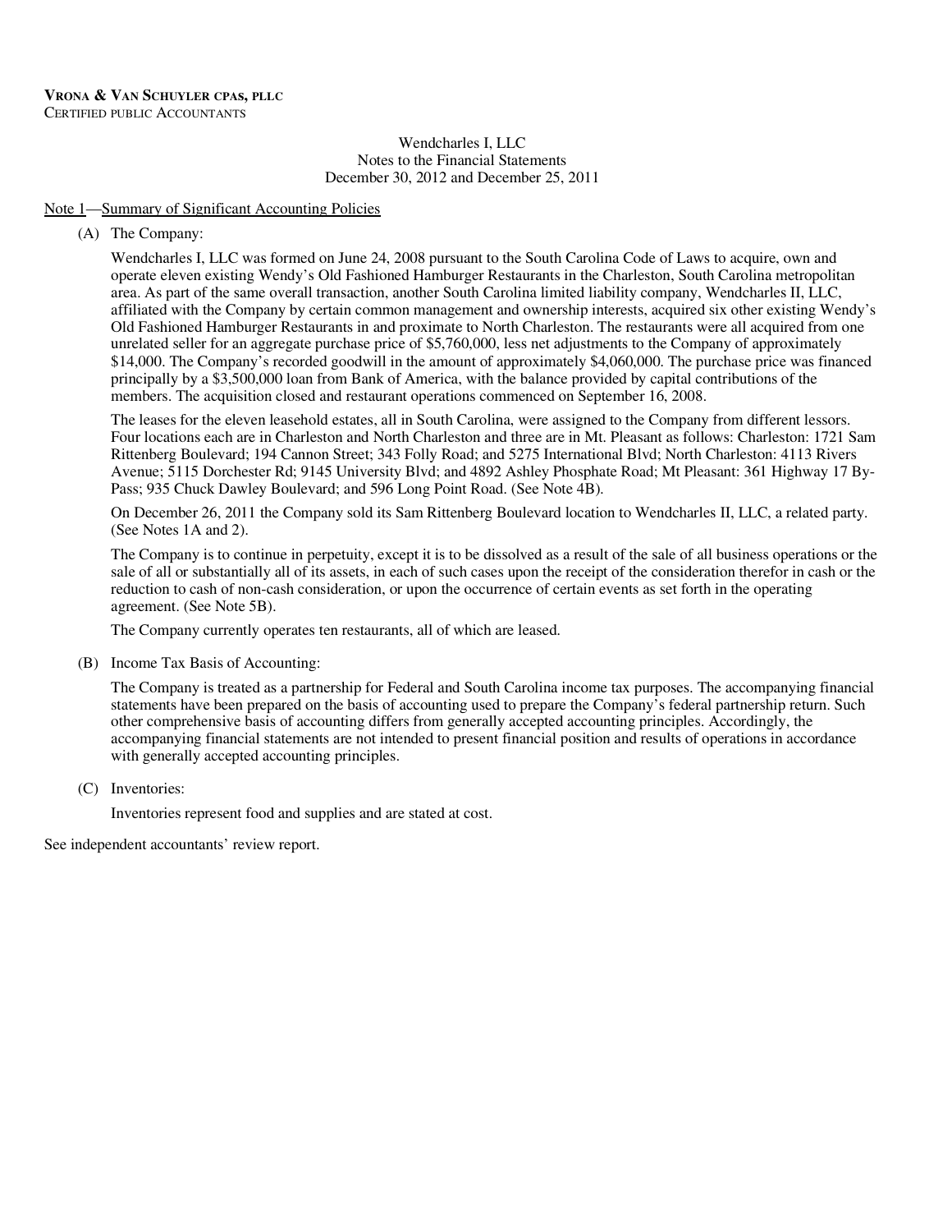**VRONA & VAN SCHUYLER CPAS, PLLC**
CERTIFIED PUBLIC ACCOUNTANTS

Wendcharles I, LLC
Notes to the Financial Statements
December 30, 2012 and December 25, 2011

Note 1—Summary of Significant Accounting Policies

(A) The Company:

Wendcharles I, LLC was formed on June 24, 2008 pursuant to the South Carolina Code of Laws to acquire, own and operate eleven existing Wendy's Old Fashioned Hamburger Restaurants in the Charleston, South Carolina metropolitan area. As part of the same overall transaction, another South Carolina limited liability company, Wendcharles II, LLC, affiliated with the Company by certain common management and ownership interests, acquired six other existing Wendy's Old Fashioned Hamburger Restaurants in and proximate to North Charleston. The restaurants were all acquired from one unrelated seller for an aggregate purchase price of $5,760,000, less net adjustments to the Company of approximately $14,000. The Company's recorded goodwill in the amount of approximately $4,060,000. The purchase price was financed principally by a $3,500,000 loan from Bank of America, with the balance provided by capital contributions of the members. The acquisition closed and restaurant operations commenced on September 16, 2008.

The leases for the eleven leasehold estates, all in South Carolina, were assigned to the Company from different lessors. Four locations each are in Charleston and North Charleston and three are in Mt. Pleasant as follows: Charleston: 1721 Sam Rittenberg Boulevard; 194 Cannon Street; 343 Folly Road; and 5275 International Blvd; North Charleston: 4113 Rivers Avenue; 5115 Dorchester Rd; 9145 University Blvd; and 4892 Ashley Phosphate Road; Mt Pleasant: 361 Highway 17 By-Pass; 935 Chuck Dawley Boulevard; and 596 Long Point Road. (See Note 4B).

On December 26, 2011 the Company sold its Sam Rittenberg Boulevard location to Wendcharles II, LLC, a related party. (See Notes 1A and 2).

The Company is to continue in perpetuity, except it is to be dissolved as a result of the sale of all business operations or the sale of all or substantially all of its assets, in each of such cases upon the receipt of the consideration therefor in cash or the reduction to cash of non-cash consideration, or upon the occurrence of certain events as set forth in the operating agreement. (See Note 5B).

The Company currently operates ten restaurants, all of which are leased.

(B) Income Tax Basis of Accounting:

The Company is treated as a partnership for Federal and South Carolina income tax purposes. The accompanying financial statements have been prepared on the basis of accounting used to prepare the Company's federal partnership return. Such other comprehensive basis of accounting differs from generally accepted accounting principles. Accordingly, the accompanying financial statements are not intended to present financial position and results of operations in accordance with generally accepted accounting principles.

(C) Inventories:

Inventories represent food and supplies and are stated at cost.

See independent accountants' review report.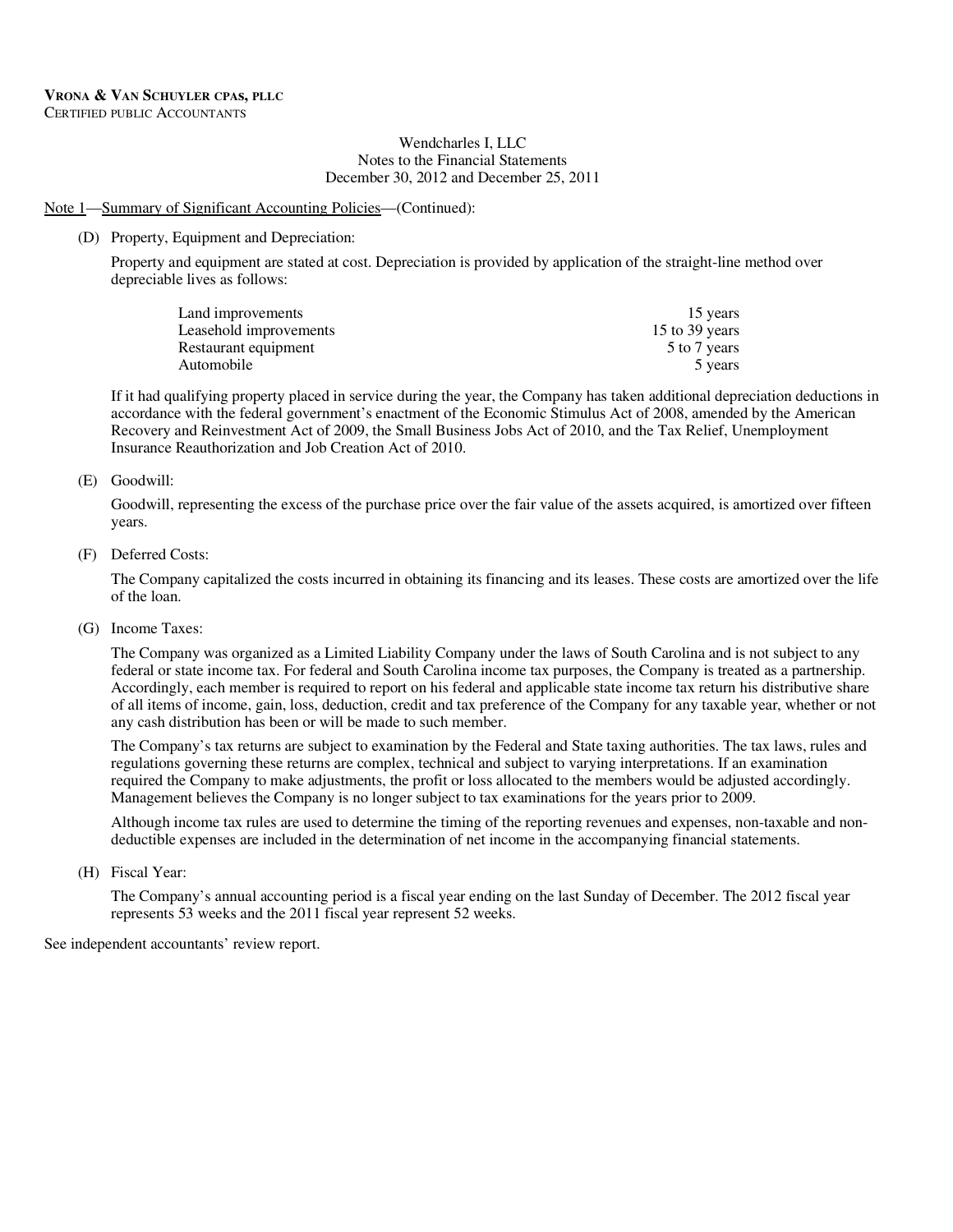**VRONA & VAN SCHUYLER CPAS, PLLC**
CERTIFIED PUBLIC ACCOUNTANTS

Wendcharles I, LLC
Notes to the Financial Statements
December 30, 2012 and December 25, 2011

Note 1—Summary of Significant Accounting Policies—(Continued):

(D) Property, Equipment and Depreciation:

Property and equipment are stated at cost. Depreciation is provided by application of the straight-line method over depreciable lives as follows:

| | |
|---|---|
| Land improvements | 15 years |
| Leasehold improvements | 15 to 39 years |
| Restaurant equipment | 5 to 7 years |
| Automobile | 5 years |

If it had qualifying property placed in service during the year, the Company has taken additional depreciation deductions in accordance with the federal government's enactment of the Economic Stimulus Act of 2008, amended by the American Recovery and Reinvestment Act of 2009, the Small Business Jobs Act of 2010, and the Tax Relief, Unemployment Insurance Reauthorization and Job Creation Act of 2010.

(E) Goodwill:

Goodwill, representing the excess of the purchase price over the fair value of the assets acquired, is amortized over fifteen years.

(F) Deferred Costs:

The Company capitalized the costs incurred in obtaining its financing and its leases. These costs are amortized over the life of the loan.

(G) Income Taxes:

The Company was organized as a Limited Liability Company under the laws of South Carolina and is not subject to any federal or state income tax. For federal and South Carolina income tax purposes, the Company is treated as a partnership. Accordingly, each member is required to report on his federal and applicable state income tax return his distributive share of all items of income, gain, loss, deduction, credit and tax preference of the Company for any taxable year, whether or not any cash distribution has been or will be made to such member.

The Company's tax returns are subject to examination by the Federal and State taxing authorities. The tax laws, rules and regulations governing these returns are complex, technical and subject to varying interpretations. If an examination required the Company to make adjustments, the profit or loss allocated to the members would be adjusted accordingly. Management believes the Company is no longer subject to tax examinations for the years prior to 2009.

Although income tax rules are used to determine the timing of the reporting revenues and expenses, non-taxable and non-deductible expenses are included in the determination of net income in the accompanying financial statements.

(H) Fiscal Year:

The Company's annual accounting period is a fiscal year ending on the last Sunday of December. The 2012 fiscal year represents 53 weeks and the 2011 fiscal year represent 52 weeks.

See independent accountants' review report.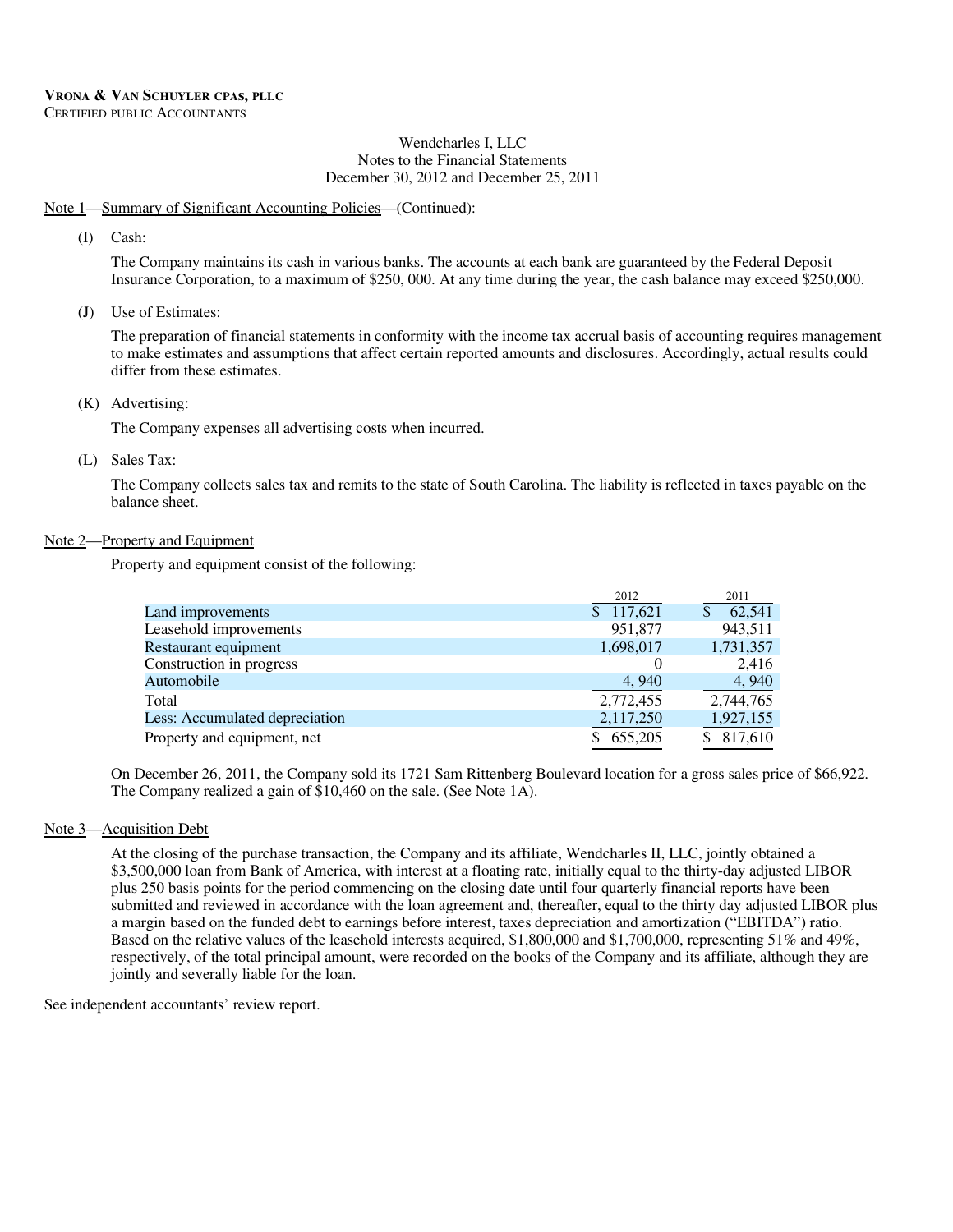**VRONA & VAN SCHUYLER CPAS, PLLC**
CERTIFIED PUBLIC ACCOUNTANTS

Wendcharles I, LLC
Notes to the Financial Statements
December 30, 2012 and December 25, 2011

Note 1—Summary of Significant Accounting Policies—(Continued):

(I) Cash:

The Company maintains its cash in various banks. The accounts at each bank are guaranteed by the Federal Deposit Insurance Corporation, to a maximum of $250, 000. At any time during the year, the cash balance may exceed $250,000.

(J) Use of Estimates:

The preparation of financial statements in conformity with the income tax accrual basis of accounting requires management to make estimates and assumptions that affect certain reported amounts and disclosures. Accordingly, actual results could differ from these estimates.

(K) Advertising:

The Company expenses all advertising costs when incurred.

(L) Sales Tax:

The Company collects sales tax and remits to the state of South Carolina. The liability is reflected in taxes payable on the balance sheet.

Note 2—Property and Equipment

Property and equipment consist of the following:

| | 2012 | 2011 |
|---|---|---|
| Land improvements | $ 117,621 | $ 62,541 |
| Leasehold improvements | 951,877 | 943,511 |
| Restaurant equipment | 1,698,017 | 1,731,357 |
| Construction in progress | 0 | 2,416 |
| Automobile | 4, 940 | 4, 940 |
| Total | 2,772,455 | 2,744,765 |
| Less: Accumulated depreciation | 2,117,250 | 1,927,155 |
| Property and equipment, net | $ 655,205 | $ 817,610 |

On December 26, 2011, the Company sold its 1721 Sam Rittenberg Boulevard location for a gross sales price of $66,922. The Company realized a gain of $10,460 on the sale. (See Note 1A).

Note 3—Acquisition Debt

At the closing of the purchase transaction, the Company and its affiliate, Wendcharles II, LLC, jointly obtained a $3,500,000 loan from Bank of America, with interest at a floating rate, initially equal to the thirty-day adjusted LIBOR plus 250 basis points for the period commencing on the closing date until four quarterly financial reports have been submitted and reviewed in accordance with the loan agreement and, thereafter, equal to the thirty day adjusted LIBOR plus a margin based on the funded debt to earnings before interest, taxes depreciation and amortization ("EBITDA") ratio. Based on the relative values of the leasehold interests acquired, $1,800,000 and $1,700,000, representing 51% and 49%, respectively, of the total principal amount, were recorded on the books of the Company and its affiliate, although they are jointly and severally liable for the loan.

See independent accountants' review report.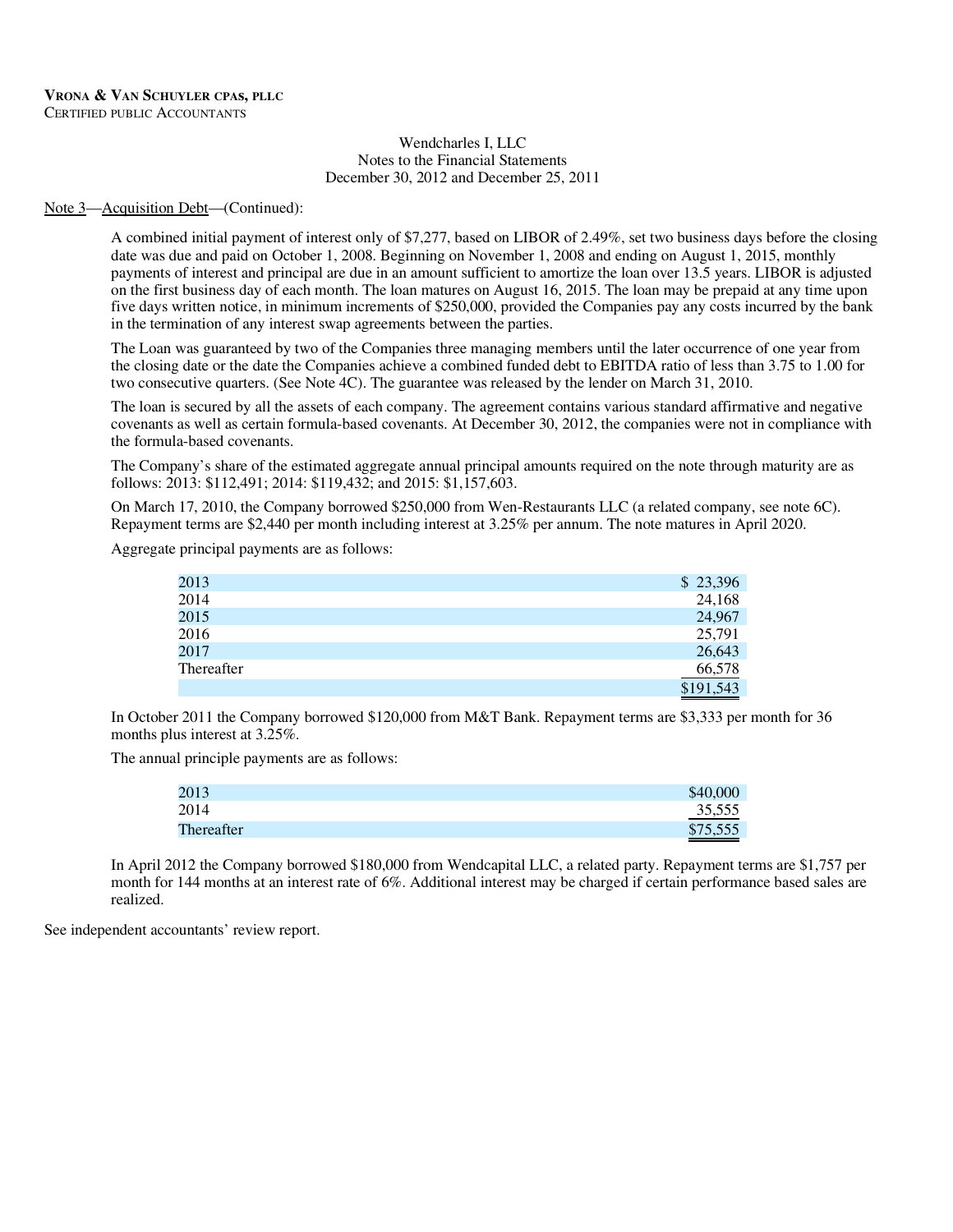Vrona & Van Schuyler cpas, pllc
Certified public Accountants

Wendcharles I, LLC
Notes to the Financial Statements
December 30, 2012 and December 25, 2011

Note 3—Acquisition Debt—(Continued):

A combined initial payment of interest only of $7,277, based on LIBOR of 2.49%, set two business days before the closing date was due and paid on October 1, 2008. Beginning on November 1, 2008 and ending on August 1, 2015, monthly payments of interest and principal are due in an amount sufficient to amortize the loan over 13.5 years. LIBOR is adjusted on the first business day of each month. The loan matures on August 16, 2015. The loan may be prepaid at any time upon five days written notice, in minimum increments of $250,000, provided the Companies pay any costs incurred by the bank in the termination of any interest swap agreements between the parties.

The Loan was guaranteed by two of the Companies three managing members until the later occurrence of one year from the closing date or the date the Companies achieve a combined funded debt to EBITDA ratio of less than 3.75 to 1.00 for two consecutive quarters. (See Note 4C). The guarantee was released by the lender on March 31, 2010.

The loan is secured by all the assets of each company. The agreement contains various standard affirmative and negative covenants as well as certain formula-based covenants. At December 30, 2012, the companies were not in compliance with the formula-based covenants.

The Company's share of the estimated aggregate annual principal amounts required on the note through maturity are as follows: 2013: $112,491; 2014: $119,432; and 2015: $1,157,603.

On March 17, 2010, the Company borrowed $250,000 from Wen-Restaurants LLC (a related company, see note 6C). Repayment terms are $2,440 per month including interest at 3.25% per annum. The note matures in April 2020.

Aggregate principal payments are as follows:

| | |
|---|---|
| 2013 | $ 23,396 |
| 2014 | 24,168 |
| 2015 | 24,967 |
| 2016 | 25,791 |
| 2017 | 26,643 |
| Thereafter | 66,578 |
| | $191,543 |

In October 2011 the Company borrowed $120,000 from M&T Bank. Repayment terms are $3,333 per month for 36 months plus interest at 3.25%.

The annual principle payments are as follows:

| | |
|---|---|
| 2013 | $40,000 |
| 2014 | 35,555 |
| Thereafter | $75,555 |

In April 2012 the Company borrowed $180,000 from Wendcapital LLC, a related party. Repayment terms are $1,757 per month for 144 months at an interest rate of 6%. Additional interest may be charged if certain performance based sales are realized.

See independent accountants' review report.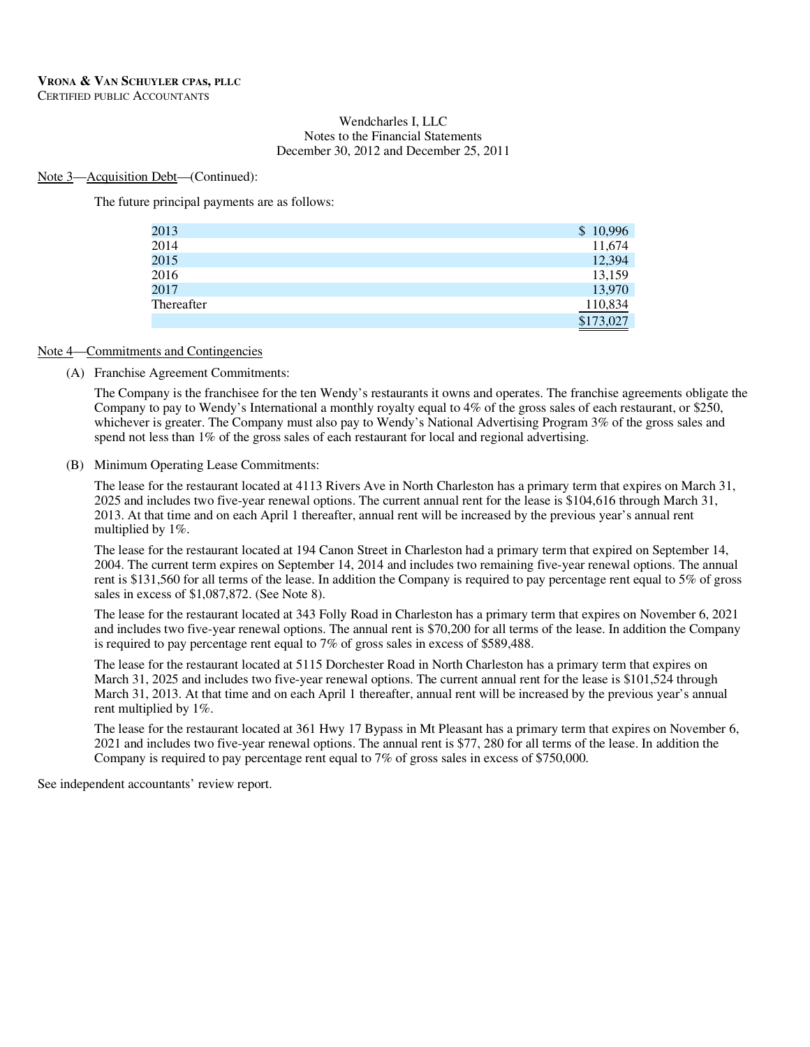**VRONA & VAN SCHUYLER CPAS, PLLC**
CERTIFIED PUBLIC ACCOUNTANTS

Wendcharles I, LLC
Notes to the Financial Statements
December 30, 2012 and December 25, 2011

Note 3—Acquisition Debt—(Continued):

The future principal payments are as follows:

| | |
|---|---|
| 2013 | $ 10,996 |
| 2014 | 11,674 |
| 2015 | 12,394 |
| 2016 | 13,159 |
| 2017 | 13,970 |
| Thereafter | 110,834 |
| | $173,027 |

Note 4—Commitments and Contingencies

(A) Franchise Agreement Commitments:

The Company is the franchisee for the ten Wendy's restaurants it owns and operates. The franchise agreements obligate the Company to pay to Wendy's International a monthly royalty equal to 4% of the gross sales of each restaurant, or $250, whichever is greater. The Company must also pay to Wendy's National Advertising Program 3% of the gross sales and spend not less than 1% of the gross sales of each restaurant for local and regional advertising.

(B) Minimum Operating Lease Commitments:

The lease for the restaurant located at 4113 Rivers Ave in North Charleston has a primary term that expires on March 31, 2025 and includes two five-year renewal options. The current annual rent for the lease is $104,616 through March 31, 2013. At that time and on each April 1 thereafter, annual rent will be increased by the previous year's annual rent multiplied by 1%.

The lease for the restaurant located at 194 Canon Street in Charleston had a primary term that expired on September 14, 2004. The current term expires on September 14, 2014 and includes two remaining five-year renewal options. The annual rent is $131,560 for all terms of the lease. In addition the Company is required to pay percentage rent equal to 5% of gross sales in excess of $1,087,872. (See Note 8).

The lease for the restaurant located at 343 Folly Road in Charleston has a primary term that expires on November 6, 2021 and includes two five-year renewal options. The annual rent is $70,200 for all terms of the lease. In addition the Company is required to pay percentage rent equal to 7% of gross sales in excess of $589,488.

The lease for the restaurant located at 5115 Dorchester Road in North Charleston has a primary term that expires on March 31, 2025 and includes two five-year renewal options. The current annual rent for the lease is $101,524 through March 31, 2013. At that time and on each April 1 thereafter, annual rent will be increased by the previous year's annual rent multiplied by 1%.

The lease for the restaurant located at 361 Hwy 17 Bypass in Mt Pleasant has a primary term that expires on November 6, 2021 and includes two five-year renewal options. The annual rent is $77, 280 for all terms of the lease. In addition the Company is required to pay percentage rent equal to 7% of gross sales in excess of $750,000.

See independent accountants' review report.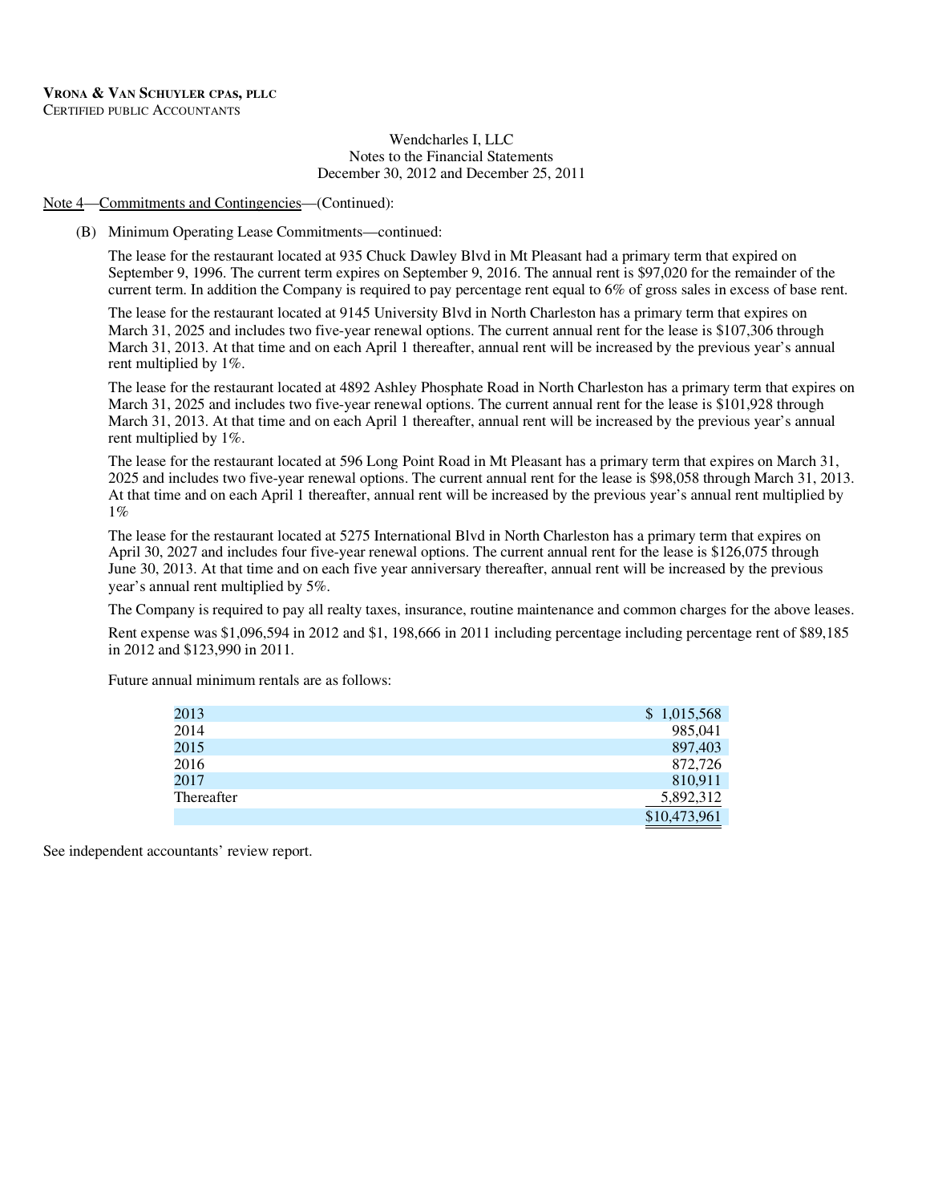**VRONA & VAN SCHUYLER CPAS, PLLC**
CERTIFIED PUBLIC ACCOUNTANTS

Wendcharles I, LLC
Notes to the Financial Statements
December 30, 2012 and December 25, 2011

Note 4—Commitments and Contingencies—(Continued):

(B) Minimum Operating Lease Commitments—continued:

The lease for the restaurant located at 935 Chuck Dawley Blvd in Mt Pleasant had a primary term that expired on September 9, 1996. The current term expires on September 9, 2016. The annual rent is $97,020 for the remainder of the current term. In addition the Company is required to pay percentage rent equal to 6% of gross sales in excess of base rent.

The lease for the restaurant located at 9145 University Blvd in North Charleston has a primary term that expires on March 31, 2025 and includes two five-year renewal options. The current annual rent for the lease is $107,306 through March 31, 2013. At that time and on each April 1 thereafter, annual rent will be increased by the previous year's annual rent multiplied by 1%.

The lease for the restaurant located at 4892 Ashley Phosphate Road in North Charleston has a primary term that expires on March 31, 2025 and includes two five-year renewal options. The current annual rent for the lease is $101,928 through March 31, 2013. At that time and on each April 1 thereafter, annual rent will be increased by the previous year's annual rent multiplied by 1%.

The lease for the restaurant located at 596 Long Point Road in Mt Pleasant has a primary term that expires on March 31, 2025 and includes two five-year renewal options. The current annual rent for the lease is $98,058 through March 31, 2013. At that time and on each April 1 thereafter, annual rent will be increased by the previous year's annual rent multiplied by 1%

The lease for the restaurant located at 5275 International Blvd in North Charleston has a primary term that expires on April 30, 2027 and includes four five-year renewal options. The current annual rent for the lease is $126,075 through June 30, 2013. At that time and on each five year anniversary thereafter, annual rent will be increased by the previous year's annual rent multiplied by 5%.

The Company is required to pay all realty taxes, insurance, routine maintenance and common charges for the above leases.

Rent expense was $1,096,594 in 2012 and $1, 198,666 in 2011 including percentage including percentage rent of $89,185 in 2012 and $123,990 in 2011.

Future annual minimum rentals are as follows:

| | |
|---|---|
| 2013 | $ 1,015,568 |
| 2014 | 985,041 |
| 2015 | 897,403 |
| 2016 | 872,726 |
| 2017 | 810,911 |
| Thereafter | 5,892,312 |
| | $10,473,961 |

See independent accountants' review report.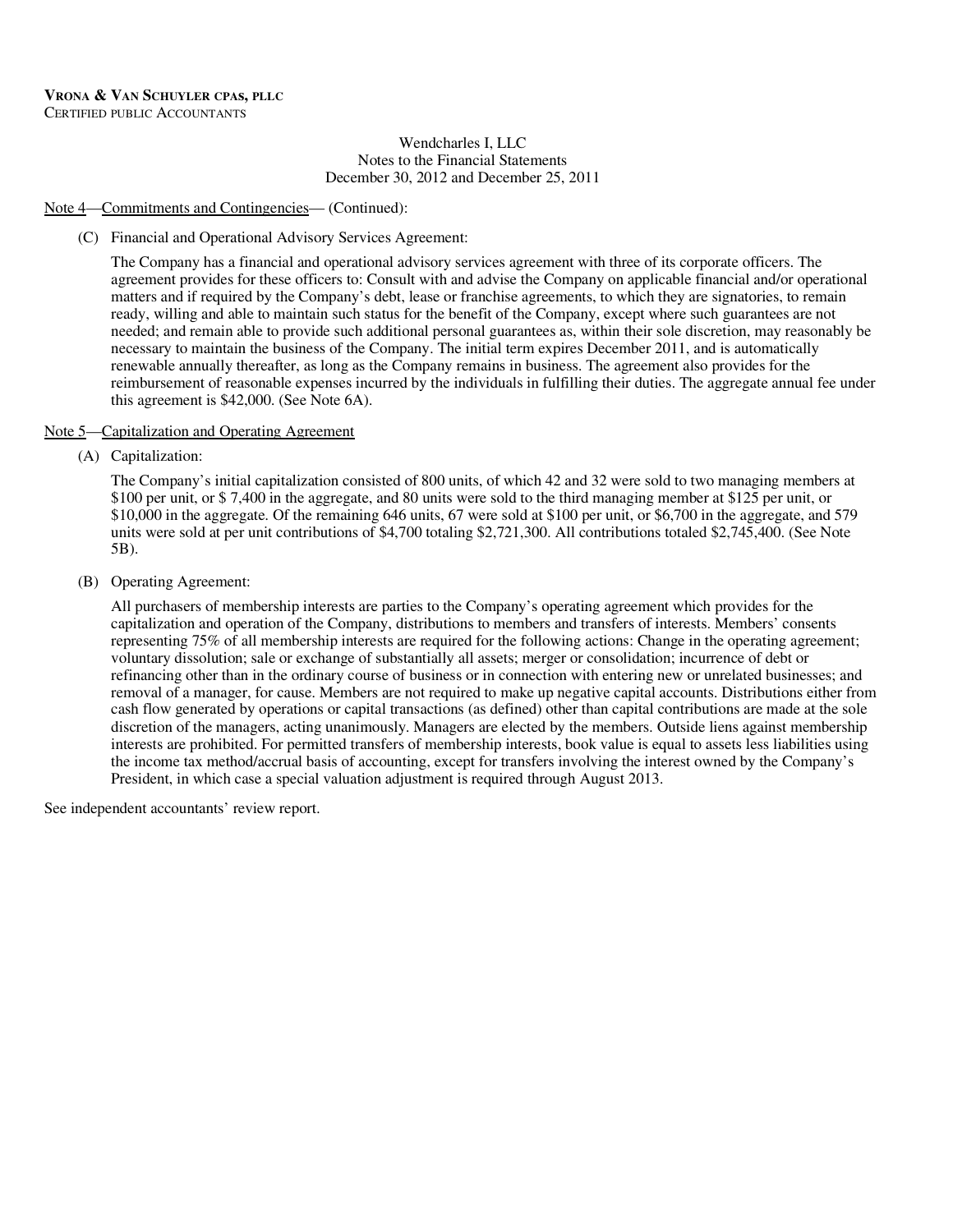**VRONA & VAN SCHUYLER CPAS, PLLC**
CERTIFIED PUBLIC ACCOUNTANTS

Wendcharles I, LLC
Notes to the Financial Statements
December 30, 2012 and December 25, 2011

Note 4—Commitments and Contingencies— (Continued):

(C) Financial and Operational Advisory Services Agreement:

The Company has a financial and operational advisory services agreement with three of its corporate officers. The agreement provides for these officers to: Consult with and advise the Company on applicable financial and/or operational matters and if required by the Company's debt, lease or franchise agreements, to which they are signatories, to remain ready, willing and able to maintain such status for the benefit of the Company, except where such guarantees are not needed; and remain able to provide such additional personal guarantees as, within their sole discretion, may reasonably be necessary to maintain the business of the Company. The initial term expires December 2011, and is automatically renewable annually thereafter, as long as the Company remains in business. The agreement also provides for the reimbursement of reasonable expenses incurred by the individuals in fulfilling their duties. The aggregate annual fee under this agreement is $42,000. (See Note 6A).

Note 5—Capitalization and Operating Agreement

(A) Capitalization:

The Company's initial capitalization consisted of 800 units, of which 42 and 32 were sold to two managing members at $100 per unit, or $ 7,400 in the aggregate, and 80 units were sold to the third managing member at $125 per unit, or $10,000 in the aggregate. Of the remaining 646 units, 67 were sold at $100 per unit, or $6,700 in the aggregate, and 579 units were sold at per unit contributions of $4,700 totaling $2,721,300. All contributions totaled $2,745,400. (See Note 5B).

(B) Operating Agreement:

All purchasers of membership interests are parties to the Company's operating agreement which provides for the capitalization and operation of the Company, distributions to members and transfers of interests. Members' consents representing 75% of all membership interests are required for the following actions: Change in the operating agreement; voluntary dissolution; sale or exchange of substantially all assets; merger or consolidation; incurrence of debt or refinancing other than in the ordinary course of business or in connection with entering new or unrelated businesses; and removal of a manager, for cause. Members are not required to make up negative capital accounts. Distributions either from cash flow generated by operations or capital transactions (as defined) other than capital contributions are made at the sole discretion of the managers, acting unanimously. Managers are elected by the members. Outside liens against membership interests are prohibited. For permitted transfers of membership interests, book value is equal to assets less liabilities using the income tax method/accrual basis of accounting, except for transfers involving the interest owned by the Company's President, in which case a special valuation adjustment is required through August 2013.

See independent accountants' review report.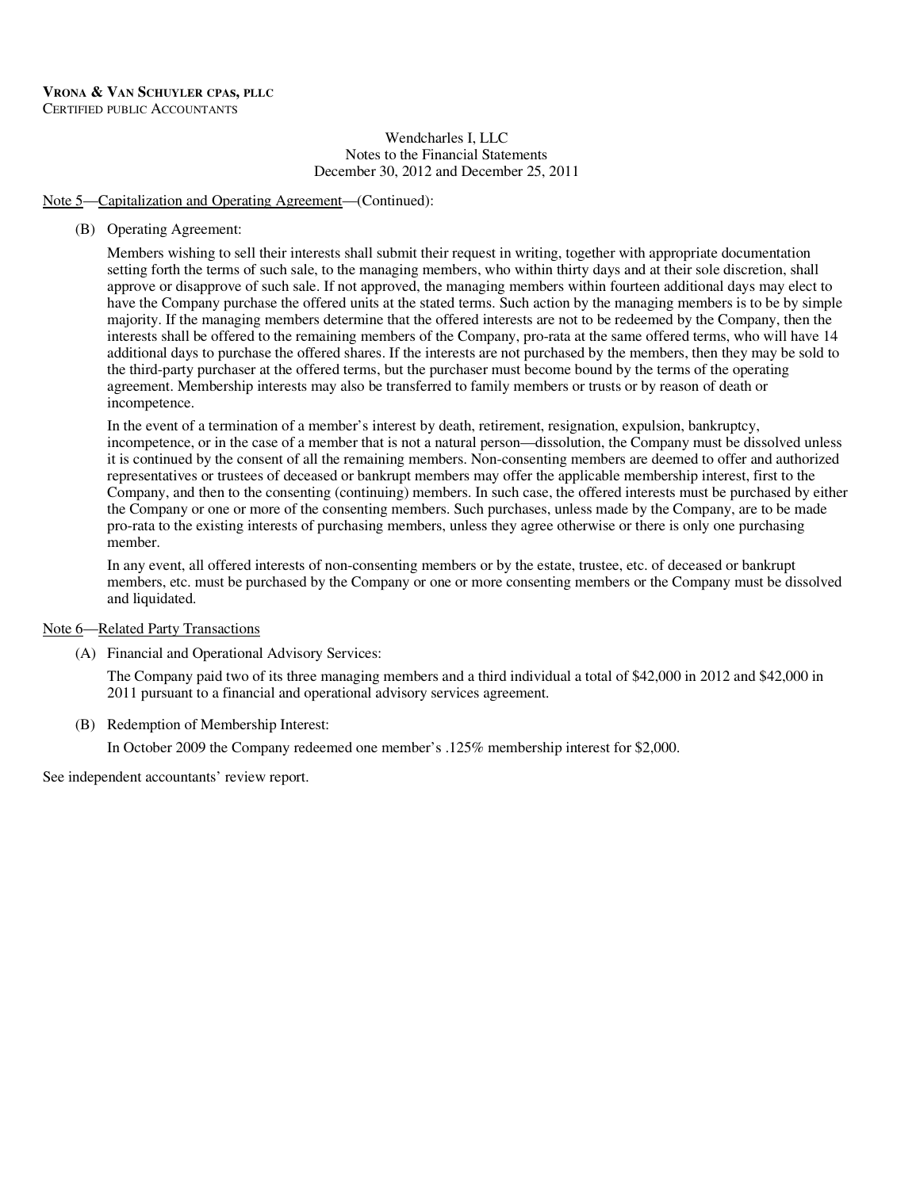Wendcharles I, LLC
Notes to the Financial Statements
December 30, 2012 and December 25, 2011

Note 5—Capitalization and Operating Agreement—(Continued):

(B) Operating Agreement:

Members wishing to sell their interests shall submit their request in writing, together with appropriate documentation setting forth the terms of such sale, to the managing members, who within thirty days and at their sole discretion, shall approve or disapprove of such sale. If not approved, the managing members within fourteen additional days may elect to have the Company purchase the offered units at the stated terms. Such action by the managing members is to be by simple majority. If the managing members determine that the offered interests are not to be redeemed by the Company, then the interests shall be offered to the remaining members of the Company, pro-rata at the same offered terms, who will have 14 additional days to purchase the offered shares. If the interests are not purchased by the members, then they may be sold to the third-party purchaser at the offered terms, but the purchaser must become bound by the terms of the operating agreement. Membership interests may also be transferred to family members or trusts or by reason of death or incompetence.

In the event of a termination of a member's interest by death, retirement, resignation, expulsion, bankruptcy, incompetence, or in the case of a member that is not a natural person—dissolution, the Company must be dissolved unless it is continued by the consent of all the remaining members. Non-consenting members are deemed to offer and authorized representatives or trustees of deceased or bankrupt members may offer the applicable membership interest, first to the Company, and then to the consenting (continuing) members. In such case, the offered interests must be purchased by either the Company or one or more of the consenting members. Such purchases, unless made by the Company, are to be made pro-rata to the existing interests of purchasing members, unless they agree otherwise or there is only one purchasing member.

In any event, all offered interests of non-consenting members or by the estate, trustee, etc. of deceased or bankrupt members, etc. must be purchased by the Company or one or more consenting members or the Company must be dissolved and liquidated.

Note 6—Related Party Transactions

(A) Financial and Operational Advisory Services:

The Company paid two of its three managing members and a third individual a total of $42,000 in 2012 and $42,000 in 2011 pursuant to a financial and operational advisory services agreement.

(B) Redemption of Membership Interest:

In October 2009 the Company redeemed one member's .125% membership interest for $2,000.

See independent accountants' review report.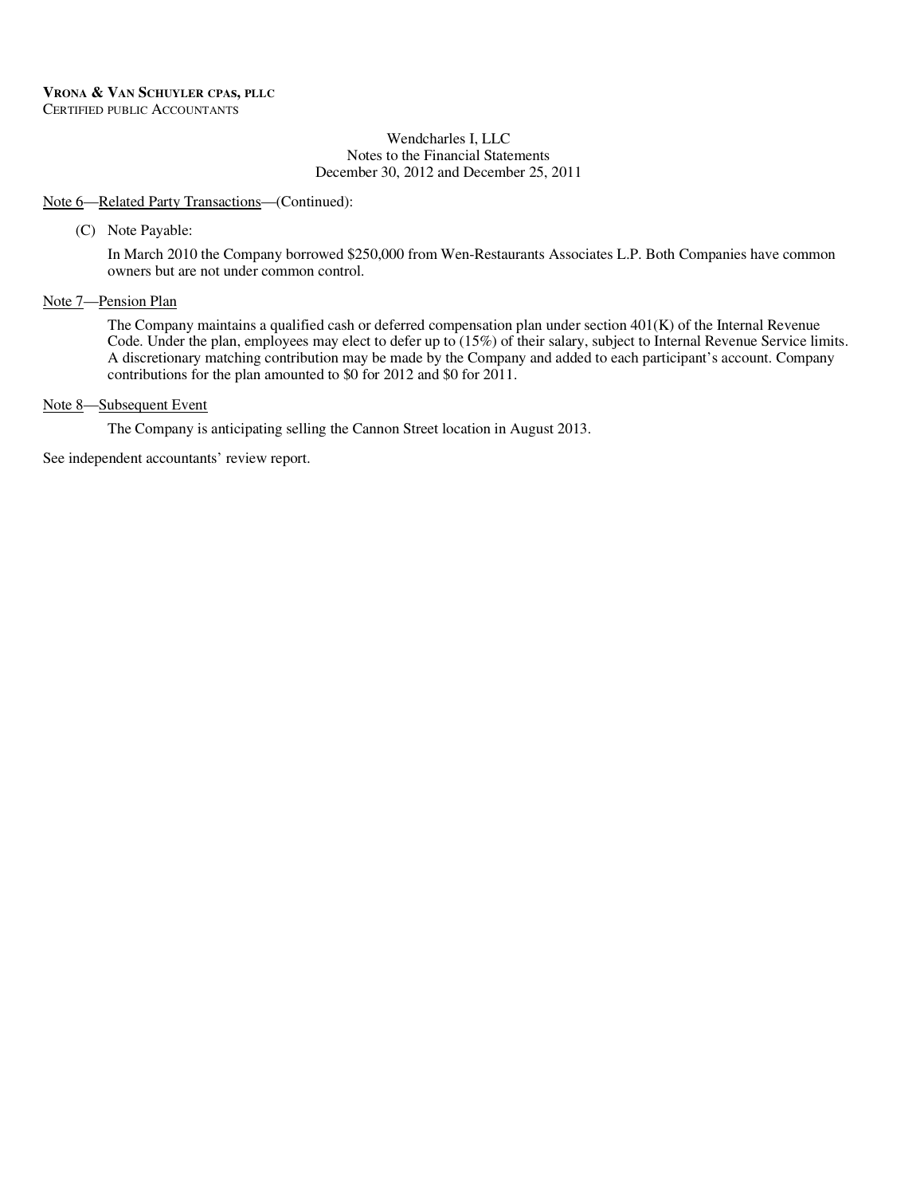**VRONA & VAN SCHUYLER CPAS, PLLC**
CERTIFIED PUBLIC ACCOUNTANTS

Wendcharles I, LLC
Notes to the Financial Statements
December 30, 2012 and December 25, 2011

Note 6—Related Party Transactions—(Continued):

(C) Note Payable:

In March 2010 the Company borrowed $250,000 from Wen-Restaurants Associates L.P. Both Companies have common owners but are not under common control.

Note 7—Pension Plan

The Company maintains a qualified cash or deferred compensation plan under section 401(K) of the Internal Revenue Code. Under the plan, employees may elect to defer up to (15%) of their salary, subject to Internal Revenue Service limits. A discretionary matching contribution may be made by the Company and added to each participant's account. Company contributions for the plan amounted to $0 for 2012 and $0 for 2011.

Note 8—Subsequent Event

The Company is anticipating selling the Cannon Street location in August 2013.

See independent accountants' review report.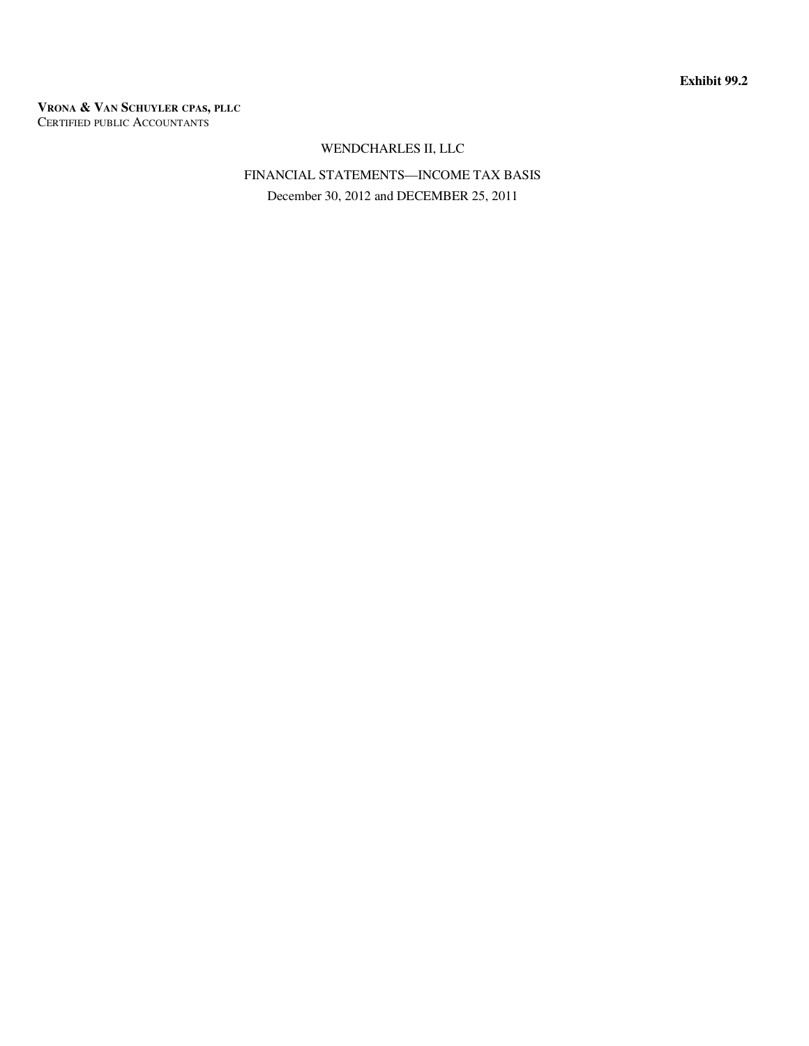**Exhibit 99.2**

**VRONA & VAN SCHUYLER CPAS, PLLC**
CERTIFIED PUBLIC ACCOUNTANTS

WENDCHARLES II, LLC

FINANCIAL STATEMENTS—INCOME TAX BASIS

December 30, 2012 and DECEMBER 25, 2011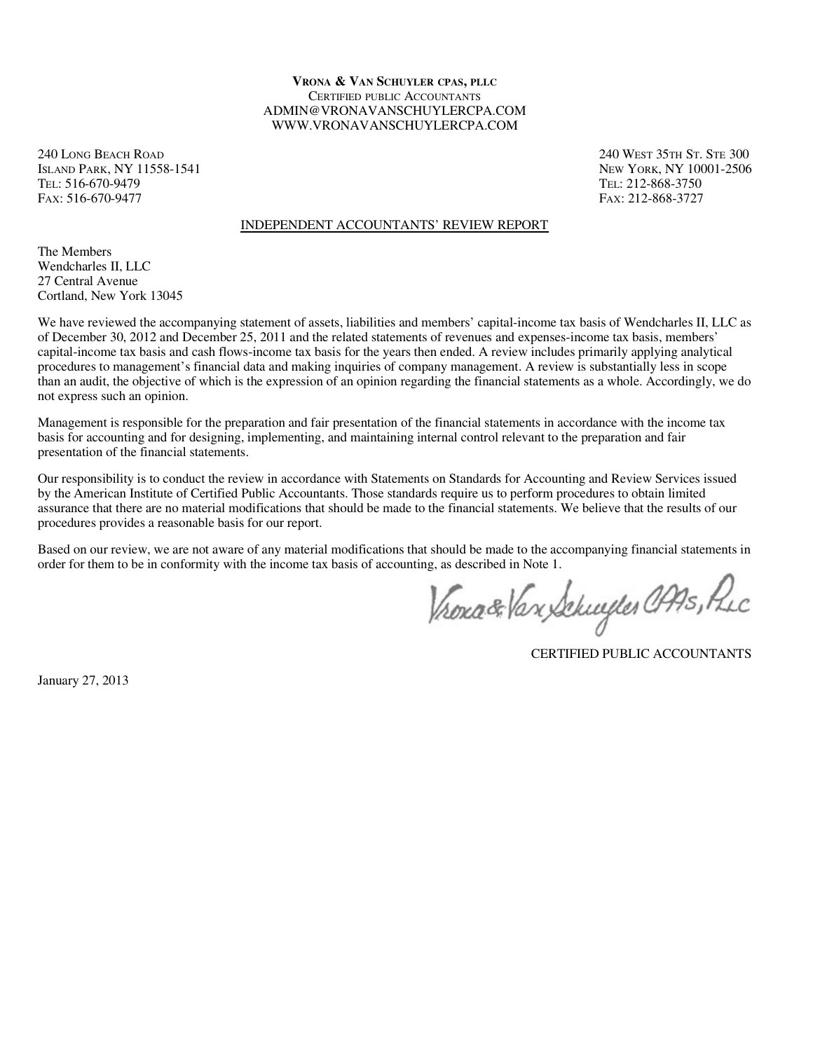**VRONA & VAN SCHUYLER CPAS, PLLC**
CERTIFIED PUBLIC ACCOUNTANTS
ADMIN@VRONAVANSCHUYLERCPA.COM
WWW.VRONAVANSCHUYLERCPA.COM

240 LONG BEACH ROAD
ISLAND PARK, NY 11558-1541
TEL: 516-670-9479
FAX: 516-670-9477

240 WEST 35TH ST. STE 300
NEW YORK, NY 10001-2506
TEL: 212-868-3750
FAX: 212-868-3727

## INDEPENDENT ACCOUNTANTS' REVIEW REPORT

The Members
Wendcharles II, LLC
27 Central Avenue
Cortland, New York 13045

We have reviewed the accompanying statement of assets, liabilities and members' capital-income tax basis of Wendcharles II, LLC as of December 30, 2012 and December 25, 2011 and the related statements of revenues and expenses-income tax basis, members' capital-income tax basis and cash flows-income tax basis for the years then ended. A review includes primarily applying analytical procedures to management's financial data and making inquiries of company management. A review is substantially less in scope than an audit, the objective of which is the expression of an opinion regarding the financial statements as a whole. Accordingly, we do not express such an opinion.

Management is responsible for the preparation and fair presentation of the financial statements in accordance with the income tax basis for accounting and for designing, implementing, and maintaining internal control relevant to the preparation and fair presentation of the financial statements.

Our responsibility is to conduct the review in accordance with Statements on Standards for Accounting and Review Services issued by the American Institute of Certified Public Accountants. Those standards require us to perform procedures to obtain limited assurance that there are no material modifications that should be made to the financial statements. We believe that the results of our procedures provides a reasonable basis for our report.

Based on our review, we are not aware of any material modifications that should be made to the accompanying financial statements in order for them to be in conformity with the income tax basis of accounting, as described in Note 1.

Vrona & Van Schuyler CPAs, PLLC

CERTIFIED PUBLIC ACCOUNTANTS

January 27, 2013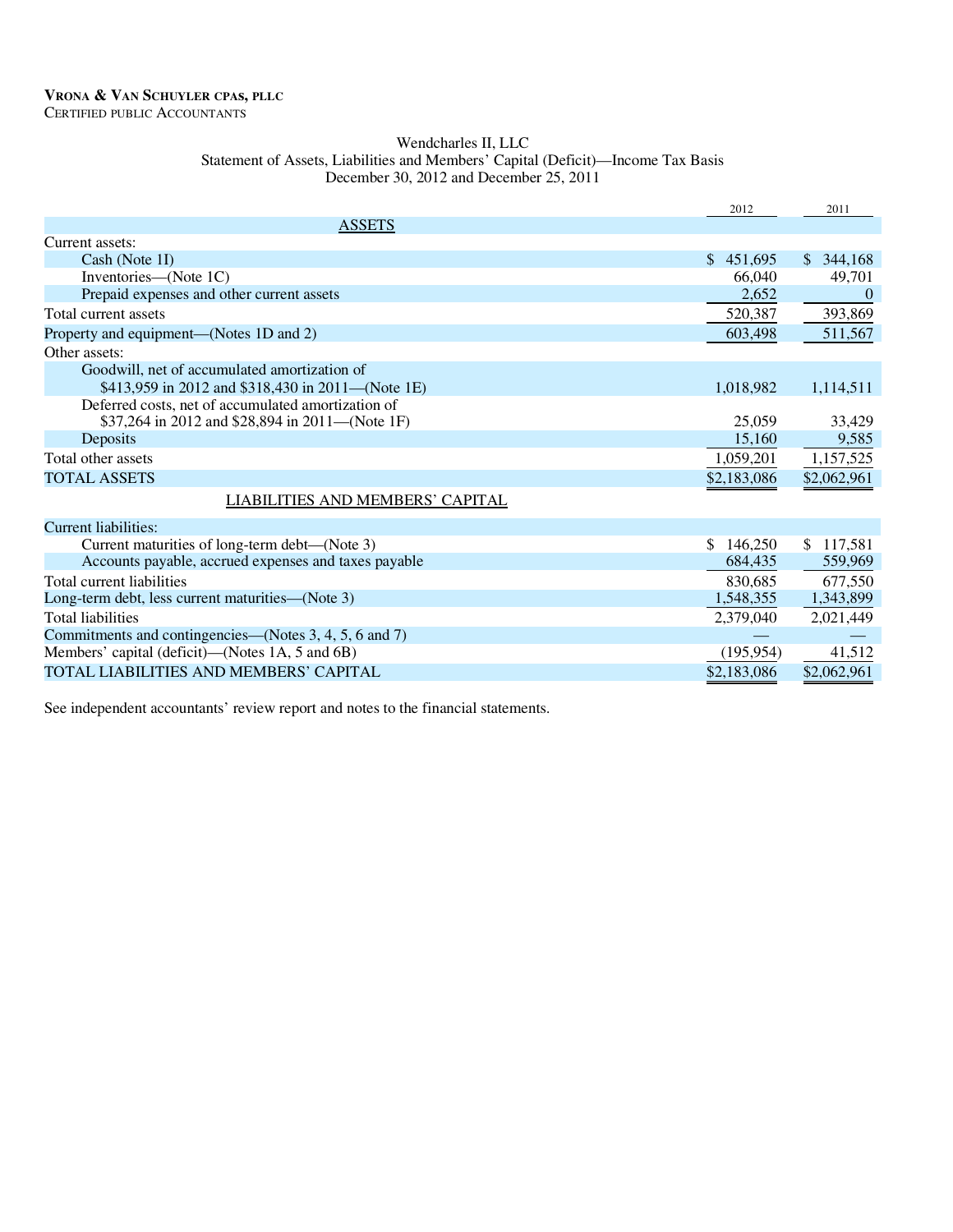**VRONA & VAN SCHUYLER CPAS, PLLC**
CERTIFIED PUBLIC ACCOUNTANTS

Wendcharles II, LLC
Statement of Assets, Liabilities and Members' Capital (Deficit)—Income Tax Basis
December 30, 2012 and December 25, 2011

| | 2012 | 2011 |
|---|---|---|
| ASSETS | | |
| Current assets: | | |
| Cash (Note 1I) | $ 451,695 | $ 344,168 |
| Inventories—(Note 1C) | 66,040 | 49,701 |
| Prepaid expenses and other current assets | 2,652 | 0 |
| Total current assets | 520,387 | 393,869 |
| Property and equipment—(Notes 1D and 2) | 603,498 | 511,567 |
| Other assets: | | |
| Goodwill, net of accumulated amortization of $413,959 in 2012 and $318,430 in 2011—(Note 1E) | 1,018,982 | 1,114,511 |
| Deferred costs, net of accumulated amortization of $37,264 in 2012 and $28,894 in 2011—(Note 1F) | 25,059 | 33,429 |
| Deposits | 15,160 | 9,585 |
| Total other assets | 1,059,201 | 1,157,525 |
| TOTAL ASSETS | $2,183,086 | $2,062,961 |
| LIABILITIES AND MEMBERS' CAPITAL | | |
| Current liabilities: | | |
| Current maturities of long-term debt—(Note 3) | $ 146,250 | $ 117,581 |
| Accounts payable, accrued expenses and taxes payable | 684,435 | 559,969 |
| Total current liabilities | 830,685 | 677,550 |
| Long-term debt, less current maturities—(Note 3) | 1,548,355 | 1,343,899 |
| Total liabilities | 2,379,040 | 2,021,449 |
| Commitments and contingencies—(Notes 3, 4, 5, 6 and 7) | — | — |
| Members' capital (deficit)—(Notes 1A, 5 and 6B) | (195,954) | 41,512 |
| TOTAL LIABILITIES AND MEMBERS' CAPITAL | $2,183,086 | $2,062,961 |

See independent accountants' review report and notes to the financial statements.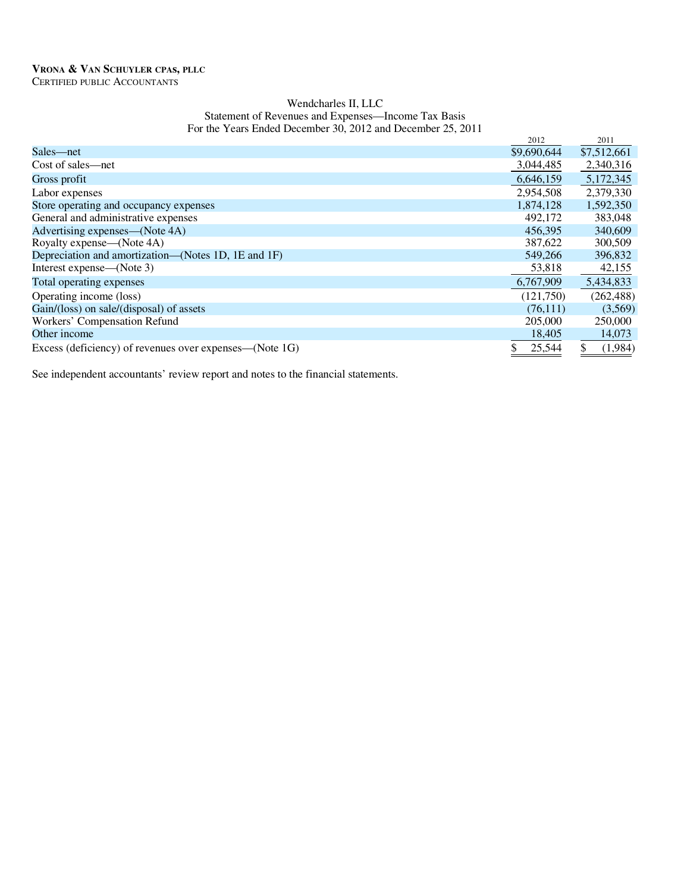**VRONA & VAN SCHUYLER CPAS, PLLC**
CERTIFIED PUBLIC ACCOUNTANTS

Wendcharles II, LLC
Statement of Revenues and Expenses—Income Tax Basis
For the Years Ended December 30, 2012 and December 25, 2011

| | 2012 | 2011 |
|---|---|---|
| Sales—net | $9,690,644 | $7,512,661 |
| Cost of sales—net | 3,044,485 | 2,340,316 |
| Gross profit | 6,646,159 | 5,172,345 |
| Labor expenses | 2,954,508 | 2,379,330 |
| Store operating and occupancy expenses | 1,874,128 | 1,592,350 |
| General and administrative expenses | 492,172 | 383,048 |
| Advertising expenses—(Note 4A) | 456,395 | 340,609 |
| Royalty expense—(Note 4A) | 387,622 | 300,509 |
| Depreciation and amortization—(Notes 1D, 1E and 1F) | 549,266 | 396,832 |
| Interest expense—(Note 3) | 53,818 | 42,155 |
| Total operating expenses | 6,767,909 | 5,434,833 |
| Operating income (loss) | (121,750) | (262,488) |
| Gain/(loss) on sale/(disposal) of assets | (76,111) | (3,569) |
| Workers' Compensation Refund | 205,000 | 250,000 |
| Other income | 18,405 | 14,073 |
| Excess (deficiency) of revenues over expenses—(Note 1G) | $ 25,544 | $ (1,984) |

See independent accountants' review report and notes to the financial statements.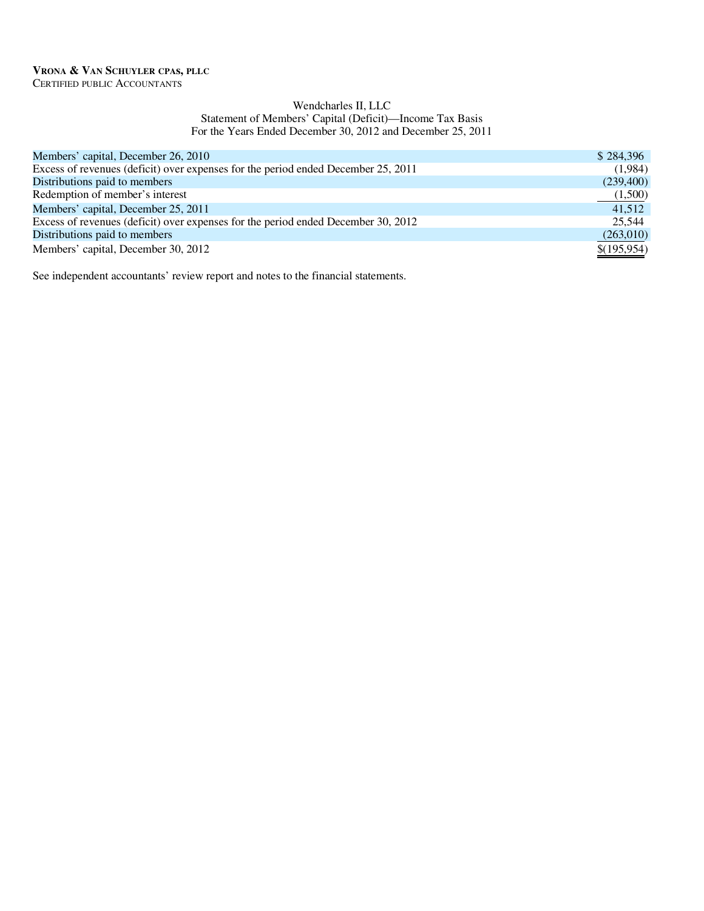**Vrona & Van Schuyler CPAs, PLLC**
Certified Public Accountants

Wendcharles II, LLC
Statement of Members' Capital (Deficit)—Income Tax Basis
For the Years Ended December 30, 2012 and December 25, 2011

| | |
|---|---|
| Members' capital, December 26, 2010 | $ 284,396 |
| Excess of revenues (deficit) over expenses for the period ended December 25, 2011 | (1,984) |
| Distributions paid to members | (239,400) |
| Redemption of member's interest | (1,500) |
| Members' capital, December 25, 2011 | 41,512 |
| Excess of revenues (deficit) over expenses for the period ended December 30, 2012 | 25,544 |
| Distributions paid to members | (263,010) |
| Members' capital, December 30, 2012 | $(195,954) |

See independent accountants' review report and notes to the financial statements.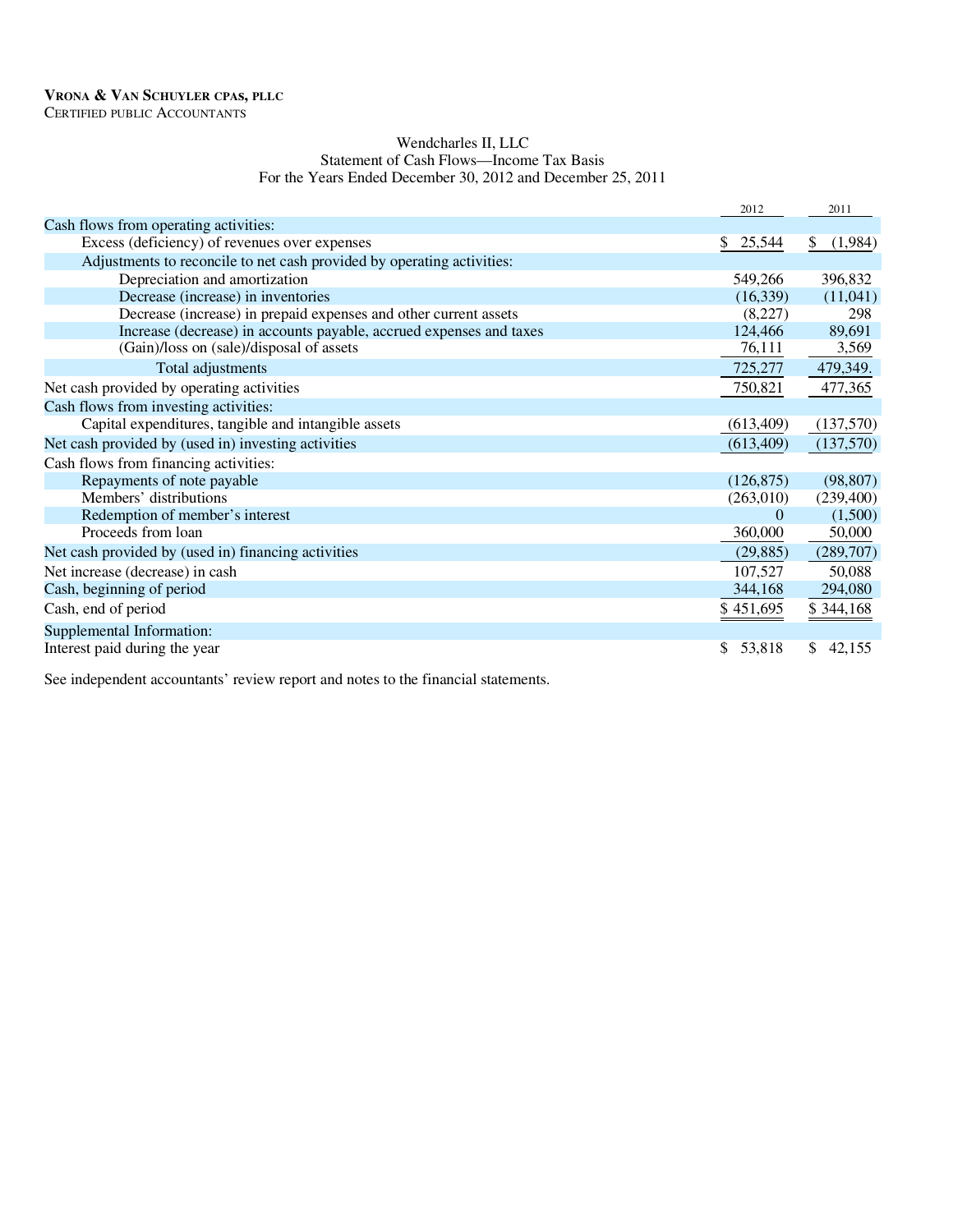**VRONA & VAN SCHUYLER CPAS, PLLC**
CERTIFIED PUBLIC ACCOUNTANTS

Wendcharles II, LLC
Statement of Cash Flows—Income Tax Basis
For the Years Ended December 30, 2012 and December 25, 2011

| | 2012 | 2011 |
|---|---|---|
| Cash flows from operating activities: | | |
| Excess (deficiency) of revenues over expenses | $ 25,544 | $ (1,984) |
| Adjustments to reconcile to net cash provided by operating activities: | | |
| Depreciation and amortization | 549,266 | 396,832 |
| Decrease (increase) in inventories | (16,339) | (11,041) |
| Decrease (increase) in prepaid expenses and other current assets | (8,227) | 298 |
| Increase (decrease) in accounts payable, accrued expenses and taxes | 124,466 | 89,691 |
| (Gain)/loss on (sale)/disposal of assets | 76,111 | 3,569 |
| Total adjustments | 725,277 | 479,349. |
| Net cash provided by operating activities | 750,821 | 477,365 |
| Cash flows from investing activities: | | |
| Capital expenditures, tangible and intangible assets | (613,409) | (137,570) |
| Net cash provided by (used in) investing activities | (613,409) | (137,570) |
| Cash flows from financing activities: | | |
| Repayments of note payable | (126,875) | (98,807) |
| Members' distributions | (263,010) | (239,400) |
| Redemption of member's interest | 0 | (1,500) |
| Proceeds from loan | 360,000 | 50,000 |
| Net cash provided by (used in) financing activities | (29,885) | (289,707) |
| Net increase (decrease) in cash | 107,527 | 50,088 |
| Cash, beginning of period | 344,168 | 294,080 |
| Cash, end of period | $ 451,695 | $ 344,168 |
| Supplemental Information: | | |
| Interest paid during the year | $ 53,818 | $ 42,155 |

See independent accountants' review report and notes to the financial statements.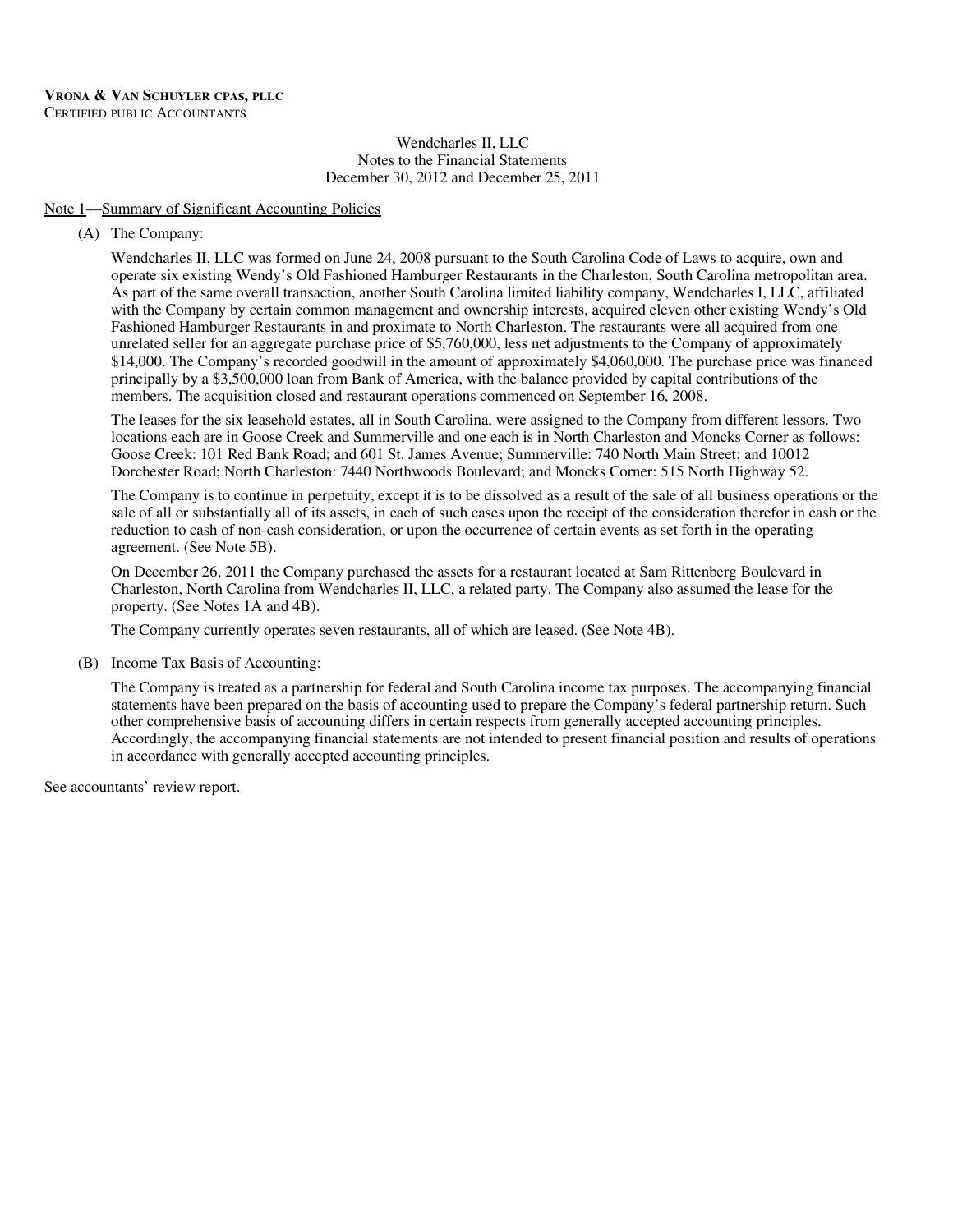**VRONA & VAN SCHUYLER CPAS, PLLC**
CERTIFIED PUBLIC ACCOUNTANTS

Wendcharles II, LLC
Notes to the Financial Statements
December 30, 2012 and December 25, 2011

Note 1—Summary of Significant Accounting Policies

(A) The Company:

Wendcharles II, LLC was formed on June 24, 2008 pursuant to the South Carolina Code of Laws to acquire, own and operate six existing Wendy's Old Fashioned Hamburger Restaurants in the Charleston, South Carolina metropolitan area. As part of the same overall transaction, another South Carolina limited liability company, Wendcharles I, LLC, affiliated with the Company by certain common management and ownership interests, acquired eleven other existing Wendy's Old Fashioned Hamburger Restaurants in and proximate to North Charleston. The restaurants were all acquired from one unrelated seller for an aggregate purchase price of $5,760,000, less net adjustments to the Company of approximately $14,000. The Company's recorded goodwill in the amount of approximately $4,060,000. The purchase price was financed principally by a $3,500,000 loan from Bank of America, with the balance provided by capital contributions of the members. The acquisition closed and restaurant operations commenced on September 16, 2008.

The leases for the six leasehold estates, all in South Carolina, were assigned to the Company from different lessors. Two locations each are in Goose Creek and Summerville and one each is in North Charleston and Moncks Corner as follows: Goose Creek: 101 Red Bank Road; and 601 St. James Avenue; Summerville: 740 North Main Street; and 10012 Dorchester Road; North Charleston: 7440 Northwoods Boulevard; and Moncks Corner: 515 North Highway 52.

The Company is to continue in perpetuity, except it is to be dissolved as a result of the sale of all business operations or the sale of all or substantially all of its assets, in each of such cases upon the receipt of the consideration therefor in cash or the reduction to cash of non-cash consideration, or upon the occurrence of certain events as set forth in the operating agreement. (See Note 5B).

On December 26, 2011 the Company purchased the assets for a restaurant located at Sam Rittenberg Boulevard in Charleston, North Carolina from Wendcharles II, LLC, a related party. The Company also assumed the lease for the property. (See Notes 1A and 4B).

The Company currently operates seven restaurants, all of which are leased. (See Note 4B).

(B) Income Tax Basis of Accounting:

The Company is treated as a partnership for federal and South Carolina income tax purposes. The accompanying financial statements have been prepared on the basis of accounting used to prepare the Company's federal partnership return. Such other comprehensive basis of accounting differs in certain respects from generally accepted accounting principles. Accordingly, the accompanying financial statements are not intended to present financial position and results of operations in accordance with generally accepted accounting principles.

See accountants' review report.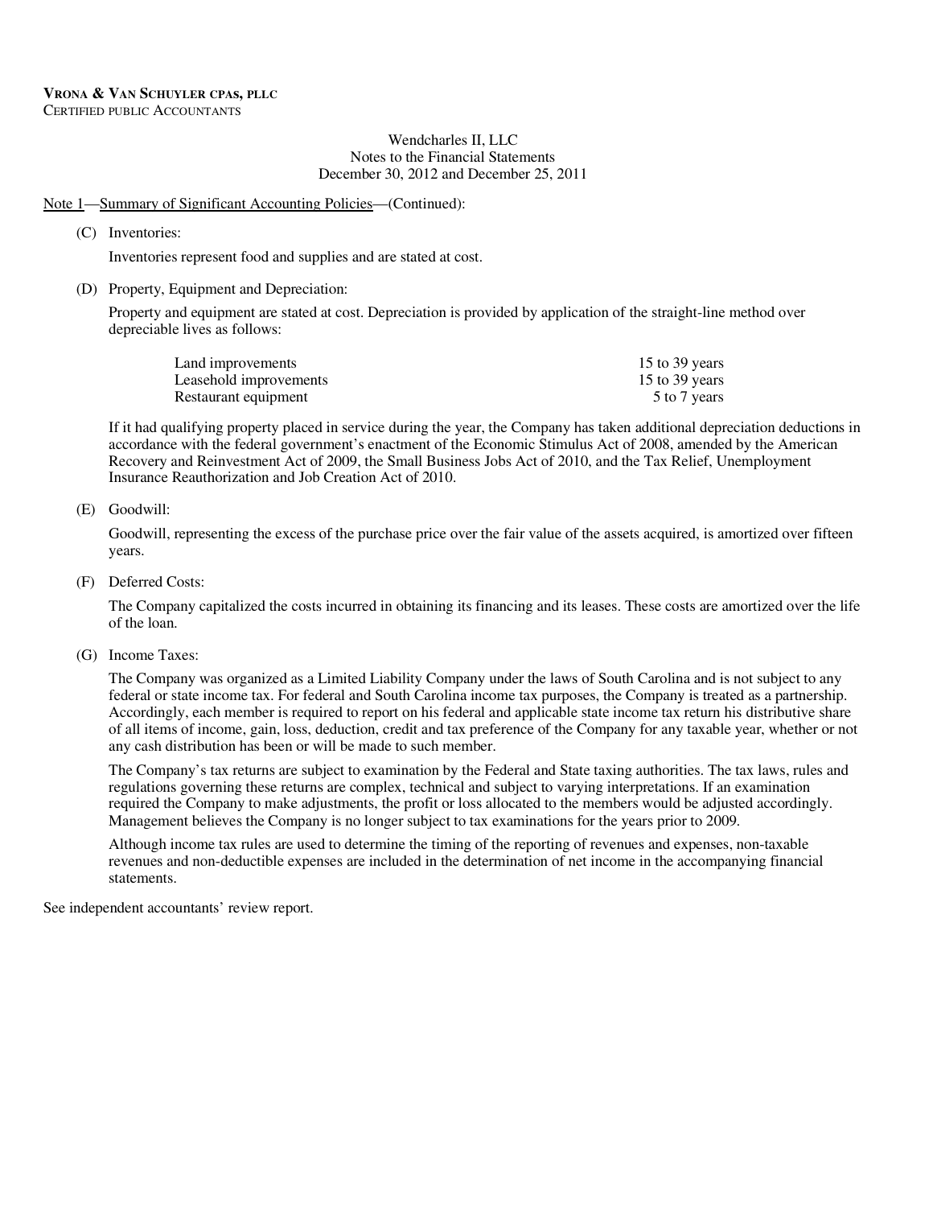**VRONA & VAN SCHUYLER CPAS, PLLC**
CERTIFIED PUBLIC ACCOUNTANTS

Wendcharles II, LLC
Notes to the Financial Statements
December 30, 2012 and December 25, 2011

Note 1—Summary of Significant Accounting Policies—(Continued):

(C) Inventories:

Inventories represent food and supplies and are stated at cost.

(D) Property, Equipment and Depreciation:

Property and equipment are stated at cost. Depreciation is provided by application of the straight-line method over depreciable lives as follows:

| | |
|---|---|
| Land improvements | 15 to 39 years |
| Leasehold improvements | 15 to 39 years |
| Restaurant equipment | 5 to 7 years |

If it had qualifying property placed in service during the year, the Company has taken additional depreciation deductions in accordance with the federal government's enactment of the Economic Stimulus Act of 2008, amended by the American Recovery and Reinvestment Act of 2009, the Small Business Jobs Act of 2010, and the Tax Relief, Unemployment Insurance Reauthorization and Job Creation Act of 2010.

(E) Goodwill:

Goodwill, representing the excess of the purchase price over the fair value of the assets acquired, is amortized over fifteen years.

(F) Deferred Costs:

The Company capitalized the costs incurred in obtaining its financing and its leases. These costs are amortized over the life of the loan.

(G) Income Taxes:

The Company was organized as a Limited Liability Company under the laws of South Carolina and is not subject to any federal or state income tax. For federal and South Carolina income tax purposes, the Company is treated as a partnership. Accordingly, each member is required to report on his federal and applicable state income tax return his distributive share of all items of income, gain, loss, deduction, credit and tax preference of the Company for any taxable year, whether or not any cash distribution has been or will be made to such member.

The Company's tax returns are subject to examination by the Federal and State taxing authorities. The tax laws, rules and regulations governing these returns are complex, technical and subject to varying interpretations. If an examination required the Company to make adjustments, the profit or loss allocated to the members would be adjusted accordingly. Management believes the Company is no longer subject to tax examinations for the years prior to 2009.

Although income tax rules are used to determine the timing of the reporting of revenues and expenses, non-taxable revenues and non-deductible expenses are included in the determination of net income in the accompanying financial statements.

See independent accountants' review report.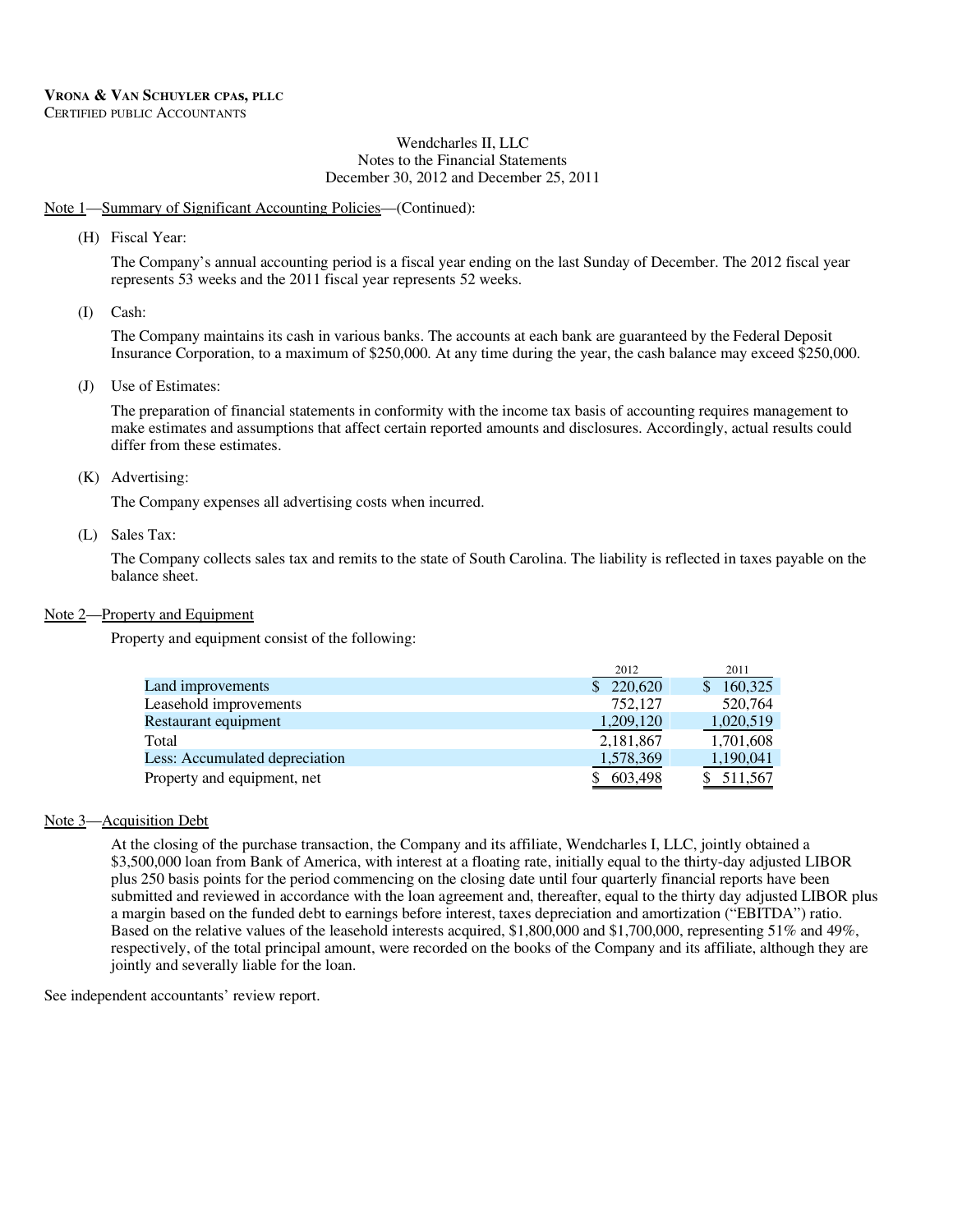**VRONA & VAN SCHUYLER CPAS, PLLC**
CERTIFIED PUBLIC ACCOUNTANTS

Wendcharles II, LLC
Notes to the Financial Statements
December 30, 2012 and December 25, 2011

Note 1—Summary of Significant Accounting Policies—(Continued):

(H) Fiscal Year:

The Company's annual accounting period is a fiscal year ending on the last Sunday of December. The 2012 fiscal year represents 53 weeks and the 2011 fiscal year represents 52 weeks.

(I) Cash:

The Company maintains its cash in various banks. The accounts at each bank are guaranteed by the Federal Deposit Insurance Corporation, to a maximum of $250,000. At any time during the year, the cash balance may exceed $250,000.

(J) Use of Estimates:

The preparation of financial statements in conformity with the income tax basis of accounting requires management to make estimates and assumptions that affect certain reported amounts and disclosures. Accordingly, actual results could differ from these estimates.

(K) Advertising:

The Company expenses all advertising costs when incurred.

(L) Sales Tax:

The Company collects sales tax and remits to the state of South Carolina. The liability is reflected in taxes payable on the balance sheet.

Note 2—Property and Equipment

Property and equipment consist of the following:

| | 2012 | 2011 |
|---|---|---|
| Land improvements | $ 220,620 | $ 160,325 |
| Leasehold improvements | 752,127 | 520,764 |
| Restaurant equipment | 1,209,120 | 1,020,519 |
| Total | 2,181,867 | 1,701,608 |
| Less: Accumulated depreciation | 1,578,369 | 1,190,041 |
| Property and equipment, net | $ 603,498 | $ 511,567 |

Note 3—Acquisition Debt

At the closing of the purchase transaction, the Company and its affiliate, Wendcharles I, LLC, jointly obtained a $3,500,000 loan from Bank of America, with interest at a floating rate, initially equal to the thirty-day adjusted LIBOR plus 250 basis points for the period commencing on the closing date until four quarterly financial reports have been submitted and reviewed in accordance with the loan agreement and, thereafter, equal to the thirty day adjusted LIBOR plus a margin based on the funded debt to earnings before interest, taxes depreciation and amortization ("EBITDA") ratio. Based on the relative values of the leasehold interests acquired, $1,800,000 and $1,700,000, representing 51% and 49%, respectively, of the total principal amount, were recorded on the books of the Company and its affiliate, although they are jointly and severally liable for the loan.

See independent accountants' review report.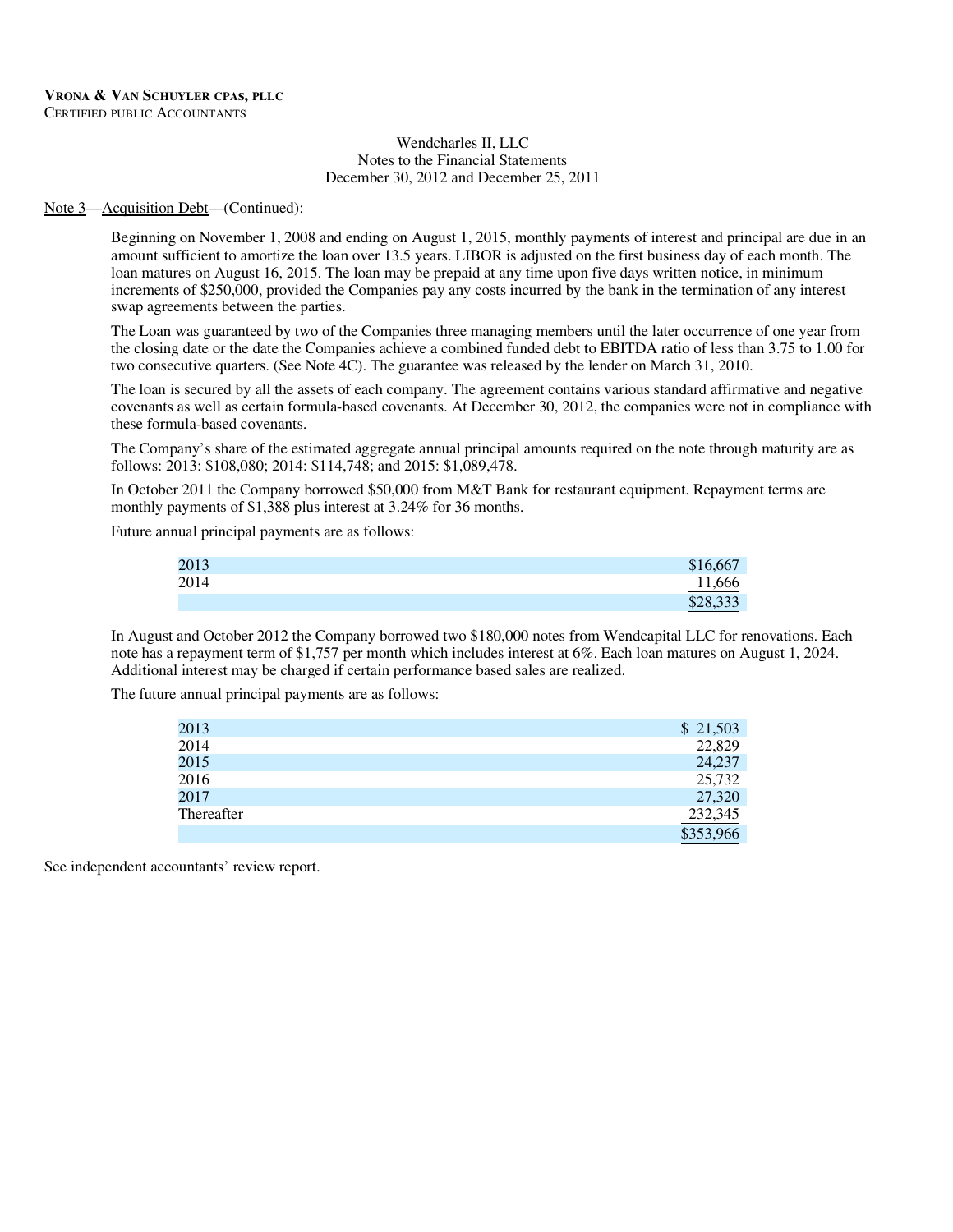**VRONA & VAN SCHUYLER CPAS, PLLC**
CERTIFIED PUBLIC ACCOUNTANTS

Wendcharles II, LLC
Notes to the Financial Statements
December 30, 2012 and December 25, 2011

Note 3—Acquisition Debt—(Continued):

Beginning on November 1, 2008 and ending on August 1, 2015, monthly payments of interest and principal are due in an amount sufficient to amortize the loan over 13.5 years. LIBOR is adjusted on the first business day of each month. The loan matures on August 16, 2015. The loan may be prepaid at any time upon five days written notice, in minimum increments of $250,000, provided the Companies pay any costs incurred by the bank in the termination of any interest swap agreements between the parties.

The Loan was guaranteed by two of the Companies three managing members until the later occurrence of one year from the closing date or the date the Companies achieve a combined funded debt to EBITDA ratio of less than 3.75 to 1.00 for two consecutive quarters. (See Note 4C). The guarantee was released by the lender on March 31, 2010.

The loan is secured by all the assets of each company. The agreement contains various standard affirmative and negative covenants as well as certain formula-based covenants. At December 30, 2012, the companies were not in compliance with these formula-based covenants.

The Company's share of the estimated aggregate annual principal amounts required on the note through maturity are as follows: 2013: $108,080; 2014: $114,748; and 2015: $1,089,478.

In October 2011 the Company borrowed $50,000 from M&T Bank for restaurant equipment. Repayment terms are monthly payments of $1,388 plus interest at 3.24% for 36 months.

Future annual principal payments are as follows:

| | |
|---|---|
| 2013 | $16,667 |
| 2014 | 11,666 |
| | $28,333 |

In August and October 2012 the Company borrowed two $180,000 notes from Wendcapital LLC for renovations. Each note has a repayment term of $1,757 per month which includes interest at 6%. Each loan matures on August 1, 2024. Additional interest may be charged if certain performance based sales are realized.

The future annual principal payments are as follows:

| | |
|---|---|
| 2013 | $ 21,503 |
| 2014 | 22,829 |
| 2015 | 24,237 |
| 2016 | 25,732 |
| 2017 | 27,320 |
| Thereafter | 232,345 |
| | $353,966 |

See independent accountants' review report.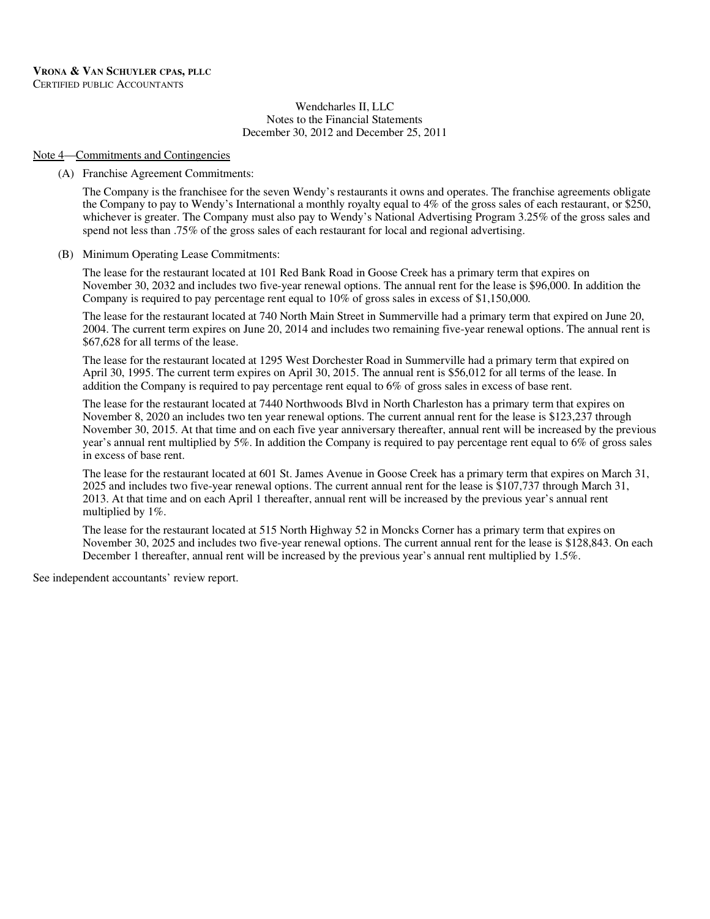Wendcharles II, LLC
Notes to the Financial Statements
December 30, 2012 and December 25, 2011

Note 4—Commitments and Contingencies

(A) Franchise Agreement Commitments:

The Company is the franchisee for the seven Wendy's restaurants it owns and operates. The franchise agreements obligate the Company to pay to Wendy's International a monthly royalty equal to 4% of the gross sales of each restaurant, or $250, whichever is greater. The Company must also pay to Wendy's National Advertising Program 3.25% of the gross sales and spend not less than .75% of the gross sales of each restaurant for local and regional advertising.

(B) Minimum Operating Lease Commitments:

The lease for the restaurant located at 101 Red Bank Road in Goose Creek has a primary term that expires on November 30, 2032 and includes two five-year renewal options. The annual rent for the lease is $96,000. In addition the Company is required to pay percentage rent equal to 10% of gross sales in excess of $1,150,000.

The lease for the restaurant located at 740 North Main Street in Summerville had a primary term that expired on June 20, 2004. The current term expires on June 20, 2014 and includes two remaining five-year renewal options. The annual rent is $67,628 for all terms of the lease.

The lease for the restaurant located at 1295 West Dorchester Road in Summerville had a primary term that expired on April 30, 1995. The current term expires on April 30, 2015. The annual rent is $56,012 for all terms of the lease. In addition the Company is required to pay percentage rent equal to 6% of gross sales in excess of base rent.

The lease for the restaurant located at 7440 Northwoods Blvd in North Charleston has a primary term that expires on November 8, 2020 an includes two ten year renewal options. The current annual rent for the lease is $123,237 through November 30, 2015. At that time and on each five year anniversary thereafter, annual rent will be increased by the previous year's annual rent multiplied by 5%. In addition the Company is required to pay percentage rent equal to 6% of gross sales in excess of base rent.

The lease for the restaurant located at 601 St. James Avenue in Goose Creek has a primary term that expires on March 31, 2025 and includes two five-year renewal options. The current annual rent for the lease is $107,737 through March 31, 2013. At that time and on each April 1 thereafter, annual rent will be increased by the previous year's annual rent multiplied by 1%.

The lease for the restaurant located at 515 North Highway 52 in Moncks Corner has a primary term that expires on November 30, 2025 and includes two five-year renewal options. The current annual rent for the lease is $128,843. On each December 1 thereafter, annual rent will be increased by the previous year's annual rent multiplied by 1.5%.

See independent accountants' review report.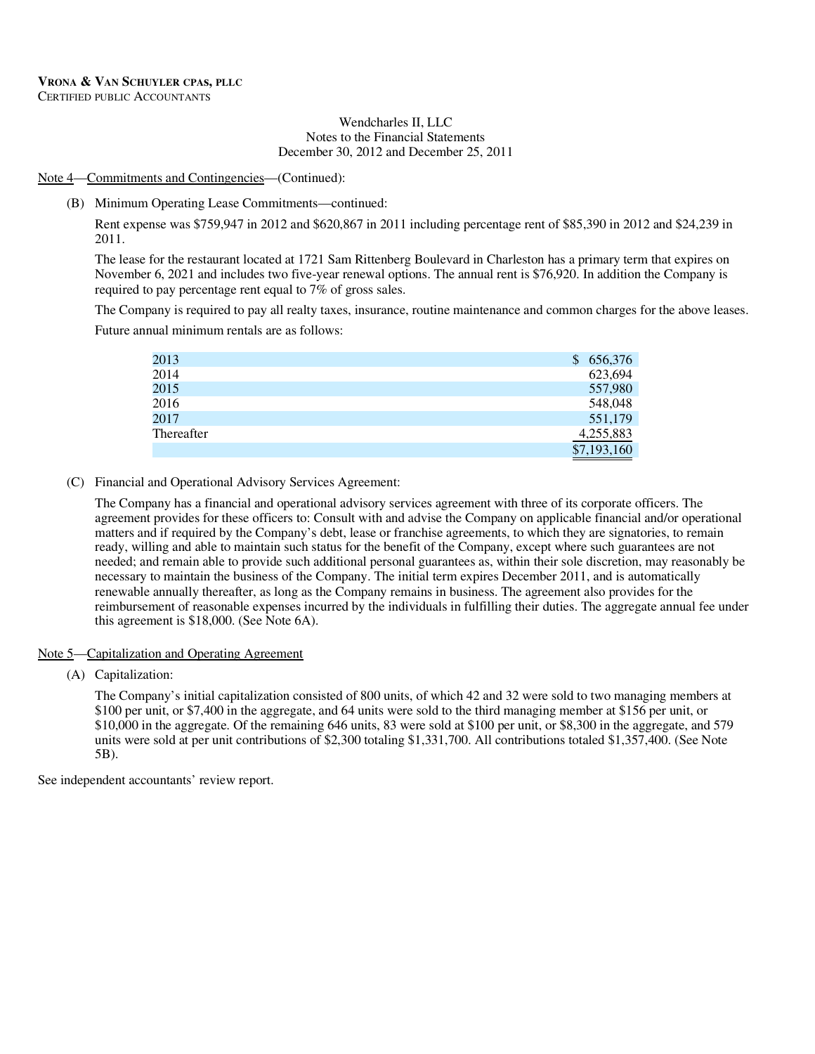**VRONA & VAN SCHUYLER CPAS, PLLC**
CERTIFIED PUBLIC ACCOUNTANTS

Wendcharles II, LLC
Notes to the Financial Statements
December 30, 2012 and December 25, 2011

Note 4—Commitments and Contingencies—(Continued):

(B) Minimum Operating Lease Commitments—continued:

Rent expense was $759,947 in 2012 and $620,867 in 2011 including percentage rent of $85,390 in 2012 and $24,239 in 2011.

The lease for the restaurant located at 1721 Sam Rittenberg Boulevard in Charleston has a primary term that expires on November 6, 2021 and includes two five-year renewal options. The annual rent is $76,920. In addition the Company is required to pay percentage rent equal to 7% of gross sales.

The Company is required to pay all realty taxes, insurance, routine maintenance and common charges for the above leases.

Future annual minimum rentals are as follows:

| | |
|---|---|
| 2013 | $ 656,376 |
| 2014 | 623,694 |
| 2015 | 557,980 |
| 2016 | 548,048 |
| 2017 | 551,179 |
| Thereafter | 4,255,883 |
| | $7,193,160 |

(C) Financial and Operational Advisory Services Agreement:

The Company has a financial and operational advisory services agreement with three of its corporate officers. The agreement provides for these officers to: Consult with and advise the Company on applicable financial and/or operational matters and if required by the Company's debt, lease or franchise agreements, to which they are signatories, to remain ready, willing and able to maintain such status for the benefit of the Company, except where such guarantees are not needed; and remain able to provide such additional personal guarantees as, within their sole discretion, may reasonably be necessary to maintain the business of the Company. The initial term expires December 2011, and is automatically renewable annually thereafter, as long as the Company remains in business. The agreement also provides for the reimbursement of reasonable expenses incurred by the individuals in fulfilling their duties. The aggregate annual fee under this agreement is $18,000. (See Note 6A).

Note 5—Capitalization and Operating Agreement

(A) Capitalization:

The Company's initial capitalization consisted of 800 units, of which 42 and 32 were sold to two managing members at $100 per unit, or $7,400 in the aggregate, and 64 units were sold to the third managing member at $156 per unit, or $10,000 in the aggregate. Of the remaining 646 units, 83 were sold at $100 per unit, or $8,300 in the aggregate, and 579 units were sold at per unit contributions of $2,300 totaling $1,331,700. All contributions totaled $1,357,400. (See Note 5B).

See independent accountants' review report.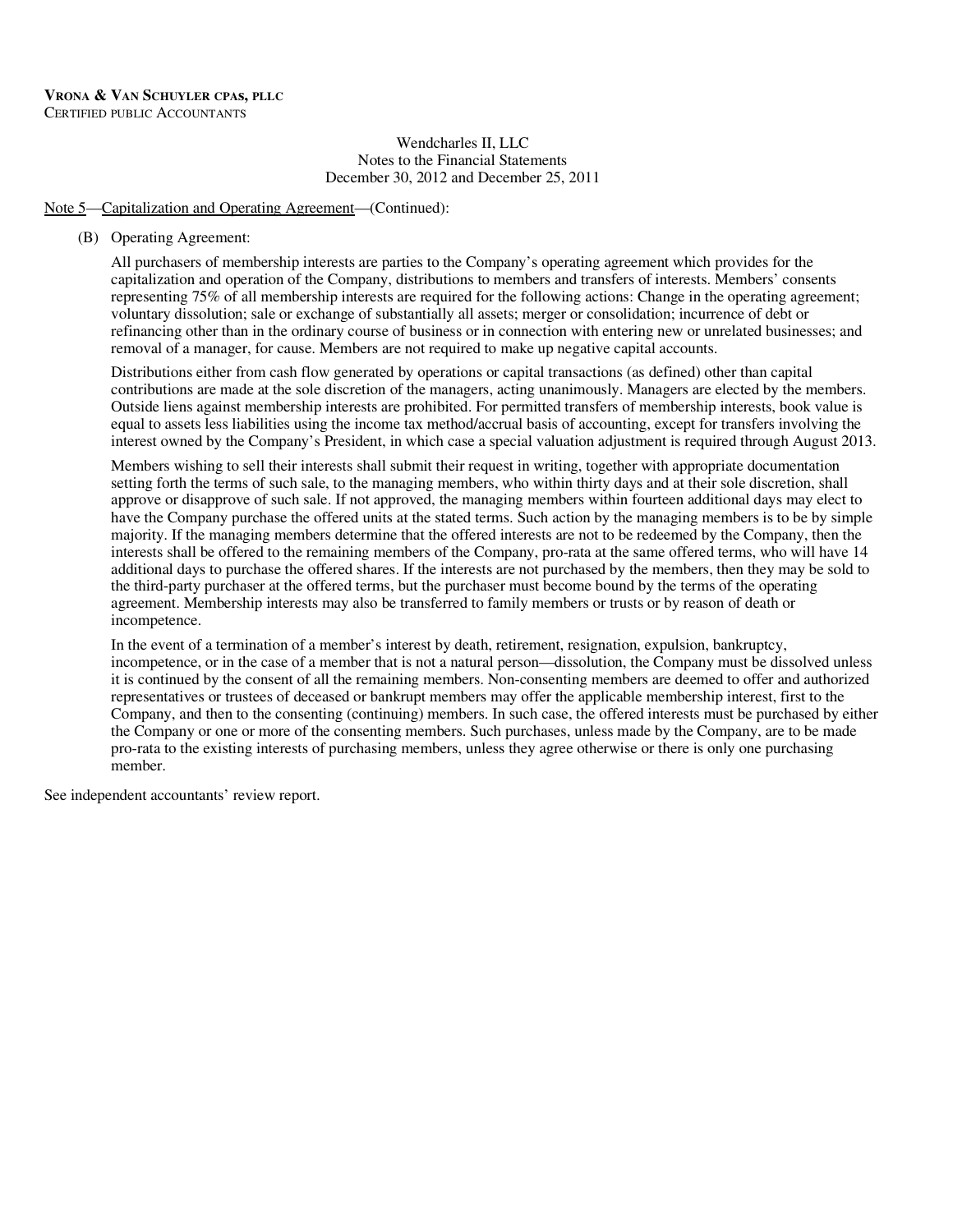Wendcharles II, LLC
Notes to the Financial Statements
December 30, 2012 and December 25, 2011

Note 5—Capitalization and Operating Agreement—(Continued):

(B) Operating Agreement:

All purchasers of membership interests are parties to the Company's operating agreement which provides for the capitalization and operation of the Company, distributions to members and transfers of interests. Members' consents representing 75% of all membership interests are required for the following actions: Change in the operating agreement; voluntary dissolution; sale or exchange of substantially all assets; merger or consolidation; incurrence of debt or refinancing other than in the ordinary course of business or in connection with entering new or unrelated businesses; and removal of a manager, for cause. Members are not required to make up negative capital accounts.

Distributions either from cash flow generated by operations or capital transactions (as defined) other than capital contributions are made at the sole discretion of the managers, acting unanimously. Managers are elected by the members. Outside liens against membership interests are prohibited. For permitted transfers of membership interests, book value is equal to assets less liabilities using the income tax method/accrual basis of accounting, except for transfers involving the interest owned by the Company's President, in which case a special valuation adjustment is required through August 2013.

Members wishing to sell their interests shall submit their request in writing, together with appropriate documentation setting forth the terms of such sale, to the managing members, who within thirty days and at their sole discretion, shall approve or disapprove of such sale. If not approved, the managing members within fourteen additional days may elect to have the Company purchase the offered units at the stated terms. Such action by the managing members is to be by simple majority. If the managing members determine that the offered interests are not to be redeemed by the Company, then the interests shall be offered to the remaining members of the Company, pro-rata at the same offered terms, who will have 14 additional days to purchase the offered shares. If the interests are not purchased by the members, then they may be sold to the third-party purchaser at the offered terms, but the purchaser must become bound by the terms of the operating agreement. Membership interests may also be transferred to family members or trusts or by reason of death or incompetence.

In the event of a termination of a member's interest by death, retirement, resignation, expulsion, bankruptcy, incompetence, or in the case of a member that is not a natural person—dissolution, the Company must be dissolved unless it is continued by the consent of all the remaining members. Non-consenting members are deemed to offer and authorized representatives or trustees of deceased or bankrupt members may offer the applicable membership interest, first to the Company, and then to the consenting (continuing) members. In such case, the offered interests must be purchased by either the Company or one or more of the consenting members. Such purchases, unless made by the Company, are to be made pro-rata to the existing interests of purchasing members, unless they agree otherwise or there is only one purchasing member.

See independent accountants' review report.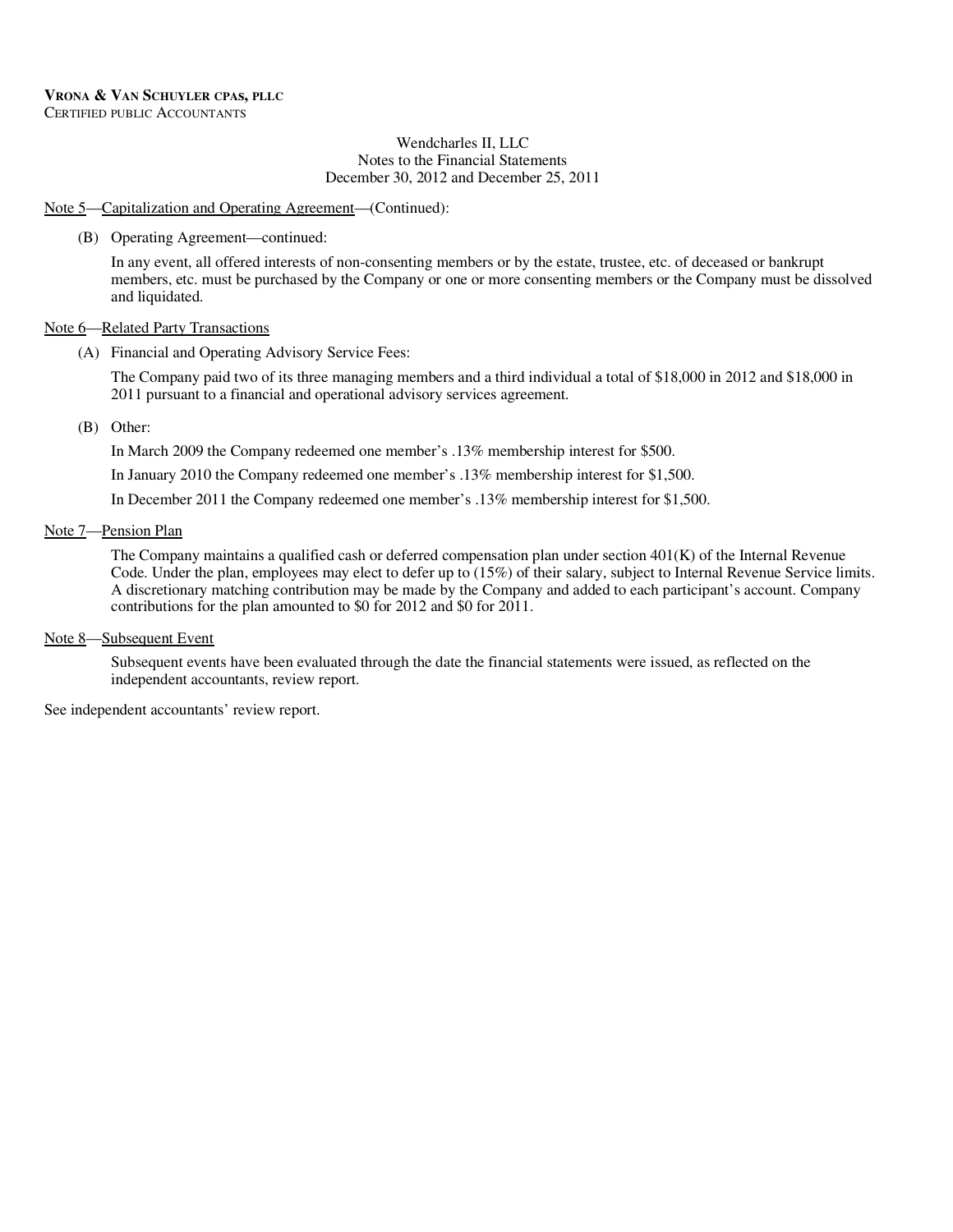**VRONA & VAN SCHUYLER CPAS, PLLC**
CERTIFIED PUBLIC ACCOUNTANTS

Wendcharles II, LLC
Notes to the Financial Statements
December 30, 2012 and December 25, 2011

Note 5—Capitalization and Operating Agreement—(Continued):

(B) Operating Agreement—continued:

In any event, all offered interests of non-consenting members or by the estate, trustee, etc. of deceased or bankrupt members, etc. must be purchased by the Company or one or more consenting members or the Company must be dissolved and liquidated.

Note 6—Related Party Transactions

(A) Financial and Operating Advisory Service Fees:

The Company paid two of its three managing members and a third individual a total of $18,000 in 2012 and $18,000 in 2011 pursuant to a financial and operational advisory services agreement.

(B) Other:

In March 2009 the Company redeemed one member's .13% membership interest for $500.

In January 2010 the Company redeemed one member's .13% membership interest for $1,500.

In December 2011 the Company redeemed one member's .13% membership interest for $1,500.

Note 7—Pension Plan

The Company maintains a qualified cash or deferred compensation plan under section 401(K) of the Internal Revenue Code. Under the plan, employees may elect to defer up to (15%) of their salary, subject to Internal Revenue Service limits. A discretionary matching contribution may be made by the Company and added to each participant's account. Company contributions for the plan amounted to $0 for 2012 and $0 for 2011.

Note 8—Subsequent Event

Subsequent events have been evaluated through the date the financial statements were issued, as reflected on the independent accountants, review report.

See independent accountants' review report.